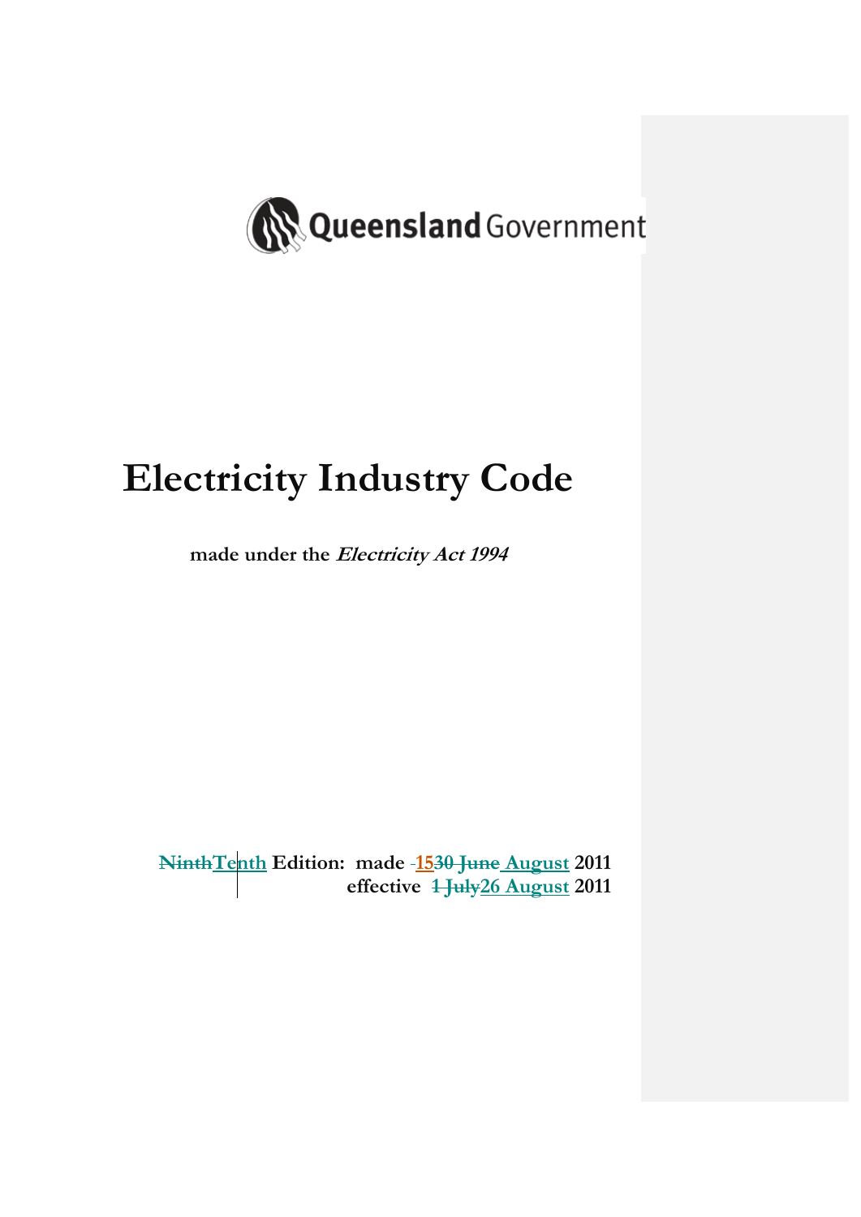Queensland Government

# Electricity Industry Code

**made under the *Electricity Act 1994***

**~~Ninth~~Tenth Edition: made ~~-~~15~~30 June~~ August 2011**
**effective ~~1 July~~26 August 2011**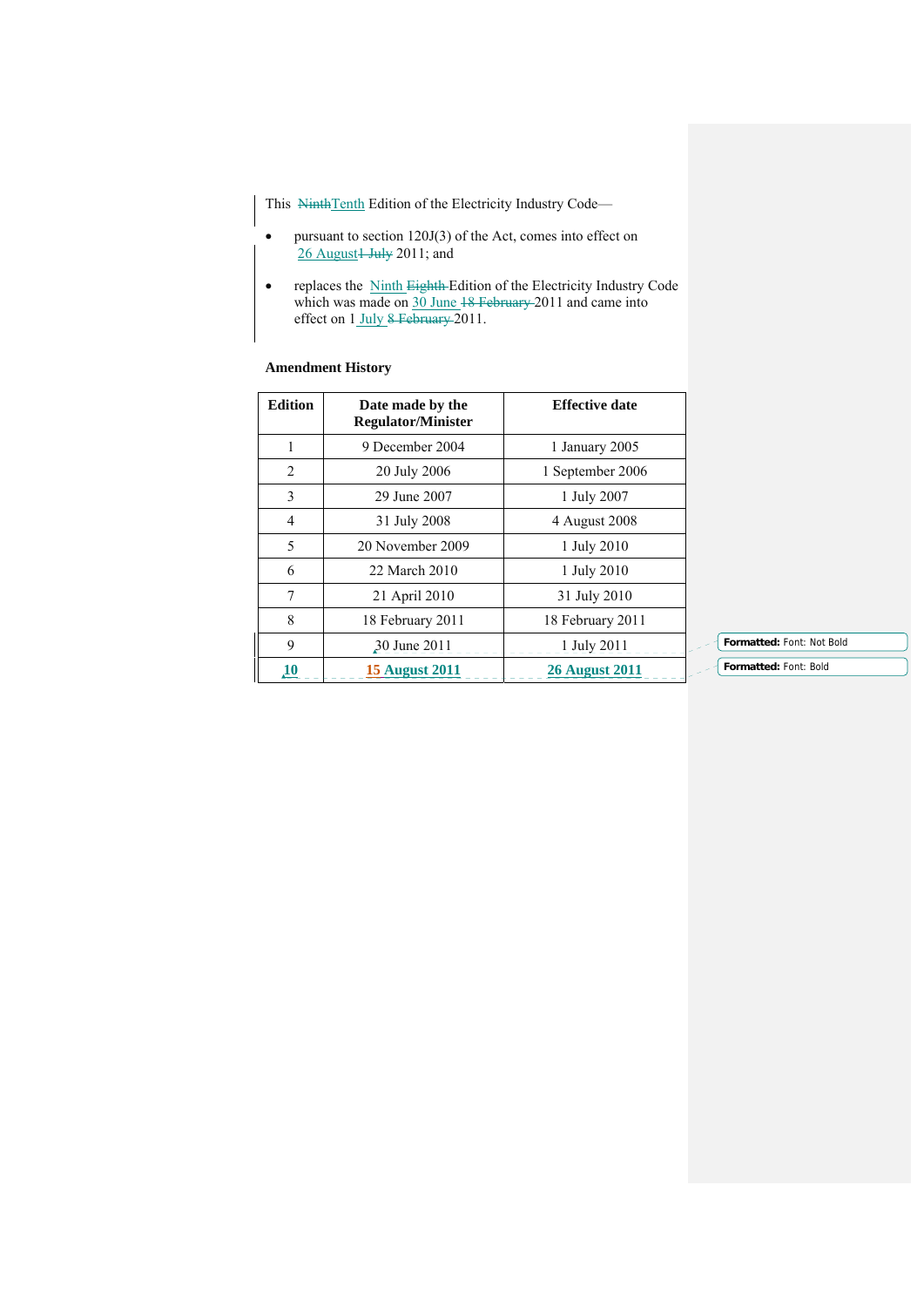This ~~Ninth~~Tenth Edition of the Electricity Industry Code—

- pursuant to section 120J(3) of the Act, comes into effect on 26 August~~1 July~~ 2011; and
- replaces the Ninth ~~Eighth~~ Edition of the Electricity Industry Code which was made on 30 June ~~18 February~~ 2011 and came into effect on 1 July ~~8 February~~ 2011.

**Amendment History**

| Edition | Date made by the Regulator/Minister | Effective date |
|---|---|---|
| 1 | 9 December 2004 | 1 January 2005 |
| 2 | 20 July 2006 | 1 September 2006 |
| 3 | 29 June 2007 | 1 July 2007 |
| 4 | 31 July 2008 | 4 August 2008 |
| 5 | 20 November 2009 | 1 July 2010 |
| 6 | 22 March 2010 | 1 July 2010 |
| 7 | 21 April 2010 | 31 July 2010 |
| 8 | 18 February 2011 | 18 February 2011 |
| 9 | 30 June 2011 | 1 July 2011 |
| **10** | **15 August 2011** | **26 August 2011** |

**Formatted:** Font: Not Bold

**Formatted:** Font: Bold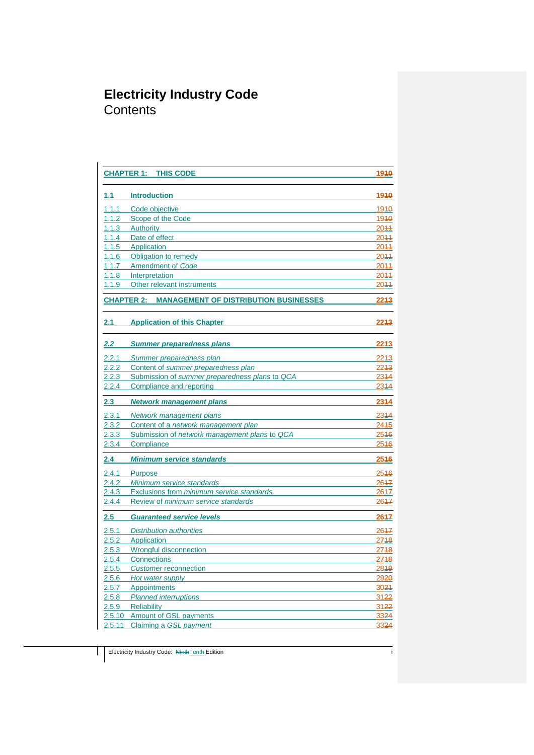# Electricity Industry Code
## Contents

| | | |
|---|---|---|
| **CHAPTER 1:** | **THIS CODE** | **19~~10~~** |
| **1.1** | **Introduction** | **19~~10~~** |
| 1.1.1 | Code objective | 19~~10~~ |
| 1.1.2 | Scope of the Code | 19~~10~~ |
| 1.1.3 | Authority | 20~~11~~ |
| 1.1.4 | Date of effect | 20~~11~~ |
| 1.1.5 | Application | 20~~11~~ |
| 1.1.6 | Obligation to remedy | 20~~11~~ |
| 1.1.7 | Amendment of *Code* | 20~~11~~ |
| 1.1.8 | Interpretation | 20~~11~~ |
| 1.1.9 | Other relevant instruments | 20~~11~~ |
| **CHAPTER 2:** | **MANAGEMENT OF DISTRIBUTION BUSINESSES** | **22~~13~~** |
| **2.1** | **Application of this Chapter** | **22~~13~~** |
| ***2.2*** | ***Summer preparedness plans*** | **22~~13~~** |
| 2.2.1 | *Summer preparedness plan* | 22~~13~~ |
| 2.2.2 | Content of *summer preparedness plan* | 22~~13~~ |
| 2.2.3 | Submission of *summer preparedness plans to QCA* | 23~~14~~ |
| 2.2.4 | Compliance and reporting | 23~~14~~ |
| **2.3** | ***Network management plans*** | **23~~14~~** |
| 2.3.1 | *Network management plans* | 23~~14~~ |
| 2.3.2 | Content of a *network management plan* | 24~~15~~ |
| 2.3.3 | Submission of *network management plans to QCA* | 25~~16~~ |
| 2.3.4 | Compliance | 25~~16~~ |
| **2.4** | ***Minimum service standards*** | **25~~16~~** |
| 2.4.1 | Purpose | 25~~16~~ |
| 2.4.2 | *Minimum service standards* | 26~~17~~ |
| 2.4.3 | Exclusions from *minimum service standards* | 26~~17~~ |
| 2.4.4 | Review of *minimum service standards* | 26~~17~~ |
| **2.5** | ***Guaranteed service levels*** | **26~~17~~** |
| 2.5.1 | *Distribution authorities* | 26~~17~~ |
| 2.5.2 | Application | 27~~18~~ |
| 2.5.3 | Wrongful disconnection | 27~~18~~ |
| 2.5.4 | Connections | 27~~18~~ |
| 2.5.5 | *Customer* reconnection | 28~~19~~ |
| 2.5.6 | *Hot water supply* | 29~~20~~ |
| 2.5.7 | Appointments | 30~~21~~ |
| 2.5.8 | *Planned interruptions* | 31~~22~~ |
| 2.5.9 | Reliability | 31~~22~~ |
| 2.5.10 | Amount of GSL payments | 33~~24~~ |
| 2.5.11 | Claiming a *GSL payment* | 33~~24~~ |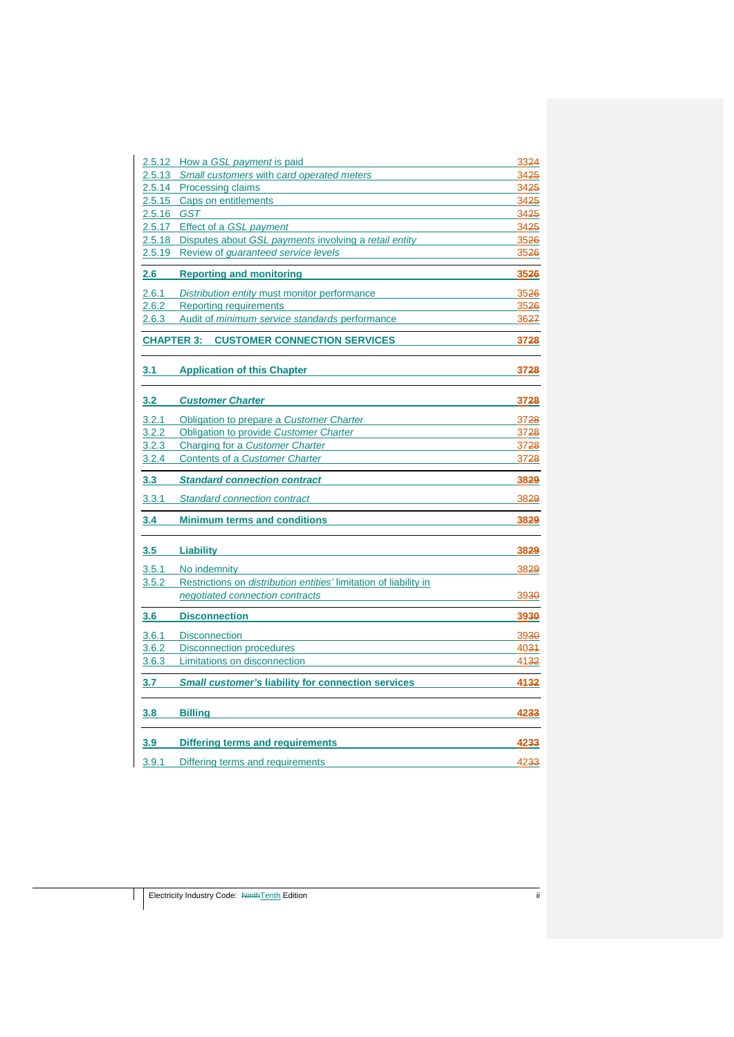| Section | Title | Page |
|---|---|---|
| 2.5.12 | How a *GSL payment* is paid | 33~~24~~ |
| 2.5.13 | *Small customers* with *card operated meters* | 34~~25~~ |
| 2.5.14 | Processing claims | 34~~25~~ |
| 2.5.15 | Caps on entitlements | 34~~25~~ |
| 2.5.16 | *GST* | 34~~25~~ |
| 2.5.17 | Effect of a *GSL payment* | 34~~25~~ |
| 2.5.18 | Disputes about *GSL payments* involving a *retail entity* | 35~~26~~ |
| 2.5.19 | Review of *guaranteed service levels* | 35~~26~~ |
| **2.6** | **Reporting and monitoring** | **35~~26~~** |
| 2.6.1 | *Distribution entity* must monitor performance | 35~~26~~ |
| 2.6.2 | Reporting requirements | 35~~26~~ |
| 2.6.3 | Audit of *minimum service standards* performance | 36~~27~~ |
| **CHAPTER 3:** | **CUSTOMER CONNECTION SERVICES** | **37~~28~~** |
| **3.1** | **Application of this Chapter** | **37~~28~~** |
| **3.2** | ***Customer Charter*** | **37~~28~~** |
| 3.2.1 | Obligation to prepare a *Customer Charter* | 37~~28~~ |
| 3.2.2 | Obligation to provide *Customer Charter* | 37~~28~~ |
| 3.2.3 | Charging for a *Customer Charter* | 37~~28~~ |
| 3.2.4 | Contents of a *Customer Charter* | 37~~28~~ |
| **3.3** | ***Standard connection contract*** | **38~~29~~** |
| 3.3.1 | *Standard connection contract* | 38~~29~~ |
| **3.4** | **Minimum terms and conditions** | **38~~29~~** |
| **3.5** | **Liability** | **38~~29~~** |
| 3.5.1 | No indemnity | 38~~29~~ |
| 3.5.2 | Restrictions on *distribution entities'* limitation of liability in *negotiated connection contracts* | 39~~30~~ |
| **3.6** | **Disconnection** | **39~~30~~** |
| 3.6.1 | Disconnection | 39~~30~~ |
| 3.6.2 | Disconnection procedures | 40~~31~~ |
| 3.6.3 | Limitations on disconnection | 41~~32~~ |
| **3.7** | ***Small customer's* liability for connection services** | **41~~32~~** |
| **3.8** | **Billing** | **42~~33~~** |
| **3.9** | **Differing terms and requirements** | **42~~33~~** |
| 3.9.1 | Differing terms and requirements | 42~~33~~ |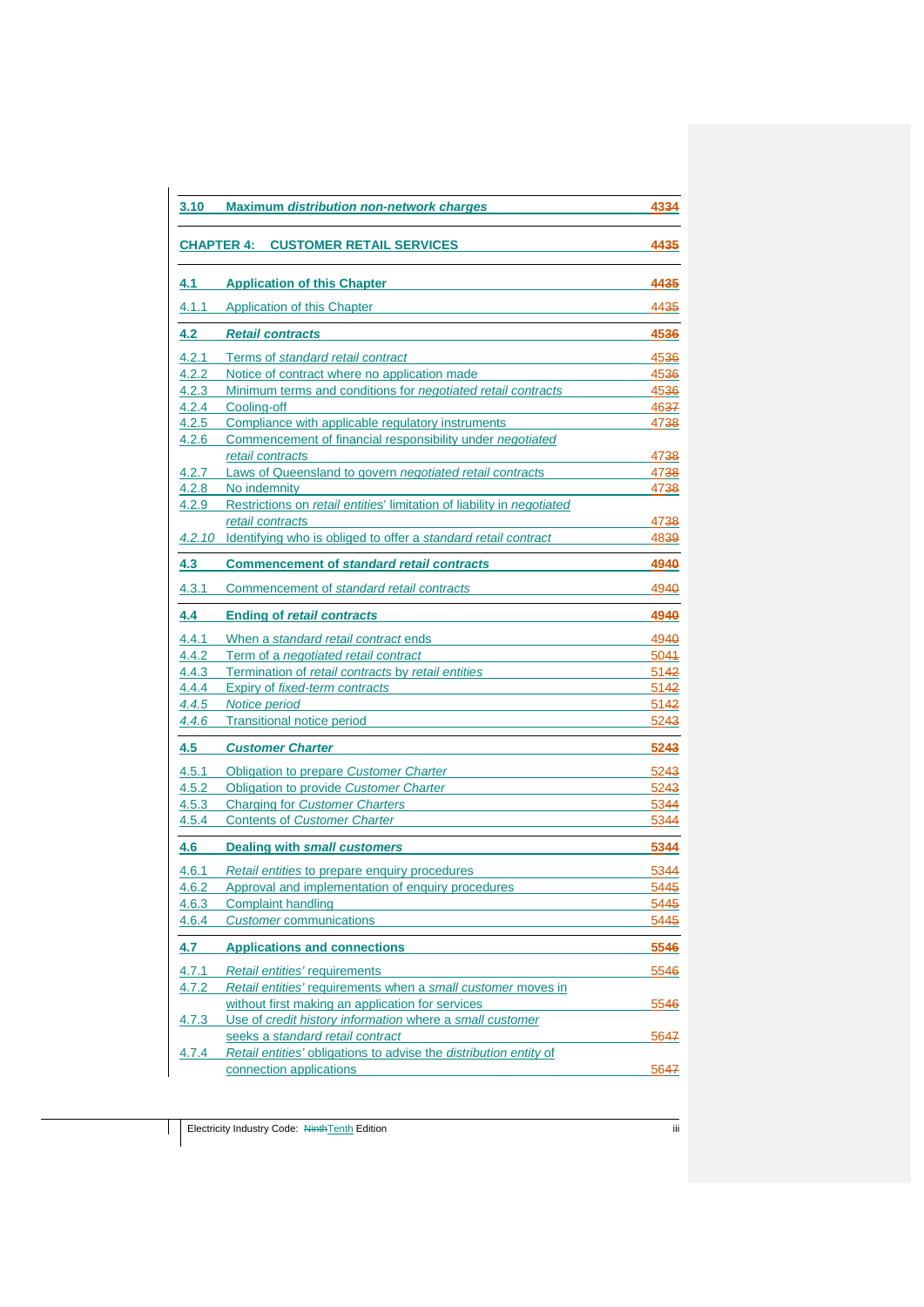| | | |
|---|---|---|
| **3.10** | **Maximum *distribution non-network charges*** | **43~~34~~** |
| **CHAPTER 4:** | **CUSTOMER RETAIL SERVICES** | **44~~35~~** |
| **4.1** | **Application of this Chapter** | **44~~35~~** |
| 4.1.1 | Application of this Chapter | 44~~35~~ |
| **4.2** | ***Retail contracts*** | **45~~36~~** |
| 4.2.1 | Terms of *standard retail contract* | 45~~36~~ |
| 4.2.2 | Notice of contract where no application made | 45~~36~~ |
| 4.2.3 | Minimum terms and conditions for *negotiated retail contracts* | 45~~36~~ |
| 4.2.4 | Cooling-off | 46~~37~~ |
| 4.2.5 | Compliance with applicable regulatory instruments | 47~~38~~ |
| 4.2.6 | Commencement of financial responsibility under *negotiated retail contracts* | 47~~38~~ |
| 4.2.7 | Laws of Queensland to govern *negotiated retail contracts* | 47~~38~~ |
| 4.2.8 | No indemnity | 47~~38~~ |
| 4.2.9 | Restrictions on *retail entities'* limitation of liability in *negotiated retail contracts* | 47~~38~~ |
| *4.2.10* | Identifying who is obliged to offer a *standard retail contract* | 48~~39~~ |
| **4.3** | **Commencement of *standard retail contracts*** | **49~~40~~** |
| 4.3.1 | Commencement of *standard retail contracts* | 49~~40~~ |
| **4.4** | **Ending of *retail contracts*** | **49~~40~~** |
| 4.4.1 | When a *standard retail contract* ends | 49~~40~~ |
| 4.4.2 | Term of a *negotiated retail contract* | 50~~41~~ |
| 4.4.3 | Termination of *retail contracts* by *retail entities* | 51~~42~~ |
| 4.4.4 | Expiry of *fixed-term contracts* | 51~~42~~ |
| *4.4.5* | *Notice period* | 51~~42~~ |
| *4.4.6* | Transitional notice period | 52~~43~~ |
| **4.5** | ***Customer Charter*** | **52~~43~~** |
| 4.5.1 | Obligation to prepare *Customer Charter* | 52~~43~~ |
| 4.5.2 | Obligation to provide *Customer Charter* | 52~~43~~ |
| 4.5.3 | Charging for *Customer Charters* | 53~~44~~ |
| 4.5.4 | Contents of *Customer Charter* | 53~~44~~ |
| **4.6** | **Dealing with *small customers*** | **53~~44~~** |
| 4.6.1 | *Retail entities* to prepare enquiry procedures | 53~~44~~ |
| 4.6.2 | Approval and implementation of enquiry procedures | 54~~45~~ |
| 4.6.3 | Complaint handling | 54~~45~~ |
| 4.6.4 | *Customer* communications | 54~~45~~ |
| **4.7** | **Applications and connections** | **55~~46~~** |
| 4.7.1 | *Retail entities'* requirements | 55~~46~~ |
| 4.7.2 | *Retail entities'* requirements when a *small customer* moves in without first making an application for services | 55~~46~~ |
| 4.7.3 | Use of *credit history information* where a *small customer* seeks a *standard retail contract* | 56~~47~~ |
| 4.7.4 | *Retail entities'* obligations to advise the *distribution entity* of connection applications | 56~~47~~ |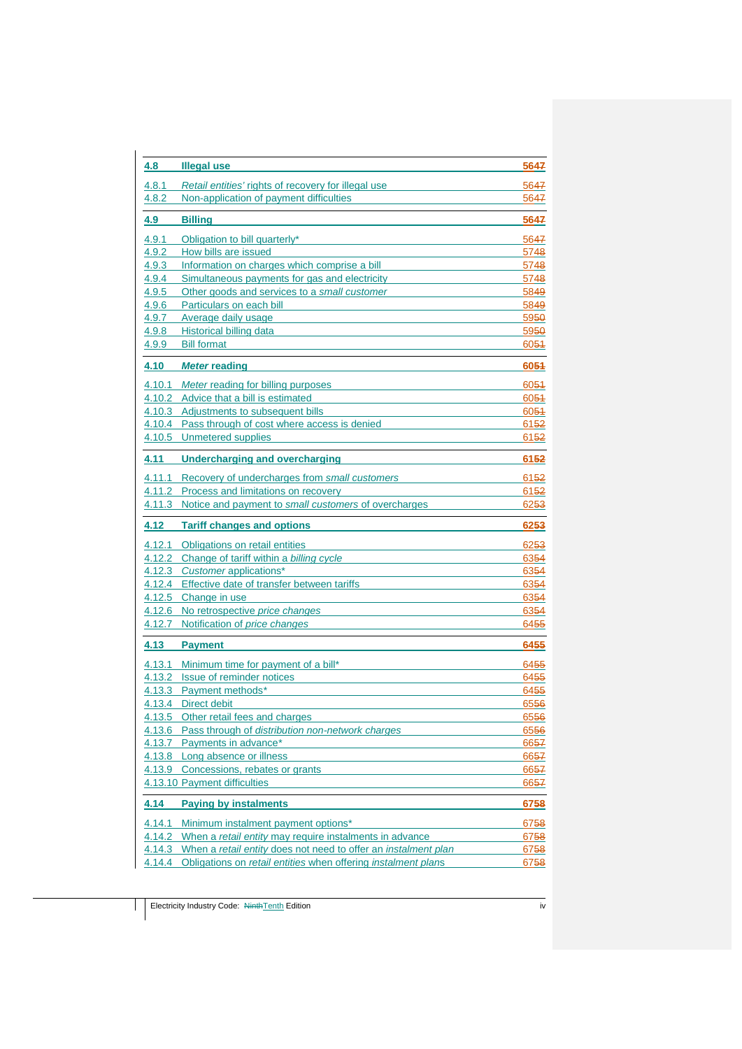| | | |
|---|---|---|
| **4.8** | **Illegal use** | **5647** |
| 4.8.1 | *Retail entities'* rights of recovery for illegal use | 5647 |
| 4.8.2 | Non-application of payment difficulties | 5647 |
| **4.9** | **Billing** | **5647** |
| 4.9.1 | Obligation to bill quarterly* | 5647 |
| 4.9.2 | How bills are issued | 5748 |
| 4.9.3 | Information on charges which comprise a bill | 5748 |
| 4.9.4 | Simultaneous payments for gas and electricity | 5748 |
| 4.9.5 | Other goods and services to a *small customer* | 5849 |
| 4.9.6 | Particulars on each bill | 5849 |
| 4.9.7 | Average daily usage | 5950 |
| 4.9.8 | Historical billing data | 5950 |
| 4.9.9 | Bill format | 6051 |
| **4.10** | ***Meter* reading** | **6051** |
| 4.10.1 | *Meter* reading for billing purposes | 6051 |
| 4.10.2 | Advice that a bill is estimated | 6051 |
| 4.10.3 | Adjustments to subsequent bills | 6051 |
| 4.10.4 | Pass through of cost where access is denied | 6152 |
| 4.10.5 | Unmetered supplies | 6152 |
| **4.11** | **Undercharging and overcharging** | **6152** |
| 4.11.1 | Recovery of undercharges from *small customers* | 6152 |
| 4.11.2 | Process and limitations on recovery | 6152 |
| 4.11.3 | Notice and payment to *small customers* of overcharges | 6253 |
| **4.12** | **Tariff changes and options** | **6253** |
| 4.12.1 | Obligations on retail entities | 6253 |
| 4.12.2 | Change of tariff within a *billing cycle* | 6354 |
| 4.12.3 | *Customer* applications* | 6354 |
| 4.12.4 | Effective date of transfer between tariffs | 6354 |
| 4.12.5 | Change in use | 6354 |
| 4.12.6 | No retrospective *price changes* | 6354 |
| 4.12.7 | Notification of *price changes* | 6455 |
| **4.13** | **Payment** | **6455** |
| 4.13.1 | Minimum time for payment of a bill* | 6455 |
| 4.13.2 | Issue of reminder notices | 6455 |
| 4.13.3 | Payment methods* | 6455 |
| 4.13.4 | Direct debit | 6556 |
| 4.13.5 | Other retail fees and charges | 6556 |
| 4.13.6 | Pass through of *distribution non-network charges* | 6556 |
| 4.13.7 | Payments in advance* | 6657 |
| 4.13.8 | Long absence or illness | 6657 |
| 4.13.9 | Concessions, rebates or grants | 6657 |
| 4.13.10 | Payment difficulties | 6657 |
| **4.14** | **Paying by instalments** | **6758** |
| 4.14.1 | Minimum instalment payment options* | 6758 |
| 4.14.2 | When a *retail entity* may require instalments in advance | 6758 |
| 4.14.3 | When a *retail entity* does not need to offer an *instalment plan* | 6758 |
| 4.14.4 | Obligations on *retail entities* when offering *instalment plans* | 6758 |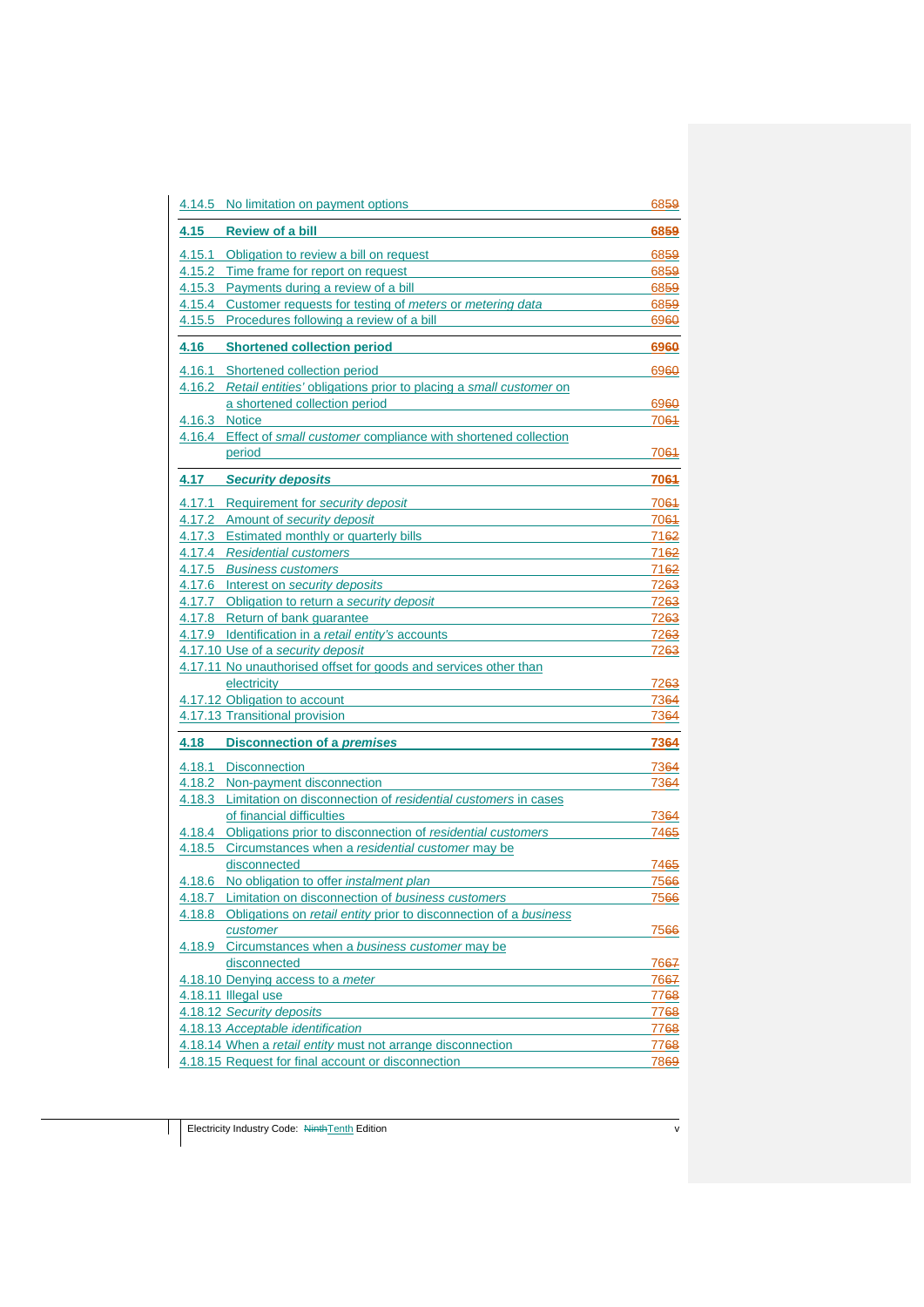| Section | Title | Page |
|---|---|---|
| 4.14.5 | No limitation on payment options | 68~~59~~ |
| **4.15** | **Review of a bill** | **68~~59~~** |
| 4.15.1 | Obligation to review a bill on request | 68~~59~~ |
| 4.15.2 | Time frame for report on request | 68~~59~~ |
| 4.15.3 | Payments during a review of a bill | 68~~59~~ |
| 4.15.4 | Customer requests for testing of *meters* or *metering data* | 68~~59~~ |
| 4.15.5 | Procedures following a review of a bill | 69~~60~~ |
| **4.16** | **Shortened collection period** | **69~~60~~** |
| 4.16.1 | Shortened collection period | 69~~60~~ |
| 4.16.2 | *Retail entities'* obligations prior to placing a *small customer* on a shortened collection period | 69~~60~~ |
| 4.16.3 | Notice | 70~~61~~ |
| 4.16.4 | Effect of *small customer* compliance with shortened collection period | 70~~61~~ |
| **4.17** | ***Security deposits*** | **70~~61~~** |
| 4.17.1 | Requirement for *security deposit* | 70~~61~~ |
| 4.17.2 | Amount of *security deposit* | 70~~61~~ |
| 4.17.3 | Estimated monthly or quarterly bills | 71~~62~~ |
| 4.17.4 | *Residential customers* | 71~~62~~ |
| 4.17.5 | *Business customers* | 71~~62~~ |
| 4.17.6 | Interest on *security deposits* | 72~~63~~ |
| 4.17.7 | Obligation to return a *security deposit* | 72~~63~~ |
| 4.17.8 | Return of bank guarantee | 72~~63~~ |
| 4.17.9 | Identification in a *retail entity's* accounts | 72~~63~~ |
| 4.17.10 | Use of a *security deposit* | 72~~63~~ |
| 4.17.11 | No unauthorised offset for goods and services other than electricity | 72~~63~~ |
| 4.17.12 | Obligation to account | 73~~64~~ |
| 4.17.13 | Transitional provision | 73~~64~~ |
| **4.18** | **Disconnection of a *premises*** | **73~~64~~** |
| 4.18.1 | Disconnection | 73~~64~~ |
| 4.18.2 | Non-payment disconnection | 73~~64~~ |
| 4.18.3 | Limitation on disconnection of *residential customers* in cases of financial difficulties | 73~~64~~ |
| 4.18.4 | Obligations prior to disconnection of *residential customers* | 74~~65~~ |
| 4.18.5 | Circumstances when a *residential customer* may be disconnected | 74~~65~~ |
| 4.18.6 | No obligation to offer *instalment plan* | 75~~66~~ |
| 4.18.7 | Limitation on disconnection of *business customers* | 75~~66~~ |
| 4.18.8 | Obligations on *retail entity* prior to disconnection of a *business customer* | 75~~66~~ |
| 4.18.9 | Circumstances when a *business customer* may be disconnected | 76~~67~~ |
| 4.18.10 | Denying access to a *meter* | 76~~67~~ |
| 4.18.11 | Illegal use | 77~~68~~ |
| 4.18.12 | *Security deposits* | 77~~68~~ |
| 4.18.13 | *Acceptable identification* | 77~~68~~ |
| 4.18.14 | When a *retail entity* must not arrange disconnection | 77~~68~~ |
| 4.18.15 | Request for final account or disconnection | 78~~69~~ |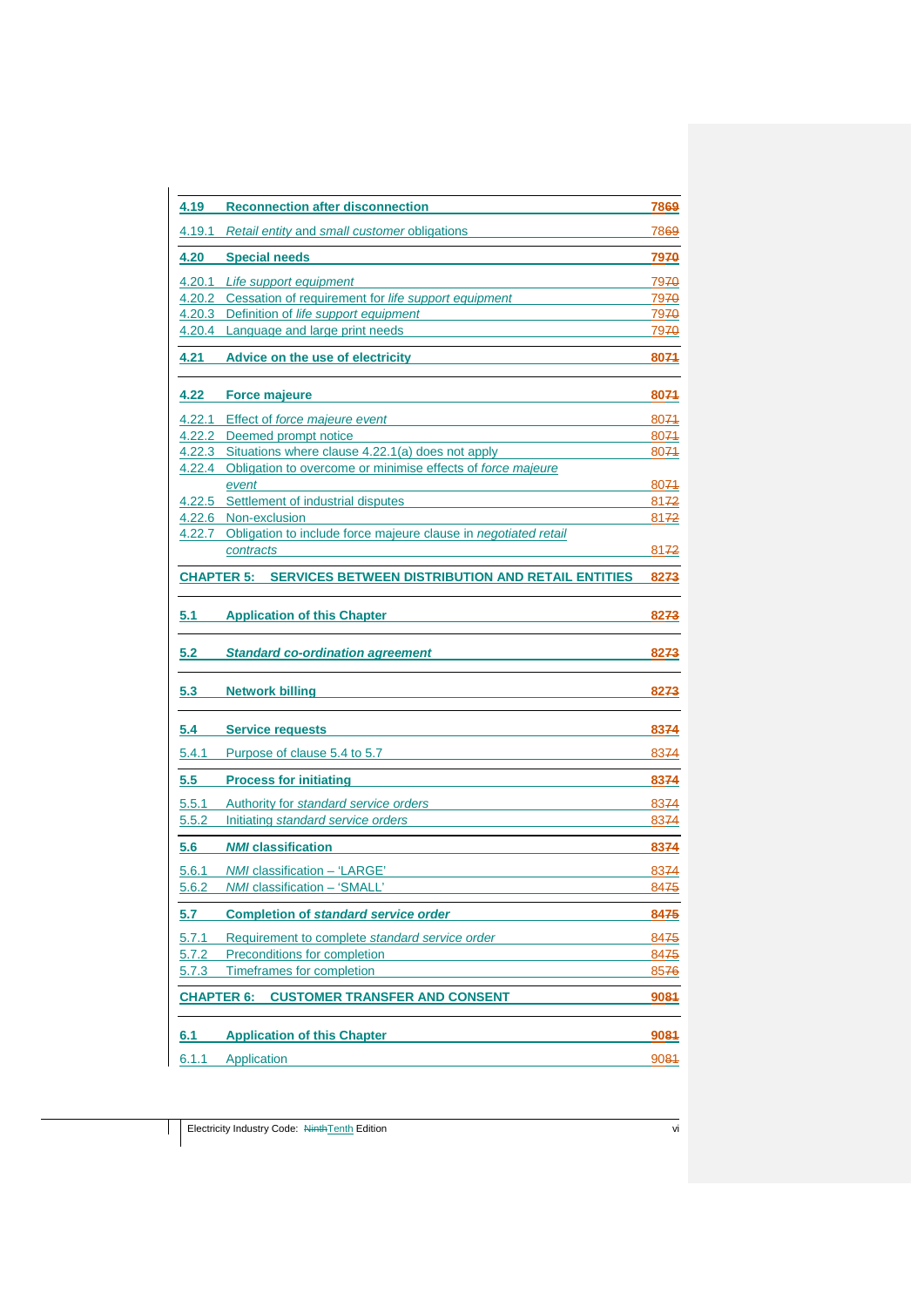| | | |
|---|---|---|
| **4.19** | **Reconnection after disconnection** | **7869** |
| 4.19.1 | *Retail entity* and *small customer* obligations | 7869 |
| **4.20** | **Special needs** | **7970** |
| 4.20.1 | *Life support equipment* | 7970 |
| 4.20.2 | Cessation of requirement for *life support equipment* | 7970 |
| 4.20.3 | Definition of *life support equipment* | 7970 |
| 4.20.4 | Language and large print needs | 7970 |
| **4.21** | **Advice on the use of electricity** | **8071** |
| **4.22** | **Force majeure** | **8071** |
| 4.22.1 | Effect of *force majeure event* | 8071 |
| 4.22.2 | Deemed prompt notice | 8071 |
| 4.22.3 | Situations where clause 4.22.1(a) does not apply | 8071 |
| 4.22.4 | Obligation to overcome or minimise effects of *force majeure event* | 8071 |
| 4.22.5 | Settlement of industrial disputes | 8172 |
| 4.22.6 | Non-exclusion | 8172 |
| 4.22.7 | Obligation to include force majeure clause in *negotiated retail contracts* | 8172 |
| **CHAPTER 5:** | **SERVICES BETWEEN DISTRIBUTION AND RETAIL ENTITIES** | **8273** |
| **5.1** | **Application of this Chapter** | **8273** |
| **5.2** | ***Standard co-ordination agreement*** | **8273** |
| **5.3** | **Network billing** | **8273** |
| **5.4** | **Service requests** | **8374** |
| 5.4.1 | Purpose of clause 5.4 to 5.7 | 8374 |
| **5.5** | **Process for initiating** | **8374** |
| 5.5.1 | Authority for *standard service orders* | 8374 |
| 5.5.2 | Initiating *standard service orders* | 8374 |
| **5.6** | ***NMI* classification** | **8374** |
| 5.6.1 | *NMI* classification – 'LARGE' | 8374 |
| 5.6.2 | *NMI* classification – 'SMALL' | 8475 |
| **5.7** | **Completion of *standard service order*** | **8475** |
| 5.7.1 | Requirement to complete *standard service order* | 8475 |
| 5.7.2 | Preconditions for completion | 8475 |
| 5.7.3 | Timeframes for completion | 8576 |
| **CHAPTER 6:** | **CUSTOMER TRANSFER AND CONSENT** | **9081** |
| **6.1** | **Application of this Chapter** | **9081** |
| 6.1.1 | Application | 9081 |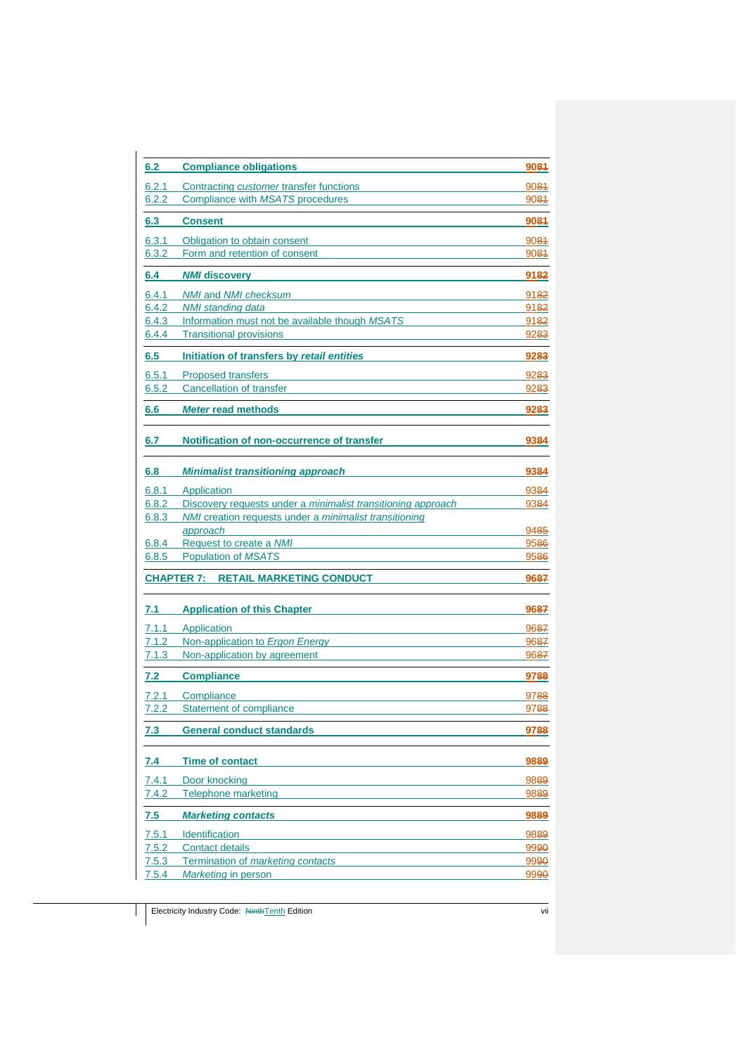| | | |
|---|---|---|
| **6.2** | **Compliance obligations** | **9081** |
| 6.2.1 | Contracting *customer* transfer functions | 9081 |
| 6.2.2 | Compliance with *MSATS* procedures | 9081 |
| **6.3** | **Consent** | **9081** |
| 6.3.1 | Obligation to obtain consent | 9081 |
| 6.3.2 | Form and retention of consent | 9081 |
| **6.4** | ***NMI* discovery** | **9182** |
| 6.4.1 | *NMI* and *NMI checksum* | 9182 |
| 6.4.2 | *NMI standing data* | 9182 |
| 6.4.3 | Information must not be available though *MSATS* | 9182 |
| 6.4.4 | Transitional provisions | 9283 |
| **6.5** | **Initiation of transfers by *retail entities*** | **9283** |
| 6.5.1 | Proposed transfers | 9283 |
| 6.5.2 | Cancellation of transfer | 9283 |
| **6.6** | ***Meter* read methods** | **9283** |
| **6.7** | **Notification of non-occurrence of transfer** | **9384** |
| **6.8** | ***Minimalist transitioning approach*** | **9384** |
| 6.8.1 | Application | 9384 |
| 6.8.2 | Discovery requests under a *minimalist transitioning approach* | 9384 |
| 6.8.3 | *NMI* creation requests under a *minimalist transitioning approach* | 9485 |
| 6.8.4 | Request to create a *NMI* | 9586 |
| 6.8.5 | Population of *MSATS* | 9586 |
| **CHAPTER 7:** | **RETAIL MARKETING CONDUCT** | **9687** |
| **7.1** | **Application of this Chapter** | **9687** |
| 7.1.1 | Application | 9687 |
| 7.1.2 | Non-application to *Ergon Energy* | 9687 |
| 7.1.3 | Non-application by agreement | 9687 |
| **7.2** | **Compliance** | **9788** |
| 7.2.1 | Compliance | 9788 |
| 7.2.2 | Statement of compliance | 9788 |
| **7.3** | **General conduct standards** | **9788** |
| **7.4** | **Time of contact** | **9889** |
| 7.4.1 | Door knocking | 9889 |
| 7.4.2 | Telephone marketing | 9889 |
| **7.5** | ***Marketing contacts*** | **9889** |
| 7.5.1 | Identification | 9889 |
| 7.5.2 | Contact details | 9990 |
| 7.5.3 | Termination of *marketing contacts* | 9990 |
| 7.5.4 | *Marketing* in person | 9990 |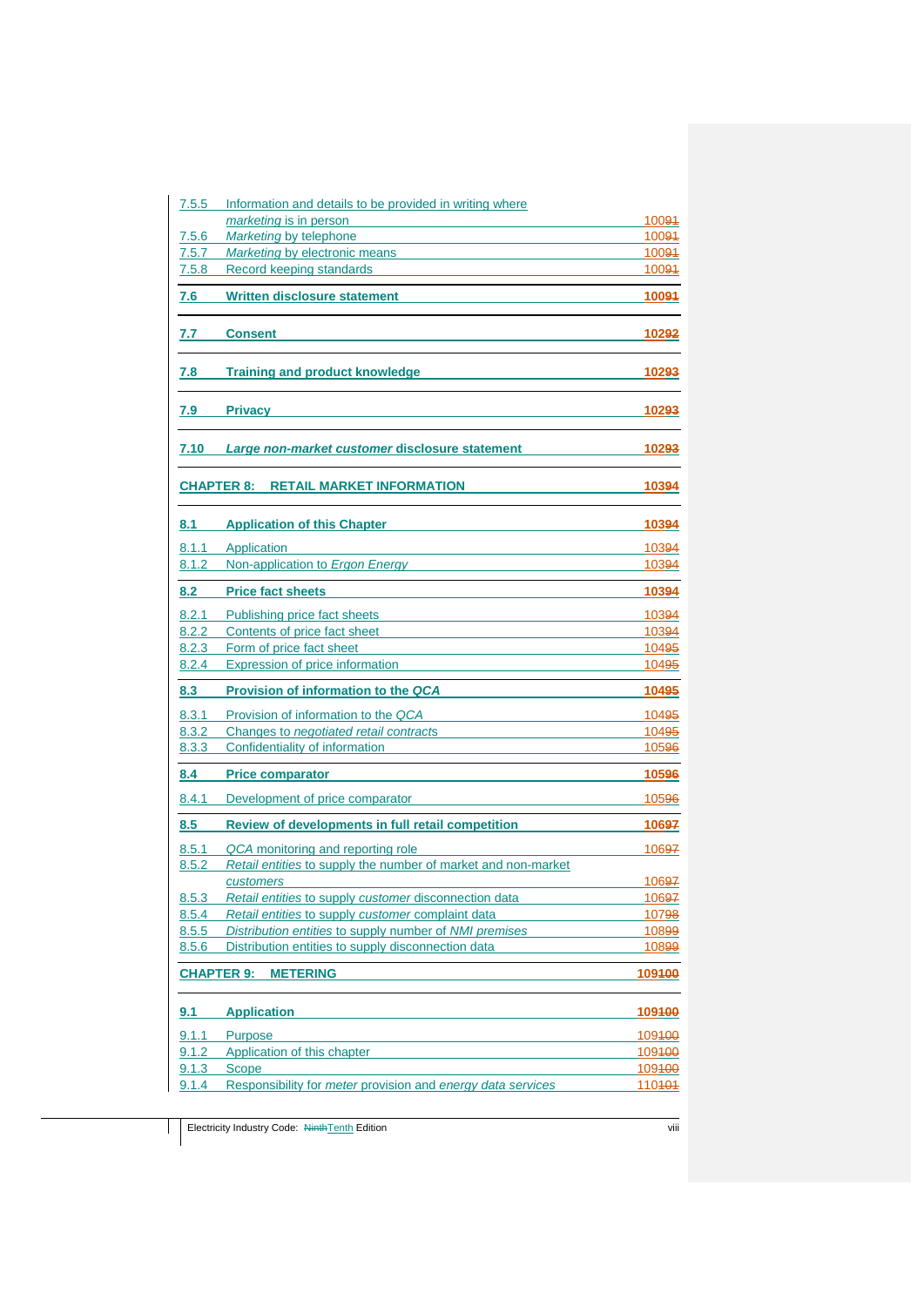| | | |
|---|---|---|
| 7.5.5 | Information and details to be provided in writing where *marketing* is in person | 10091 |
| 7.5.6 | *Marketing* by telephone | 10091 |
| 7.5.7 | *Marketing* by electronic means | 10091 |
| 7.5.8 | Record keeping standards | 10091 |
| **7.6** | **Written disclosure statement** | **10091** |
| **7.7** | **Consent** | **10292** |
| **7.8** | **Training and product knowledge** | **10293** |
| **7.9** | **Privacy** | **10293** |
| **7.10** | ***Large non-market customer* disclosure statement** | **10293** |
| **CHAPTER 8:** | **RETAIL MARKET INFORMATION** | **10394** |
| **8.1** | **Application of this Chapter** | **10394** |
| 8.1.1 | Application | 10394 |
| 8.1.2 | Non-application to *Ergon Energy* | 10394 |
| **8.2** | **Price fact sheets** | **10394** |
| 8.2.1 | Publishing price fact sheets | 10394 |
| 8.2.2 | Contents of price fact sheet | 10394 |
| 8.2.3 | Form of price fact sheet | 10495 |
| 8.2.4 | Expression of price information | 10495 |
| **8.3** | **Provision of information to the *QCA*** | **10495** |
| 8.3.1 | Provision of information to the *QCA* | 10495 |
| 8.3.2 | Changes to *negotiated retail contracts* | 10495 |
| 8.3.3 | Confidentiality of information | 10596 |
| **8.4** | **Price comparator** | **10596** |
| 8.4.1 | Development of price comparator | 10596 |
| **8.5** | **Review of developments in full retail competition** | **10697** |
| 8.5.1 | *QCA* monitoring and reporting role | 10697 |
| 8.5.2 | *Retail entities* to supply the number of market and non-market *customers* | 10697 |
| 8.5.3 | *Retail entities* to supply *customer* disconnection data | 10697 |
| 8.5.4 | *Retail entities* to supply *customer* complaint data | 10798 |
| 8.5.5 | *Distribution entities* to supply number of *NMI premises* | 10899 |
| 8.5.6 | Distribution entities to supply disconnection data | 10899 |
| **CHAPTER 9:** | **METERING** | **109100** |
| **9.1** | **Application** | **109100** |
| 9.1.1 | Purpose | 109100 |
| 9.1.2 | Application of this chapter | 109100 |
| 9.1.3 | Scope | 109100 |
| 9.1.4 | Responsibility for *meter* provision and *energy data services* | 110101 |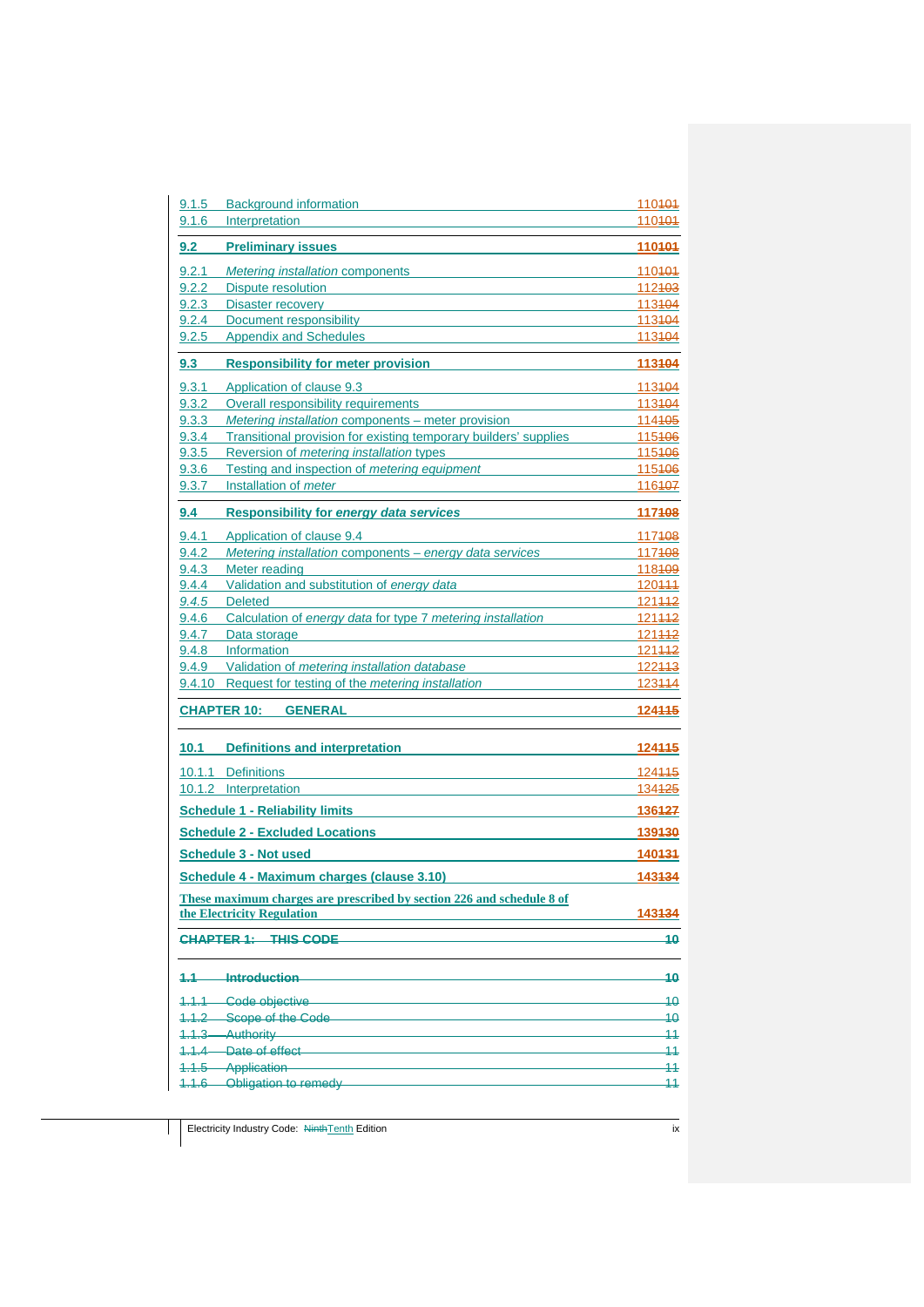| | | |
|---|---|---|
| 9.1.5 | Background information | 110~~101~~ |
| 9.1.6 | Interpretation | 110~~101~~ |
| **9.2** | **Preliminary issues** | **110~~101~~** |
| 9.2.1 | *Metering installation* components | 110~~101~~ |
| 9.2.2 | Dispute resolution | 112~~103~~ |
| 9.2.3 | Disaster recovery | 113~~104~~ |
| 9.2.4 | Document responsibility | 113~~104~~ |
| 9.2.5 | Appendix and Schedules | 113~~104~~ |
| **9.3** | **Responsibility for meter provision** | **113~~104~~** |
| 9.3.1 | Application of clause 9.3 | 113~~104~~ |
| 9.3.2 | Overall responsibility requirements | 113~~104~~ |
| 9.3.3 | *Metering installation* components – meter provision | 114~~105~~ |
| 9.3.4 | Transitional provision for existing temporary builders' supplies | 115~~106~~ |
| 9.3.5 | Reversion of *metering installation* types | 115~~106~~ |
| 9.3.6 | Testing and inspection of *metering equipment* | 115~~106~~ |
| 9.3.7 | Installation of *meter* | 116~~107~~ |
| **9.4** | **Responsibility for *energy data services*** | **117~~108~~** |
| 9.4.1 | Application of clause 9.4 | 117~~108~~ |
| 9.4.2 | *Metering installation* components – *energy data services* | 117~~108~~ |
| 9.4.3 | Meter reading | 118~~109~~ |
| 9.4.4 | Validation and substitution of *energy data* | 120~~111~~ |
| *9.4.5* | Deleted | 121~~112~~ |
| 9.4.6 | Calculation of *energy data* for type 7 *metering installation* | 121~~112~~ |
| 9.4.7 | Data storage | 121~~112~~ |
| 9.4.8 | Information | 121~~112~~ |
| 9.4.9 | Validation of *metering installation database* | 122~~113~~ |
| 9.4.10 | Request for testing of the *metering installation* | 123~~114~~ |
| **CHAPTER 10:** | **GENERAL** | **124~~115~~** |
| **10.1** | **Definitions and interpretation** | **124~~115~~** |
| 10.1.1 | Definitions | 124~~115~~ |
| 10.1.2 | Interpretation | 134~~125~~ |
| **Schedule 1 - Reliability limits** | | **136~~127~~** |
| **Schedule 2 - Excluded Locations** | | **139~~130~~** |
| **Schedule 3 - Not used** | | **140~~131~~** |
| **Schedule 4 - Maximum charges (clause 3.10)** | | **143~~134~~** |
| **These maximum charges are prescribed by section 226 and schedule 8 of the Electricity Regulation** | | **143~~134~~** |
| ~~**CHAPTER 1:**~~ | ~~**THIS CODE**~~ | ~~**10**~~ |
| ~~**1.1**~~ | ~~**Introduction**~~ | ~~**10**~~ |
| ~~1.1.1~~ | ~~Code objective~~ | ~~10~~ |
| ~~1.1.2~~ | ~~Scope of the Code~~ | ~~10~~ |
| ~~1.1.3~~ | ~~Authority~~ | ~~11~~ |
| ~~1.1.4~~ | ~~Date of effect~~ | ~~11~~ |
| ~~1.1.5~~ | ~~Application~~ | ~~11~~ |
| ~~1.1.6~~ | ~~Obligation to remedy~~ | ~~11~~ |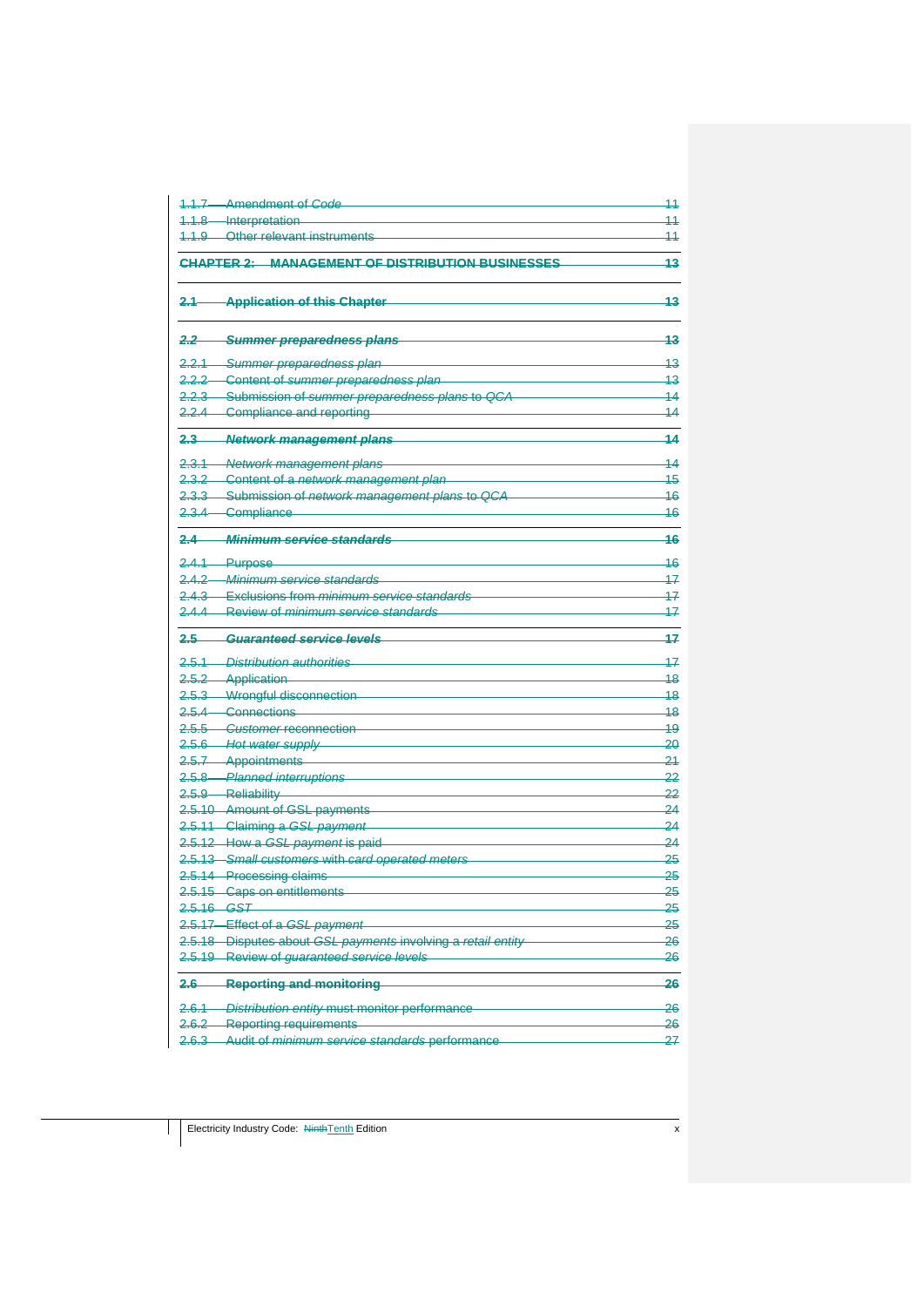| | | |
|---|---|---|
| 1.1.7 | Amendment of *Code* | 11 |
| 1.1.8 | Interpretation | 11 |
| 1.1.9 | Other relevant instruments | 11 |
| **CHAPTER 2:** | **MANAGEMENT OF DISTRIBUTION BUSINESSES** | **13** |
| **2.1** | **Application of this Chapter** | **13** |
| ***2.2*** | ***Summer preparedness plans*** | **13** |
| 2.2.1 | *Summer preparedness plan* | 13 |
| 2.2.2 | Content of *summer preparedness plan* | 13 |
| 2.2.3 | Submission of *summer preparedness plans* to *QCA* | 14 |
| 2.2.4 | Compliance and reporting | 14 |
| **2.3** | ***Network management plans*** | **14** |
| 2.3.1 | *Network management plans* | 14 |
| 2.3.2 | Content of a *network management plan* | 15 |
| 2.3.3 | Submission of *network management plans* to *QCA* | 16 |
| 2.3.4 | Compliance | 16 |
| **2.4** | ***Minimum service standards*** | **16** |
| 2.4.1 | Purpose | 16 |
| 2.4.2 | *Minimum service standards* | 17 |
| 2.4.3 | Exclusions from *minimum service standards* | 17 |
| 2.4.4 | Review of *minimum service standards* | 17 |
| **2.5** | ***Guaranteed service levels*** | **17** |
| 2.5.1 | *Distribution authorities* | 17 |
| 2.5.2 | Application | 18 |
| 2.5.3 | Wrongful disconnection | 18 |
| 2.5.4 | Connections | 18 |
| 2.5.5 | *Customer* reconnection | 19 |
| 2.5.6 | *Hot water supply* | 20 |
| 2.5.7 | Appointments | 21 |
| 2.5.8 | *Planned interruptions* | 22 |
| 2.5.9 | Reliability | 22 |
| 2.5.10 | Amount of GSL payments | 24 |
| 2.5.11 | Claiming a *GSL payment* | 24 |
| 2.5.12 | How a *GSL payment* is paid | 24 |
| 2.5.13 | *Small customers* with *card operated meters* | 25 |
| 2.5.14 | Processing claims | 25 |
| 2.5.15 | Caps on entitlements | 25 |
| 2.5.16 | *GST* | 25 |
| 2.5.17 | Effect of a *GSL payment* | 25 |
| 2.5.18 | Disputes about *GSL payments* involving a *retail entity* | 26 |
| 2.5.19 | Review of *guaranteed service levels* | 26 |
| **2.6** | **Reporting and monitoring** | **26** |
| 2.6.1 | *Distribution entity* must monitor performance | 26 |
| 2.6.2 | Reporting requirements | 26 |
| 2.6.3 | Audit of *minimum service standards* performance | 27 |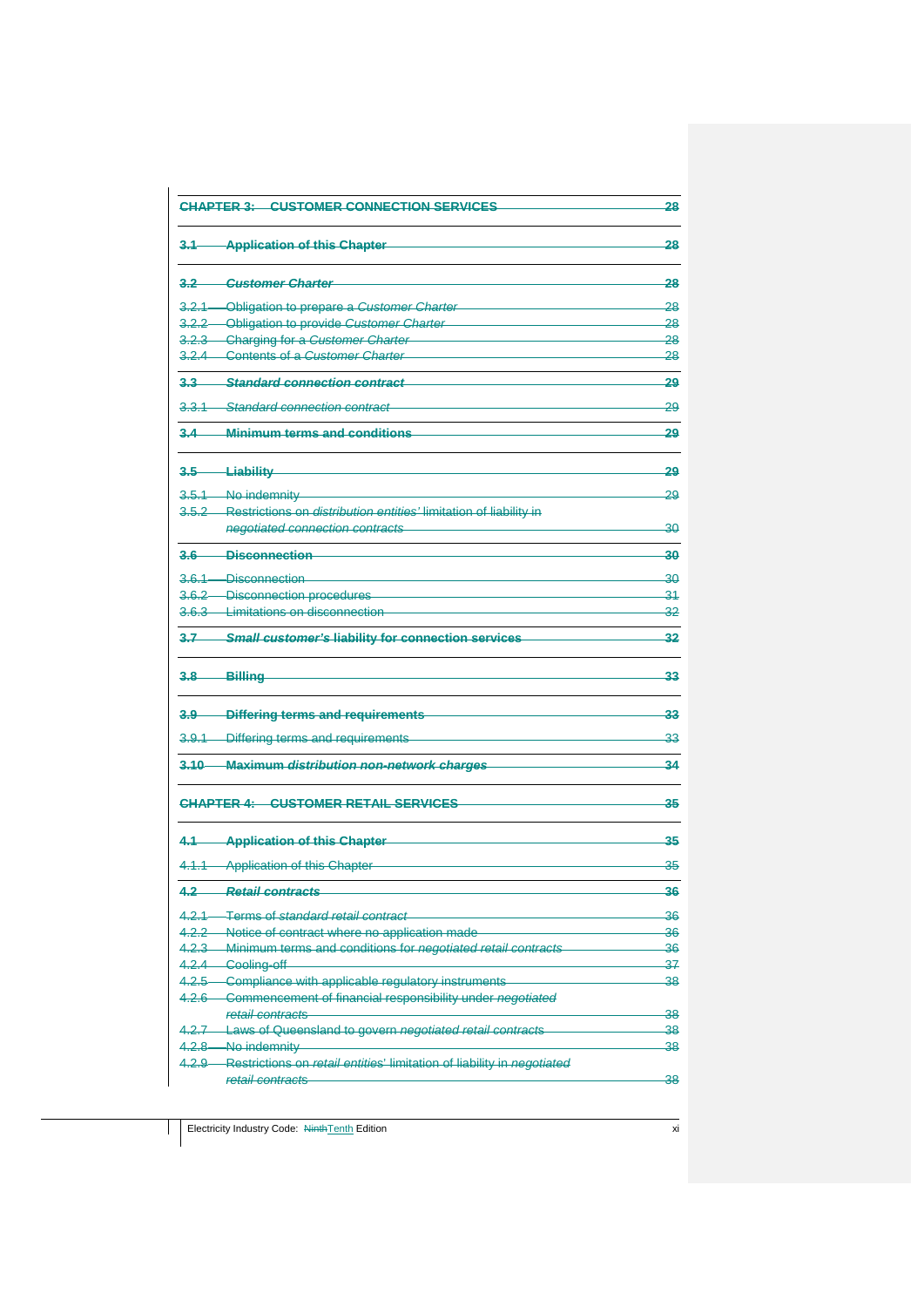| | | |
|---|---|---|
| **CHAPTER 3:** | **CUSTOMER CONNECTION SERVICES** | **28** |
| **3.1** | **Application of this Chapter** | **28** |
| **3.2** | ***Customer Charter*** | **28** |
| 3.2.1 | Obligation to prepare a *Customer Charter* | 28 |
| 3.2.2 | Obligation to provide *Customer Charter* | 28 |
| 3.2.3 | Charging for a *Customer Charter* | 28 |
| 3.2.4 | Contents of a *Customer Charter* | 28 |
| **3.3** | ***Standard connection contract*** | **29** |
| 3.3.1 | *Standard connection contract* | 29 |
| **3.4** | **Minimum terms and conditions** | **29** |
| **3.5** | **Liability** | **29** |
| 3.5.1 | No indemnity | 29 |
| 3.5.2 | Restrictions on *distribution entities'* limitation of liability in *negotiated connection contracts* | 30 |
| **3.6** | **Disconnection** | **30** |
| 3.6.1 | Disconnection | 30 |
| 3.6.2 | Disconnection procedures | 31 |
| 3.6.3 | Limitations on disconnection | 32 |
| **3.7** | ***Small customer's* liability for connection services** | **32** |
| **3.8** | **Billing** | **33** |
| **3.9** | **Differing terms and requirements** | **33** |
| 3.9.1 | Differing terms and requirements | 33 |
| **3.10** | **Maximum *distribution non-network charges*** | **34** |
| **CHAPTER 4:** | **CUSTOMER RETAIL SERVICES** | **35** |
| **4.1** | **Application of this Chapter** | **35** |
| 4.1.1 | Application of this Chapter | 35 |
| **4.2** | ***Retail contracts*** | **36** |
| 4.2.1 | Terms of *standard retail contract* | 36 |
| 4.2.2 | Notice of contract where no application made | 36 |
| 4.2.3 | Minimum terms and conditions for *negotiated retail contracts* | 36 |
| 4.2.4 | Cooling-off | 37 |
| 4.2.5 | Compliance with applicable regulatory instruments | 38 |
| 4.2.6 | Commencement of financial responsibility under *negotiated retail contracts* | 38 |
| 4.2.7 | Laws of Queensland to govern *negotiated retail contracts* | 38 |
| 4.2.8 | No indemnity | 38 |
| 4.2.9 | Restrictions on *retail entities'* limitation of liability in *negotiated retail contracts* | 38 |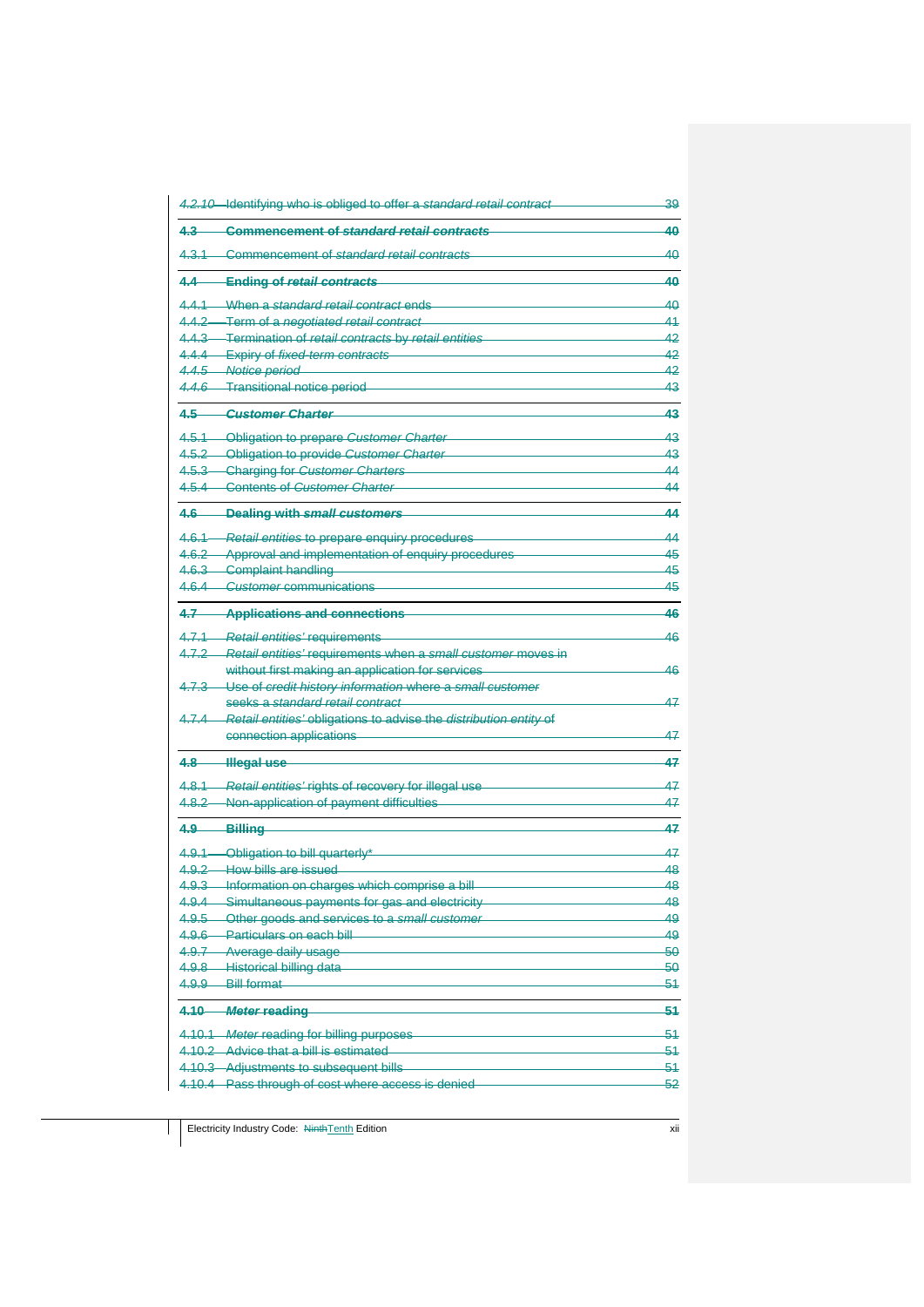| | | |
|---|---|---|
| *4.2.10* | Identifying who is obliged to offer a *standard retail contract* | 39 |
| **4.3** | **Commencement of *standard retail contracts*** | **40** |
| 4.3.1 | Commencement of *standard retail contracts* | 40 |
| **4.4** | **Ending of *retail contracts*** | **40** |
| 4.4.1 | When a *standard retail contract* ends | 40 |
| 4.4.2 | Term of a *negotiated retail contract* | 41 |
| 4.4.3 | Termination of *retail contracts* by *retail entities* | 42 |
| 4.4.4 | Expiry of *fixed term contracts* | 42 |
| *4.4.5* | *Notice period* | 42 |
| *4.4.6* | Transitional notice period | 43 |
| **4.5** | ***Customer Charter*** | **43** |
| 4.5.1 | Obligation to prepare *Customer Charter* | 43 |
| 4.5.2 | Obligation to provide *Customer Charter* | 43 |
| 4.5.3 | Charging for *Customer Charters* | 44 |
| 4.5.4 | Contents of *Customer Charter* | 44 |
| **4.6** | **Dealing with *small customers*** | **44** |
| 4.6.1 | *Retail entities* to prepare enquiry procedures | 44 |
| 4.6.2 | Approval and implementation of enquiry procedures | 45 |
| 4.6.3 | Complaint handling | 45 |
| 4.6.4 | *Customer* communications | 45 |
| **4.7** | **Applications and connections** | **46** |
| 4.7.1 | *Retail entities'* requirements | 46 |
| 4.7.2 | *Retail entities'* requirements when a *small customer* moves in without first making an application for services | 46 |
| 4.7.3 | Use of *credit history information* where a *small customer* seeks a *standard retail contract* | 47 |
| 4.7.4 | *Retail entities'* obligations to advise the *distribution entity* of connection applications | 47 |
| **4.8** | **Illegal use** | **47** |
| 4.8.1 | *Retail entities'* rights of recovery for illegal use | 47 |
| 4.8.2 | Non-application of payment difficulties | 47 |
| **4.9** | **Billing** | **47** |
| 4.9.1 | Obligation to bill quarterly* | 47 |
| 4.9.2 | How bills are issued | 48 |
| 4.9.3 | Information on charges which comprise a bill | 48 |
| 4.9.4 | Simultaneous payments for gas and electricity | 48 |
| 4.9.5 | Other goods and services to a *small customer* | 49 |
| 4.9.6 | Particulars on each bill | 49 |
| 4.9.7 | Average daily usage | 50 |
| 4.9.8 | Historical billing data | 50 |
| 4.9.9 | Bill format | 51 |
| **4.10** | ***Meter* reading** | **51** |
| 4.10.1 | *Meter* reading for billing purposes | 51 |
| 4.10.2 | Advice that a bill is estimated | 51 |
| 4.10.3 | Adjustments to subsequent bills | 51 |
| 4.10.4 | Pass through of cost where access is denied | 52 |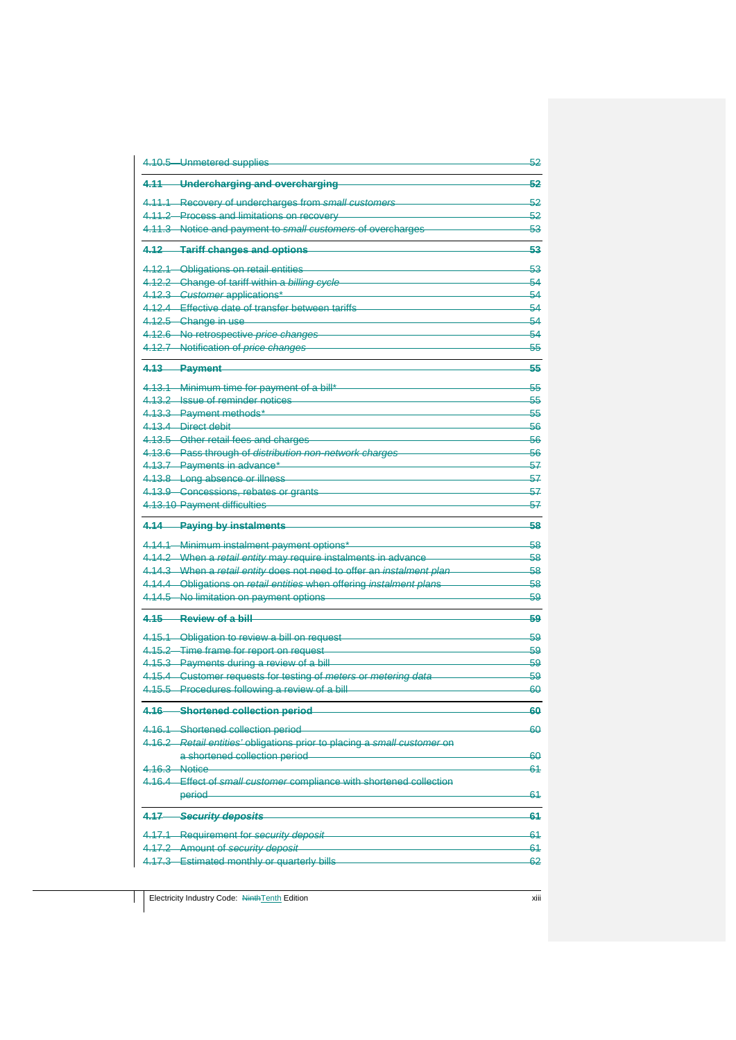4.10.5 Unmetered supplies 52

**4.11 Undercharging and overcharging 52**

4.11.1 Recovery of undercharges from *small customers* 52
4.11.2 Process and limitations on recovery 52
4.11.3 Notice and payment to *small customers* of overcharges 53

**4.12 Tariff changes and options 53**

4.12.1 Obligations on retail entities 53
4.12.2 Change of tariff within a *billing cycle* 54
4.12.3 *Customer* applications* 54
4.12.4 Effective date of transfer between tariffs 54
4.12.5 Change in use 54
4.12.6 No retrospective *price changes* 54
4.12.7 Notification of *price changes* 55

**4.13 Payment 55**

4.13.1 Minimum time for payment of a bill* 55
4.13.2 Issue of reminder notices 55
4.13.3 Payment methods* 55
4.13.4 Direct debit 56
4.13.5 Other retail fees and charges 56
4.13.6 Pass through of *distribution non-network charges* 56
4.13.7 Payments in advance* 57
4.13.8 Long absence or illness 57
4.13.9 Concessions, rebates or grants 57
4.13.10 Payment difficulties 57

**4.14 Paying by instalments 58**

4.14.1 Minimum instalment payment options* 58
4.14.2 When a *retail entity* may require instalments in advance 58
4.14.3 When a *retail entity* does not need to offer an *instalment plan* 58
4.14.4 Obligations on *retail entities* when offering *instalment plans* 58
4.14.5 No limitation on payment options 59

**4.15 Review of a bill 59**

4.15.1 Obligation to review a bill on request 59
4.15.2 Time frame for report on request 59
4.15.3 Payments during a review of a bill 59
4.15.4 Customer requests for testing of *meters* or *metering data* 59
4.15.5 Procedures following a review of a bill 60

**4.16 Shortened collection period 60**

4.16.1 Shortened collection period 60
4.16.2 *Retail entities'* obligations prior to placing a *small customer* on a shortened collection period 60
4.16.3 Notice 61
4.16.4 Effect of *small customer* compliance with shortened collection period 61

**4.17 *Security deposits* 61**

4.17.1 Requirement for *security deposit* 61
4.17.2 Amount of *security deposit* 61
4.17.3 Estimated monthly or quarterly bills 62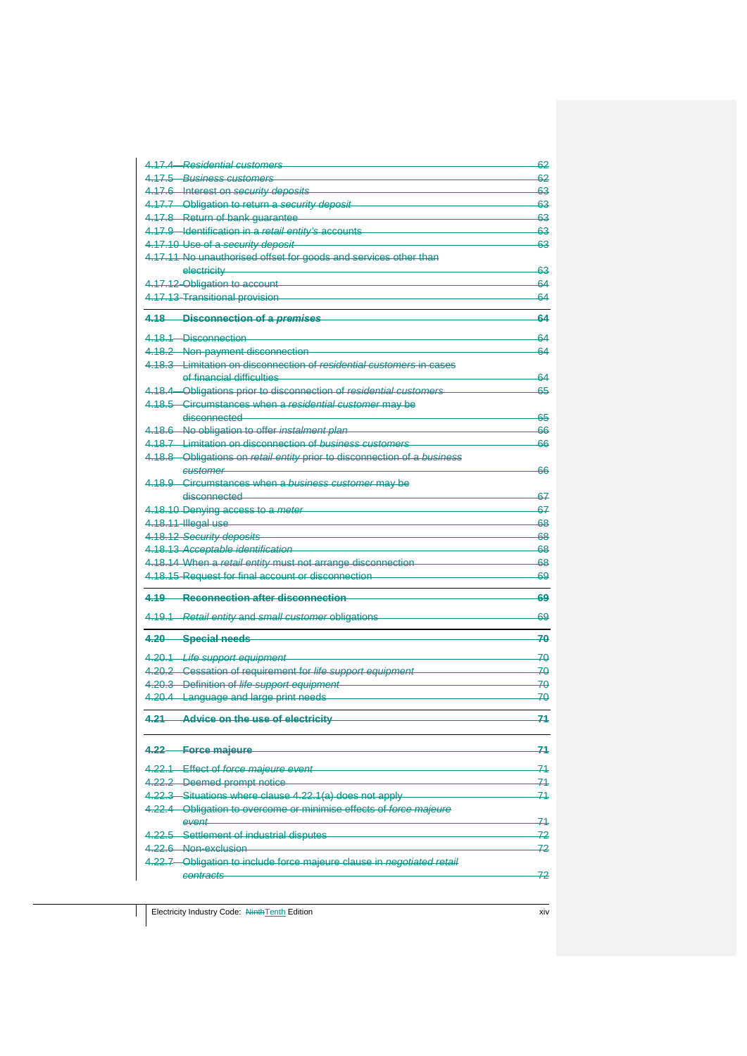| | | |
|---|---|---|
| 4.17.4 | *Residential customers* | 62 |
| 4.17.5 | *Business customers* | 62 |
| 4.17.6 | Interest on *security deposits* | 63 |
| 4.17.7 | Obligation to return a *security deposit* | 63 |
| 4.17.8 | Return of bank guarantee | 63 |
| 4.17.9 | Identification in a *retail entity's* accounts | 63 |
| 4.17.10 | Use of a *security deposit* | 63 |
| 4.17.11 | No unauthorised offset for goods and services other than electricity | 63 |
| 4.17.12 | Obligation to account | 64 |
| 4.17.13 | Transitional provision | 64 |
| **4.18** | **Disconnection of a *premises*** | **64** |
| 4.18.1 | Disconnection | 64 |
| 4.18.2 | Non-payment disconnection | 64 |
| 4.18.3 | Limitation on disconnection of *residential customers* in cases of financial difficulties | 64 |
| 4.18.4 | Obligations prior to disconnection of *residential customers* | 65 |
| 4.18.5 | Circumstances when a *residential customer* may be disconnected | 65 |
| 4.18.6 | No obligation to offer *instalment plan* | 66 |
| 4.18.7 | Limitation on disconnection of *business customers* | 66 |
| 4.18.8 | Obligations on *retail entity* prior to disconnection of a *business customer* | 66 |
| 4.18.9 | Circumstances when a *business customer* may be disconnected | 67 |
| 4.18.10 | Denying access to a *meter* | 67 |
| 4.18.11 | Illegal use | 68 |
| 4.18.12 | *Security deposits* | 68 |
| 4.18.13 | *Acceptable identification* | 68 |
| 4.18.14 | When a *retail entity* must not arrange disconnection | 68 |
| 4.18.15 | Request for final account or disconnection | 69 |
| **4.19** | **Reconnection after disconnection** | **69** |
| 4.19.1 | *Retail entity* and *small customer* obligations | 69 |
| **4.20** | **Special needs** | **70** |
| 4.20.1 | *Life support equipment* | 70 |
| 4.20.2 | Cessation of requirement for *life support equipment* | 70 |
| 4.20.3 | Definition of *life support equipment* | 70 |
| 4.20.4 | Language and large print needs | 70 |
| **4.21** | **Advice on the use of electricity** | **71** |
| **4.22** | **Force majeure** | **71** |
| 4.22.1 | Effect of *force majeure event* | 71 |
| 4.22.2 | Deemed prompt notice | 71 |
| 4.22.3 | Situations where clause 4.22.1(a) does not apply | 71 |
| 4.22.4 | Obligation to overcome or minimise effects of *force majeure event* | 71 |
| 4.22.5 | Settlement of industrial disputes | 72 |
| 4.22.6 | Non-exclusion | 72 |
| 4.22.7 | Obligation to include force majeure clause in *negotiated retail contracts* | 72 |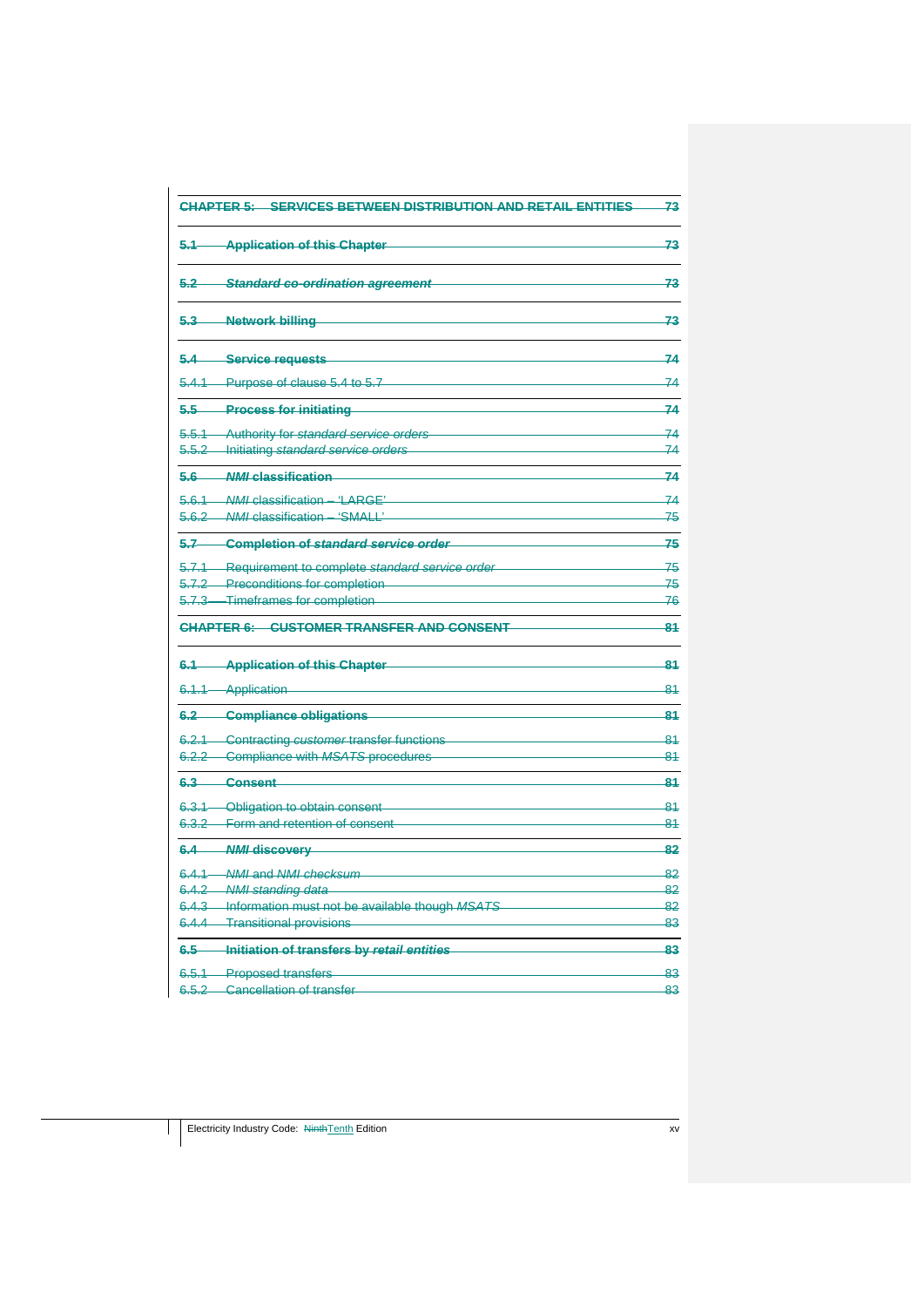| | | |
|---|---|---|
| **CHAPTER 5:** | **SERVICES BETWEEN DISTRIBUTION AND RETAIL ENTITIES** | **73** |
| **5.1** | **Application of this Chapter** | **73** |
| **5.2** | ***Standard co-ordination agreement*** | **73** |
| **5.3** | **Network billing** | **73** |
| **5.4** | **Service requests** | **74** |
| 5.4.1 | Purpose of clause 5.4 to 5.7 | 74 |
| **5.5** | **Process for initiating** | **74** |
| 5.5.1 | Authority for *standard service orders* | 74 |
| 5.5.2 | Initiating *standard service orders* | 74 |
| **5.6** | ***NMI* classification** | **74** |
| 5.6.1 | *NMI* classification – 'LARGE' | 74 |
| 5.6.2 | *NMI* classification – 'SMALL' | 75 |
| **5.7** | **Completion of *standard service order*** | **75** |
| 5.7.1 | Requirement to complete *standard service order* | 75 |
| 5.7.2 | Preconditions for completion | 75 |
| 5.7.3 | Timeframes for completion | 76 |
| **CHAPTER 6:** | **CUSTOMER TRANSFER AND CONSENT** | **81** |
| **6.1** | **Application of this Chapter** | **81** |
| 6.1.1 | Application | 81 |
| **6.2** | **Compliance obligations** | **81** |
| 6.2.1 | Contracting *customer* transfer functions | 81 |
| 6.2.2 | Compliance with *MSATS* procedures | 81 |
| **6.3** | **Consent** | **81** |
| 6.3.1 | Obligation to obtain consent | 81 |
| 6.3.2 | Form and retention of consent | 81 |
| **6.4** | ***NMI* discovery** | **82** |
| 6.4.1 | *NMI* and *NMI checksum* | 82 |
| 6.4.2 | *NMI standing data* | 82 |
| 6.4.3 | Information must not be available though *MSATS* | 82 |
| 6.4.4 | Transitional provisions | 83 |
| **6.5** | **Initiation of transfers by *retail entities*** | **83** |
| 6.5.1 | Proposed transfers | 83 |
| 6.5.2 | Cancellation of transfer | 83 |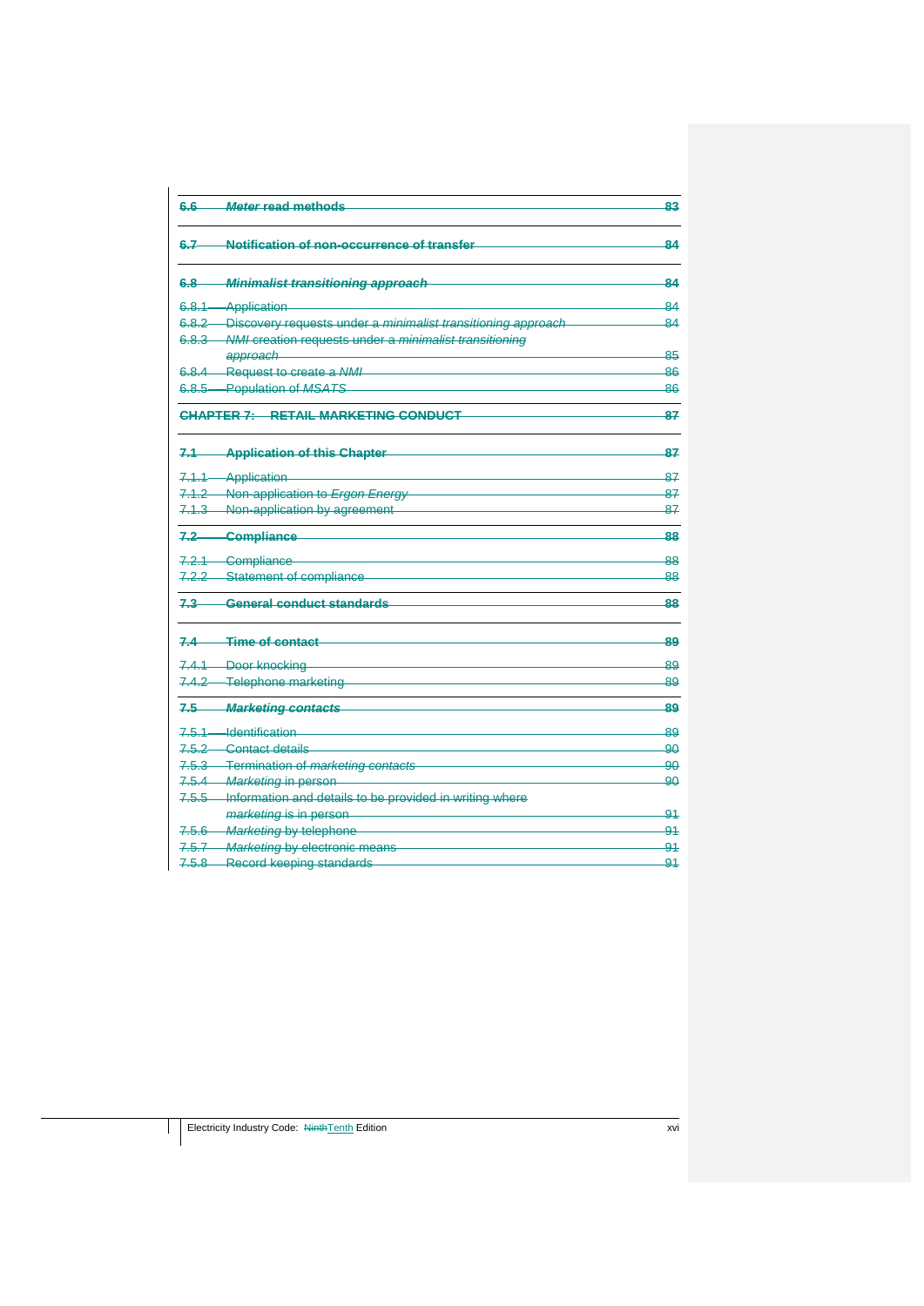| | | |
|---|---|---|
| **6.6** | ***Meter* read methods** | **83** |
| **6.7** | **Notification of non-occurrence of transfer** | **84** |
| **6.8** | ***Minimalist transitioning approach*** | **84** |
| 6.8.1 | Application | 84 |
| 6.8.2 | Discovery requests under a *minimalist transitioning approach* | 84 |
| 6.8.3 | *NMI* creation requests under a *minimalist transitioning approach* | 85 |
| 6.8.4 | Request to create a *NMI* | 86 |
| 6.8.5 | Population of *MSATS* | 86 |
| **CHAPTER 7:** | **RETAIL MARKETING CONDUCT** | **87** |
| **7.1** | **Application of this Chapter** | **87** |
| 7.1.1 | Application | 87 |
| 7.1.2 | Non-application to *Ergon Energy* | 87 |
| 7.1.3 | Non-application by agreement | 87 |
| **7.2** | **Compliance** | **88** |
| 7.2.1 | Compliance | 88 |
| 7.2.2 | Statement of compliance | 88 |
| **7.3** | **General conduct standards** | **88** |
| **7.4** | **Time of contact** | **89** |
| 7.4.1 | Door knocking | 89 |
| 7.4.2 | Telephone marketing | 89 |
| **7.5** | ***Marketing contacts*** | **89** |
| 7.5.1 | Identification | 89 |
| 7.5.2 | Contact details | 90 |
| 7.5.3 | Termination of *marketing contacts* | 90 |
| 7.5.4 | *Marketing* in person | 90 |
| 7.5.5 | Information and details to be provided in writing where *marketing* is in person | 91 |
| 7.5.6 | *Marketing* by telephone | 91 |
| 7.5.7 | *Marketing* by electronic means | 91 |
| 7.5.8 | Record keeping standards | 91 |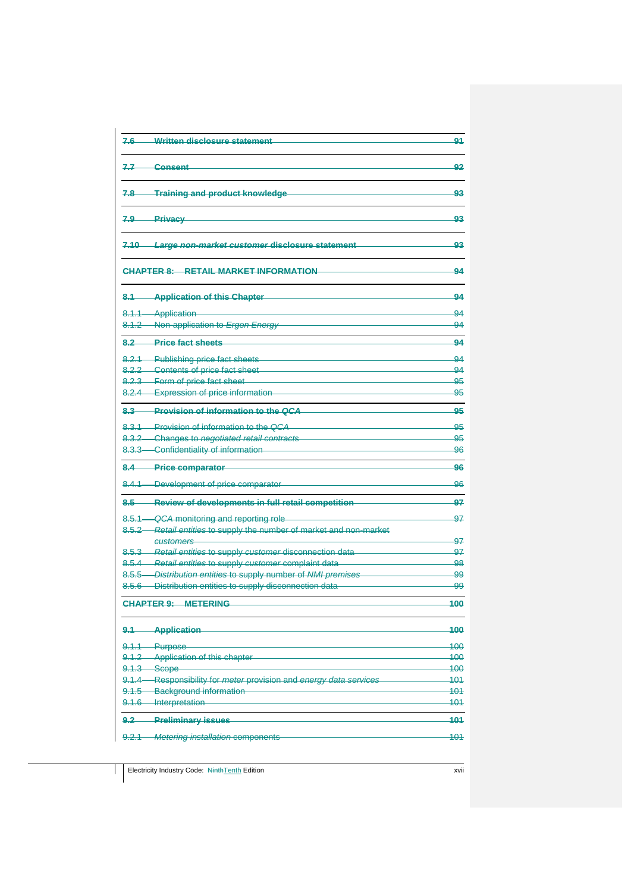| | | |
|---|---|---|
| **7.6** | **Written disclosure statement** | **91** |
| **7.7** | **Consent** | **92** |
| **7.8** | **Training and product knowledge** | **93** |
| **7.9** | **Privacy** | **93** |
| **7.10** | ***Large non-market customer* disclosure statement** | **93** |
| **CHAPTER 8:** | **RETAIL MARKET INFORMATION** | **94** |
| **8.1** | **Application of this Chapter** | **94** |
| 8.1.1 | Application | 94 |
| 8.1.2 | Non-application to *Ergon Energy* | 94 |
| **8.2** | **Price fact sheets** | **94** |
| 8.2.1 | Publishing price fact sheets | 94 |
| 8.2.2 | Contents of price fact sheet | 94 |
| 8.2.3 | Form of price fact sheet | 95 |
| 8.2.4 | Expression of price information | 95 |
| **8.3** | **Provision of information to the *QCA*** | **95** |
| 8.3.1 | Provision of information to the *QCA* | 95 |
| 8.3.2 | Changes to *negotiated retail contracts* | 95 |
| 8.3.3 | Confidentiality of information | 96 |
| **8.4** | **Price comparator** | **96** |
| 8.4.1 | Development of price comparator | 96 |
| **8.5** | **Review of developments in full retail competition** | **97** |
| 8.5.1 | *QCA* monitoring and reporting role | 97 |
| 8.5.2 | *Retail entities* to supply the number of market and non-market *customers* | 97 |
| 8.5.3 | *Retail entities* to supply *customer* disconnection data | 97 |
| 8.5.4 | *Retail entities* to supply *customer* complaint data | 98 |
| 8.5.5 | *Distribution entities* to supply number of *NMI premises* | 99 |
| 8.5.6 | Distribution entities to supply disconnection data | 99 |
| **CHAPTER 9:** | **METERING** | **100** |
| **9.1** | **Application** | **100** |
| 9.1.1 | Purpose | 100 |
| 9.1.2 | Application of this chapter | 100 |
| 9.1.3 | Scope | 100 |
| 9.1.4 | Responsibility for *meter* provision and *energy data services* | 101 |
| 9.1.5 | Background information | 101 |
| 9.1.6 | Interpretation | 101 |
| **9.2** | **Preliminary issues** | **101** |
| 9.2.1 | *Metering installation* components | 101 |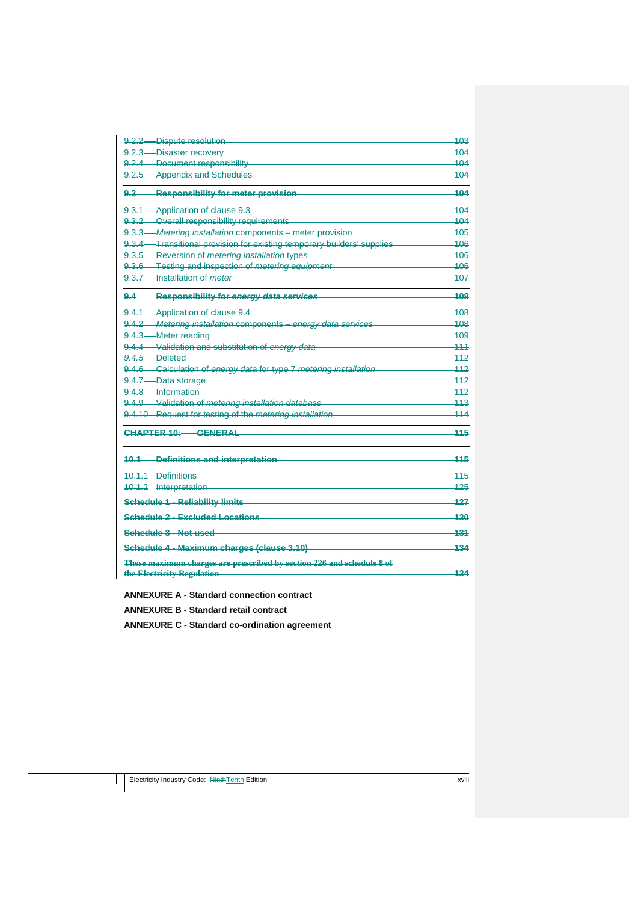| | | |
|---|---|---|
| 9.2.2 | Dispute resolution | 103 |
| 9.2.3 | Disaster recovery | 104 |
| 9.2.4 | Document responsibility | 104 |
| 9.2.5 | Appendix and Schedules | 104 |
| **9.3** | **Responsibility for meter provision** | **104** |
| 9.3.1 | Application of clause 9.3 | 104 |
| 9.3.2 | Overall responsibility requirements | 104 |
| 9.3.3 | *Metering installation* components – meter provision | 105 |
| 9.3.4 | Transitional provision for existing temporary builders' supplies | 106 |
| 9.3.5 | Reversion of *metering installation* types | 106 |
| 9.3.6 | Testing and inspection of *metering equipment* | 106 |
| 9.3.7 | Installation of *meter* | 107 |
| **9.4** | **Responsibility for *energy data services*** | **108** |
| 9.4.1 | Application of clause 9.4 | 108 |
| 9.4.2 | *Metering installation* components – *energy data services* | 108 |
| 9.4.3 | Meter reading | 109 |
| 9.4.4 | Validation and substitution of *energy data* | 111 |
| *9.4.5* | Deleted | 112 |
| 9.4.6 | Calculation of *energy data* for type 7 *metering installation* | 112 |
| 9.4.7 | Data storage | 112 |
| 9.4.8 | Information | 112 |
| 9.4.9 | Validation of *metering installation database* | 113 |
| 9.4.10 | Request for testing of the *metering installation* | 114 |
| **CHAPTER 10:** | **GENERAL** | **115** |
| **10.1** | **Definitions and interpretation** | **115** |
| 10.1.1 | Definitions | 115 |
| 10.1.2 | Interpretation | 125 |
| **Schedule 1 - Reliability limits** | | **127** |
| **Schedule 2 - Excluded Locations** | | **130** |
| **Schedule 3 - Not used** | | **131** |
| **Schedule 4 - Maximum charges (clause 3.10)** | | **134** |
| **These maximum charges are prescribed by section 226 and schedule 8 of the Electricity Regulation** | | **134** |

**ANNEXURE A - Standard connection contract**

**ANNEXURE B - Standard retail contract**

**ANNEXURE C - Standard co-ordination agreement**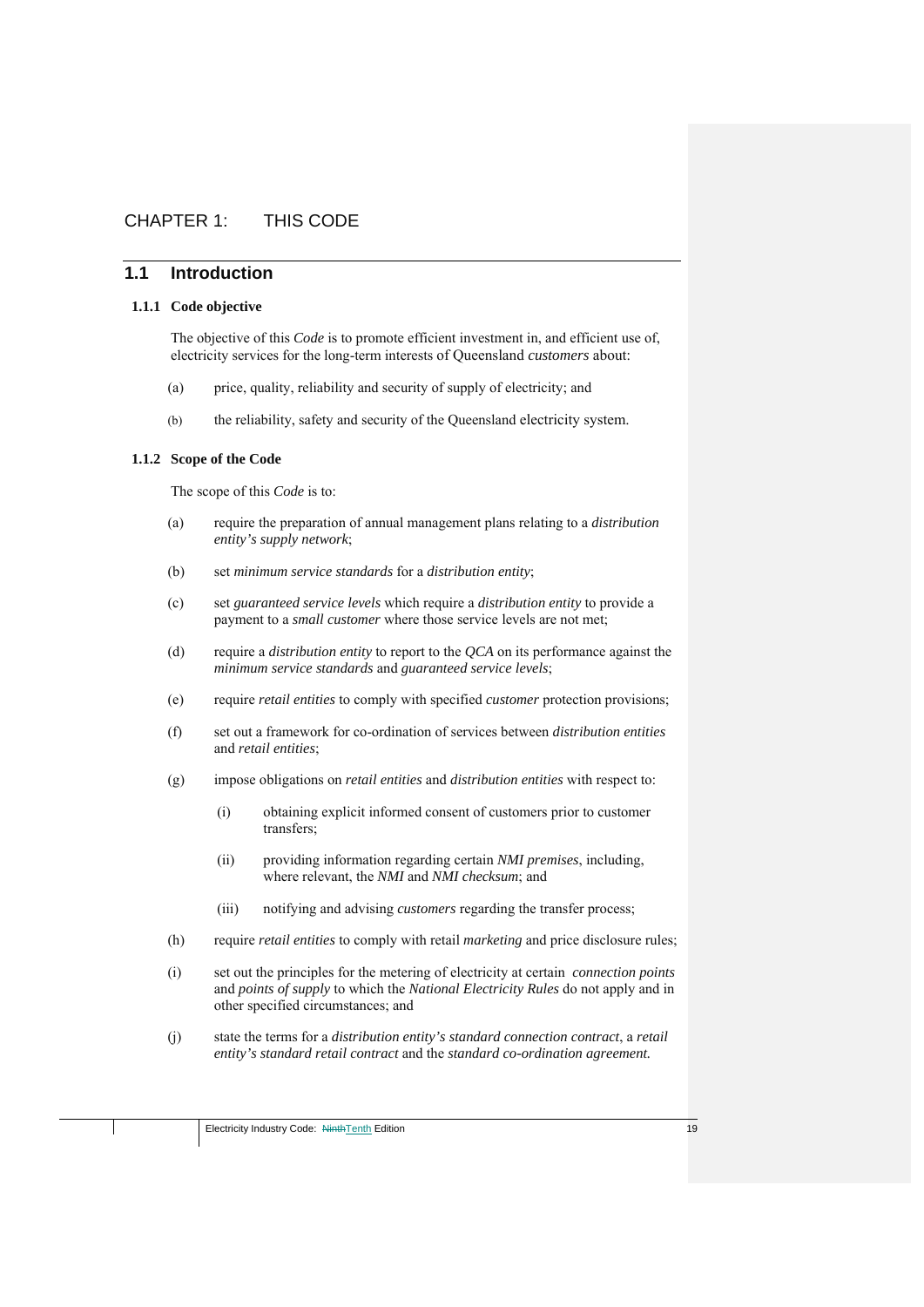# CHAPTER 1: THIS CODE

## 1.1 Introduction

### 1.1.1 Code objective

The objective of this *Code* is to promote efficient investment in, and efficient use of, electricity services for the long-term interests of Queensland *customers* about:

(a) price, quality, reliability and security of supply of electricity; and

(b) the reliability, safety and security of the Queensland electricity system.

### 1.1.2 Scope of the Code

The scope of this *Code* is to:

(a) require the preparation of annual management plans relating to a *distribution entity's supply network*;

(b) set *minimum service standards* for a *distribution entity*;

(c) set *guaranteed service levels* which require a *distribution entity* to provide a payment to a *small customer* where those service levels are not met;

(d) require a *distribution entity* to report to the *QCA* on its performance against the *minimum service standards* and *guaranteed service levels*;

(e) require *retail entities* to comply with specified *customer* protection provisions;

(f) set out a framework for co-ordination of services between *distribution entities* and *retail entities*;

(g) impose obligations on *retail entities* and *distribution entities* with respect to:

   (i) obtaining explicit informed consent of customers prior to customer transfers;

   (ii) providing information regarding certain *NMI premises*, including, where relevant, the *NMI* and *NMI checksum*; and

   (iii) notifying and advising *customers* regarding the transfer process;

(h) require *retail entities* to comply with retail *marketing* and price disclosure rules;

(i) set out the principles for the metering of electricity at certain *connection points* and *points of supply* to which the *National Electricity Rules* do not apply and in other specified circumstances; and

(j) state the terms for a *distribution entity's standard connection contract*, a *retail entity's standard retail contract* and the *standard co-ordination agreement.*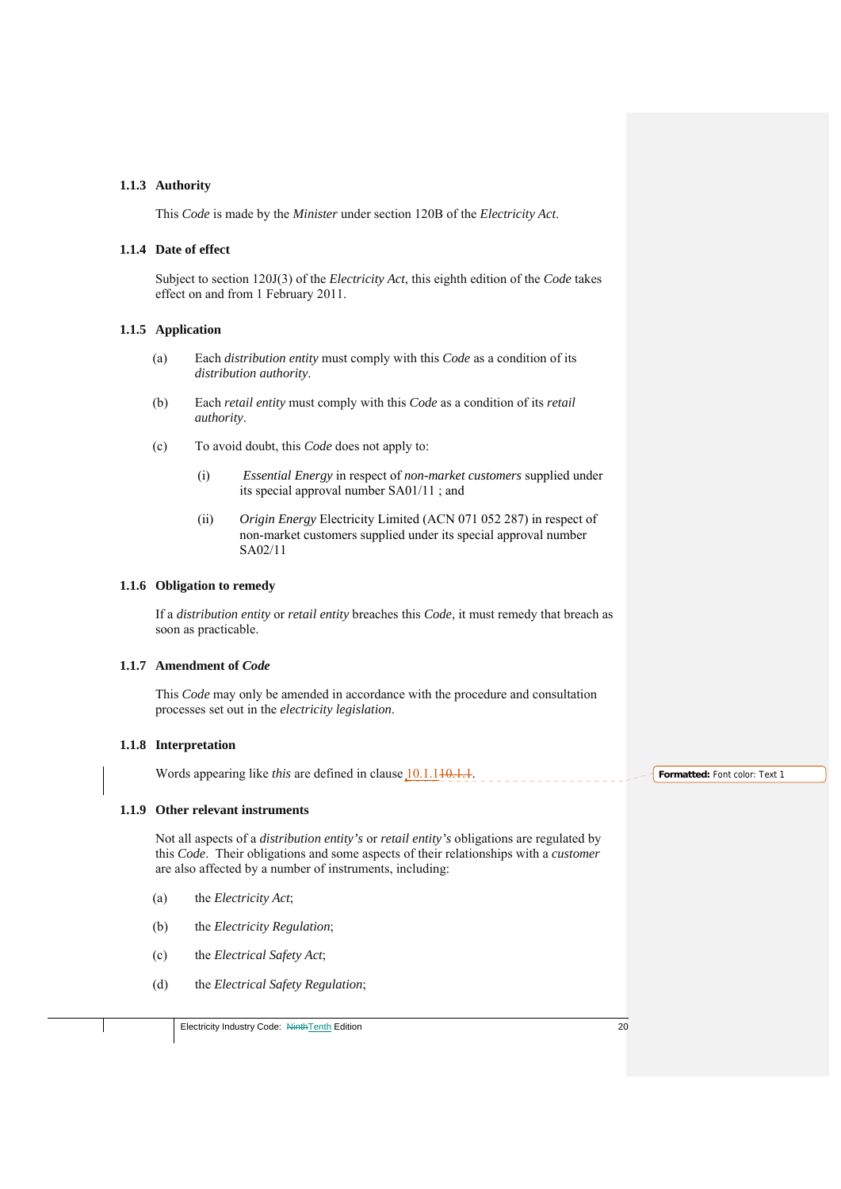### 1.1.3 Authority

This *Code* is made by the *Minister* under section 120B of the *Electricity Act*.

### 1.1.4 Date of effect

Subject to section 120J(3) of the *Electricity Act*, this eighth edition of the *Code* takes effect on and from 1 February 2011.

### 1.1.5 Application

(a) Each *distribution entity* must comply with this *Code* as a condition of its *distribution authority*.

(b) Each *retail entity* must comply with this *Code* as a condition of its *retail authority*.

(c) To avoid doubt, this *Code* does not apply to:

(i) *Essential Energy* in respect of *non-market customers* supplied under its special approval number SA01/11 ; and

(ii) *Origin Energy* Electricity Limited (ACN 071 052 287) in respect of non-market customers supplied under its special approval number SA02/11

### 1.1.6 Obligation to remedy

If a *distribution entity* or *retail entity* breaches this *Code*, it must remedy that breach as soon as practicable.

### 1.1.7 Amendment of *Code*

This *Code* may only be amended in accordance with the procedure and consultation processes set out in the *electricity legislation*.

### 1.1.8 Interpretation

Words appearing like *this* are defined in clause 10.1.1~~10.1.1~~.

### 1.1.9 Other relevant instruments

Not all aspects of a *distribution entity's* or *retail entity's* obligations are regulated by this *Code*. Their obligations and some aspects of their relationships with a *customer* are also affected by a number of instruments, including:

(a) the *Electricity Act*;

(b) the *Electricity Regulation*;

(c) the *Electrical Safety Act*;

(d) the *Electrical Safety Regulation*;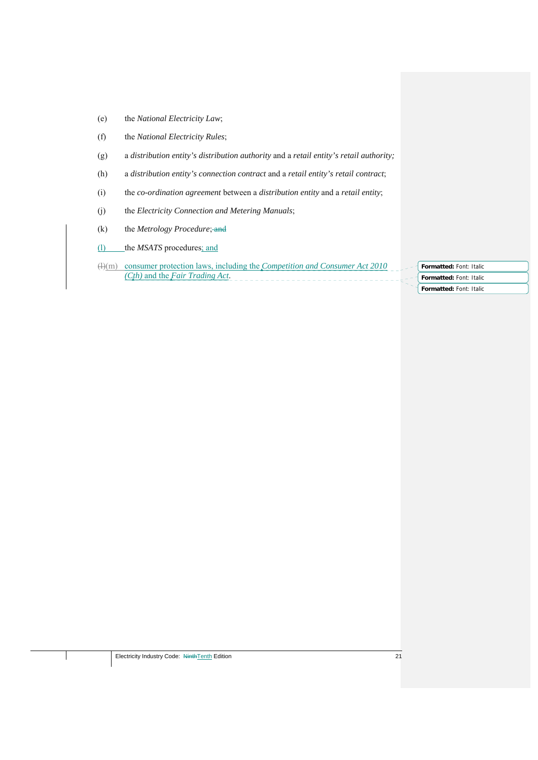(e) the *National Electricity Law*;

(f) the *National Electricity Rules*;

(g) a *distribution entity's distribution authority* and a *retail entity's retail authority;*

(h) a *distribution entity's connection contract* and a *retail entity's retail contract*;

(i) the *co-ordination agreement* between a *distribution entity* and a *retail entity*;

(j) the *Electricity Connection and Metering Manuals*;

(k) the *Metrology Procedure*; ~~and~~

(l) the *MSATS* procedures; and

~~(l)~~(m) consumer protection laws, including the *Competition and Consumer Act 2010 (Cth)* and the *Fair Trading Act*.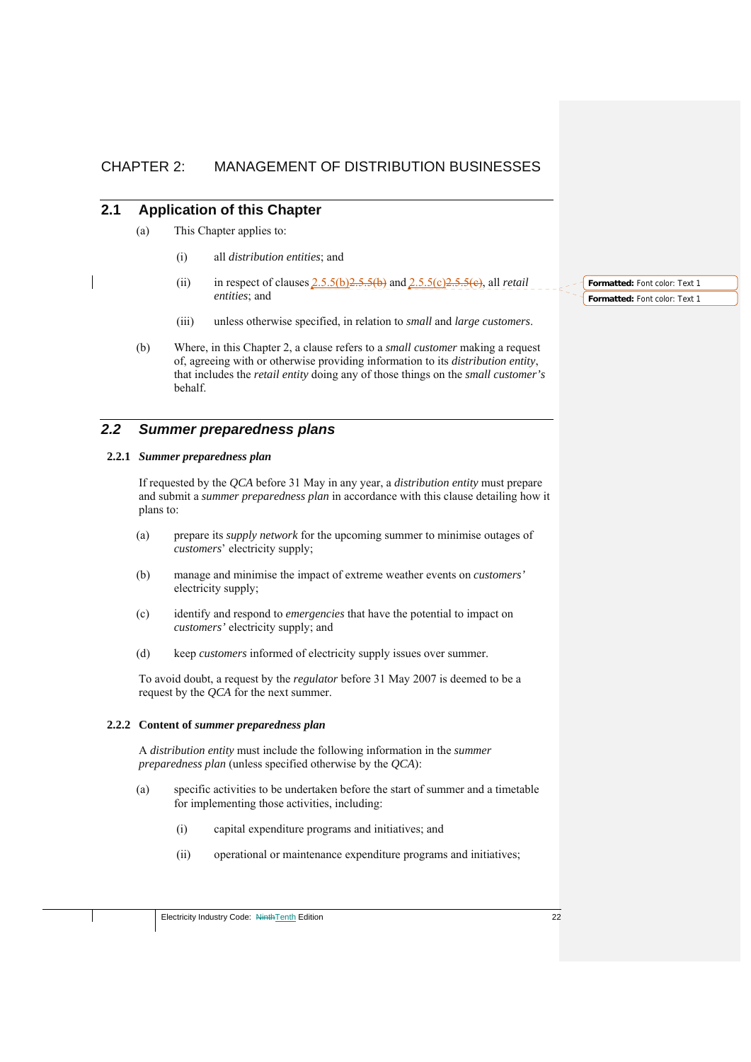# CHAPTER 2: MANAGEMENT OF DISTRIBUTION BUSINESSES

## 2.1 Application of this Chapter

(a) This Chapter applies to:

(i) all *distribution entities*; and

(ii) in respect of clauses 2.5.5(b) and 2.5.5(c), all *retail entities*; and

(iii) unless otherwise specified, in relation to *small* and *large customers*.

(b) Where, in this Chapter 2, a clause refers to a *small customer* making a request of, agreeing with or otherwise providing information to its *distribution entity*, that includes the *retail entity* doing any of those things on the *small customer's* behalf.

## *2.2 Summer preparedness plans*

### 2.2.1 *Summer preparedness plan*

If requested by the *QCA* before 31 May in any year, a *distribution entity* must prepare and submit a *summer preparedness plan* in accordance with this clause detailing how it plans to:

(a) prepare its *supply network* for the upcoming summer to minimise outages of *customers*' electricity supply;

(b) manage and minimise the impact of extreme weather events on *customers'* electricity supply;

(c) identify and respond to *emergencies* that have the potential to impact on *customers'* electricity supply; and

(d) keep *customers* informed of electricity supply issues over summer.

To avoid doubt, a request by the *regulator* before 31 May 2007 is deemed to be a request by the *QCA* for the next summer.

### 2.2.2 Content of *summer preparedness plan*

A *distribution entity* must include the following information in the *summer preparedness plan* (unless specified otherwise by the *QCA*):

(a) specific activities to be undertaken before the start of summer and a timetable for implementing those activities, including:

(i) capital expenditure programs and initiatives; and

(ii) operational or maintenance expenditure programs and initiatives;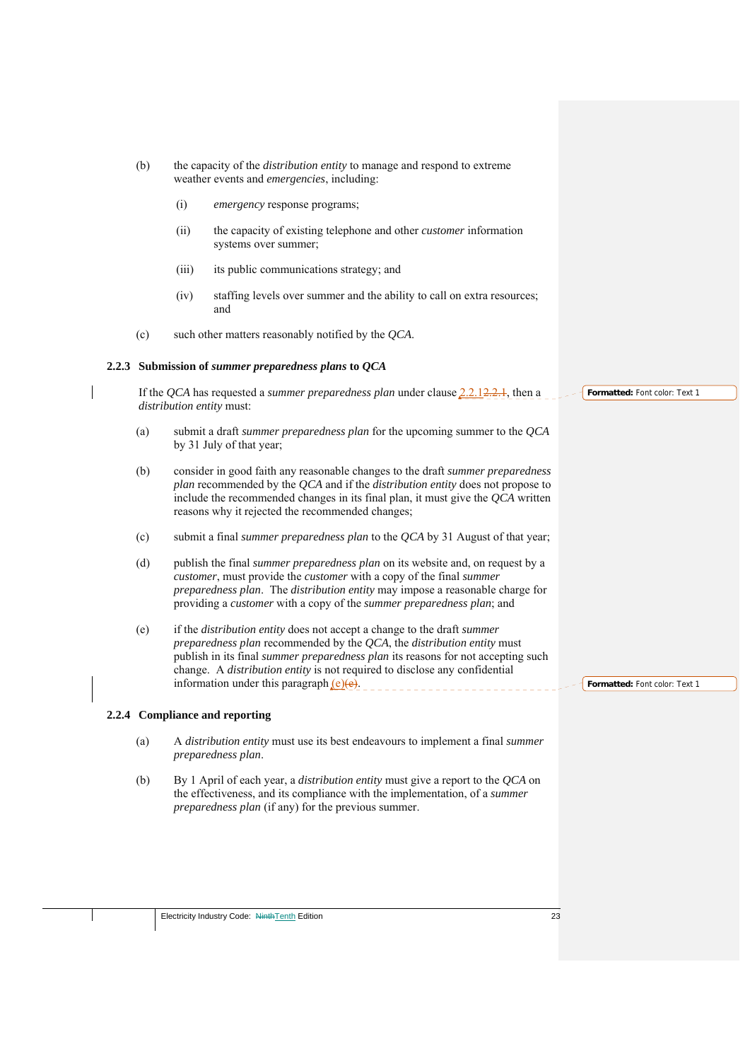(b) the capacity of the *distribution entity* to manage and respond to extreme weather events and *emergencies*, including:

(i) *emergency* response programs;

(ii) the capacity of existing telephone and other *customer* information systems over summer;

(iii) its public communications strategy; and

(iv) staffing levels over summer and the ability to call on extra resources; and

(c) such other matters reasonably notified by the *QCA*.

### 2.2.3 Submission of *summer preparedness plans* to *QCA*

If the *QCA* has requested a *summer preparedness plan* under clause 2.2.1, then a *distribution entity* must:

(a) submit a draft *summer preparedness plan* for the upcoming summer to the *QCA* by 31 July of that year;

(b) consider in good faith any reasonable changes to the draft *summer preparedness plan* recommended by the *QCA* and if the *distribution entity* does not propose to include the recommended changes in its final plan, it must give the *QCA* written reasons why it rejected the recommended changes;

(c) submit a final *summer preparedness plan* to the *QCA* by 31 August of that year;

(d) publish the final *summer preparedness plan* on its website and, on request by a *customer*, must provide the *customer* with a copy of the final *summer preparedness plan*. The *distribution entity* may impose a reasonable charge for providing a *customer* with a copy of the *summer preparedness plan*; and

(e) if the *distribution entity* does not accept a change to the draft *summer preparedness plan* recommended by the *QCA*, the *distribution entity* must publish in its final *summer preparedness plan* its reasons for not accepting such change. A *distribution entity* is not required to disclose any confidential information under this paragraph (e).

### 2.2.4 Compliance and reporting

(a) A *distribution entity* must use its best endeavours to implement a final *summer preparedness plan*.

(b) By 1 April of each year, a *distribution entity* must give a report to the *QCA* on the effectiveness, and its compliance with the implementation, of a *summer preparedness plan* (if any) for the previous summer.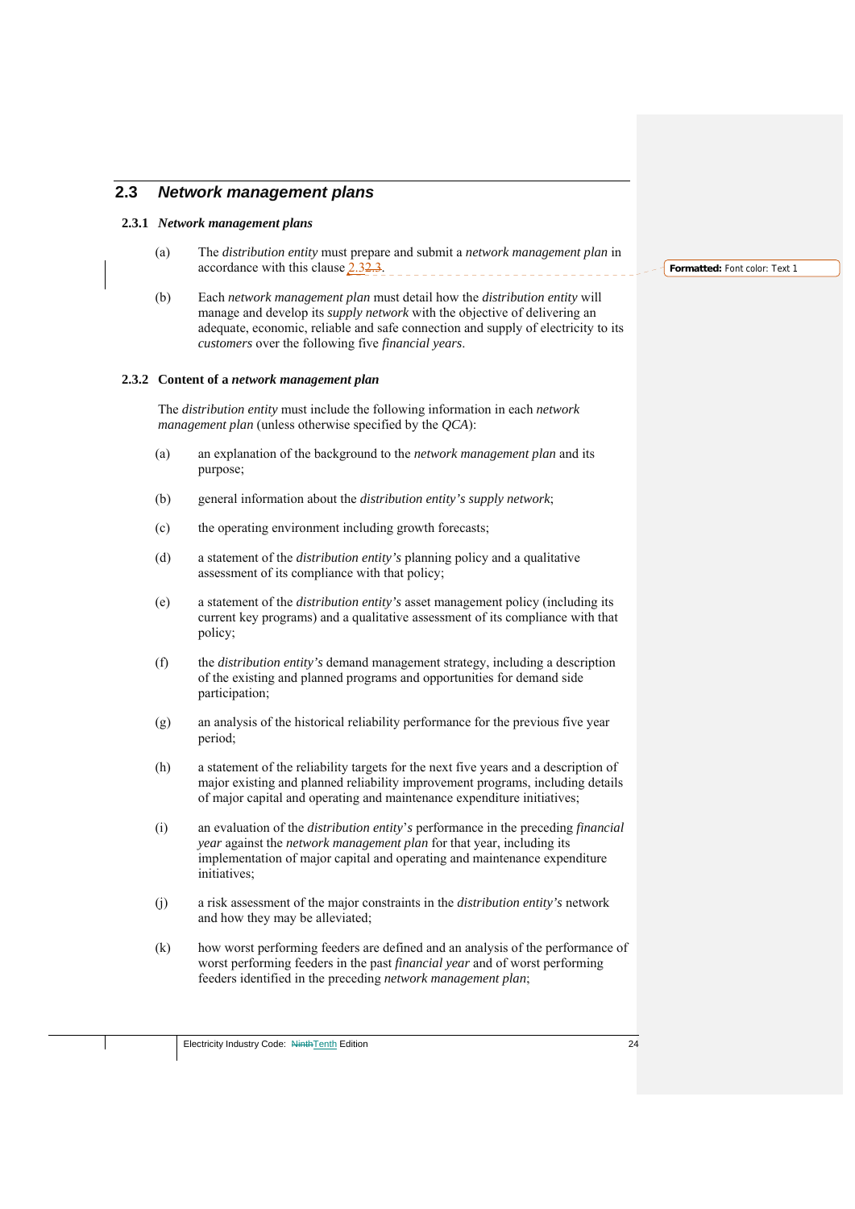## 2.3 *Network management plans*

### 2.3.1 *Network management plans*

(a) The *distribution entity* must prepare and submit a *network management plan* in accordance with this clause 2.3.

(b) Each *network management plan* must detail how the *distribution entity* will manage and develop its *supply network* with the objective of delivering an adequate, economic, reliable and safe connection and supply of electricity to its *customers* over the following five *financial years*.

### 2.3.2 Content of a *network management plan*

The *distribution entity* must include the following information in each *network management plan* (unless otherwise specified by the *QCA*):

(a) an explanation of the background to the *network management plan* and its purpose;

(b) general information about the *distribution entity's supply network*;

(c) the operating environment including growth forecasts;

(d) a statement of the *distribution entity's* planning policy and a qualitative assessment of its compliance with that policy;

(e) a statement of the *distribution entity's* asset management policy (including its current key programs) and a qualitative assessment of its compliance with that policy;

(f) the *distribution entity's* demand management strategy, including a description of the existing and planned programs and opportunities for demand side participation;

(g) an analysis of the historical reliability performance for the previous five year period;

(h) a statement of the reliability targets for the next five years and a description of major existing and planned reliability improvement programs, including details of major capital and operating and maintenance expenditure initiatives;

(i) an evaluation of the *distribution entity*'s performance in the preceding *financial year* against the *network management plan* for that year, including its implementation of major capital and operating and maintenance expenditure initiatives;

(j) a risk assessment of the major constraints in the *distribution entity's* network and how they may be alleviated;

(k) how worst performing feeders are defined and an analysis of the performance of worst performing feeders in the past *financial year* and of worst performing feeders identified in the preceding *network management plan*;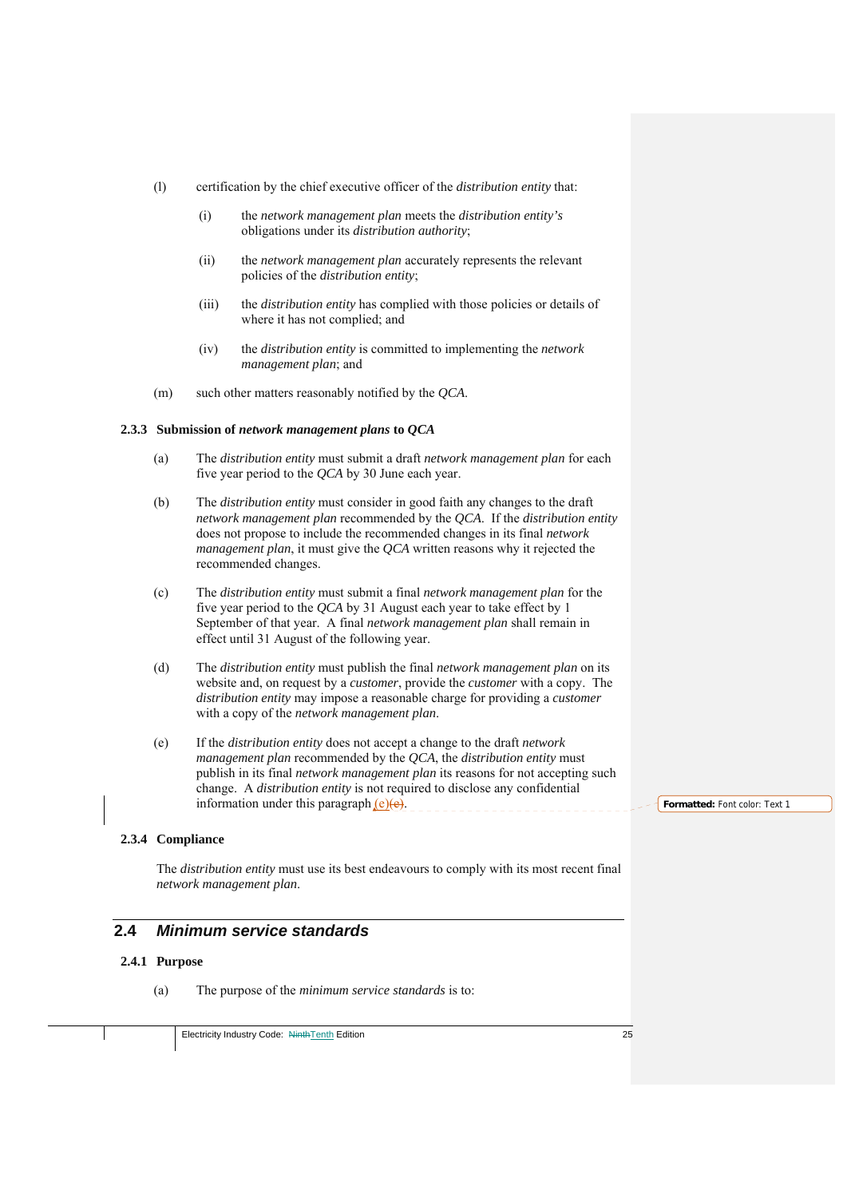(l) certification by the chief executive officer of the *distribution entity* that:

(i) the *network management plan* meets the *distribution entity's* obligations under its *distribution authority*;

(ii) the *network management plan* accurately represents the relevant policies of the *distribution entity*;

(iii) the *distribution entity* has complied with those policies or details of where it has not complied; and

(iv) the *distribution entity* is committed to implementing the *network management plan*; and

(m) such other matters reasonably notified by the *QCA*.

### 2.3.3 Submission of *network management plans* to *QCA*

(a) The *distribution entity* must submit a draft *network management plan* for each five year period to the *QCA* by 30 June each year.

(b) The *distribution entity* must consider in good faith any changes to the draft *network management plan* recommended by the *QCA*. If the *distribution entity* does not propose to include the recommended changes in its final *network management plan*, it must give the *QCA* written reasons why it rejected the recommended changes.

(c) The *distribution entity* must submit a final *network management plan* for the five year period to the *QCA* by 31 August each year to take effect by 1 September of that year. A final *network management plan* shall remain in effect until 31 August of the following year.

(d) The *distribution entity* must publish the final *network management plan* on its website and, on request by a *customer*, provide the *customer* with a copy. The *distribution entity* may impose a reasonable charge for providing a *customer* with a copy of the *network management plan*.

(e) If the *distribution entity* does not accept a change to the draft *network management plan* recommended by the *QCA*, the *distribution entity* must publish in its final *network management plan* its reasons for not accepting such change. A *distribution entity* is not required to disclose any confidential information under this paragraph (e)~~(e)~~.

### 2.3.4 Compliance

The *distribution entity* must use its best endeavours to comply with its most recent final *network management plan*.

## 2.4 *Minimum service standards*

### 2.4.1 Purpose

(a) The purpose of the *minimum service standards* is to: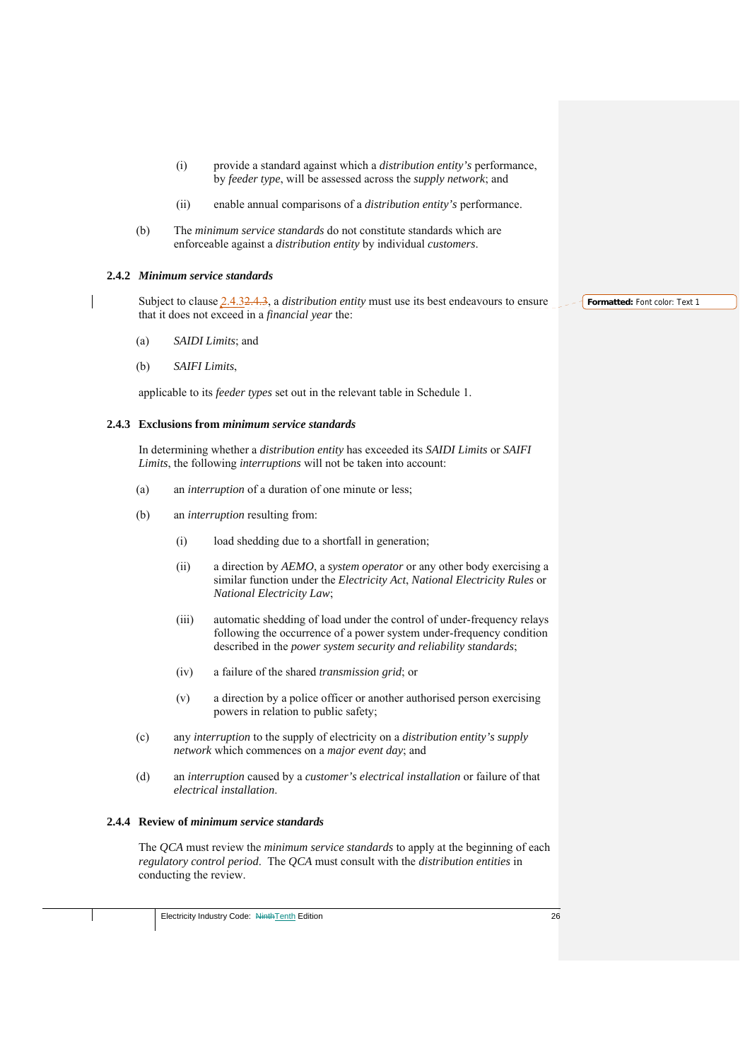(i) provide a standard against which a *distribution entity's* performance, by *feeder type*, will be assessed across the *supply network*; and

(ii) enable annual comparisons of a *distribution entity's* performance.

(b) The *minimum service standards* do not constitute standards which are enforceable against a *distribution entity* by individual *customers*.

### 2.4.2 *Minimum service standards*

Subject to clause 2.4.3, a *distribution entity* must use its best endeavours to ensure that it does not exceed in a *financial year* the:

(a) *SAIDI Limits*; and

(b) *SAIFI Limits*,

applicable to its *feeder types* set out in the relevant table in Schedule 1.

### 2.4.3 Exclusions from *minimum service standards*

In determining whether a *distribution entity* has exceeded its *SAIDI Limits* or *SAIFI Limits*, the following *interruptions* will not be taken into account:

(a) an *interruption* of a duration of one minute or less;

(b) an *interruption* resulting from:

(i) load shedding due to a shortfall in generation;

(ii) a direction by *AEMO*, a *system operator* or any other body exercising a similar function under the *Electricity Act*, *National Electricity Rules* or *National Electricity Law*;

(iii) automatic shedding of load under the control of under-frequency relays following the occurrence of a power system under-frequency condition described in the *power system security and reliability standards*;

(iv) a failure of the shared *transmission grid*; or

(v) a direction by a police officer or another authorised person exercising powers in relation to public safety;

(c) any *interruption* to the supply of electricity on a *distribution entity's supply network* which commences on a *major event day*; and

(d) an *interruption* caused by a *customer's electrical installation* or failure of that *electrical installation*.

### 2.4.4 Review of *minimum service standards*

The *QCA* must review the *minimum service standards* to apply at the beginning of each *regulatory control period*. The *QCA* must consult with the *distribution entities* in conducting the review.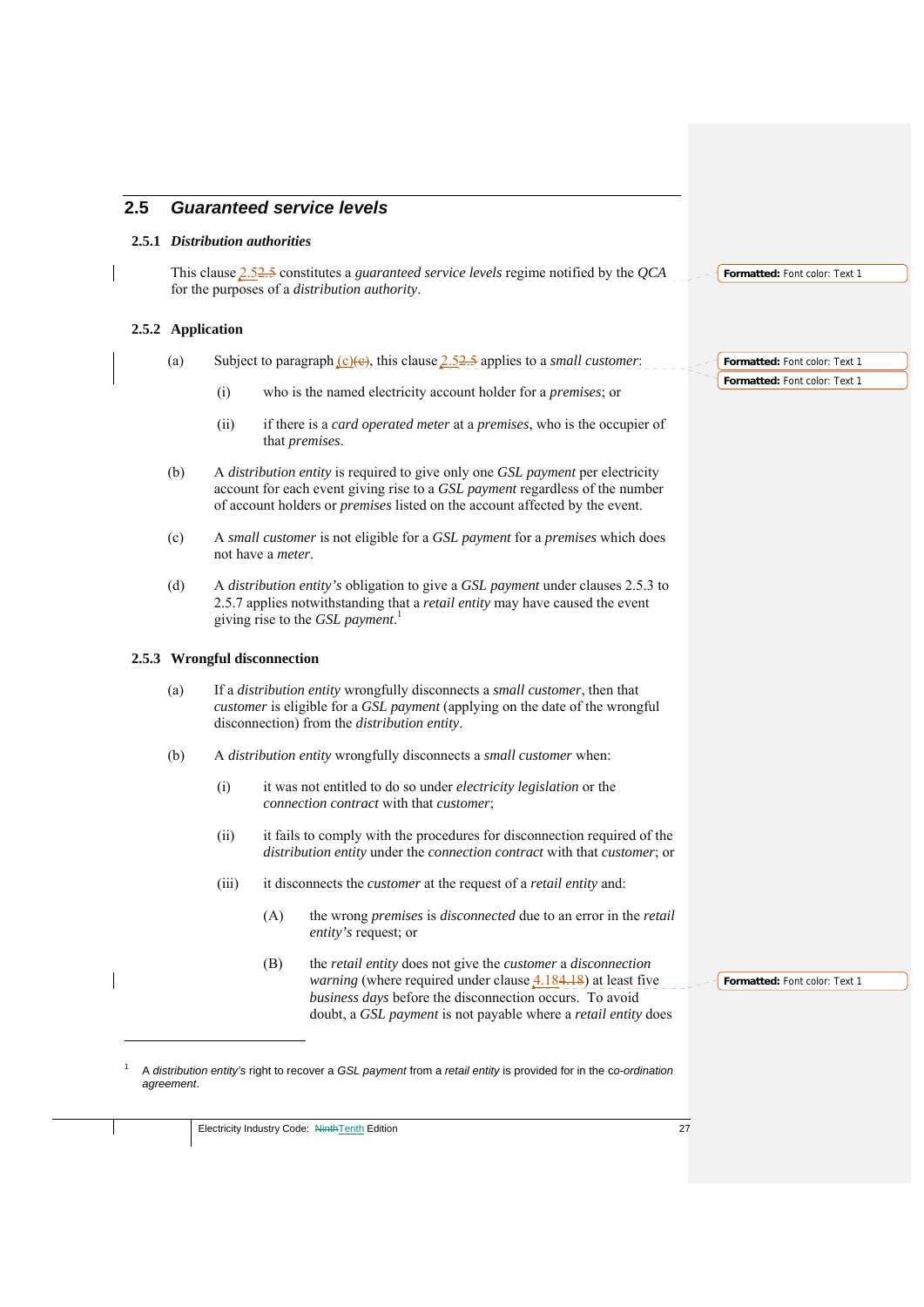## 2.5 *Guaranteed service levels*

### 2.5.1 *Distribution authorities*

This clause 2.5 constitutes a *guaranteed service levels* regime notified by the *QCA* for the purposes of a *distribution authority*.

### 2.5.2 Application

(a) Subject to paragraph (c), this clause 2.5 applies to a *small customer*:

(i) who is the named electricity account holder for a *premises*; or

(ii) if there is a *card operated meter* at a *premises*, who is the occupier of that *premises*.

(b) A *distribution entity* is required to give only one *GSL payment* per electricity account for each event giving rise to a *GSL payment* regardless of the number of account holders or *premises* listed on the account affected by the event.

(c) A *small customer* is not eligible for a *GSL payment* for a *premises* which does not have a *meter*.

(d) A *distribution entity's* obligation to give a *GSL payment* under clauses 2.5.3 to 2.5.7 applies notwithstanding that a *retail entity* may have caused the event giving rise to the *GSL payment*.[1]

### 2.5.3 Wrongful disconnection

(a) If a *distribution entity* wrongfully disconnects a *small customer*, then that *customer* is eligible for a *GSL payment* (applying on the date of the wrongful disconnection) from the *distribution entity*.

(b) A *distribution entity* wrongfully disconnects a *small customer* when:

(i) it was not entitled to do so under *electricity legislation* or the *connection contract* with that *customer*;

(ii) it fails to comply with the procedures for disconnection required of the *distribution entity* under the *connection contract* with that *customer*; or

(iii) it disconnects the *customer* at the request of a *retail entity* and:

(A) the wrong *premises* is *disconnected* due to an error in the *retail entity's* request; or

(B) the *retail entity* does not give the *customer* a *disconnection warning* (where required under clause 4.18) at least five *business days* before the disconnection occurs. To avoid doubt, a *GSL payment* is not payable where a *retail entity* does

[1] A *distribution entity's* right to recover a *GSL payment* from a *retail entity* is provided for in the *co-ordination agreement*.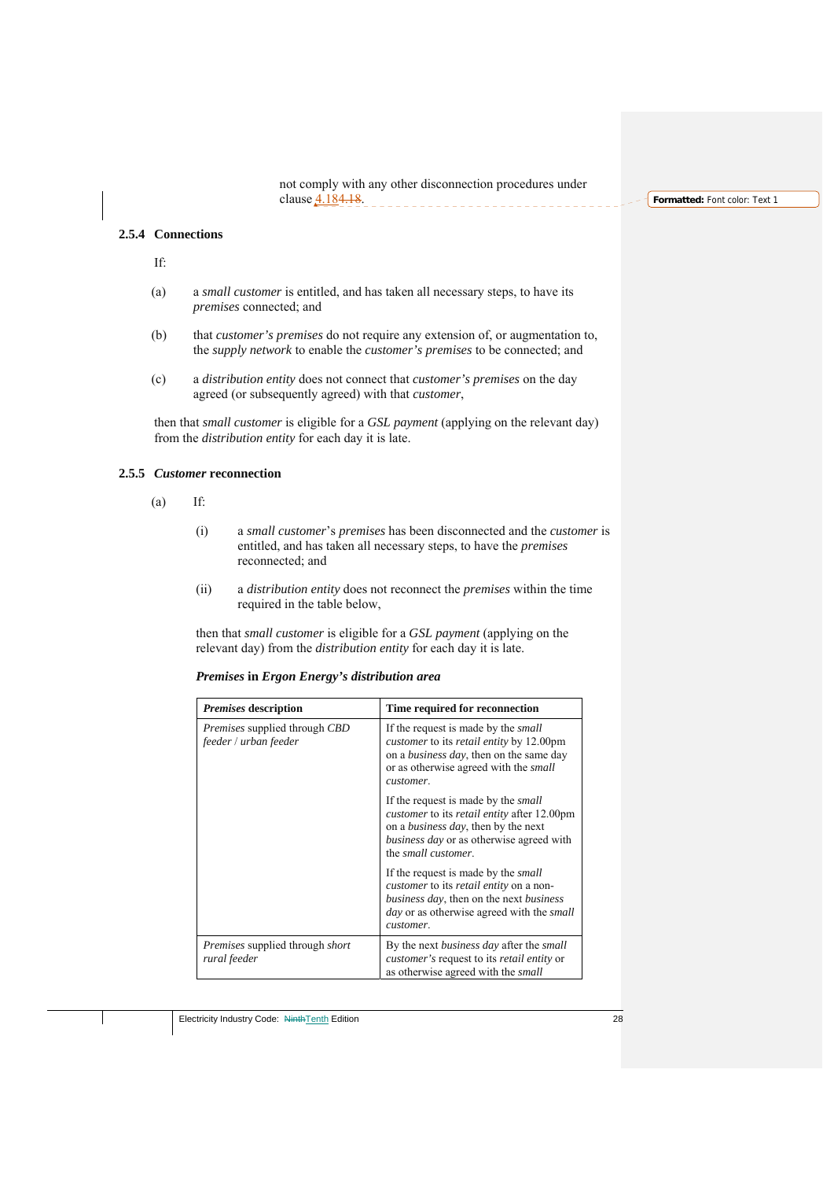not comply with any other disconnection procedures under clause 4.184.18.

### 2.5.4 Connections

If:

(a) a *small customer* is entitled, and has taken all necessary steps, to have its *premises* connected; and

(b) that *customer's premises* do not require any extension of, or augmentation to, the *supply network* to enable the *customer's premises* to be connected; and

(c) a *distribution entity* does not connect that *customer's premises* on the day agreed (or subsequently agreed) with that *customer*,

then that *small customer* is eligible for a *GSL payment* (applying on the relevant day) from the *distribution entity* for each day it is late.

### 2.5.5 *Customer* reconnection

(a) If:

(i) a *small customer*'s *premises* has been disconnected and the *customer* is entitled, and has taken all necessary steps, to have the *premises* reconnected; and

(ii) a *distribution entity* does not reconnect the *premises* within the time required in the table below,

then that *small customer* is eligible for a *GSL payment* (applying on the relevant day) from the *distribution entity* for each day it is late.

***Premises* in *Ergon Energy's distribution area***

| ***Premises* description** | **Time required for reconnection** |
|---|---|
| *Premises* supplied through *CBD feeder* / *urban feeder* | If the request is made by the *small customer* to its *retail entity* by 12.00pm on a *business day*, then on the same day or as otherwise agreed with the *small customer*.<br><br>If the request is made by the *small customer* to its *retail entity* after 12.00pm on a *business day*, then by the next *business day* or as otherwise agreed with the *small customer*.<br><br>If the request is made by the *small customer* to its *retail entity* on a non-*business day*, then on the next *business day* or as otherwise agreed with the *small customer*. |
| *Premises* supplied through *short rural feeder* | By the next *business day* after the *small customer's* request to its *retail entity* or as otherwise agreed with the *small* |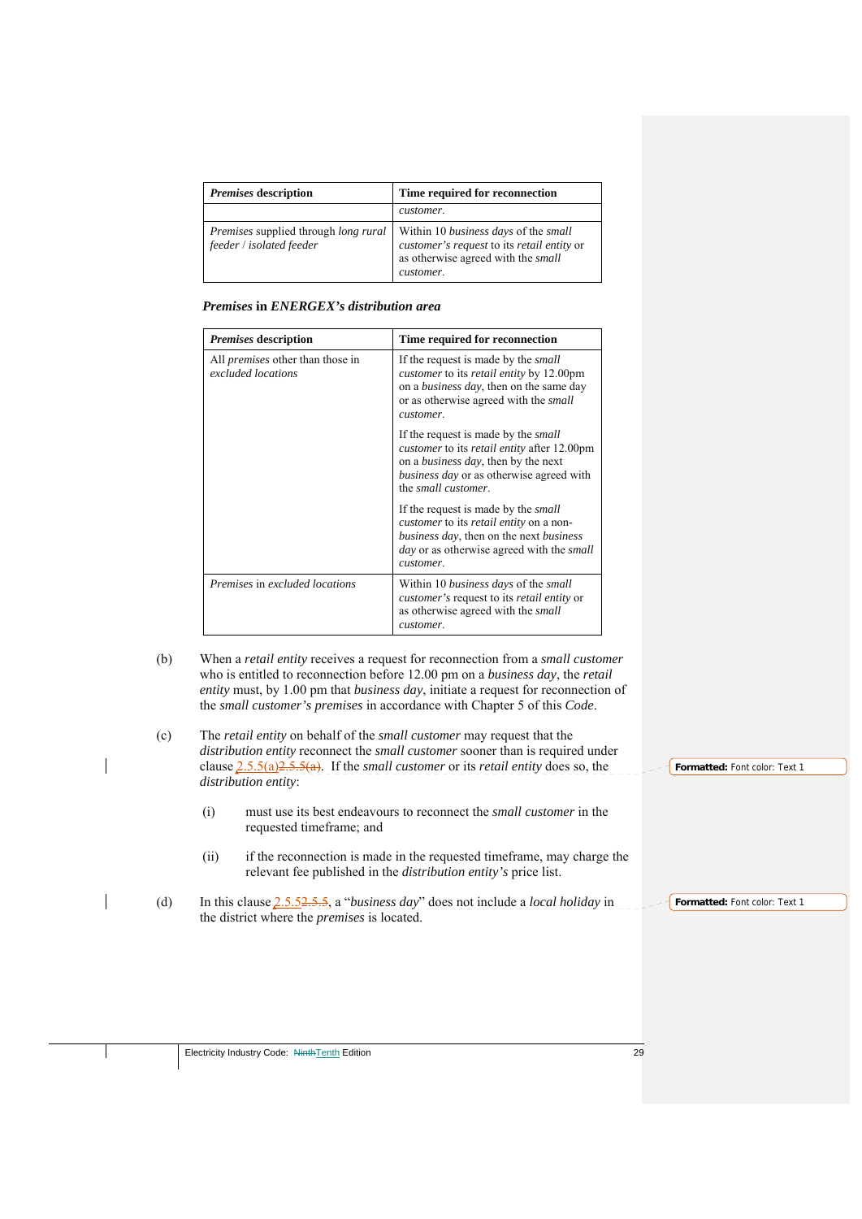| *Premises* description | Time required for reconnection |
| --- | --- |
| | *customer*. |
| *Premises* supplied through *long rural feeder* / *isolated feeder* | Within 10 *business days* of the *small customer's request* to its *retail entity* or as otherwise agreed with the *small customer*. |

***Premises* in *ENERGEX's distribution area***

| *Premises* description | Time required for reconnection |
| --- | --- |
| All *premises* other than those in *excluded locations* | If the request is made by the *small customer* to its *retail entity* by 12.00pm on a *business day*, then on the same day or as otherwise agreed with the *small customer*. <br><br> If the request is made by the *small customer* to its *retail entity* after 12.00pm on a *business day*, then by the next *business day* or as otherwise agreed with the *small customer*. <br><br> If the request is made by the *small customer* to its *retail entity* on a non-*business day*, then on the next *business day* or as otherwise agreed with the *small customer*. |
| *Premises* in *excluded locations* | Within 10 *business days* of the *small customer's* request to its *retail entity* or as otherwise agreed with the *small customer*. |

(b) When a *retail entity* receives a request for reconnection from a *small customer* who is entitled to reconnection before 12.00 pm on a *business day*, the *retail entity* must, by 1.00 pm that *business day*, initiate a request for reconnection of the *small customer's premises* in accordance with Chapter 5 of this *Code*.

(c) The *retail entity* on behalf of the *small customer* may request that the *distribution entity* reconnect the *small customer* sooner than is required under clause 2.5.5(a)~~2.5.5(a)~~. If the *small customer* or its *retail entity* does so, the *distribution entity*:

(i) must use its best endeavours to reconnect the *small customer* in the requested timeframe; and

(ii) if the reconnection is made in the requested timeframe, may charge the relevant fee published in the *distribution entity's* price list.

(d) In this clause 2.5.5~~2.5.5~~, a "*business day*" does not include a *local holiday* in the district where the *premises* is located.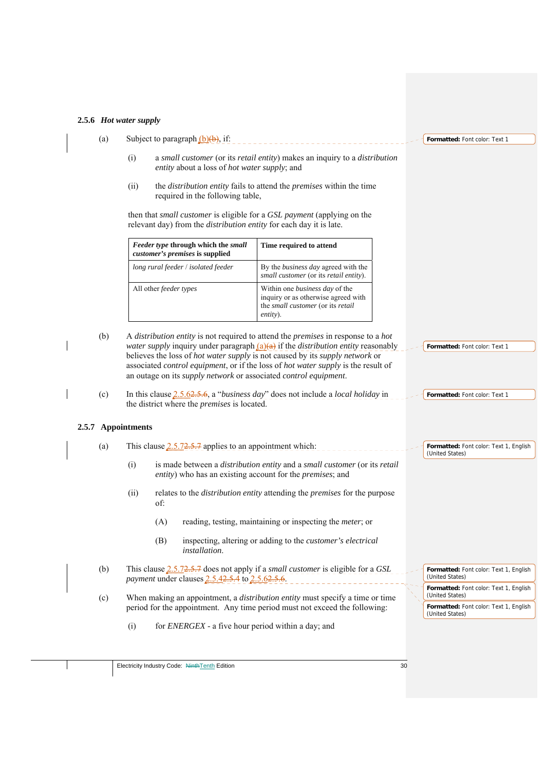### 2.5.6 *Hot water supply*

(a) Subject to paragraph (b), if:

(i) a *small customer* (or its *retail entity*) makes an inquiry to a *distribution entity* about a loss of *hot water supply*; and

(ii) the *distribution entity* fails to attend the *premises* within the time required in the following table,

then that *small customer* is eligible for a *GSL payment* (applying on the relevant day) from the *distribution entity* for each day it is late.

| ***Feeder type* through which the *small customer's premises* is supplied** | **Time required to attend** |
|---|---|
| *long rural feeder* / *isolated feeder* | By the *business day* agreed with the *small customer* (or its *retail entity*). |
| All other *feeder types* | Within one *business day* of the inquiry or as otherwise agreed with the *small customer* (or its *retail entity*). |

(b) A *distribution entity* is not required to attend the *premises* in response to a *hot water supply* inquiry under paragraph (a) if the *distribution entity* reasonably believes the loss of *hot water supply* is not caused by its *supply network* or associated *control equipment*, or if the loss of *hot water supply* is the result of an outage on its *supply network* or associated *control equipment*.

(c) In this clause 2.5.6, a "*business day*" does not include a *local holiday* in the district where the *premises* is located.

### 2.5.7 Appointments

(a) This clause 2.5.7 applies to an appointment which:

(i) is made between a *distribution entity* and a *small customer* (or its *retail entity*) who has an existing account for the *premises*; and

(ii) relates to the *distribution entity* attending the *premises* for the purpose of:

(A) reading, testing, maintaining or inspecting the *meter*; or

(B) inspecting, altering or adding to the *customer's electrical installation*.

(b) This clause 2.5.7 does not apply if a *small customer* is eligible for a *GSL payment* under clauses 2.5.4 to 2.5.6.

(c) When making an appointment, a *distribution entity* must specify a time or time period for the appointment. Any time period must not exceed the following:

(i) for *ENERGEX* - a five hour period within a day; and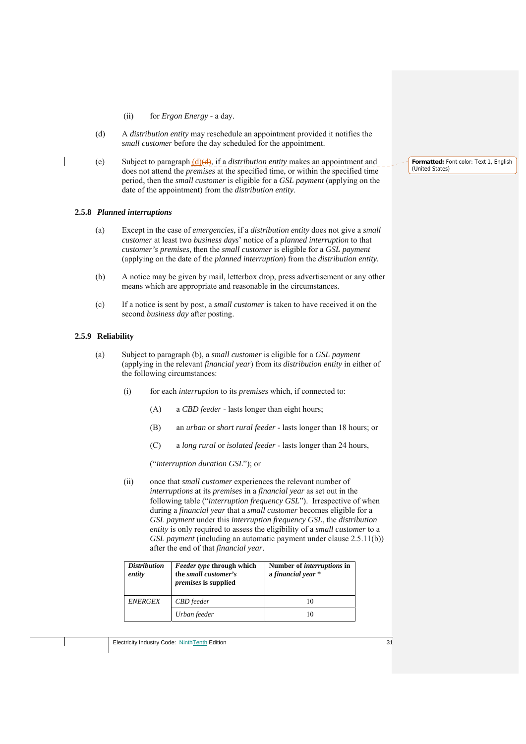(ii) for *Ergon Energy* - a day.

(d) A *distribution entity* may reschedule an appointment provided it notifies the *small customer* before the day scheduled for the appointment.

(e) Subject to paragraph (d)(d), if a *distribution entity* makes an appointment and does not attend the *premises* at the specified time, or within the specified time period, then the *small customer* is eligible for a *GSL payment* (applying on the date of the appointment) from the *distribution entity*.

### 2.5.8 *Planned interruptions*

(a) Except in the case of *emergencies*, if a *distribution entity* does not give a *small customer* at least two *business days*' notice of a *planned interruption* to that *customer's premises*, then the *small customer* is eligible for a *GSL payment* (applying on the date of the *planned interruption*) from the *distribution entity*.

(b) A notice may be given by mail, letterbox drop, press advertisement or any other means which are appropriate and reasonable in the circumstances.

(c) If a notice is sent by post, a *small customer* is taken to have received it on the second *business day* after posting.

### 2.5.9 Reliability

(a) Subject to paragraph (b), a *small customer* is eligible for a *GSL payment* (applying in the relevant *financial year*) from its *distribution entity* in either of the following circumstances:

(i) for each *interruption* to its *premises* which, if connected to:

(A) a *CBD feeder* - lasts longer than eight hours;

(B) an *urban* or *short rural feeder* - lasts longer than 18 hours; or

(C) a *long rural* or *isolated feeder* - lasts longer than 24 hours,

("*interruption duration GSL*"); or

(ii) once that *small customer* experiences the relevant number of *interruptions* at its *premises* in a *financial year* as set out in the following table ("*interruption frequency GSL*"). Irrespective of when during a *financial year* that a *small customer* becomes eligible for a *GSL payment* under this *interruption frequency GSL*, the *distribution entity* is only required to assess the eligibility of a *small customer* to a *GSL payment* (including an automatic payment under clause 2.5.11(b)) after the end of that *financial year*.

| ***Distribution entity*** | ***Feeder type* through which the *small customer's premises* is supplied** | **Number of *interruptions* in a *financial year* *** |
|---|---|---|
| *ENERGEX* | *CBD feeder* | 10 |
| | *Urban feeder* | 10 |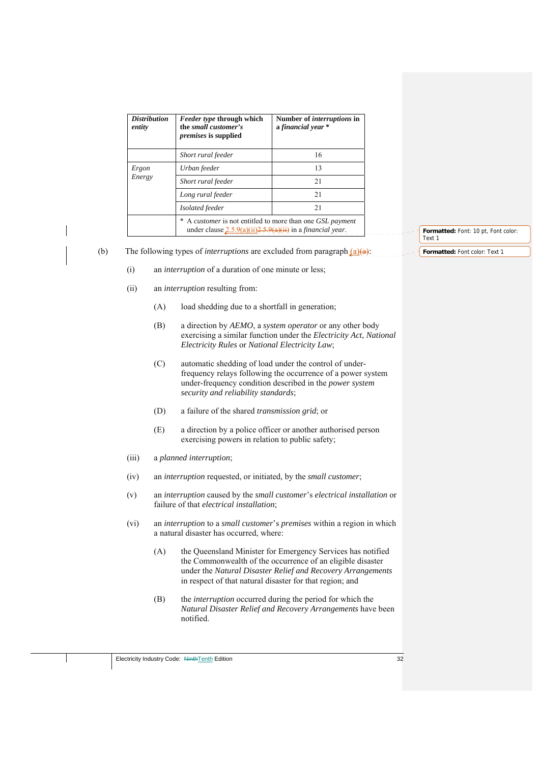| *Distribution entity* | *Feeder type* through which the *small customer's premises* is supplied | Number of *interruptions* in a *financial year* * |
|---|---|---|
| | *Short rural feeder* | 16 |
| *Ergon Energy* | *Urban feeder* | 13 |
| | *Short rural feeder* | 21 |
| | *Long rural feeder* | 21 |
| | *Isolated feeder* | 21 |
| | * A *customer* is not entitled to more than one *GSL payment* under clause 2.5.9(a)(ii) in a *financial year*. | |

(b) The following types of *interruptions* are excluded from paragraph (a):

(i) an *interruption* of a duration of one minute or less;

(ii) an *interruption* resulting from:

(A) load shedding due to a shortfall in generation;

(B) a direction by *AEMO*, a *system operator* or any other body exercising a similar function under the *Electricity Act*, *National Electricity Rules* or *National Electricity Law*;

(C) automatic shedding of load under the control of under-frequency relays following the occurrence of a power system under-frequency condition described in the *power system security and reliability standards*;

(D) a failure of the shared *transmission grid*; or

(E) a direction by a police officer or another authorised person exercising powers in relation to public safety;

(iii) a *planned interruption*;

(iv) an *interruption* requested, or initiated, by the *small customer*;

(v) an *interruption* caused by the *small customer*'s *electrical installation* or failure of that *electrical installation*;

(vi) an *interruption* to a *small customer*'s *premises* within a region in which a natural disaster has occurred, where:

(A) the Queensland Minister for Emergency Services has notified the Commonwealth of the occurrence of an eligible disaster under the *Natural Disaster Relief and Recovery Arrangements* in respect of that natural disaster for that region; and

(B) the *interruption* occurred during the period for which the *Natural Disaster Relief and Recovery Arrangements* have been notified.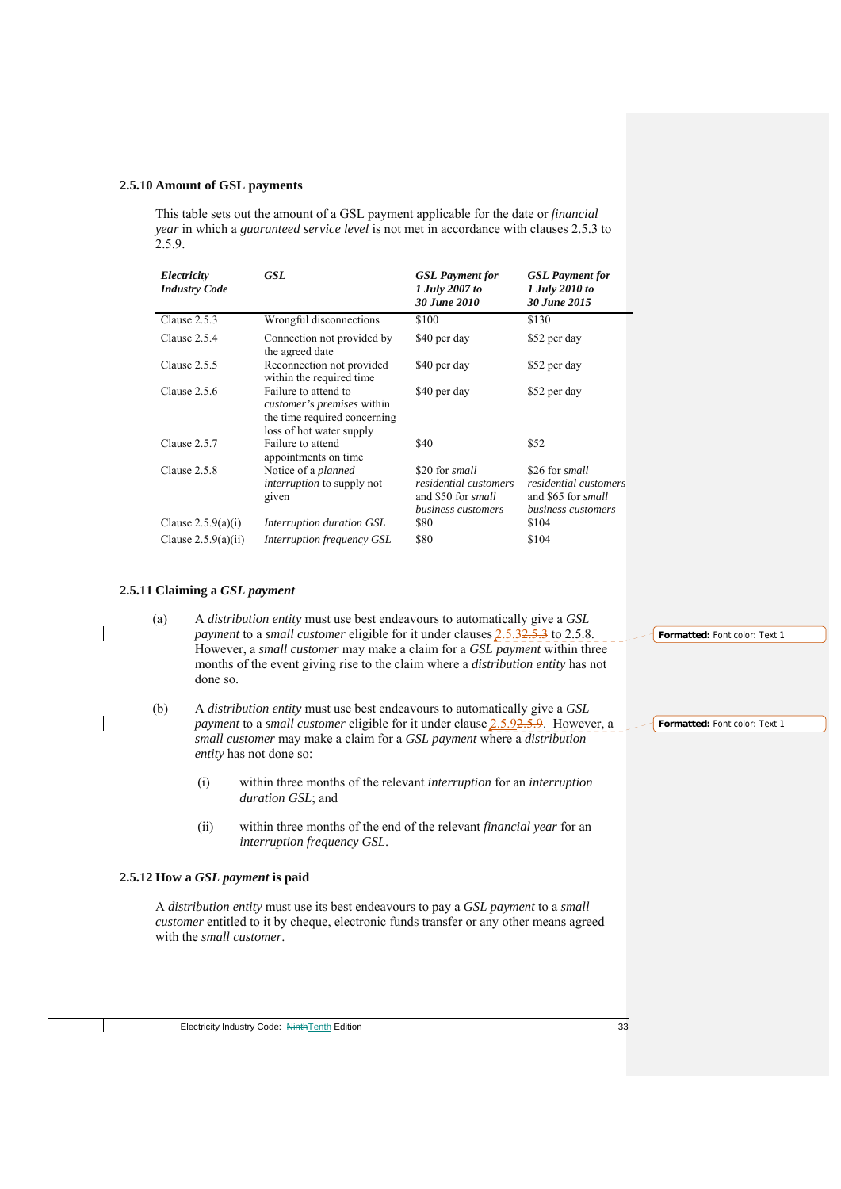### 2.5.10 Amount of GSL payments

This table sets out the amount of a GSL payment applicable for the date or *financial year* in which a *guaranteed service level* is not met in accordance with clauses 2.5.3 to 2.5.9.

| *Electricity Industry Code* | *GSL* | *GSL Payment for 1 July 2007 to 30 June 2010* | *GSL Payment for 1 July 2010 to 30 June 2015* |
|---|---|---|---|
| Clause 2.5.3 | Wrongful disconnections | $100 | $130 |
| Clause 2.5.4 | Connection not provided by the agreed date | $40 per day | $52 per day |
| Clause 2.5.5 | Reconnection not provided within the required time | $40 per day | $52 per day |
| Clause 2.5.6 | Failure to attend to *customer's premises* within the time required concerning loss of hot water supply | $40 per day | $52 per day |
| Clause 2.5.7 | Failure to attend appointments on time | $40 | $52 |
| Clause 2.5.8 | Notice of a *planned interruption* to supply not given | $20 for *small residential customers* and $50 for *small business customers* | $26 for *small residential customers* and $65 for *small business customers* |
| Clause 2.5.9(a)(i) | *Interruption duration GSL* | $80 | $104 |
| Clause 2.5.9(a)(ii) | *Interruption frequency GSL* | $80 | $104 |

### 2.5.11 Claiming a *GSL payment*

(a) A *distribution entity* must use best endeavours to automatically give a *GSL payment* to a *small customer* eligible for it under clauses 2.5.32.5.3 to 2.5.8. However, a *small customer* may make a claim for a *GSL payment* within three months of the event giving rise to the claim where a *distribution entity* has not done so.

(b) A *distribution entity* must use best endeavours to automatically give a *GSL payment* to a *small customer* eligible for it under clause 2.5.92.5.9. However, a *small customer* may make a claim for a *GSL payment* where a *distribution entity* has not done so:

(i) within three months of the relevant *interruption* for an *interruption duration GSL*; and

(ii) within three months of the end of the relevant *financial year* for an *interruption frequency GSL*.

### 2.5.12 How a *GSL payment* is paid

A *distribution entity* must use its best endeavours to pay a *GSL payment* to a *small customer* entitled to it by cheque, electronic funds transfer or any other means agreed with the *small customer*.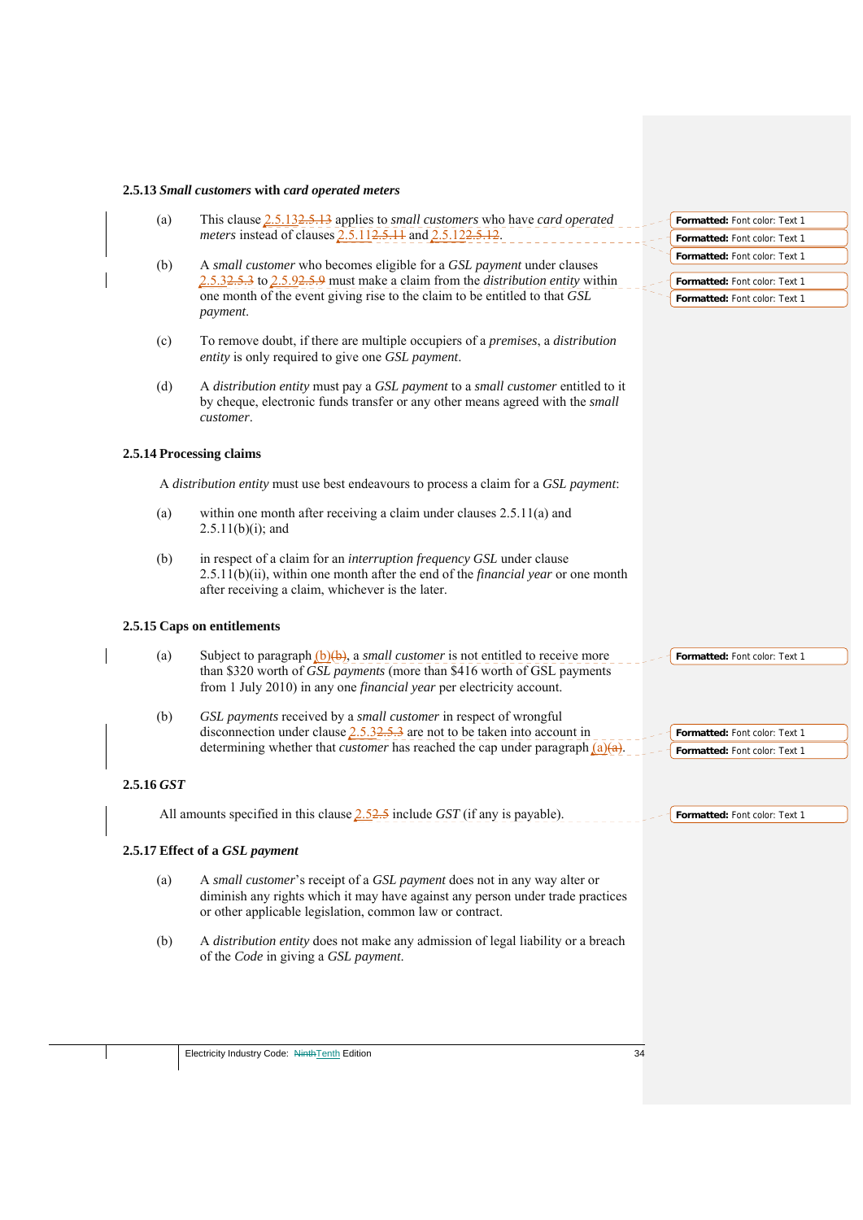### 2.5.13 *Small customers* with *card operated meters*

(a) This clause 2.5.13 applies to *small customers* who have *card operated meters* instead of clauses 2.5.11 and 2.5.12.

(b) A *small customer* who becomes eligible for a *GSL payment* under clauses 2.5.3 to 2.5.9 must make a claim from the *distribution entity* within one month of the event giving rise to the claim to be entitled to that *GSL payment*.

(c) To remove doubt, if there are multiple occupiers of a *premises*, a *distribution entity* is only required to give one *GSL payment*.

(d) A *distribution entity* must pay a *GSL payment* to a *small customer* entitled to it by cheque, electronic funds transfer or any other means agreed with the *small customer*.

### 2.5.14 Processing claims

A *distribution entity* must use best endeavours to process a claim for a *GSL payment*:

(a) within one month after receiving a claim under clauses 2.5.11(a) and 2.5.11(b)(i); and

(b) in respect of a claim for an *interruption frequency GSL* under clause 2.5.11(b)(ii), within one month after the end of the *financial year* or one month after receiving a claim, whichever is the later.

### 2.5.15 Caps on entitlements

(a) Subject to paragraph (b), a *small customer* is not entitled to receive more than $320 worth of *GSL payments* (more than $416 worth of GSL payments from 1 July 2010) in any one *financial year* per electricity account.

(b) *GSL payments* received by a *small customer* in respect of wrongful disconnection under clause 2.5.3 are not to be taken into account in determining whether that *customer* has reached the cap under paragraph (a).

### 2.5.16 *GST*

All amounts specified in this clause 2.5 include *GST* (if any is payable).

### 2.5.17 Effect of a *GSL payment*

(a) A *small customer*'s receipt of a *GSL payment* does not in any way alter or diminish any rights which it may have against any person under trade practices or other applicable legislation, common law or contract.

(b) A *distribution entity* does not make any admission of legal liability or a breach of the *Code* in giving a *GSL payment*.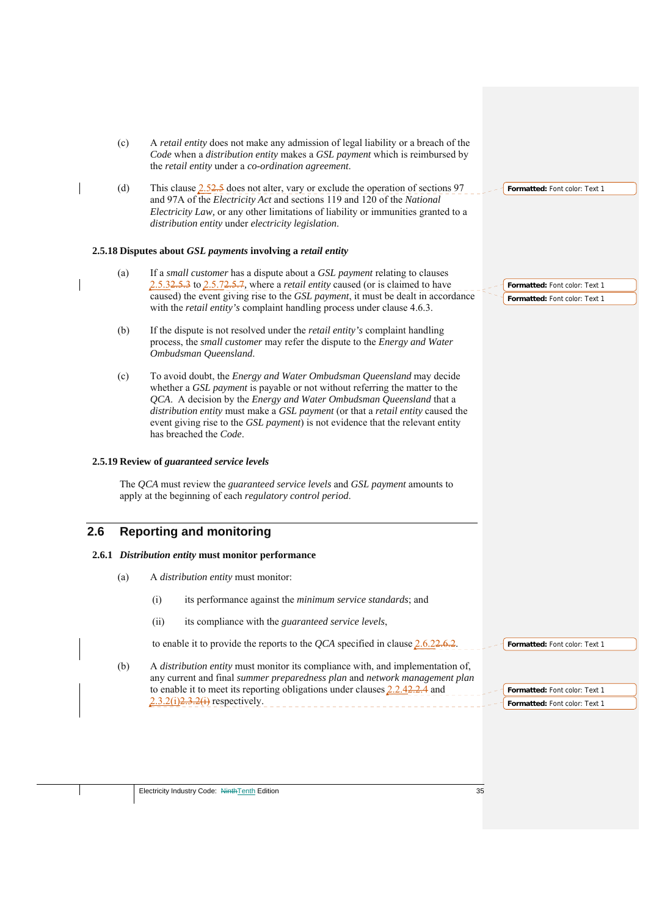(c) A *retail entity* does not make any admission of legal liability or a breach of the *Code* when a *distribution entity* makes a *GSL payment* which is reimbursed by the *retail entity* under a *co-ordination agreement*.

(d) This clause 2.5 does not alter, vary or exclude the operation of sections 97 and 97A of the *Electricity Act* and sections 119 and 120 of the *National Electricity Law*, or any other limitations of liability or immunities granted to a *distribution entity* under *electricity legislation*.

### 2.5.18 Disputes about *GSL payments* involving a *retail entity*

(a) If a *small customer* has a dispute about a *GSL payment* relating to clauses 2.5.3 to 2.5.7, where a *retail entity* caused (or is claimed to have caused) the event giving rise to the *GSL payment*, it must be dealt in accordance with the *retail entity's* complaint handling process under clause 4.6.3.

(b) If the dispute is not resolved under the *retail entity's* complaint handling process, the *small customer* may refer the dispute to the *Energy and Water Ombudsman Queensland*.

(c) To avoid doubt, the *Energy and Water Ombudsman Queensland* may decide whether a *GSL payment* is payable or not without referring the matter to the *QCA*. A decision by the *Energy and Water Ombudsman Queensland* that a *distribution entity* must make a *GSL payment* (or that a *retail entity* caused the event giving rise to the *GSL payment*) is not evidence that the relevant entity has breached the *Code*.

### 2.5.19 Review of *guaranteed service levels*

The *QCA* must review the *guaranteed service levels* and *GSL payment* amounts to apply at the beginning of each *regulatory control period*.

## 2.6 Reporting and monitoring

### 2.6.1 *Distribution entity* must monitor performance

(a) A *distribution entity* must monitor:

(i) its performance against the *minimum service standards*; and

(ii) its compliance with the *guaranteed service levels*,

to enable it to provide the reports to the *QCA* specified in clause 2.6.2.

(b) A *distribution entity* must monitor its compliance with, and implementation of, any current and final *summer preparedness plan* and *network management plan* to enable it to meet its reporting obligations under clauses 2.2.4 and 2.3.2(i) respectively.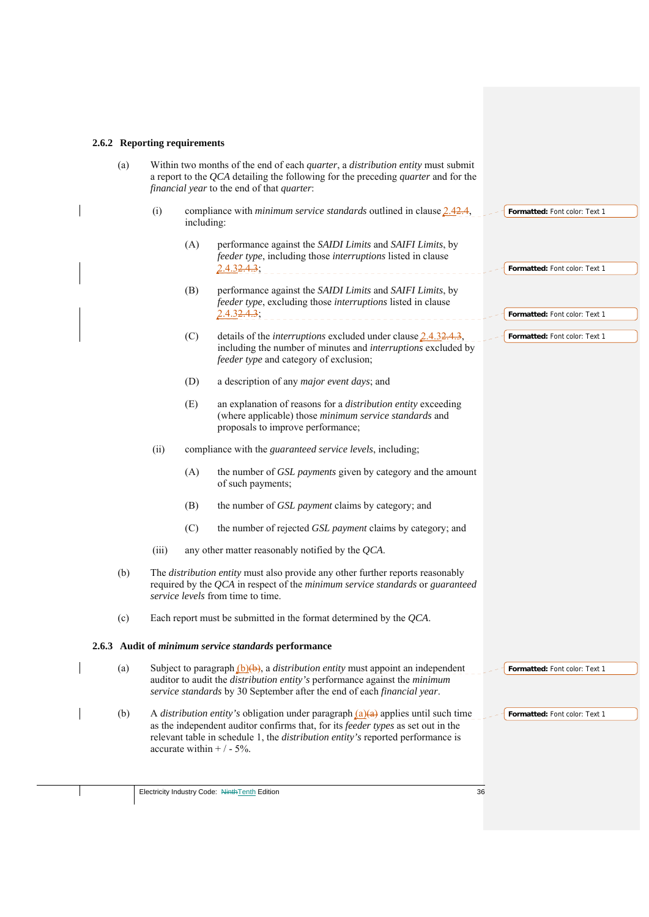### 2.6.2 Reporting requirements

(a) Within two months of the end of each *quarter*, a *distribution entity* must submit a report to the *QCA* detailing the following for the preceding *quarter* and for the *financial year* to the end of that *quarter*:

(i) compliance with *minimum service standards* outlined in clause 2.4, including:

(A) performance against the *SAIDI Limits* and *SAIFI Limits*, by *feeder type*, including those *interruptions* listed in clause 2.4.3;

(B) performance against the *SAIDI Limits* and *SAIFI Limits*, by *feeder type*, excluding those *interruptions* listed in clause 2.4.3;

(C) details of the *interruptions* excluded under clause 2.4.3, including the number of minutes and *interruptions* excluded by *feeder type* and category of exclusion;

(D) a description of any *major event days*; and

(E) an explanation of reasons for a *distribution entity* exceeding (where applicable) those *minimum service standards* and proposals to improve performance;

(ii) compliance with the *guaranteed service levels*, including;

(A) the number of *GSL payments* given by category and the amount of such payments;

(B) the number of *GSL payment* claims by category; and

(C) the number of rejected *GSL payment* claims by category; and

(iii) any other matter reasonably notified by the *QCA*.

(b) The *distribution entity* must also provide any other further reports reasonably required by the *QCA* in respect of the *minimum service standards* or *guaranteed service levels* from time to time.

(c) Each report must be submitted in the format determined by the *QCA*.

### 2.6.3 Audit of *minimum service standards* performance

(a) Subject to paragraph (b), a *distribution entity* must appoint an independent auditor to audit the *distribution entity's* performance against the *minimum service standards* by 30 September after the end of each *financial year*.

(b) A *distribution entity's* obligation under paragraph (a) applies until such time as the independent auditor confirms that, for its *feeder types* as set out in the relevant table in schedule 1, the *distribution entity's* reported performance is accurate within + / - 5%.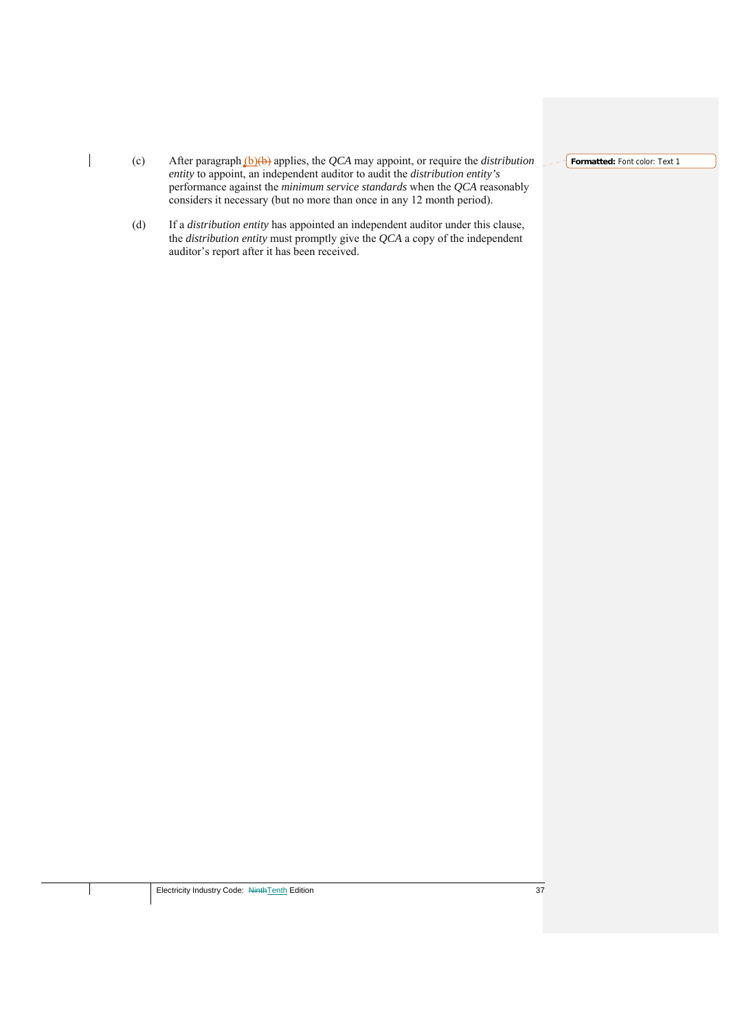(c) After paragraph (b) applies, the *QCA* may appoint, or require the *distribution entity* to appoint, an independent auditor to audit the *distribution entity's* performance against the *minimum service standards* when the *QCA* reasonably considers it necessary (but no more than once in any 12 month period).

(d) If a *distribution entity* has appointed an independent auditor under this clause, the *distribution entity* must promptly give the *QCA* a copy of the independent auditor's report after it has been received.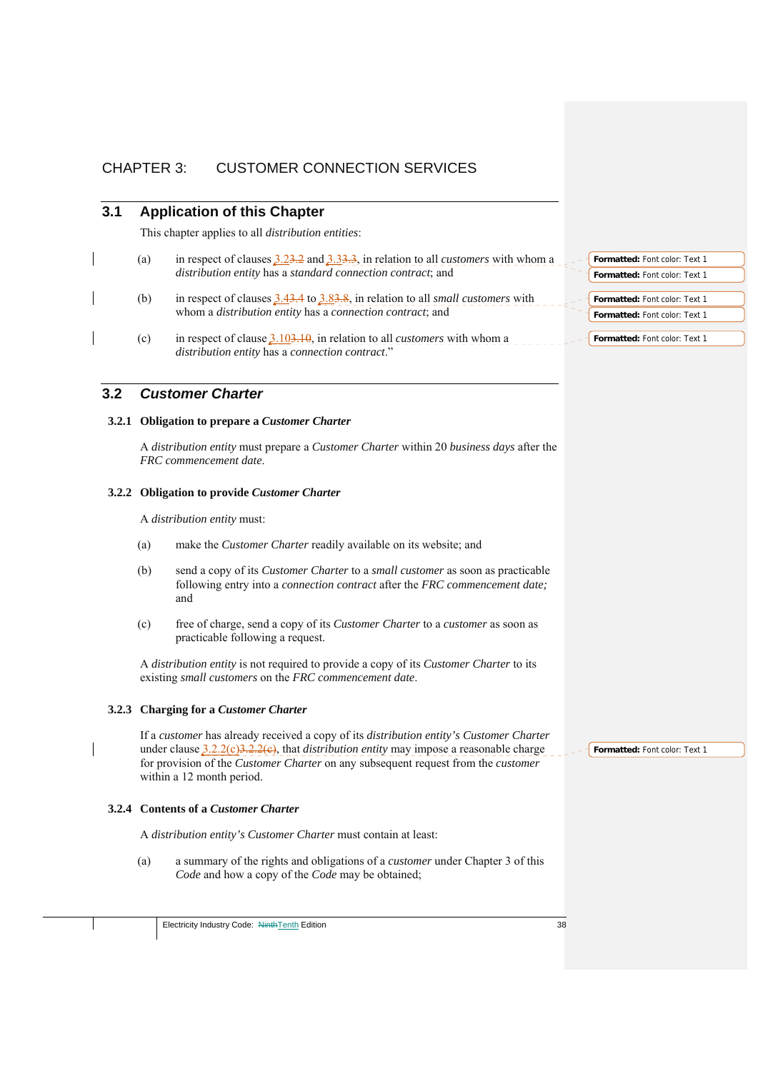# CHAPTER 3: CUSTOMER CONNECTION SERVICES

## 3.1 Application of this Chapter

This chapter applies to all *distribution entities*:

(a) in respect of clauses 3.23.2 and 3.33.3, in relation to all *customers* with whom a *distribution entity* has a *standard connection contract*; and

(b) in respect of clauses 3.43.4 to 3.83.8, in relation to all *small customers* with whom a *distribution entity* has a *connection contract*; and

(c) in respect of clause 3.103.10, in relation to all *customers* with whom a *distribution entity* has a *connection contract*."

## 3.2 *Customer Charter*

### 3.2.1 Obligation to prepare a *Customer Charter*

A *distribution entity* must prepare a *Customer Charter* within 20 *business days* after the *FRC commencement date*.

### 3.2.2 Obligation to provide *Customer Charter*

A *distribution entity* must:

(a) make the *Customer Charter* readily available on its website; and

(b) send a copy of its *Customer Charter* to a *small customer* as soon as practicable following entry into a *connection contract* after the *FRC commencement date;* and

(c) free of charge, send a copy of its *Customer Charter* to a *customer* as soon as practicable following a request.

A *distribution entity* is not required to provide a copy of its *Customer Charter* to its existing *small customers* on the *FRC commencement date*.

### 3.2.3 Charging for a *Customer Charter*

If a *customer* has already received a copy of its *distribution entity's Customer Charter* under clause 3.2.2(c)3.2.2(c), that *distribution entity* may impose a reasonable charge for provision of the *Customer Charter* on any subsequent request from the *customer* within a 12 month period.

### 3.2.4 Contents of a *Customer Charter*

A *distribution entity's Customer Charter* must contain at least:

(a) a summary of the rights and obligations of a *customer* under Chapter 3 of this *Code* and how a copy of the *Code* may be obtained;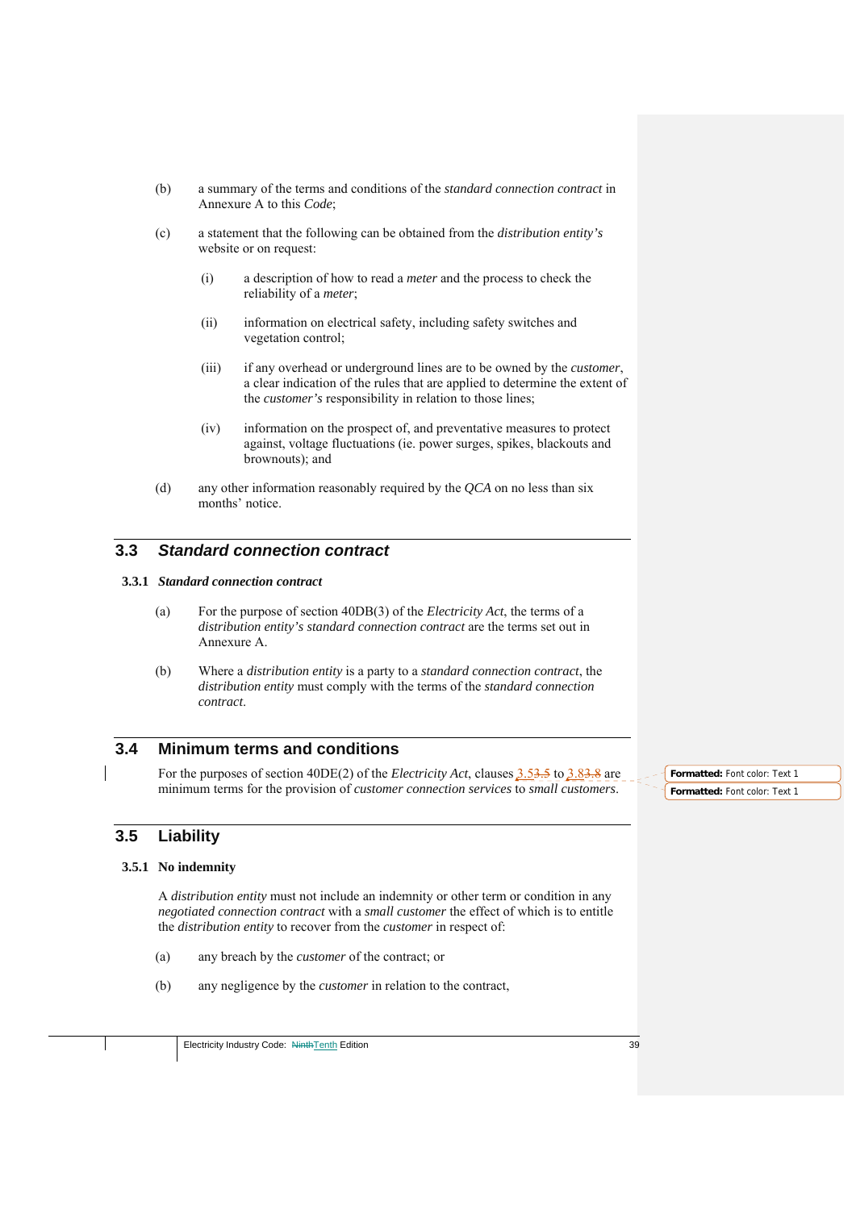(b) a summary of the terms and conditions of the *standard connection contract* in Annexure A to this *Code*;

(c) a statement that the following can be obtained from the *distribution entity's* website or on request:

(i) a description of how to read a *meter* and the process to check the reliability of a *meter*;

(ii) information on electrical safety, including safety switches and vegetation control;

(iii) if any overhead or underground lines are to be owned by the *customer*, a clear indication of the rules that are applied to determine the extent of the *customer's* responsibility in relation to those lines;

(iv) information on the prospect of, and preventative measures to protect against, voltage fluctuations (ie. power surges, spikes, blackouts and brownouts); and

(d) any other information reasonably required by the *QCA* on no less than six months' notice.

## 3.3 *Standard connection contract*

### 3.3.1 *Standard connection contract*

(a) For the purpose of section 40DB(3) of the *Electricity Act*, the terms of a *distribution entity's standard connection contract* are the terms set out in Annexure A.

(b) Where a *distribution entity* is a party to a *standard connection contract*, the *distribution entity* must comply with the terms of the *standard connection contract*.

## 3.4 Minimum terms and conditions

For the purposes of section 40DE(2) of the *Electricity Act*, clauses 3.5 to 3.8 are minimum terms for the provision of *customer connection services* to *small customers*.

## 3.5 Liability

### 3.5.1 No indemnity

A *distribution entity* must not include an indemnity or other term or condition in any *negotiated connection contract* with a *small customer* the effect of which is to entitle the *distribution entity* to recover from the *customer* in respect of:

(a) any breach by the *customer* of the contract; or

(b) any negligence by the *customer* in relation to the contract,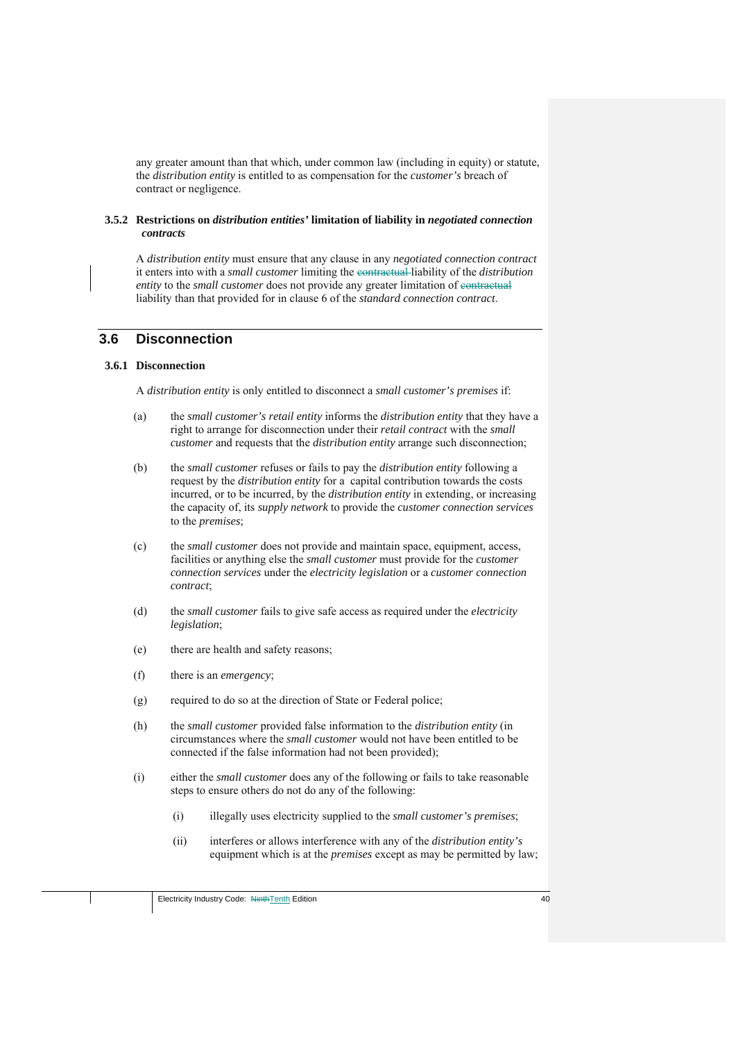any greater amount than that which, under common law (including in equity) or statute, the *distribution entity* is entitled to as compensation for the *customer's* breach of contract or negligence.

#### 3.5.2 Restrictions on *distribution entities'* limitation of liability in *negotiated connection contracts*

A *distribution entity* must ensure that any clause in any *negotiated connection contract* it enters into with a *small customer* limiting the ~~contractual~~ liability of the *distribution entity* to the *small customer* does not provide any greater limitation of ~~contractual~~ liability than that provided for in clause 6 of the *standard connection contract*.

## 3.6 Disconnection

#### 3.6.1 Disconnection

A *distribution entity* is only entitled to disconnect a *small customer's premises* if:

(a) the *small customer's retail entity* informs the *distribution entity* that they have a right to arrange for disconnection under their *retail contract* with the *small customer* and requests that the *distribution entity* arrange such disconnection;

(b) the *small customer* refuses or fails to pay the *distribution entity* following a request by the *distribution entity* for a capital contribution towards the costs incurred, or to be incurred, by the *distribution entity* in extending, or increasing the capacity of, its *supply network* to provide the *customer connection services* to the *premises*;

(c) the *small customer* does not provide and maintain space, equipment, access, facilities or anything else the *small customer* must provide for the *customer connection services* under the *electricity legislation* or a *customer connection contract*;

(d) the *small customer* fails to give safe access as required under the *electricity legislation*;

(e) there are health and safety reasons;

(f) there is an *emergency*;

(g) required to do so at the direction of State or Federal police;

(h) the *small customer* provided false information to the *distribution entity* (in circumstances where the *small customer* would not have been entitled to be connected if the false information had not been provided);

(i) either the *small customer* does any of the following or fails to take reasonable steps to ensure others do not do any of the following:

  (i) illegally uses electricity supplied to the *small customer's premises*;

  (ii) interferes or allows interference with any of the *distribution entity's* equipment which is at the *premises* except as may be permitted by law;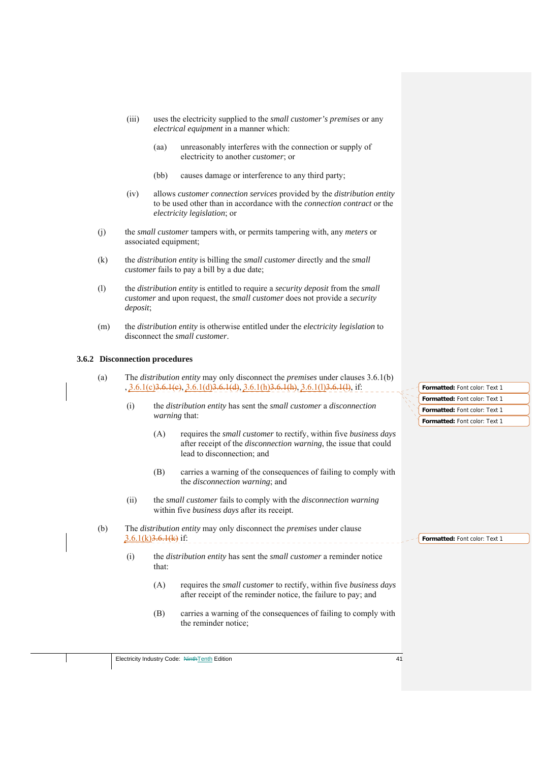(iii) uses the electricity supplied to the *small customer's premises* or any *electrical equipment* in a manner which:

(aa) unreasonably interferes with the connection or supply of electricity to another *customer*; or

(bb) causes damage or interference to any third party;

(iv) allows *customer connection services* provided by the *distribution entity* to be used other than in accordance with the *connection contract* or the *electricity legislation*; or

(j) the *small customer* tampers with, or permits tampering with, any *meters* or associated equipment;

(k) the *distribution entity* is billing the *small customer* directly and the *small customer* fails to pay a bill by a due date;

(l) the *distribution entity* is entitled to require a *security deposit* from the *small customer* and upon request, the *small customer* does not provide a *security deposit*;

(m) the *distribution entity* is otherwise entitled under the *electricity legislation* to disconnect the *small customer*.

### 3.6.2 Disconnection procedures

(a) The *distribution entity* may only disconnect the *premises* under clauses 3.6.1(b), 3.6.1(c)~~3.6.1(c)~~, 3.6.1(d)~~3.6.1(d)~~, 3.6.1(h)~~3.6.1(h)~~, 3.6.1(l)~~3.6.1(l)~~, if:

(i) the *distribution entity* has sent the *small customer* a *disconnection warning* that:

(A) requires the *small customer* to rectify, within five *business days* after receipt of the *disconnection warning*, the issue that could lead to disconnection; and

(B) carries a warning of the consequences of failing to comply with the *disconnection warning*; and

(ii) the *small customer* fails to comply with the *disconnection warning* within five *business days* after its receipt.

(b) The *distribution entity* may only disconnect the *premises* under clause 3.6.1(k)~~3.6.1(k)~~ if:

(i) the *distribution entity* has sent the *small customer* a reminder notice that:

(A) requires the *small customer* to rectify, within five *business days* after receipt of the reminder notice, the failure to pay; and

(B) carries a warning of the consequences of failing to comply with the reminder notice;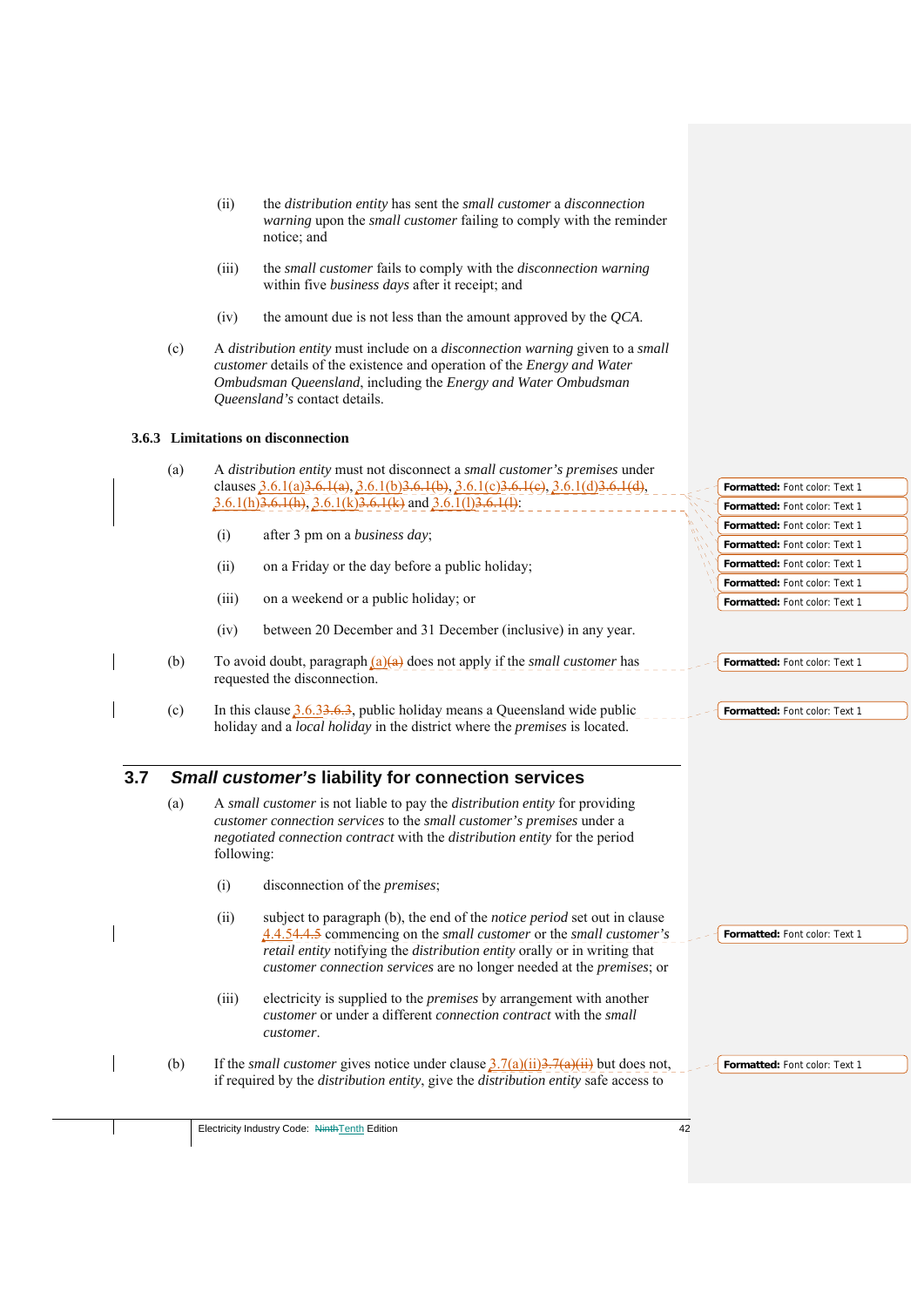(ii) the *distribution entity* has sent the *small customer* a *disconnection warning* upon the *small customer* failing to comply with the reminder notice; and

(iii) the *small customer* fails to comply with the *disconnection warning* within five *business days* after it receipt; and

(iv) the amount due is not less than the amount approved by the *QCA*.

(c) A *distribution entity* must include on a *disconnection warning* given to a *small customer* details of the existence and operation of the *Energy and Water Ombudsman Queensland*, including the *Energy and Water Ombudsman Queensland's* contact details.

### 3.6.3 Limitations on disconnection

(a) A *distribution entity* must not disconnect a *small customer's premises* under clauses 3.6.1(a)~~3.6.1(a)~~, 3.6.1(b)~~3.6.1(b)~~, 3.6.1(c)~~3.6.1(c)~~, 3.6.1(d)~~3.6.1(d)~~, 3.6.1(h)~~3.6.1(h)~~, 3.6.1(k)~~3.6.1(k)~~ and 3.6.1(l)~~3.6.1(l)~~:

(i) after 3 pm on a *business day*;

(ii) on a Friday or the day before a public holiday;

(iii) on a weekend or a public holiday; or

(iv) between 20 December and 31 December (inclusive) in any year.

(b) To avoid doubt, paragraph (a)~~(a)~~ does not apply if the *small customer* has requested the disconnection.

(c) In this clause 3.6.3~~3.6.3~~, public holiday means a Queensland wide public holiday and a *local holiday* in the district where the *premises* is located.

## 3.7 *Small customer's* liability for connection services

(a) A *small customer* is not liable to pay the *distribution entity* for providing *customer connection services* to the *small customer's premises* under a *negotiated connection contract* with the *distribution entity* for the period following:

(i) disconnection of the *premises*;

(ii) subject to paragraph (b), the end of the *notice period* set out in clause 4.4.5~~4.4.5~~ commencing on the *small customer* or the *small customer's retail entity* notifying the *distribution entity* orally or in writing that *customer connection services* are no longer needed at the *premises*; or

(iii) electricity is supplied to the *premises* by arrangement with another *customer* or under a different *connection contract* with the *small customer*.

(b) If the *small customer* gives notice under clause 3.7(a)(ii)~~3.7(a)(ii)~~ but does not, if required by the *distribution entity*, give the *distribution entity* safe access to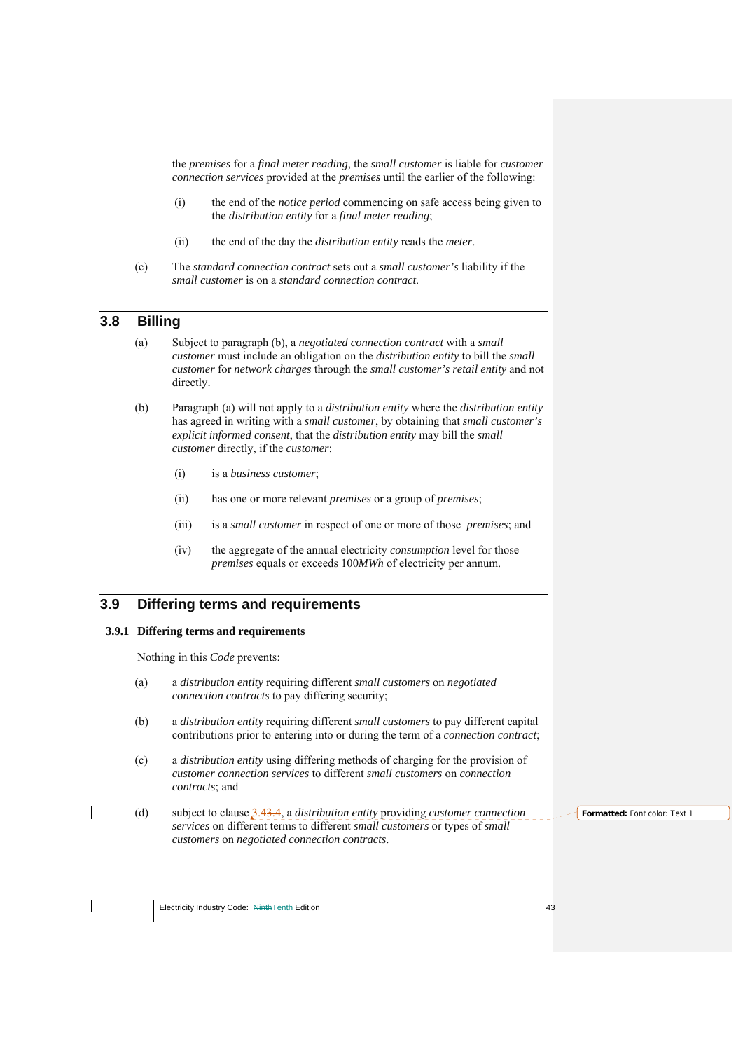the *premises* for a *final meter reading*, the *small customer* is liable for *customer connection services* provided at the *premises* until the earlier of the following:

(i) the end of the *notice period* commencing on safe access being given to the *distribution entity* for a *final meter reading*;

(ii) the end of the day the *distribution entity* reads the *meter*.

(c) The *standard connection contract* sets out a *small customer's* liability if the *small customer* is on a *standard connection contract*.

## 3.8 Billing

(a) Subject to paragraph (b), a *negotiated connection contract* with a *small customer* must include an obligation on the *distribution entity* to bill the *small customer* for *network charges* through the *small customer's retail entity* and not directly.

(b) Paragraph (a) will not apply to a *distribution entity* where the *distribution entity* has agreed in writing with a *small customer*, by obtaining that *small customer's explicit informed consent*, that the *distribution entity* may bill the *small customer* directly, if the *customer*:

(i) is a *business customer*;

(ii) has one or more relevant *premises* or a group of *premises*;

(iii) is a *small customer* in respect of one or more of those *premises*; and

(iv) the aggregate of the annual electricity *consumption* level for those *premises* equals or exceeds 100*MWh* of electricity per annum.

## 3.9 Differing terms and requirements

### 3.9.1 Differing terms and requirements

Nothing in this *Code* prevents:

(a) a *distribution entity* requiring different *small customers* on *negotiated connection contracts* to pay differing security;

(b) a *distribution entity* requiring different *small customers* to pay different capital contributions prior to entering into or during the term of a *connection contract*;

(c) a *distribution entity* using differing methods of charging for the provision of *customer connection services* to different *small customers* on *connection contracts*; and

(d) subject to clause 3.4~~3.4~~, a *distribution entity* providing *customer connection services* on different terms to different *small customers* or types of *small customers* on *negotiated connection contracts*.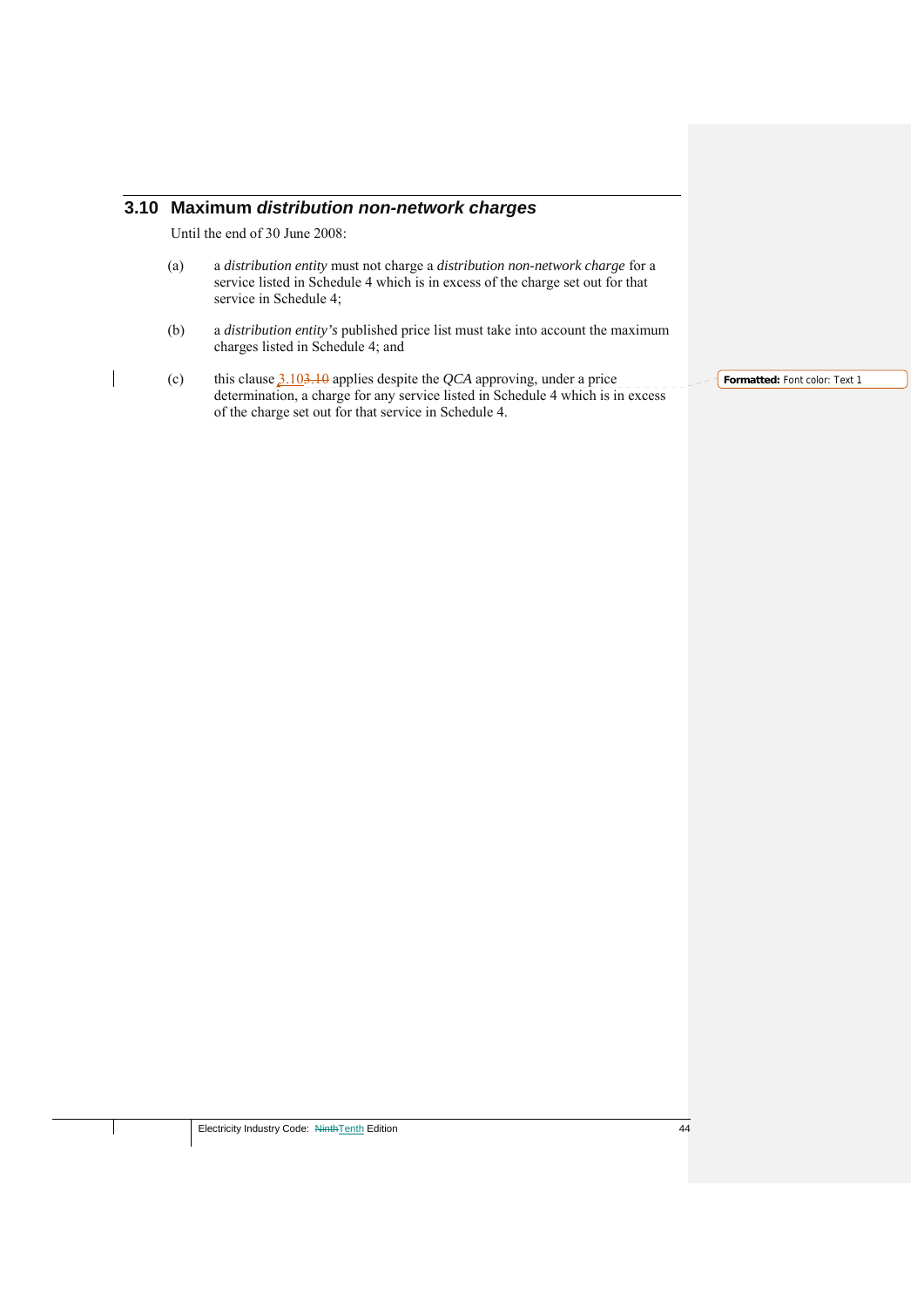## 3.10 Maximum *distribution non-network charges*

Until the end of 30 June 2008:

(a) a *distribution entity* must not charge a *distribution non-network charge* for a service listed in Schedule 4 which is in excess of the charge set out for that service in Schedule 4;

(b) a *distribution entity's* published price list must take into account the maximum charges listed in Schedule 4; and

(c) this clause 3.10 applies despite the *QCA* approving, under a price determination, a charge for any service listed in Schedule 4 which is in excess of the charge set out for that service in Schedule 4.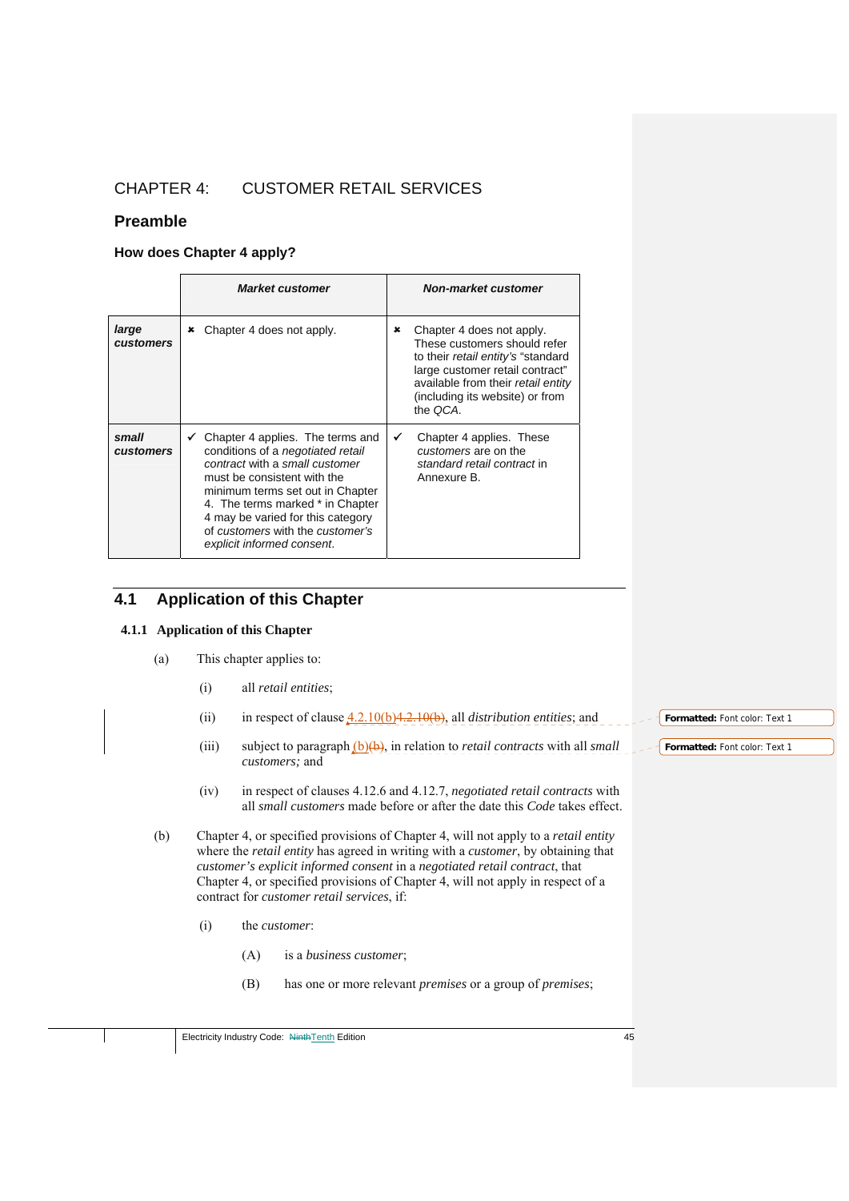# CHAPTER 4: CUSTOMER RETAIL SERVICES

## Preamble

### How does Chapter 4 apply?

| | ***Market customer*** | ***Non-market customer*** |
|---|---|---|
| ***large customers*** | ✖ Chapter 4 does not apply. | ✖ Chapter 4 does not apply. These customers should refer to their *retail entity's* "standard large customer retail contract" available from their *retail entity* (including its website) or from the *QCA*. |
| ***small customers*** | ✓ Chapter 4 applies. The terms and conditions of a *negotiated retail contract* with a *small customer* must be consistent with the minimum terms set out in Chapter 4. The terms marked * in Chapter 4 may be varied for this category of *customers* with the *customer's explicit informed consent*. | ✓ Chapter 4 applies. These *customers* are on the *standard retail contract* in Annexure B. |

## 4.1 Application of this Chapter

### 4.1.1 Application of this Chapter

(a) This chapter applies to:

(i) all *retail entities*;

(ii) in respect of clause 4.2.10(b)~~4.2.10(b)~~, all *distribution entities*; and

(iii) subject to paragraph (b)~~(b)~~, in relation to *retail contracts* with all *small customers;* and

(iv) in respect of clauses 4.12.6 and 4.12.7, *negotiated retail contracts* with all *small customers* made before or after the date this *Code* takes effect.

(b) Chapter 4, or specified provisions of Chapter 4, will not apply to a *retail entity* where the *retail entity* has agreed in writing with a *customer*, by obtaining that *customer's explicit informed consent* in a *negotiated retail contract*, that Chapter 4, or specified provisions of Chapter 4, will not apply in respect of a contract for *customer retail services*, if:

(i) the *customer*:

(A) is a *business customer*;

(B) has one or more relevant *premises* or a group of *premises*;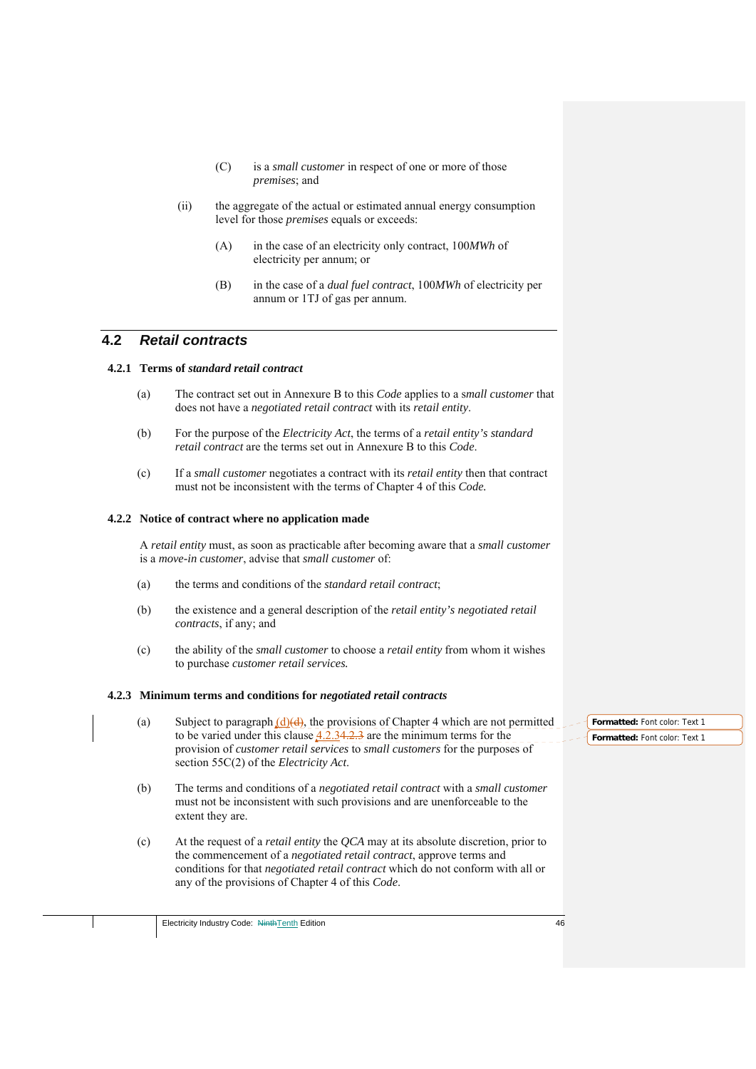(C) is a *small customer* in respect of one or more of those *premises*; and

(ii) the aggregate of the actual or estimated annual energy consumption level for those *premises* equals or exceeds:

(A) in the case of an electricity only contract, 100*MWh* of electricity per annum; or

(B) in the case of a *dual fuel contract*, 100*MWh* of electricity per annum or 1TJ of gas per annum.

## 4.2 *Retail contracts*

### 4.2.1 Terms of *standard retail contract*

(a) The contract set out in Annexure B to this *Code* applies to a *small customer* that does not have a *negotiated retail contract* with its *retail entity*.

(b) For the purpose of the *Electricity Act*, the terms of a *retail entity's standard retail contract* are the terms set out in Annexure B to this *Code*.

(c) If a *small customer* negotiates a contract with its *retail entity* then that contract must not be inconsistent with the terms of Chapter 4 of this *Code.*

### 4.2.2 Notice of contract where no application made

A *retail entity* must, as soon as practicable after becoming aware that a *small customer* is a *move-in customer*, advise that *small customer* of:

(a) the terms and conditions of the *standard retail contract*;

(b) the existence and a general description of the *retail entity's negotiated retail contracts*, if any; and

(c) the ability of the *small customer* to choose a *retail entity* from whom it wishes to purchase *customer retail services.*

### 4.2.3 Minimum terms and conditions for *negotiated retail contracts*

(a) Subject to paragraph (d)~~(d)~~, the provisions of Chapter 4 which are not permitted to be varied under this clause 4.2.3~~4.2.3~~ are the minimum terms for the provision of *customer retail services* to *small customers* for the purposes of section 55C(2) of the *Electricity Act*.

(b) The terms and conditions of a *negotiated retail contract* with a *small customer* must not be inconsistent with such provisions and are unenforceable to the extent they are.

(c) At the request of a *retail entity* the *QCA* may at its absolute discretion, prior to the commencement of a *negotiated retail contract*, approve terms and conditions for that *negotiated retail contract* which do not conform with all or any of the provisions of Chapter 4 of this *Code*.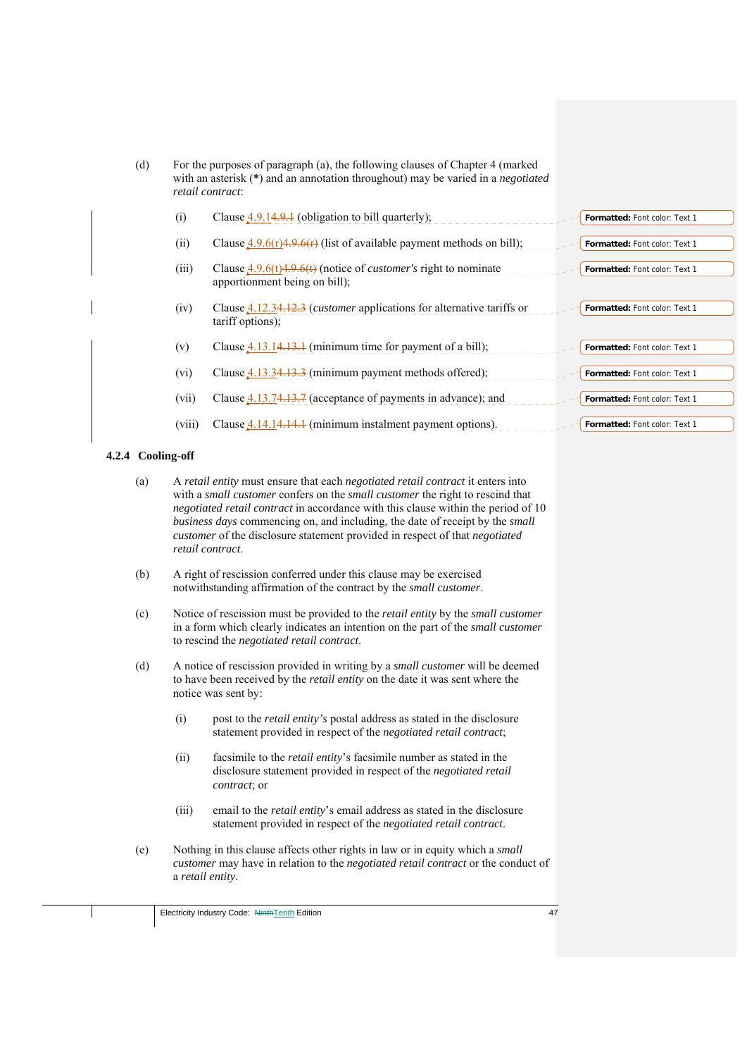(d) For the purposes of paragraph (a), the following clauses of Chapter 4 (marked with an asterisk (**\***) and an annotation throughout) may be varied in a *negotiated retail contract*:

   (i) Clause 4.9.1 (obligation to bill quarterly);

   (ii) Clause 4.9.6(r) (list of available payment methods on bill);

   (iii) Clause 4.9.6(t) (notice of *customer's* right to nominate apportionment being on bill);

   (iv) Clause 4.12.3 (*customer* applications for alternative tariffs or tariff options);

   (v) Clause 4.13.1 (minimum time for payment of a bill);

   (vi) Clause 4.13.3 (minimum payment methods offered);

   (vii) Clause 4.13.7 (acceptance of payments in advance); and

   (viii) Clause 4.14.1 (minimum instalment payment options).

### 4.2.4 Cooling-off

(a) A *retail entity* must ensure that each *negotiated retail contract* it enters into with a *small customer* confers on the *small customer* the right to rescind that *negotiated retail contract* in accordance with this clause within the period of 10 *business days* commencing on, and including, the date of receipt by the *small customer* of the disclosure statement provided in respect of that *negotiated retail contract*.

(b) A right of rescission conferred under this clause may be exercised notwithstanding affirmation of the contract by the *small customer*.

(c) Notice of rescission must be provided to the *retail entity* by the *small customer* in a form which clearly indicates an intention on the part of the *small customer* to rescind the *negotiated retail contract*.

(d) A notice of rescission provided in writing by a *small customer* will be deemed to have been received by the *retail entity* on the date it was sent where the notice was sent by:

   (i) post to the *retail entity's* postal address as stated in the disclosure statement provided in respect of the *negotiated retail contract*;

   (ii) facsimile to the *retail entity*'s facsimile number as stated in the disclosure statement provided in respect of the *negotiated retail contract*; or

   (iii) email to the *retail entity*'s email address as stated in the disclosure statement provided in respect of the *negotiated retail contract*.

(e) Nothing in this clause affects other rights in law or in equity which a *small customer* may have in relation to the *negotiated retail contract* or the conduct of a *retail entity*.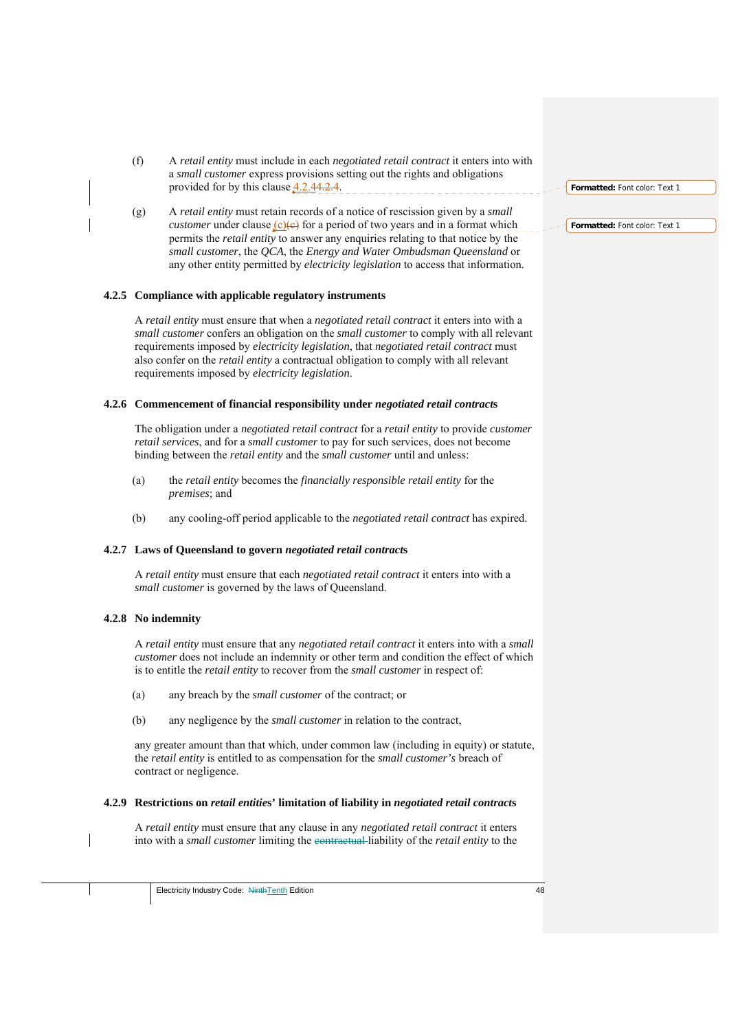(f) A *retail entity* must include in each *negotiated retail contract* it enters into with a *small customer* express provisions setting out the rights and obligations provided for by this clause 4.2.4.

(g) A *retail entity* must retain records of a notice of rescission given by a *small customer* under clause (c) for a period of two years and in a format which permits the *retail entity* to answer any enquiries relating to that notice by the *small customer*, the *QCA*, the *Energy and Water Ombudsman Queensland* or any other entity permitted by *electricity legislation* to access that information.

### 4.2.5 Compliance with applicable regulatory instruments

A *retail entity* must ensure that when a *negotiated retail contract* it enters into with a *small customer* confers an obligation on the *small customer* to comply with all relevant requirements imposed by *electricity legislation*, that *negotiated retail contract* must also confer on the *retail entity* a contractual obligation to comply with all relevant requirements imposed by *electricity legislation*.

### 4.2.6 Commencement of financial responsibility under *negotiated retail contracts*

The obligation under a *negotiated retail contract* for a *retail entity* to provide *customer retail services*, and for a *small customer* to pay for such services, does not become binding between the *retail entity* and the *small customer* until and unless:

(a) the *retail entity* becomes the *financially responsible retail entity* for the *premises*; and

(b) any cooling-off period applicable to the *negotiated retail contract* has expired.

### 4.2.7 Laws of Queensland to govern *negotiated retail contracts*

A *retail entity* must ensure that each *negotiated retail contract* it enters into with a *small customer* is governed by the laws of Queensland.

### 4.2.8 No indemnity

A *retail entity* must ensure that any *negotiated retail contract* it enters into with a *small customer* does not include an indemnity or other term and condition the effect of which is to entitle the *retail entity* to recover from the *small customer* in respect of:

(a) any breach by the *small customer* of the contract; or

(b) any negligence by the *small customer* in relation to the contract,

any greater amount than that which, under common law (including in equity) or statute, the *retail entity* is entitled to as compensation for the *small customer's* breach of contract or negligence.

### 4.2.9 Restrictions on *retail entities*' limitation of liability in *negotiated retail contracts*

A *retail entity* must ensure that any clause in any *negotiated retail contract* it enters into with a *small customer* limiting the liability of the *retail entity* to the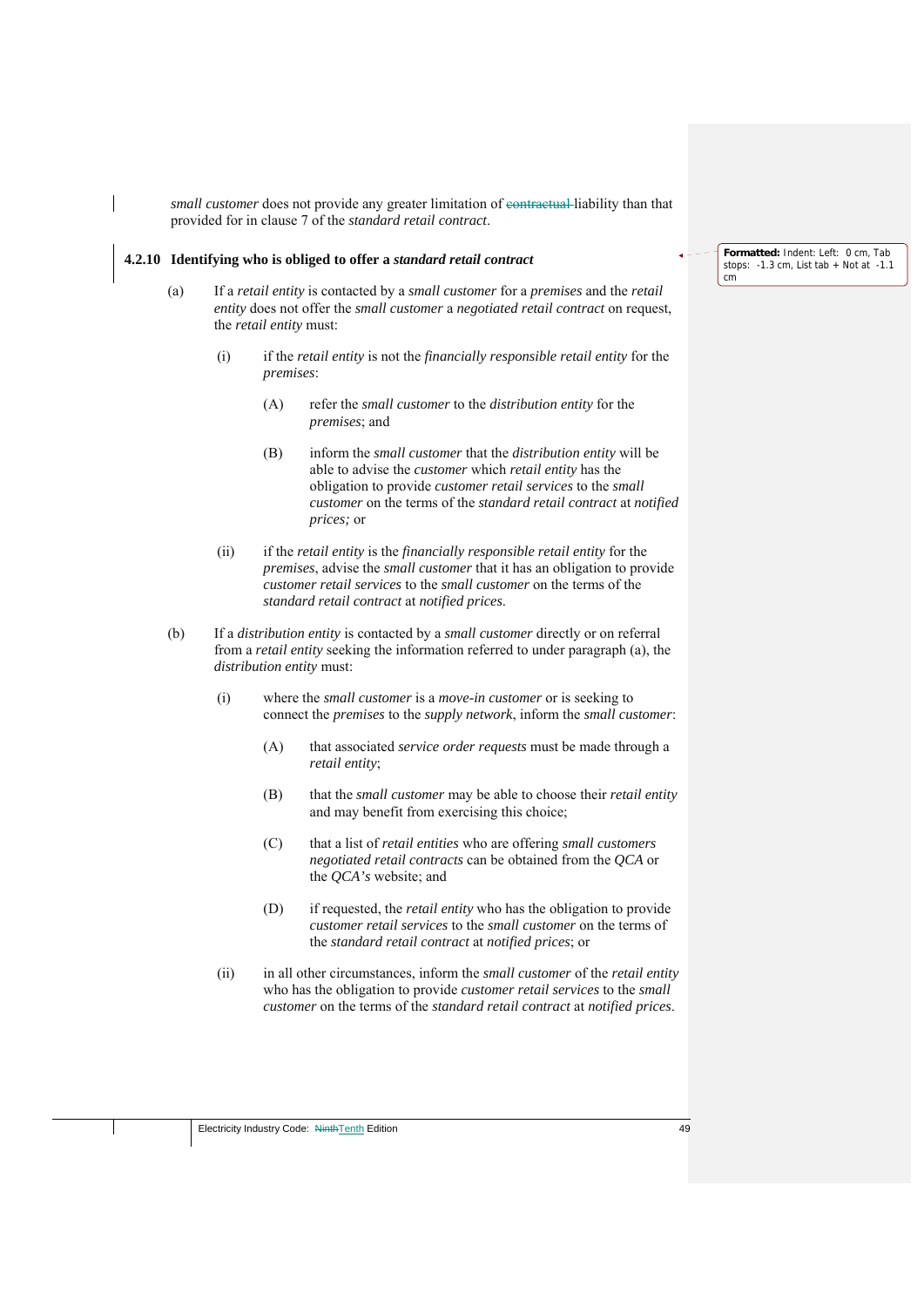*small customer* does not provide any greater limitation of ~~contractual~~ liability than that provided for in clause 7 of the *standard retail contract*.

### 4.2.10 Identifying who is obliged to offer a *standard retail contract*

(a) If a *retail entity* is contacted by a *small customer* for a *premises* and the *retail entity* does not offer the *small customer* a *negotiated retail contract* on request, the *retail entity* must:

   (i) if the *retail entity* is not the *financially responsible retail entity* for the *premises*:

      (A) refer the *small customer* to the *distribution entity* for the *premises*; and

      (B) inform the *small customer* that the *distribution entity* will be able to advise the *customer* which *retail entity* has the obligation to provide *customer retail services* to the *small customer* on the terms of the *standard retail contract* at *notified prices;* or

   (ii) if the *retail entity* is the *financially responsible retail entity* for the *premises*, advise the *small customer* that it has an obligation to provide *customer retail services* to the *small customer* on the terms of the *standard retail contract* at *notified prices*.

(b) If a *distribution entity* is contacted by a *small customer* directly or on referral from a *retail entity* seeking the information referred to under paragraph (a), the *distribution entity* must:

   (i) where the *small customer* is a *move-in customer* or is seeking to connect the *premises* to the *supply network*, inform the *small customer*:

      (A) that associated *service order requests* must be made through a *retail entity*;

      (B) that the *small customer* may be able to choose their *retail entity* and may benefit from exercising this choice;

      (C) that a list of *retail entities* who are offering *small customers negotiated retail contracts* can be obtained from the *QCA* or the *QCA's* website; and

      (D) if requested, the *retail entity* who has the obligation to provide *customer retail services* to the *small customer* on the terms of the *standard retail contract* at *notified prices*; or

   (ii) in all other circumstances, inform the *small customer* of the *retail entity* who has the obligation to provide *customer retail services* to the *small customer* on the terms of the *standard retail contract* at *notified prices*.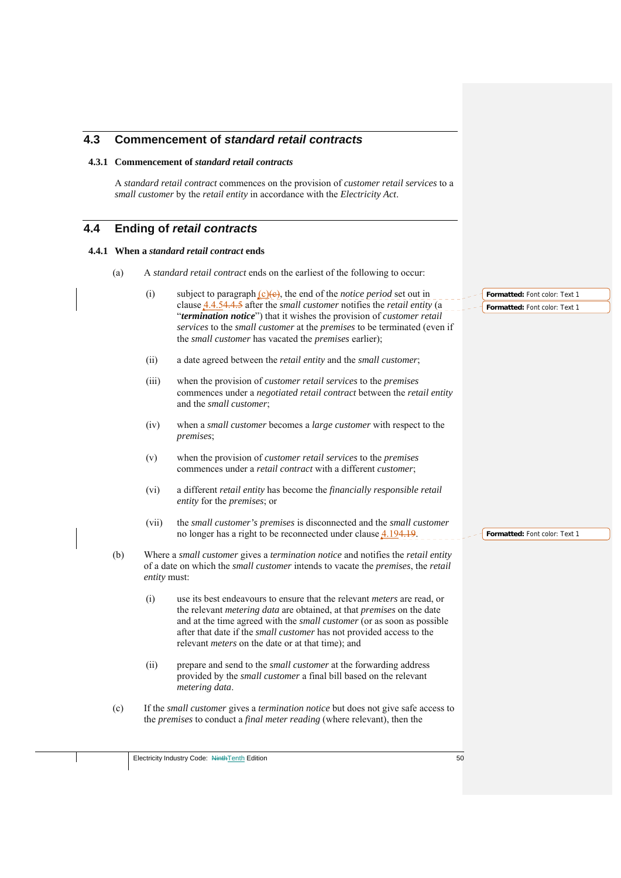## 4.3 Commencement of *standard retail contracts*

### 4.3.1 Commencement of *standard retail contracts*

A *standard retail contract* commences on the provision of *customer retail services* to a *small customer* by the *retail entity* in accordance with the *Electricity Act*.

## 4.4 Ending of *retail contracts*

### 4.4.1 When a *standard retail contract* ends

(a) A *standard retail contract* ends on the earliest of the following to occur:

(i) subject to paragraph (c), the end of the *notice period* set out in clause 4.4.5 after the *small customer* notifies the *retail entity* (a "***termination notice***") that it wishes the provision of *customer retail services* to the *small customer* at the *premises* to be terminated (even if the *small customer* has vacated the *premises* earlier);

(ii) a date agreed between the *retail entity* and the *small customer*;

(iii) when the provision of *customer retail services* to the *premises* commences under a *negotiated retail contract* between the *retail entity* and the *small customer*;

(iv) when a *small customer* becomes a *large customer* with respect to the *premises*;

(v) when the provision of *customer retail services* to the *premises* commences under a *retail contract* with a different *customer*;

(vi) a different *retail entity* has become the *financially responsible retail entity* for the *premises*; or

(vii) the *small customer's premises* is disconnected and the *small customer* no longer has a right to be reconnected under clause 4.19.

(b) Where a *small customer* gives a *termination notice* and notifies the *retail entity* of a date on which the *small customer* intends to vacate the *premises*, the *retail entity* must:

(i) use its best endeavours to ensure that the relevant *meters* are read, or the relevant *metering data* are obtained, at that *premises* on the date and at the time agreed with the *small customer* (or as soon as possible after that date if the *small customer* has not provided access to the relevant *meters* on the date or at that time); and

(ii) prepare and send to the *small customer* at the forwarding address provided by the *small customer* a final bill based on the relevant *metering data*.

(c) If the *small customer* gives a *termination notice* but does not give safe access to the *premises* to conduct a *final meter reading* (where relevant), then the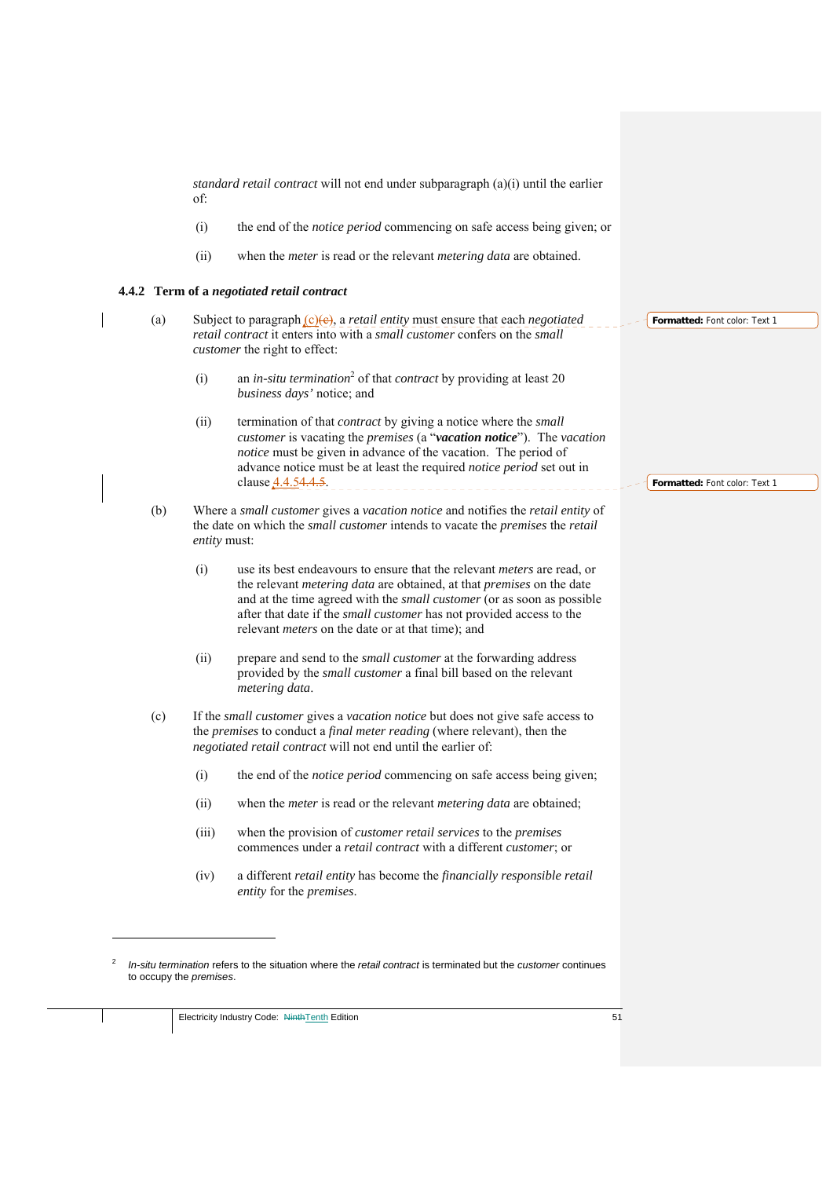*standard retail contract* will not end under subparagraph (a)(i) until the earlier of:

(i) the end of the *notice period* commencing on safe access being given; or

(ii) when the *meter* is read or the relevant *metering data* are obtained.

### 4.4.2 Term of a *negotiated retail contract*

(a) Subject to paragraph (c), a *retail entity* must ensure that each *negotiated retail contract* it enters into with a *small customer* confers on the *small customer* the right to effect:

   (i) an *in-situ termination*[2] of that *contract* by providing at least 20 *business days'* notice; and

   (ii) termination of that *contract* by giving a notice where the *small customer* is vacating the *premises* (a "***vacation notice***"). The *vacation notice* must be given in advance of the vacation. The period of advance notice must be at least the required *notice period* set out in clause 4.4.5.

(b) Where a *small customer* gives a *vacation notice* and notifies the *retail entity* of the date on which the *small customer* intends to vacate the *premises* the *retail entity* must:

   (i) use its best endeavours to ensure that the relevant *meters* are read, or the relevant *metering data* are obtained, at that *premises* on the date and at the time agreed with the *small customer* (or as soon as possible after that date if the *small customer* has not provided access to the relevant *meters* on the date or at that time); and

   (ii) prepare and send to the *small customer* at the forwarding address provided by the *small customer* a final bill based on the relevant *metering data*.

(c) If the *small customer* gives a *vacation notice* but does not give safe access to the *premises* to conduct a *final meter reading* (where relevant), then the *negotiated retail contract* will not end until the earlier of:

   (i) the end of the *notice period* commencing on safe access being given;

   (ii) when the *meter* is read or the relevant *metering data* are obtained;

   (iii) when the provision of *customer retail services* to the *premises* commences under a *retail contract* with a different *customer*; or

   (iv) a different *retail entity* has become the *financially responsible retail entity* for the *premises*.

---

[2] *In-situ termination* refers to the situation where the *retail contract* is terminated but the *customer* continues to occupy the *premises*.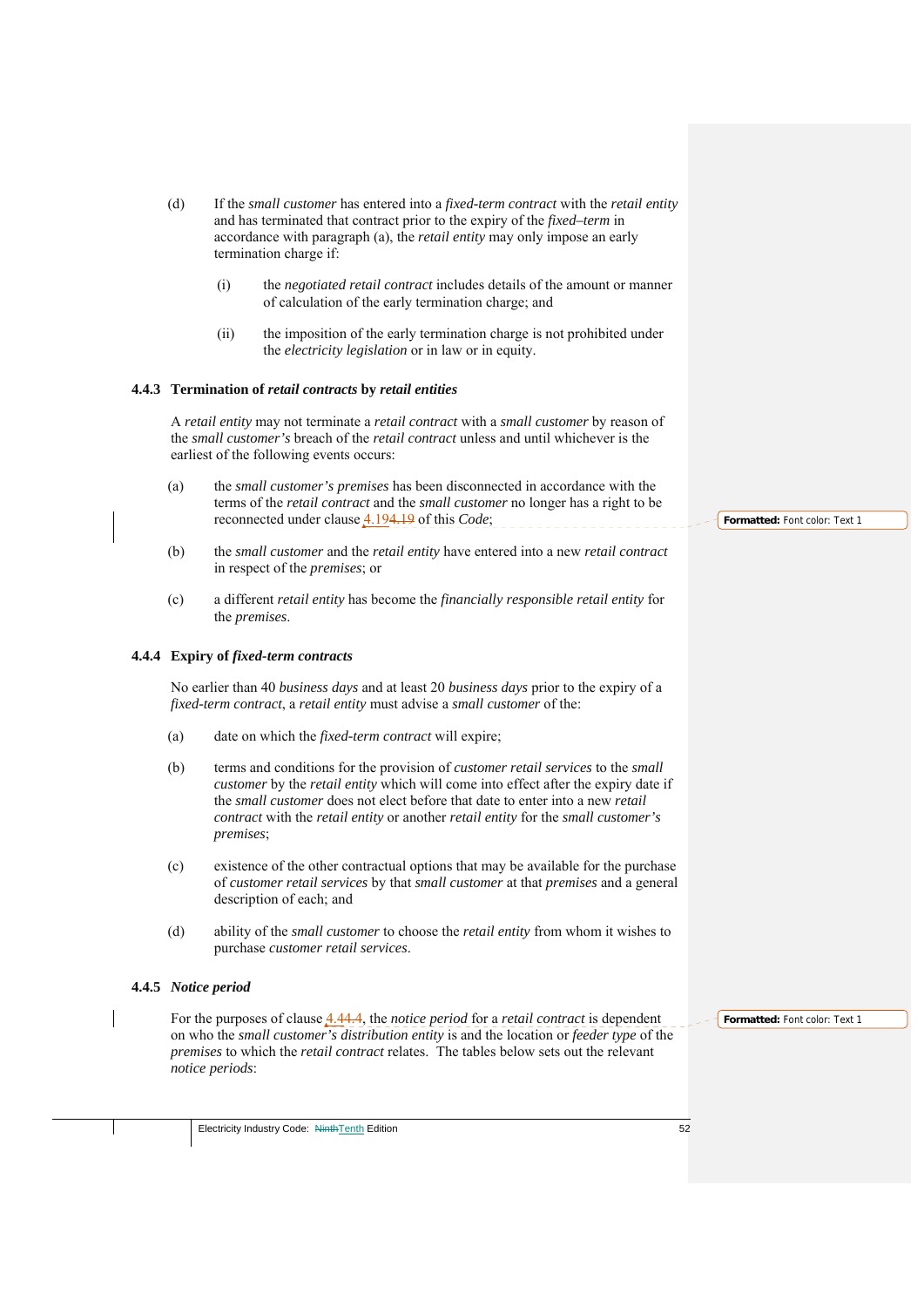(d) If the *small customer* has entered into a *fixed-term contract* with the *retail entity* and has terminated that contract prior to the expiry of the *fixed–term* in accordance with paragraph (a), the *retail entity* may only impose an early termination charge if:

   (i) the *negotiated retail contract* includes details of the amount or manner of calculation of the early termination charge; and

   (ii) the imposition of the early termination charge is not prohibited under the *electricity legislation* or in law or in equity.

### 4.4.3 Termination of *retail contracts* by *retail entities*

A *retail entity* may not terminate a *retail contract* with a *small customer* by reason of the *small customer's* breach of the *retail contract* unless and until whichever is the earliest of the following events occurs:

(a) the *small customer's premises* has been disconnected in accordance with the terms of the *retail contract* and the *small customer* no longer has a right to be reconnected under clause 4.19 of this *Code*;

(b) the *small customer* and the *retail entity* have entered into a new *retail contract* in respect of the *premises*; or

(c) a different *retail entity* has become the *financially responsible retail entity* for the *premises*.

### 4.4.4 Expiry of *fixed-term contracts*

No earlier than 40 *business days* and at least 20 *business days* prior to the expiry of a *fixed-term contract*, a *retail entity* must advise a *small customer* of the:

(a) date on which the *fixed-term contract* will expire;

(b) terms and conditions for the provision of *customer retail services* to the *small customer* by the *retail entity* which will come into effect after the expiry date if the *small customer* does not elect before that date to enter into a new *retail contract* with the *retail entity* or another *retail entity* for the *small customer's premises*;

(c) existence of the other contractual options that may be available for the purchase of *customer retail services* by that *small customer* at that *premises* and a general description of each; and

(d) ability of the *small customer* to choose the *retail entity* from whom it wishes to purchase *customer retail services*.

### 4.4.5 *Notice period*

For the purposes of clause 4.4, the *notice period* for a *retail contract* is dependent on who the *small customer's distribution entity* is and the location or *feeder type* of the *premises* to which the *retail contract* relates. The tables below sets out the relevant *notice periods*: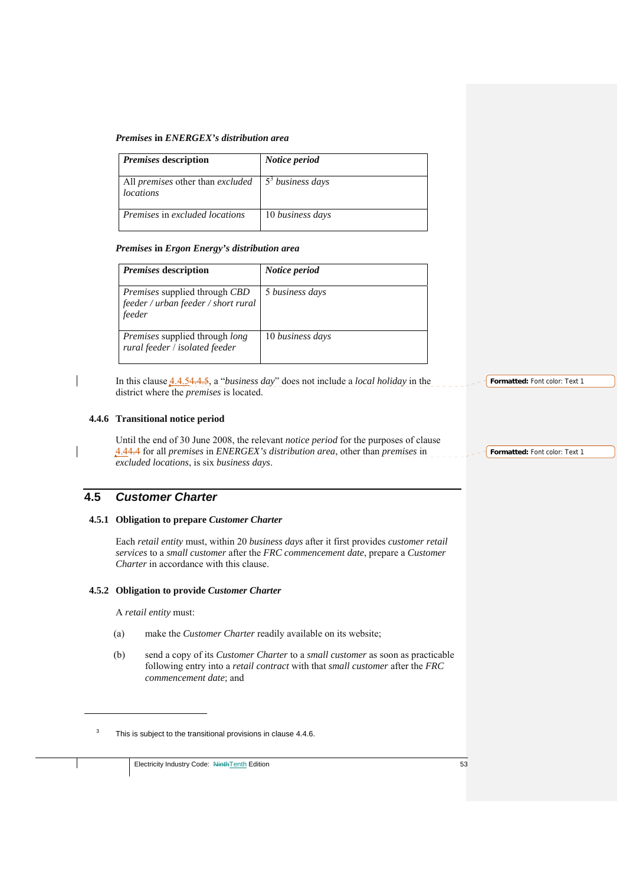***Premises* in *ENERGEX's distribution area***

| *Premises* description | *Notice period* |
|---|---|
| All *premises* other than *excluded locations* | 5[3] *business days* |
| *Premises* in *excluded locations* | 10 *business days* |

***Premises* in *Ergon Energy's distribution area***

| *Premises* description | *Notice period* |
|---|---|
| *Premises* supplied through *CBD feeder / urban feeder / short rural feeder* | 5 *business days* |
| *Premises* supplied through *long rural feeder / isolated feeder* | 10 *business days* |

In this clause 4.4.54.4.5, a "*business day*" does not include a *local holiday* in the district where the *premises* is located.

### 4.4.6 Transitional notice period

Until the end of 30 June 2008, the relevant *notice period* for the purposes of clause 4.44.4 for all *premises* in *ENERGEX's distribution area*, other than *premises* in *excluded locations*, is six *business days*.

## 4.5 *Customer Charter*

### 4.5.1 Obligation to prepare *Customer Charter*

Each *retail entity* must, within 20 *business days* after it first provides *customer retail services* to a *small customer* after the *FRC commencement date*, prepare a *Customer Charter* in accordance with this clause.

### 4.5.2 Obligation to provide *Customer Charter*

A *retail entity* must:

(a) make the *Customer Charter* readily available on its website;

(b) send a copy of its *Customer Charter* to a *small customer* as soon as practicable following entry into a *retail contract* with that *small customer* after the *FRC commencement date*; and

[3] This is subject to the transitional provisions in clause 4.4.6.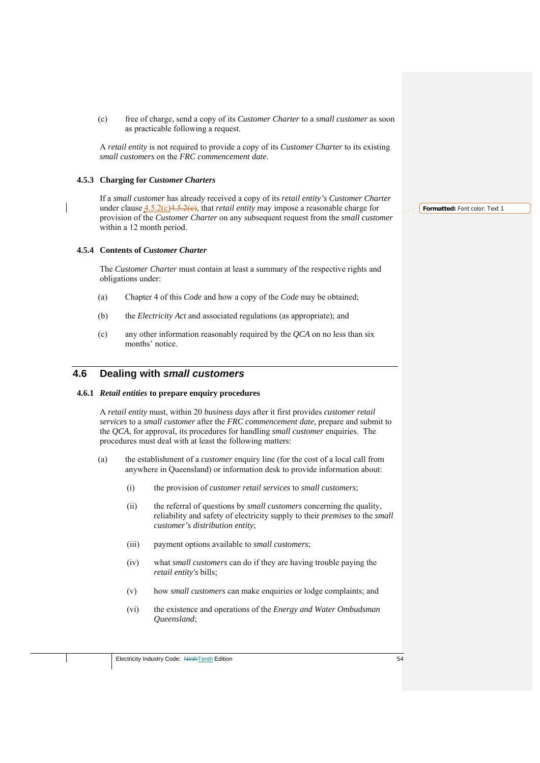(c) free of charge, send a copy of its *Customer Charter* to a *small customer* as soon as practicable following a request.

A *retail entity* is not required to provide a copy of its *Customer Charter* to its existing *small customers* on the *FRC commencement date*.

### 4.5.3 Charging for *Customer Charters*

If a *small customer* has already received a copy of its *retail entity's Customer Charter* under clause 4.5.2(c), that *retail entity* may impose a reasonable charge for provision of the *Customer Charter* on any subsequent request from the *small customer* within a 12 month period.

### 4.5.4 Contents of *Customer Charter*

The *Customer Charter* must contain at least a summary of the respective rights and obligations under:

(a) Chapter 4 of this *Code* and how a copy of the *Code* may be obtained;

(b) the *Electricity Act* and associated regulations (as appropriate); and

(c) any other information reasonably required by the *QCA* on no less than six months' notice.

## 4.6 Dealing with *small customers*

### 4.6.1 *Retail entities* to prepare enquiry procedures

A *retail entity* must, within 20 *business days* after it first provides *customer retail services* to a *small customer* after the *FRC commencement date*, prepare and submit to the *QCA*, for approval, its procedures for handling *small customer* enquiries. The procedures must deal with at least the following matters:

(a) the establishment of a *customer* enquiry line (for the cost of a local call from anywhere in Queensland) or information desk to provide information about:

  (i) the provision of *customer retail services* to *small customers*;

  (ii) the referral of questions by *small customers* concerning the quality, reliability and safety of electricity supply to their *premises* to the *small customer's distribution entity*;

  (iii) payment options available to *small customers*;

  (iv) what *small customers* can do if they are having trouble paying the *retail entity's* bills;

  (v) how *small customers* can make enquiries or lodge complaints; and

  (vi) the existence and operations of the *Energy and Water Ombudsman Queensland*;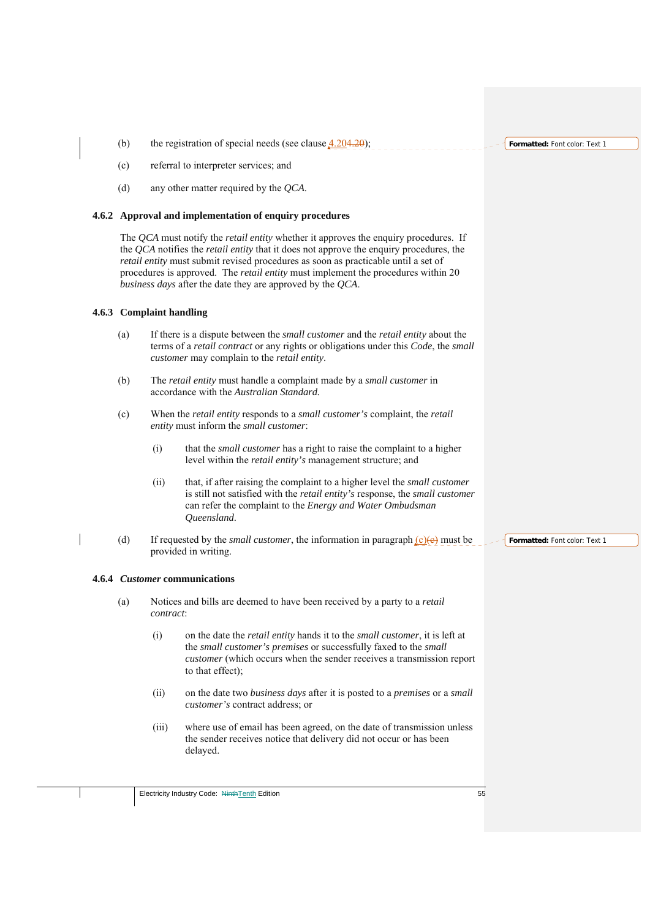(b) the registration of special needs (see clause 4.204.20);

(c) referral to interpreter services; and

(d) any other matter required by the *QCA*.

### 4.6.2 Approval and implementation of enquiry procedures

The *QCA* must notify the *retail entity* whether it approves the enquiry procedures. If the *QCA* notifies the *retail entity* that it does not approve the enquiry procedures, the *retail entity* must submit revised procedures as soon as practicable until a set of procedures is approved. The *retail entity* must implement the procedures within 20 *business days* after the date they are approved by the *QCA*.

### 4.6.3 Complaint handling

(a) If there is a dispute between the *small customer* and the *retail entity* about the terms of a *retail contract* or any rights or obligations under this *Code*, the *small customer* may complain to the *retail entity*.

(b) The *retail entity* must handle a complaint made by a *small customer* in accordance with the *Australian Standard.*

(c) When the *retail entity* responds to a *small customer's* complaint, the *retail entity* must inform the *small customer*:

   (i) that the *small customer* has a right to raise the complaint to a higher level within the *retail entity's* management structure; and

   (ii) that, if after raising the complaint to a higher level the *small customer* is still not satisfied with the *retail entity's* response, the *small customer* can refer the complaint to the *Energy and Water Ombudsman Queensland*.

(d) If requested by the *small customer*, the information in paragraph (c)(c) must be provided in writing.

### 4.6.4 *Customer* communications

(a) Notices and bills are deemed to have been received by a party to a *retail contract*:

   (i) on the date the *retail entity* hands it to the *small customer*, it is left at the *small customer's premises* or successfully faxed to the *small customer* (which occurs when the sender receives a transmission report to that effect);

   (ii) on the date two *business days* after it is posted to a *premises* or a *small customer's* contract address; or

   (iii) where use of email has been agreed, on the date of transmission unless the sender receives notice that delivery did not occur or has been delayed.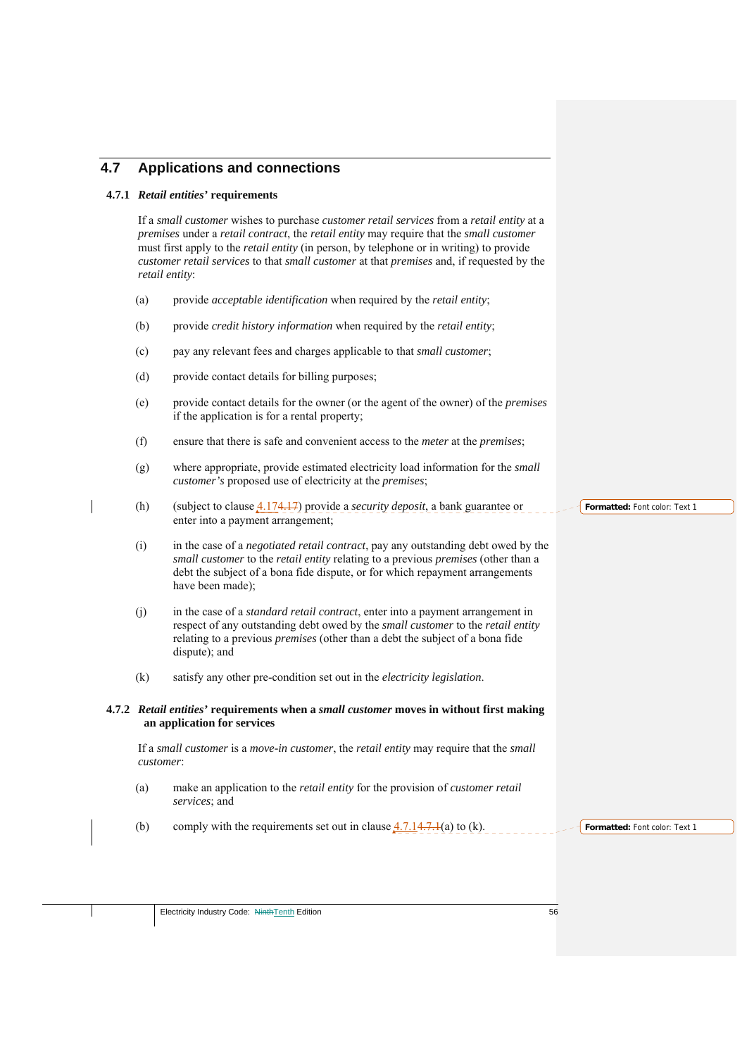## 4.7 Applications and connections

### 4.7.1 *Retail entities'* requirements

If a *small customer* wishes to purchase *customer retail services* from a *retail entity* at a *premises* under a *retail contract*, the *retail entity* may require that the *small customer* must first apply to the *retail entity* (in person, by telephone or in writing) to provide *customer retail services* to that *small customer* at that *premises* and, if requested by the *retail entity*:

(a) provide *acceptable identification* when required by the *retail entity*;

(b) provide *credit history information* when required by the *retail entity*;

(c) pay any relevant fees and charges applicable to that *small customer*;

(d) provide contact details for billing purposes;

(e) provide contact details for the owner (or the agent of the owner) of the *premises* if the application is for a rental property;

(f) ensure that there is safe and convenient access to the *meter* at the *premises*;

(g) where appropriate, provide estimated electricity load information for the *small customer's* proposed use of electricity at the *premises*;

(h) (subject to clause 4.174.17) provide a *security deposit*, a bank guarantee or enter into a payment arrangement;

(i) in the case of a *negotiated retail contract*, pay any outstanding debt owed by the *small customer* to the *retail entity* relating to a previous *premises* (other than a debt the subject of a bona fide dispute, or for which repayment arrangements have been made);

(j) in the case of a *standard retail contract*, enter into a payment arrangement in respect of any outstanding debt owed by the *small customer* to the *retail entity* relating to a previous *premises* (other than a debt the subject of a bona fide dispute); and

(k) satisfy any other pre-condition set out in the *electricity legislation*.

### 4.7.2 *Retail entities'* requirements when a *small customer* moves in without first making an application for services

If a *small customer* is a *move-in customer*, the *retail entity* may require that the *small customer*:

(a) make an application to the *retail entity* for the provision of *customer retail services*; and

(b) comply with the requirements set out in clause 4.7.14.7.1(a) to (k).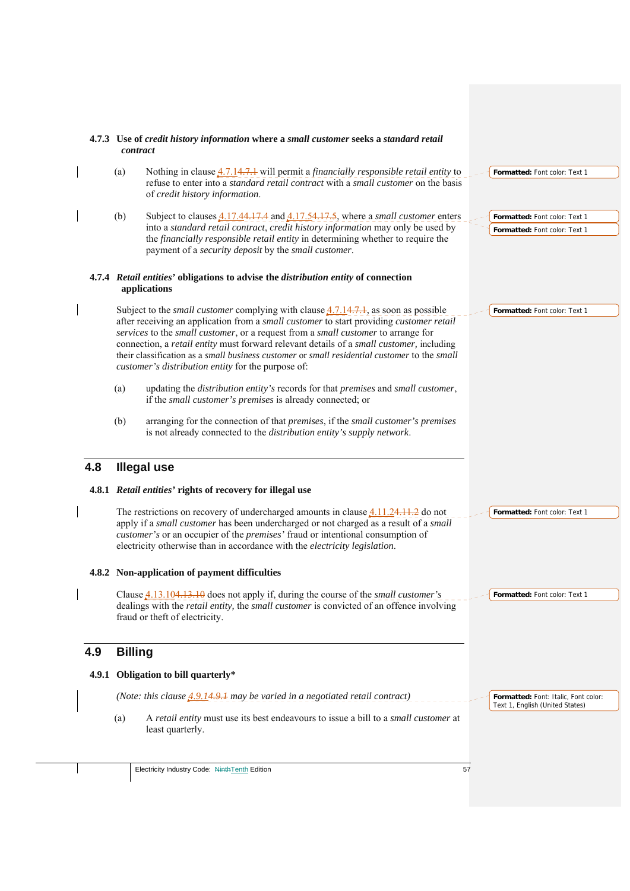### 4.7.3 Use of *credit history information* where a *small customer* seeks a *standard retail contract*

(a) Nothing in clause 4.7.1 will permit a *financially responsible retail entity* to refuse to enter into a *standard retail contract* with a *small customer* on the basis of *credit history information*.

(b) Subject to clauses 4.17.4 and 4.17.5, where a *small customer* enters into a *standard retail contract*, *credit history information* may only be used by the *financially responsible retail entity* in determining whether to require the payment of a *security deposit* by the *small customer*.

### 4.7.4 *Retail entities'* obligations to advise the *distribution entity* of connection applications

Subject to the *small customer* complying with clause 4.7.1, as soon as possible after receiving an application from a *small customer* to start providing *customer retail services* to the *small customer*, or a request from a *small customer* to arrange for connection, a *retail entity* must forward relevant details of a *small customer*, including their classification as a *small business customer* or *small residential customer* to the *small customer's distribution entity* for the purpose of:

(a) updating the *distribution entity's* records for that *premises* and *small customer*, if the *small customer's premises* is already connected; or

(b) arranging for the connection of that *premises*, if the *small customer's premises* is not already connected to the *distribution entity's supply network*.

## 4.8 Illegal use

### 4.8.1 *Retail entities'* rights of recovery for illegal use

The restrictions on recovery of undercharged amounts in clause 4.11.2 do not apply if a *small customer* has been undercharged or not charged as a result of a *small customer's* or an occupier of the *premises'* fraud or intentional consumption of electricity otherwise than in accordance with the *electricity legislation*.

### 4.8.2 Non-application of payment difficulties

Clause 4.13.10 does not apply if, during the course of the *small customer's* dealings with the *retail entity*, the *small customer* is convicted of an offence involving fraud or theft of electricity.

## 4.9 Billing

### 4.9.1 Obligation to bill quarterly*

*(Note: this clause 4.9.1 may be varied in a negotiated retail contract)*

(a) A *retail entity* must use its best endeavours to issue a bill to a *small customer* at least quarterly.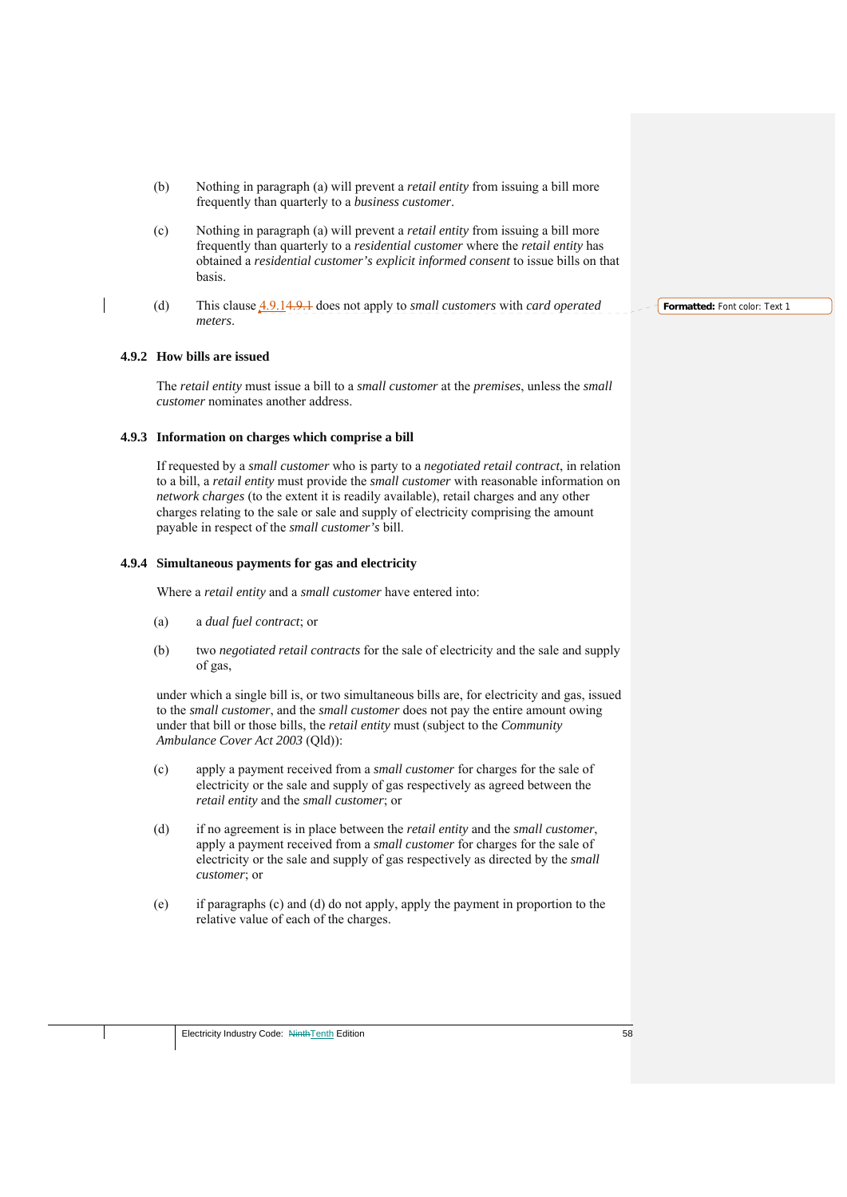(b) Nothing in paragraph (a) will prevent a *retail entity* from issuing a bill more frequently than quarterly to a *business customer*.

(c) Nothing in paragraph (a) will prevent a *retail entity* from issuing a bill more frequently than quarterly to a *residential customer* where the *retail entity* has obtained a *residential customer's explicit informed consent* to issue bills on that basis.

(d) This clause 4.9.1 does not apply to *small customers* with *card operated meters*.

### 4.9.2 How bills are issued

The *retail entity* must issue a bill to a *small customer* at the *premises*, unless the *small customer* nominates another address.

### 4.9.3 Information on charges which comprise a bill

If requested by a *small customer* who is party to a *negotiated retail contract*, in relation to a bill, a *retail entity* must provide the *small customer* with reasonable information on *network charges* (to the extent it is readily available), retail charges and any other charges relating to the sale or sale and supply of electricity comprising the amount payable in respect of the *small customer's* bill.

### 4.9.4 Simultaneous payments for gas and electricity

Where a *retail entity* and a *small customer* have entered into:

(a) a *dual fuel contract*; or

(b) two *negotiated retail contracts* for the sale of electricity and the sale and supply of gas,

under which a single bill is, or two simultaneous bills are, for electricity and gas, issued to the *small customer*, and the *small customer* does not pay the entire amount owing under that bill or those bills, the *retail entity* must (subject to the *Community Ambulance Cover Act 2003* (Qld)):

(c) apply a payment received from a *small customer* for charges for the sale of electricity or the sale and supply of gas respectively as agreed between the *retail entity* and the *small customer*; or

(d) if no agreement is in place between the *retail entity* and the *small customer*, apply a payment received from a *small customer* for charges for the sale of electricity or the sale and supply of gas respectively as directed by the *small customer*; or

(e) if paragraphs (c) and (d) do not apply, apply the payment in proportion to the relative value of each of the charges.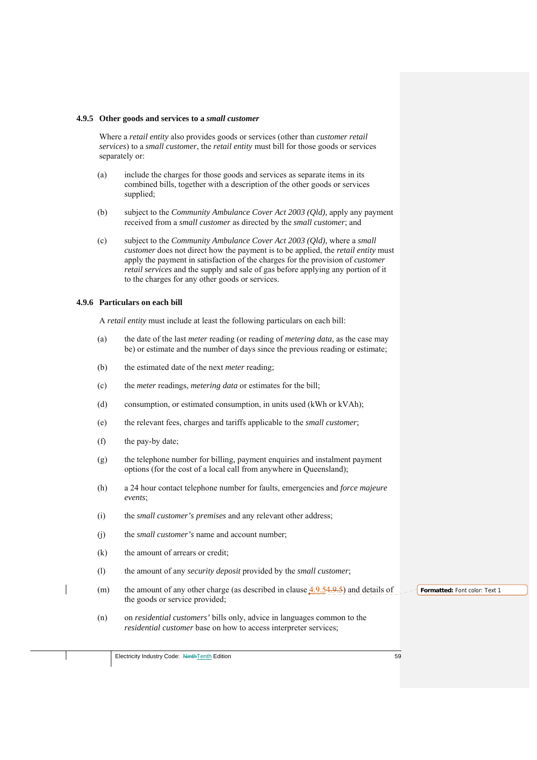#### 4.9.5 Other goods and services to a *small customer*

Where a *retail entity* also provides goods or services (other than *customer retail services*) to a *small customer*, the *retail entity* must bill for those goods or services separately or:

(a) include the charges for those goods and services as separate items in its combined bills, together with a description of the other goods or services supplied;

(b) subject to the *Community Ambulance Cover Act 2003 (Qld),* apply any payment received from a *small customer* as directed by the *small customer*; and

(c) subject to the *Community Ambulance Cover Act 2003 (Qld),* where a *small customer* does not direct how the payment is to be applied, the *retail entity* must apply the payment in satisfaction of the charges for the provision of *customer retail services* and the supply and sale of gas before applying any portion of it to the charges for any other goods or services.

#### 4.9.6 Particulars on each bill

A *retail entity* must include at least the following particulars on each bill:

(a) the date of the last *meter* reading (or reading of *metering data*, as the case may be) or estimate and the number of days since the previous reading or estimate;

(b) the estimated date of the next *meter* reading;

(c) the *meter* readings, *metering data* or estimates for the bill;

(d) consumption, or estimated consumption, in units used (kWh or kVAh);

(e) the relevant fees, charges and tariffs applicable to the *small customer*;

(f) the pay-by date;

(g) the telephone number for billing, payment enquiries and instalment payment options (for the cost of a local call from anywhere in Queensland);

(h) a 24 hour contact telephone number for faults, emergencies and *force majeure events*;

(i) the *small customer's premises* and any relevant other address;

(j) the *small customer's* name and account number;

(k) the amount of arrears or credit;

(l) the amount of any *security deposit* provided by the *small customer*;

(m) the amount of any other charge (as described in clause 4.9.5) and details of the goods or service provided;

(n) on *residential customers'* bills only, advice in languages common to the *residential customer* base on how to access interpreter services;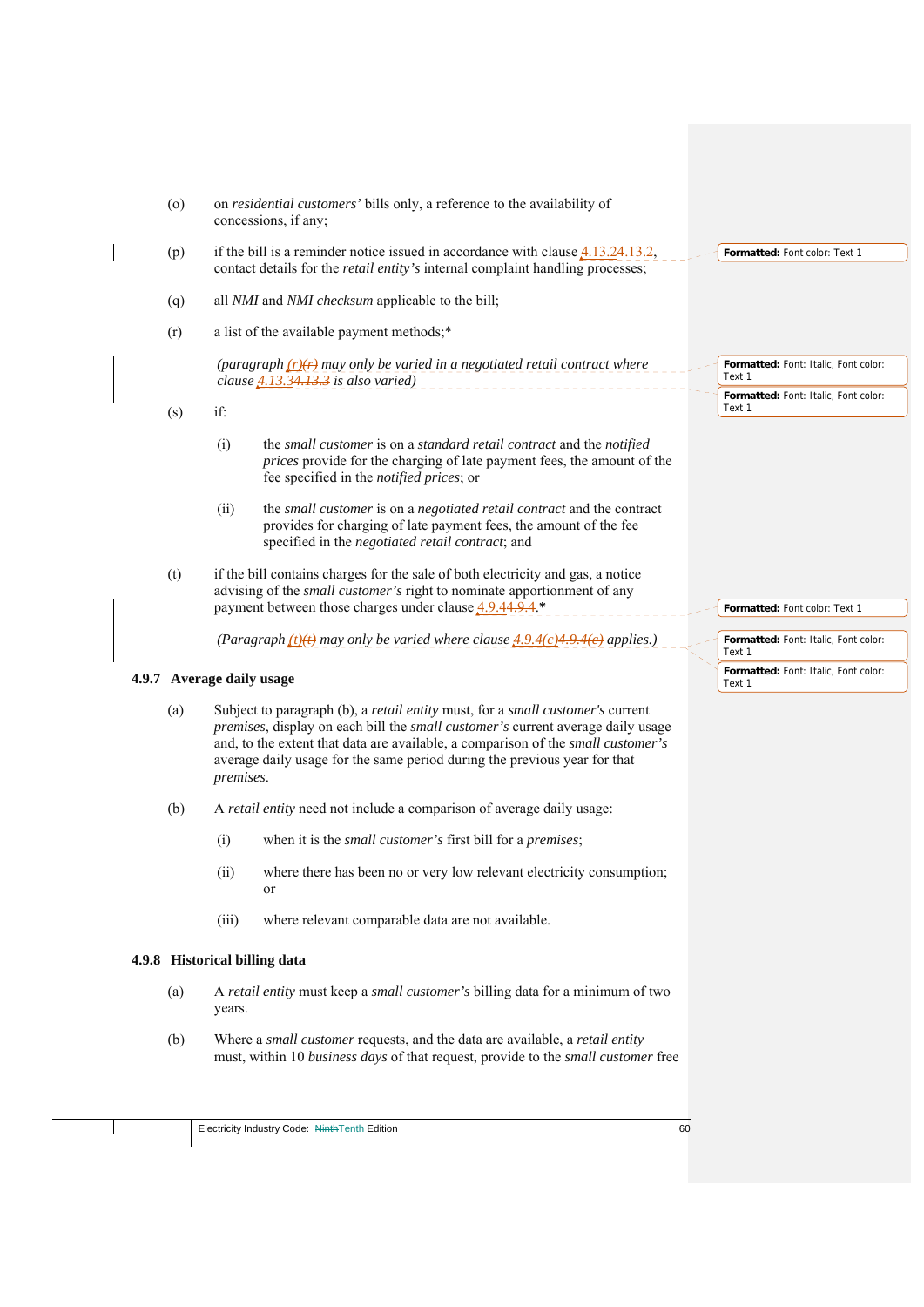(o) on *residential customers'* bills only, a reference to the availability of concessions, if any;

(p) if the bill is a reminder notice issued in accordance with clause 4.13.2~~4.13.2~~, contact details for the *retail entity's* internal complaint handling processes;

(q) all *NMI* and *NMI checksum* applicable to the bill;

(r) a list of the available payment methods;*

*(paragraph (r)~~(r)~~ may only be varied in a negotiated retail contract where clause 4.13.3~~4.13.3~~ is also varied)*

(s) if:

(i) the *small customer* is on a *standard retail contract* and the *notified prices* provide for the charging of late payment fees, the amount of the fee specified in the *notified prices*; or

(ii) the *small customer* is on a *negotiated retail contract* and the contract provides for charging of late payment fees, the amount of the fee specified in the *negotiated retail contract*; and

(t) if the bill contains charges for the sale of both electricity and gas, a notice advising of the *small customer's* right to nominate apportionment of any payment between those charges under clause 4.9.4~~4.9.4~~.*

*(Paragraph (t)~~(t)~~ may only be varied where clause 4.9.4(c)~~4.9.4(c)~~ applies.)*

### 4.9.7 Average daily usage

(a) Subject to paragraph (b), a *retail entity* must, for a *small customer's* current *premises*, display on each bill the *small customer's* current average daily usage and, to the extent that data are available, a comparison of the *small customer's* average daily usage for the same period during the previous year for that *premises*.

(b) A *retail entity* need not include a comparison of average daily usage:

(i) when it is the *small customer's* first bill for a *premises*;

(ii) where there has been no or very low relevant electricity consumption; or

(iii) where relevant comparable data are not available.

### 4.9.8 Historical billing data

(a) A *retail entity* must keep a *small customer's* billing data for a minimum of two years.

(b) Where a *small customer* requests, and the data are available, a *retail entity* must, within 10 *business days* of that request, provide to the *small customer* free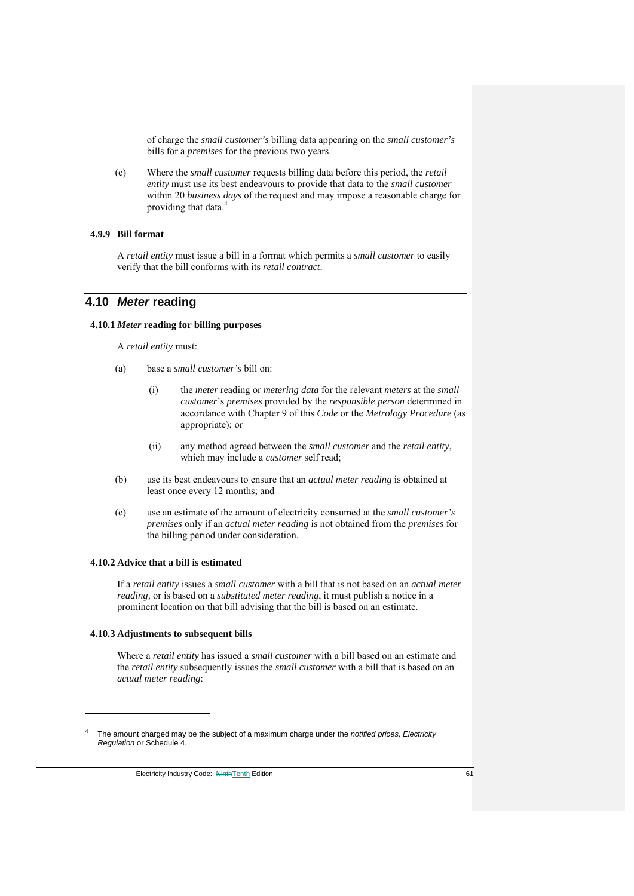of charge the *small customer's* billing data appearing on the *small customer's* bills for a *premises* for the previous two years.

(c) Where the *small customer* requests billing data before this period, the *retail entity* must use its best endeavours to provide that data to the *small customer* within 20 *business days* of the request and may impose a reasonable charge for providing that data.[4]

### 4.9.9 Bill format

A *retail entity* must issue a bill in a format which permits a *small customer* to easily verify that the bill conforms with its *retail contract*.

## 4.10 *Meter* reading

### 4.10.1 *Meter* reading for billing purposes

A *retail entity* must:

(a) base a *small customer's* bill on:

(i) the *meter* reading or *metering data* for the relevant *meters* at the *small customer*'s *premises* provided by the *responsible person* determined in accordance with Chapter 9 of this *Code* or the *Metrology Procedure* (as appropriate); or

(ii) any method agreed between the *small customer* and the *retail entity*, which may include a *customer* self read;

(b) use its best endeavours to ensure that an *actual meter reading* is obtained at least once every 12 months; and

(c) use an estimate of the amount of electricity consumed at the *small customer's premises* only if an *actual meter reading* is not obtained from the *premises* for the billing period under consideration.

### 4.10.2 Advice that a bill is estimated

If a *retail entity* issues a *small customer* with a bill that is not based on an *actual meter reading,* or is based on a *substituted meter reading*, it must publish a notice in a prominent location on that bill advising that the bill is based on an estimate.

### 4.10.3 Adjustments to subsequent bills

Where a *retail entity* has issued a *small customer* with a bill based on an estimate and the *retail entity* subsequently issues the *small customer* with a bill that is based on an *actual meter reading*:

---

[4] The amount charged may be the subject of a maximum charge under the *notified prices, Electricity Regulation* or Schedule 4.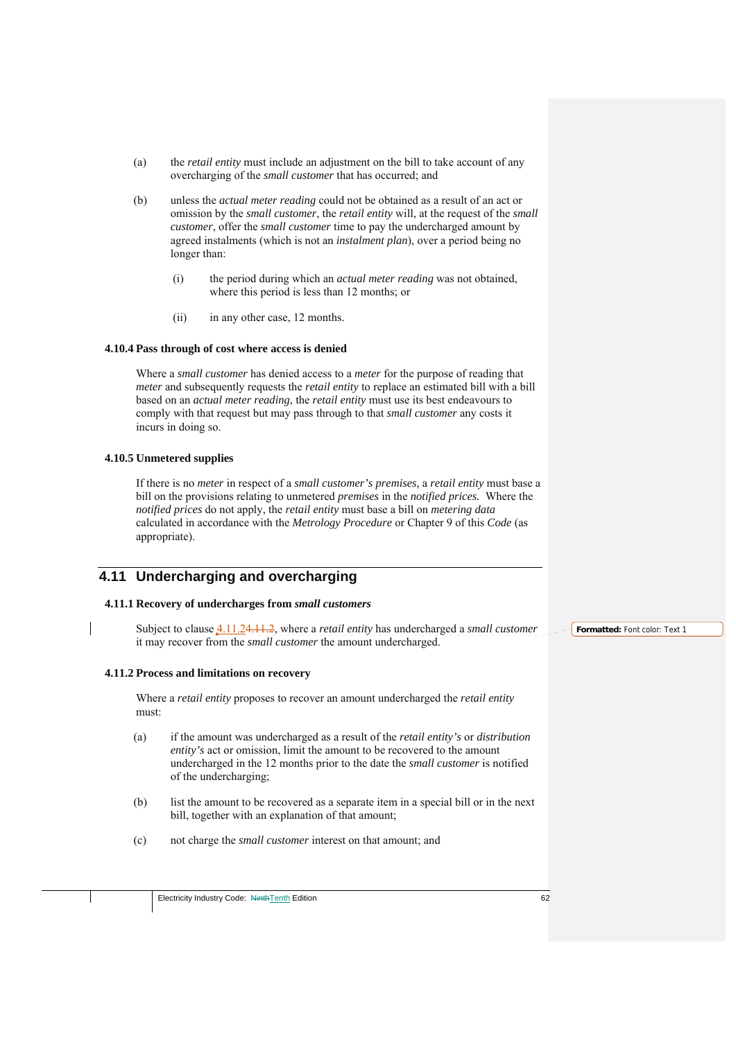(a) the *retail entity* must include an adjustment on the bill to take account of any overcharging of the *small customer* that has occurred; and

(b) unless the *actual meter reading* could not be obtained as a result of an act or omission by the *small customer*, the *retail entity* will, at the request of the *small customer*, offer the *small customer* time to pay the undercharged amount by agreed instalments (which is not an *instalment plan*), over a period being no longer than:

   (i) the period during which an *actual meter reading* was not obtained, where this period is less than 12 months; or

   (ii) in any other case, 12 months.

### 4.10.4 Pass through of cost where access is denied

Where a *small customer* has denied access to a *meter* for the purpose of reading that *meter* and subsequently requests the *retail entity* to replace an estimated bill with a bill based on an *actual meter reading*, the *retail entity* must use its best endeavours to comply with that request but may pass through to that *small customer* any costs it incurs in doing so.

### 4.10.5 Unmetered supplies

If there is no *meter* in respect of a *small customer's premises,* a *retail entity* must base a bill on the provisions relating to unmetered *premises* in the *notified prices.* Where the *notified prices* do not apply, the *retail entity* must base a bill on *metering data* calculated in accordance with the *Metrology Procedure* or Chapter 9 of this *Code* (as appropriate).

## 4.11 Undercharging and overcharging

### 4.11.1 Recovery of undercharges from *small customers*

Subject to clause 4.11.24.11.2, where a *retail entity* has undercharged a *small customer* it may recover from the *small customer* the amount undercharged.

### 4.11.2 Process and limitations on recovery

Where a *retail entity* proposes to recover an amount undercharged the *retail entity* must:

(a) if the amount was undercharged as a result of the *retail entity's* or *distribution entity's* act or omission, limit the amount to be recovered to the amount undercharged in the 12 months prior to the date the *small customer* is notified of the undercharging;

(b) list the amount to be recovered as a separate item in a special bill or in the next bill, together with an explanation of that amount;

(c) not charge the *small customer* interest on that amount; and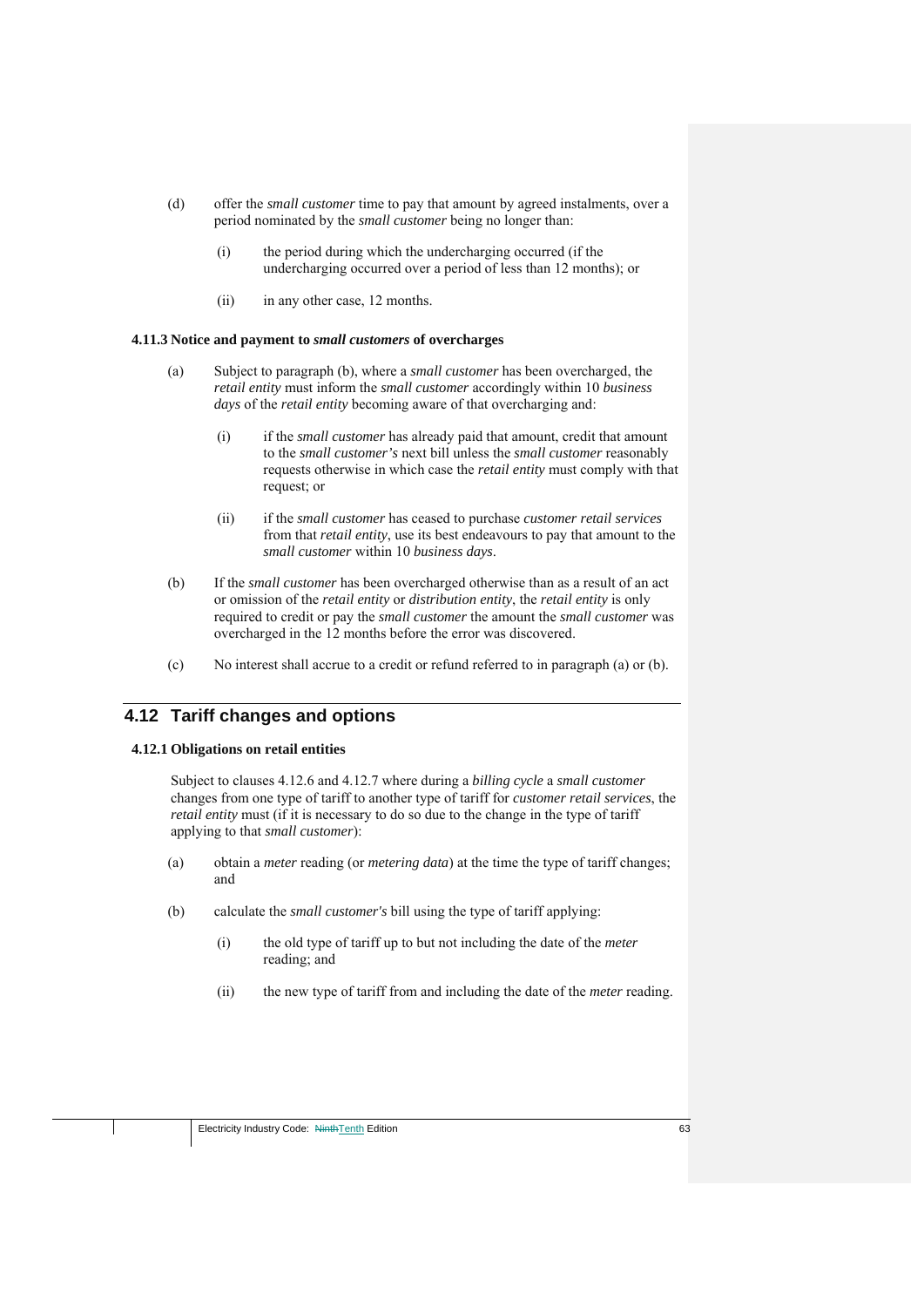(d) offer the *small customer* time to pay that amount by agreed instalments, over a period nominated by the *small customer* being no longer than:

(i) the period during which the undercharging occurred (if the undercharging occurred over a period of less than 12 months); or

(ii) in any other case, 12 months.

### 4.11.3 Notice and payment to *small customers* of overcharges

(a) Subject to paragraph (b), where a *small customer* has been overcharged, the *retail entity* must inform the *small customer* accordingly within 10 *business days* of the *retail entity* becoming aware of that overcharging and:

(i) if the *small customer* has already paid that amount, credit that amount to the *small customer's* next bill unless the *small customer* reasonably requests otherwise in which case the *retail entity* must comply with that request; or

(ii) if the *small customer* has ceased to purchase *customer retail services* from that *retail entity*, use its best endeavours to pay that amount to the *small customer* within 10 *business days*.

(b) If the *small customer* has been overcharged otherwise than as a result of an act or omission of the *retail entity* or *distribution entity*, the *retail entity* is only required to credit or pay the *small customer* the amount the *small customer* was overcharged in the 12 months before the error was discovered.

(c) No interest shall accrue to a credit or refund referred to in paragraph (a) or (b).

## 4.12 Tariff changes and options

### 4.12.1 Obligations on retail entities

Subject to clauses 4.12.6 and 4.12.7 where during a *billing cycle* a *small customer* changes from one type of tariff to another type of tariff for *customer retail services*, the *retail entity* must (if it is necessary to do so due to the change in the type of tariff applying to that *small customer*):

(a) obtain a *meter* reading (or *metering data*) at the time the type of tariff changes; and

(b) calculate the *small customer's* bill using the type of tariff applying:

(i) the old type of tariff up to but not including the date of the *meter* reading; and

(ii) the new type of tariff from and including the date of the *meter* reading.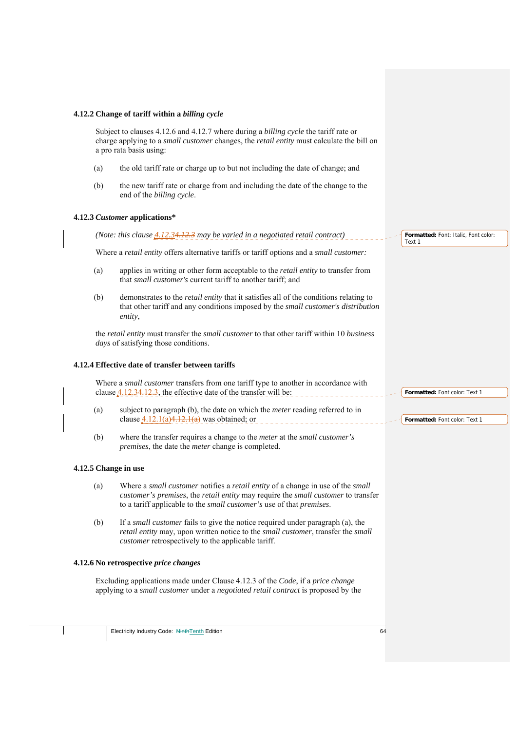### 4.12.2 Change of tariff within a *billing cycle*

Subject to clauses 4.12.6 and 4.12.7 where during a *billing cycle* the tariff rate or charge applying to a *small customer* changes, the *retail entity* must calculate the bill on a pro rata basis using:

(a) the old tariff rate or charge up to but not including the date of change; and

(b) the new tariff rate or charge from and including the date of the change to the end of the *billing cycle*.

### 4.12.3 *Customer* applications*

*(Note: this clause 4.12.3 may be varied in a negotiated retail contract)*

Where a *retail entity* offers alternative tariffs or tariff options and a *small customer:*

(a) applies in writing or other form acceptable to the *retail entity* to transfer from that *small customer's* current tariff to another tariff; and

(b) demonstrates to the *retail entity* that it satisfies all of the conditions relating to that other tariff and any conditions imposed by the *small customer's distribution entity*,

the *retail entity* must transfer the *small customer* to that other tariff within 10 *business days* of satisfying those conditions.

### 4.12.4 Effective date of transfer between tariffs

Where a *small customer* transfers from one tariff type to another in accordance with clause 4.12.3, the effective date of the transfer will be:

(a) subject to paragraph (b), the date on which the *meter* reading referred to in clause 4.12.1(a) was obtained; or

(b) where the transfer requires a change to the *meter* at the *small customer's premises*, the date the *meter* change is completed.

### 4.12.5 Change in use

(a) Where a *small customer* notifies a *retail entity* of a change in use of the *small customer's premises*, the *retail entity* may require the *small customer* to transfer to a tariff applicable to the *small customer's* use of that *premises*.

(b) If a *small customer* fails to give the notice required under paragraph (a), the *retail entity* may, upon written notice to the *small customer*, transfer the *small customer* retrospectively to the applicable tariff.

### 4.12.6 No retrospective *price changes*

Excluding applications made under Clause 4.12.3 of the *Code*, if a *price change* applying to a *small customer* under a *negotiated retail contract* is proposed by the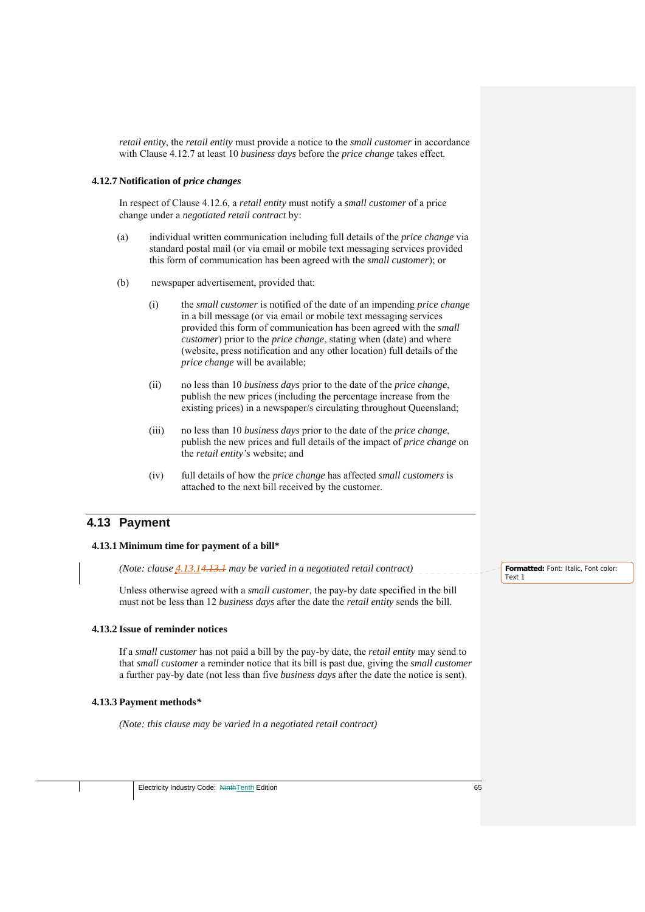*retail entity*, the *retail entity* must provide a notice to the *small customer* in accordance with Clause 4.12.7 at least 10 *business days* before the *price change* takes effect.

### 4.12.7 Notification of *price changes*

In respect of Clause 4.12.6, a *retail entity* must notify a *small customer* of a price change under a *negotiated retail contract* by:

(a) individual written communication including full details of the *price change* via standard postal mail (or via email or mobile text messaging services provided this form of communication has been agreed with the *small customer*); or

(b) newspaper advertisement, provided that:

(i) the *small customer* is notified of the date of an impending *price change* in a bill message (or via email or mobile text messaging services provided this form of communication has been agreed with the *small customer*) prior to the *price change*, stating when (date) and where (website, press notification and any other location) full details of the *price change* will be available;

(ii) no less than 10 *business days* prior to the date of the *price change*, publish the new prices (including the percentage increase from the existing prices) in a newspaper/s circulating throughout Queensland;

(iii) no less than 10 *business days* prior to the date of the *price change*, publish the new prices and full details of the impact of *price change* on the *retail entity's* website; and

(iv) full details of how the *price change* has affected *small customers* is attached to the next bill received by the customer.

## 4.13 Payment

### 4.13.1 Minimum time for payment of a bill*

*(Note: clause 4.13.1~~4.13.1~~ may be varied in a negotiated retail contract)*

Unless otherwise agreed with a *small customer*, the pay-by date specified in the bill must not be less than 12 *business days* after the date the *retail entity* sends the bill.

### 4.13.2 Issue of reminder notices

If a *small customer* has not paid a bill by the pay-by date, the *retail entity* may send to that *small customer* a reminder notice that its bill is past due, giving the *small customer* a further pay-by date (not less than five *business days* after the date the notice is sent).

### 4.13.3 Payment methods*

*(Note: this clause may be varied in a negotiated retail contract)*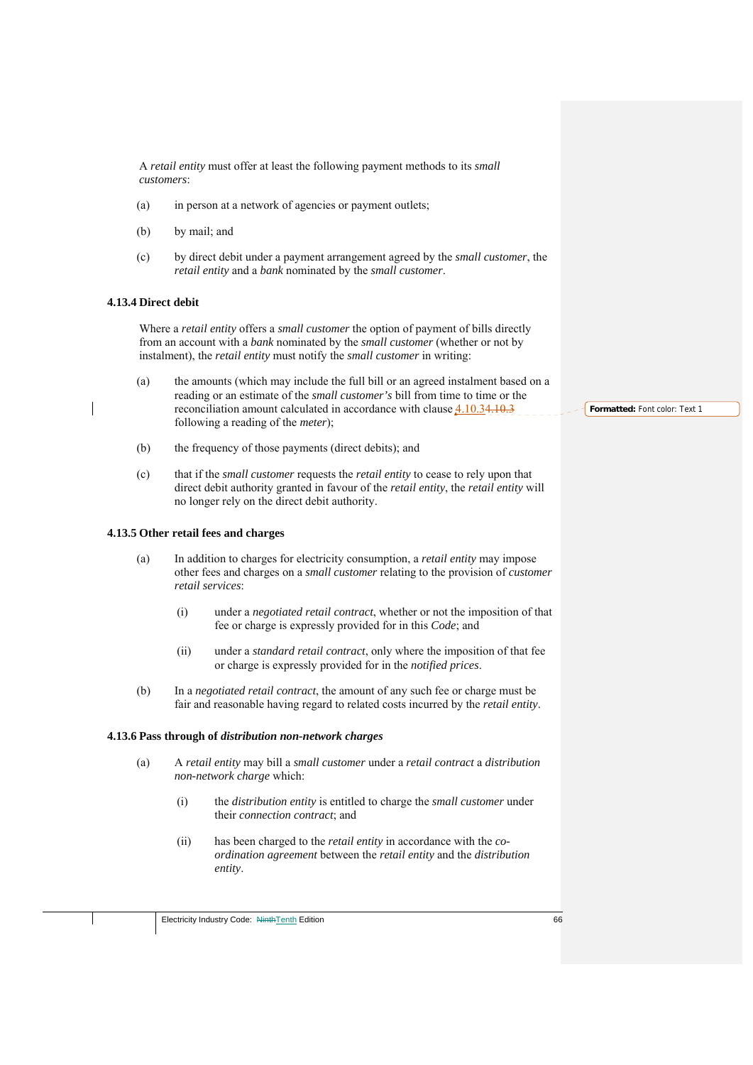A *retail entity* must offer at least the following payment methods to its *small customers*:

(a) in person at a network of agencies or payment outlets;

(b) by mail; and

(c) by direct debit under a payment arrangement agreed by the *small customer*, the *retail entity* and a *bank* nominated by the *small customer*.

#### 4.13.4 Direct debit

Where a *retail entity* offers a *small customer* the option of payment of bills directly from an account with a *bank* nominated by the *small customer* (whether or not by instalment), the *retail entity* must notify the *small customer* in writing:

(a) the amounts (which may include the full bill or an agreed instalment based on a reading or an estimate of the *small customer's* bill from time to time or the reconciliation amount calculated in accordance with clause 4.10.3 following a reading of the *meter*);

(b) the frequency of those payments (direct debits); and

(c) that if the *small customer* requests the *retail entity* to cease to rely upon that direct debit authority granted in favour of the *retail entity*, the *retail entity* will no longer rely on the direct debit authority.

#### 4.13.5 Other retail fees and charges

(a) In addition to charges for electricity consumption, a *retail entity* may impose other fees and charges on a *small customer* relating to the provision of *customer retail services*:

(i) under a *negotiated retail contract*, whether or not the imposition of that fee or charge is expressly provided for in this *Code*; and

(ii) under a *standard retail contract*, only where the imposition of that fee or charge is expressly provided for in the *notified prices*.

(b) In a *negotiated retail contract*, the amount of any such fee or charge must be fair and reasonable having regard to related costs incurred by the *retail entity*.

#### 4.13.6 Pass through of *distribution non-network charges*

(a) A *retail entity* may bill a *small customer* under a *retail contract* a *distribution non-network charge* which:

(i) the *distribution entity* is entitled to charge the *small customer* under their *connection contract*; and

(ii) has been charged to the *retail entity* in accordance with the *co-ordination agreement* between the *retail entity* and the *distribution entity*.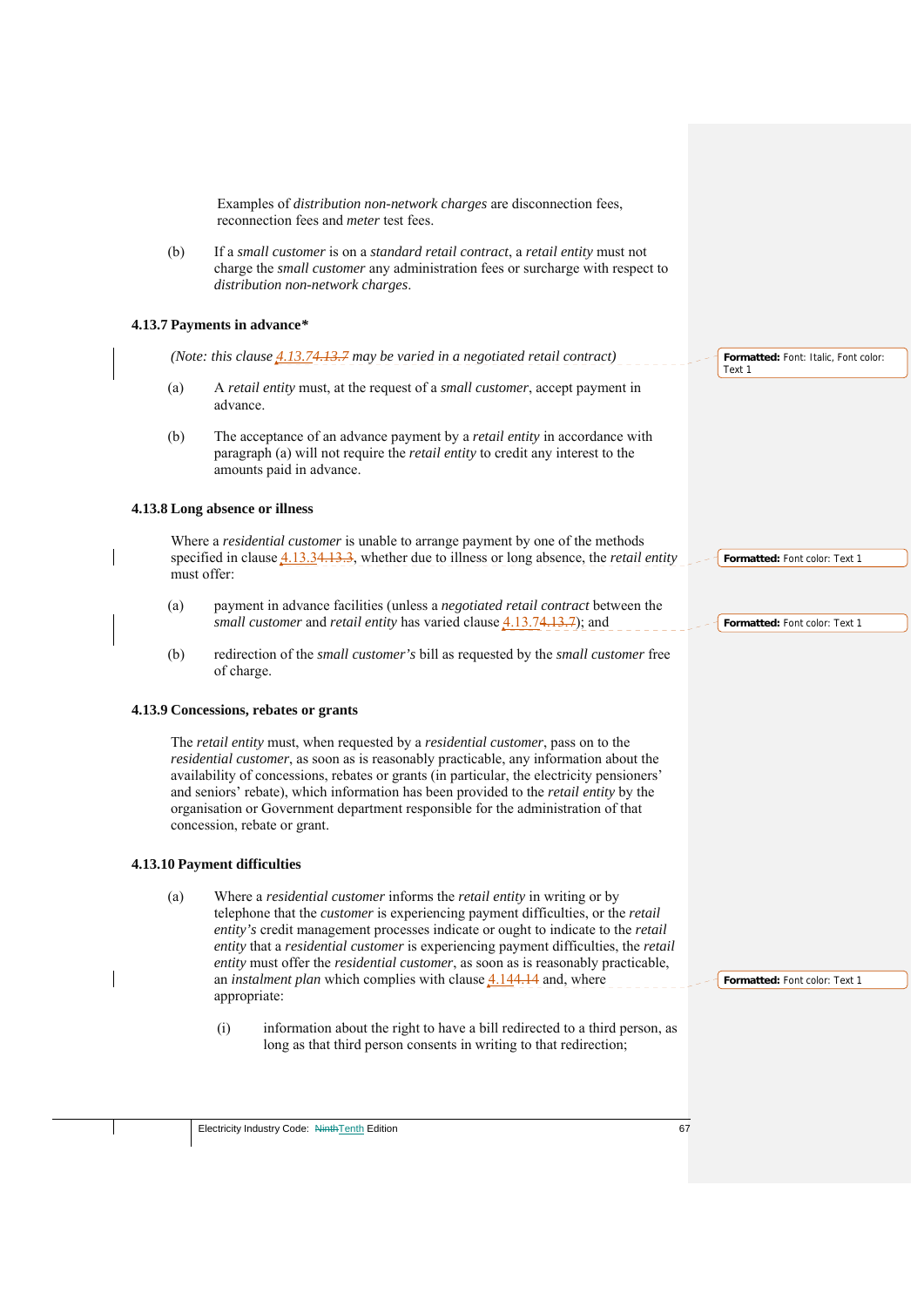Examples of *distribution non-network charges* are disconnection fees, reconnection fees and *meter* test fees.

(b) If a *small customer* is on a *standard retail contract*, a *retail entity* must not charge the *small customer* any administration fees or surcharge with respect to *distribution non-network charges*.

### 4.13.7 Payments in advance*

*(Note: this clause 4.13.7 may be varied in a negotiated retail contract)*

(a) A *retail entity* must, at the request of a *small customer*, accept payment in advance.

(b) The acceptance of an advance payment by a *retail entity* in accordance with paragraph (a) will not require the *retail entity* to credit any interest to the amounts paid in advance.

### 4.13.8 Long absence or illness

Where a *residential customer* is unable to arrange payment by one of the methods specified in clause 4.13.3, whether due to illness or long absence, the *retail entity* must offer:

(a) payment in advance facilities (unless a *negotiated retail contract* between the *small customer* and *retail entity* has varied clause 4.13.7); and

(b) redirection of the *small customer's* bill as requested by the *small customer* free of charge.

### 4.13.9 Concessions, rebates or grants

The *retail entity* must, when requested by a *residential customer*, pass on to the *residential customer*, as soon as is reasonably practicable, any information about the availability of concessions, rebates or grants (in particular, the electricity pensioners' and seniors' rebate), which information has been provided to the *retail entity* by the organisation or Government department responsible for the administration of that concession, rebate or grant.

### 4.13.10 Payment difficulties

(a) Where a *residential customer* informs the *retail entity* in writing or by telephone that the *customer* is experiencing payment difficulties, or the *retail entity's* credit management processes indicate or ought to indicate to the *retail entity* that a *residential customer* is experiencing payment difficulties, the *retail entity* must offer the *residential customer*, as soon as is reasonably practicable, an *instalment plan* which complies with clause 4.14 and, where appropriate:

(i) information about the right to have a bill redirected to a third person, as long as that third person consents in writing to that redirection;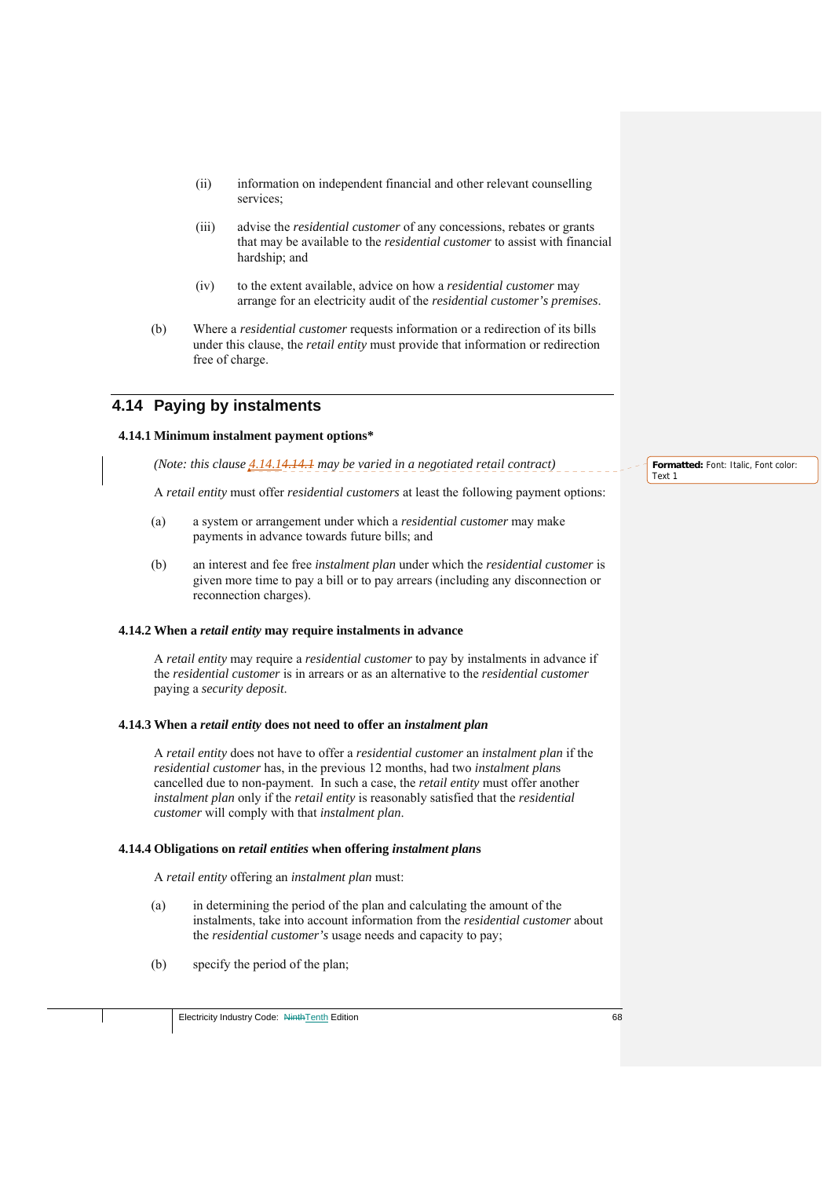(ii) information on independent financial and other relevant counselling services;

(iii) advise the *residential customer* of any concessions, rebates or grants that may be available to the *residential customer* to assist with financial hardship; and

(iv) to the extent available, advice on how a *residential customer* may arrange for an electricity audit of the *residential customer's premises*.

(b) Where a *residential customer* requests information or a redirection of its bills under this clause, the *retail entity* must provide that information or redirection free of charge.

## 4.14 Paying by instalments

### 4.14.1 Minimum instalment payment options*

*(Note: this clause 4.14.1 may be varied in a negotiated retail contract)*

A *retail entity* must offer *residential customers* at least the following payment options:

(a) a system or arrangement under which a *residential customer* may make payments in advance towards future bills; and

(b) an interest and fee free *instalment plan* under which the *residential customer* is given more time to pay a bill or to pay arrears (including any disconnection or reconnection charges).

### 4.14.2 When a *retail entity* may require instalments in advance

A *retail entity* may require a *residential customer* to pay by instalments in advance if the *residential customer* is in arrears or as an alternative to the *residential customer* paying a *security deposit*.

### 4.14.3 When a *retail entity* does not need to offer an *instalment plan*

A *retail entity* does not have to offer a *residential customer* an *instalment plan* if the *residential customer* has, in the previous 12 months, had two *instalment plans* cancelled due to non-payment. In such a case, the *retail entity* must offer another *instalment plan* only if the *retail entity* is reasonably satisfied that the *residential customer* will comply with that *instalment plan*.

### 4.14.4 Obligations on *retail entities* when offering *instalment plans*

A *retail entity* offering an *instalment plan* must:

(a) in determining the period of the plan and calculating the amount of the instalments, take into account information from the *residential customer* about the *residential customer's* usage needs and capacity to pay;

(b) specify the period of the plan;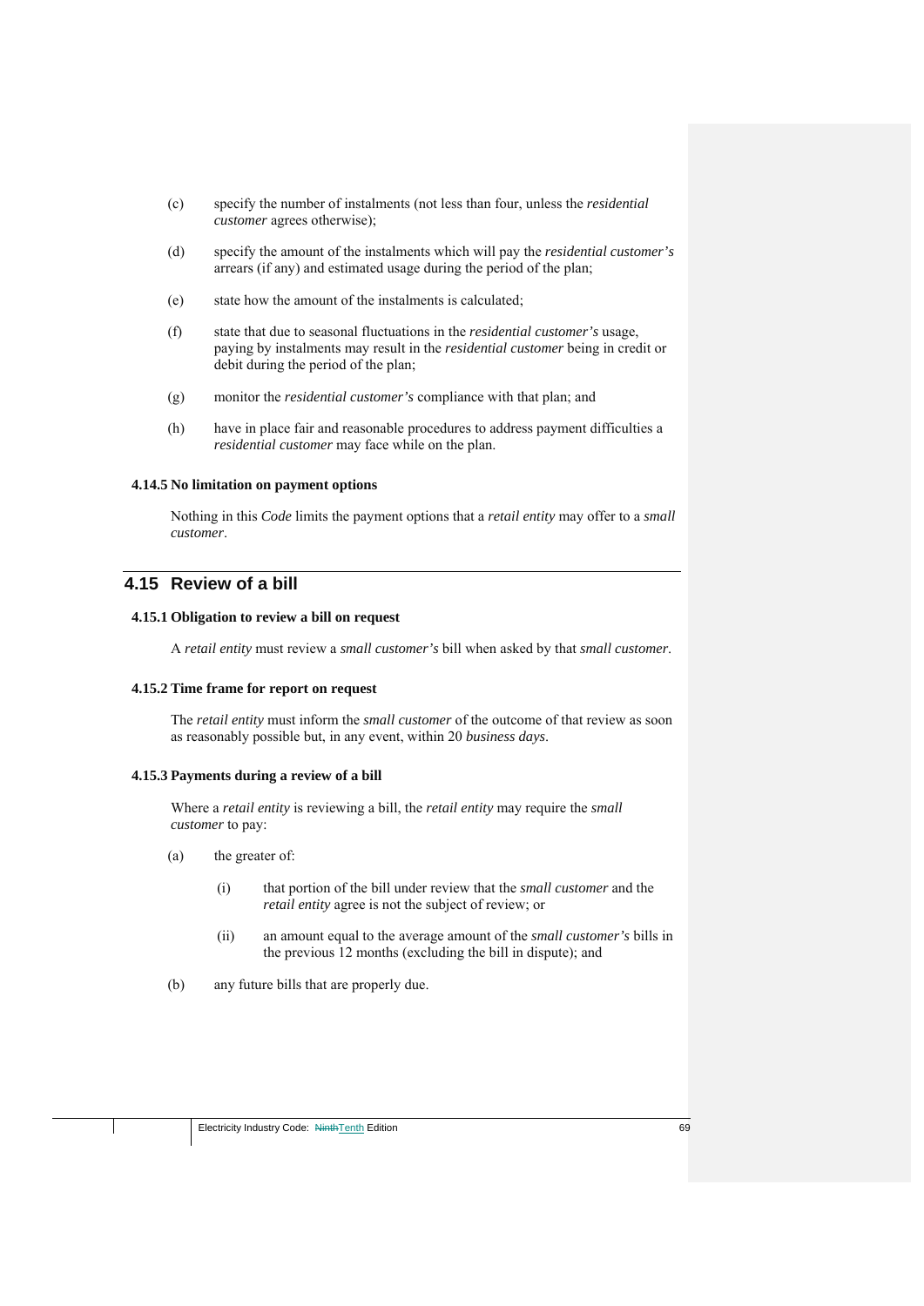(c) specify the number of instalments (not less than four, unless the *residential customer* agrees otherwise);

(d) specify the amount of the instalments which will pay the *residential customer's* arrears (if any) and estimated usage during the period of the plan;

(e) state how the amount of the instalments is calculated;

(f) state that due to seasonal fluctuations in the *residential customer's* usage, paying by instalments may result in the *residential customer* being in credit or debit during the period of the plan;

(g) monitor the *residential customer's* compliance with that plan; and

(h) have in place fair and reasonable procedures to address payment difficulties a *residential customer* may face while on the plan.

### 4.14.5 No limitation on payment options

Nothing in this *Code* limits the payment options that a *retail entity* may offer to a *small customer*.

## 4.15 Review of a bill

### 4.15.1 Obligation to review a bill on request

A *retail entity* must review a *small customer's* bill when asked by that *small customer*.

### 4.15.2 Time frame for report on request

The *retail entity* must inform the *small customer* of the outcome of that review as soon as reasonably possible but, in any event, within 20 *business days*.

### 4.15.3 Payments during a review of a bill

Where a *retail entity* is reviewing a bill, the *retail entity* may require the *small customer* to pay:

(a) the greater of:

  (i) that portion of the bill under review that the *small customer* and the *retail entity* agree is not the subject of review; or

  (ii) an amount equal to the average amount of the *small customer's* bills in the previous 12 months (excluding the bill in dispute); and

(b) any future bills that are properly due.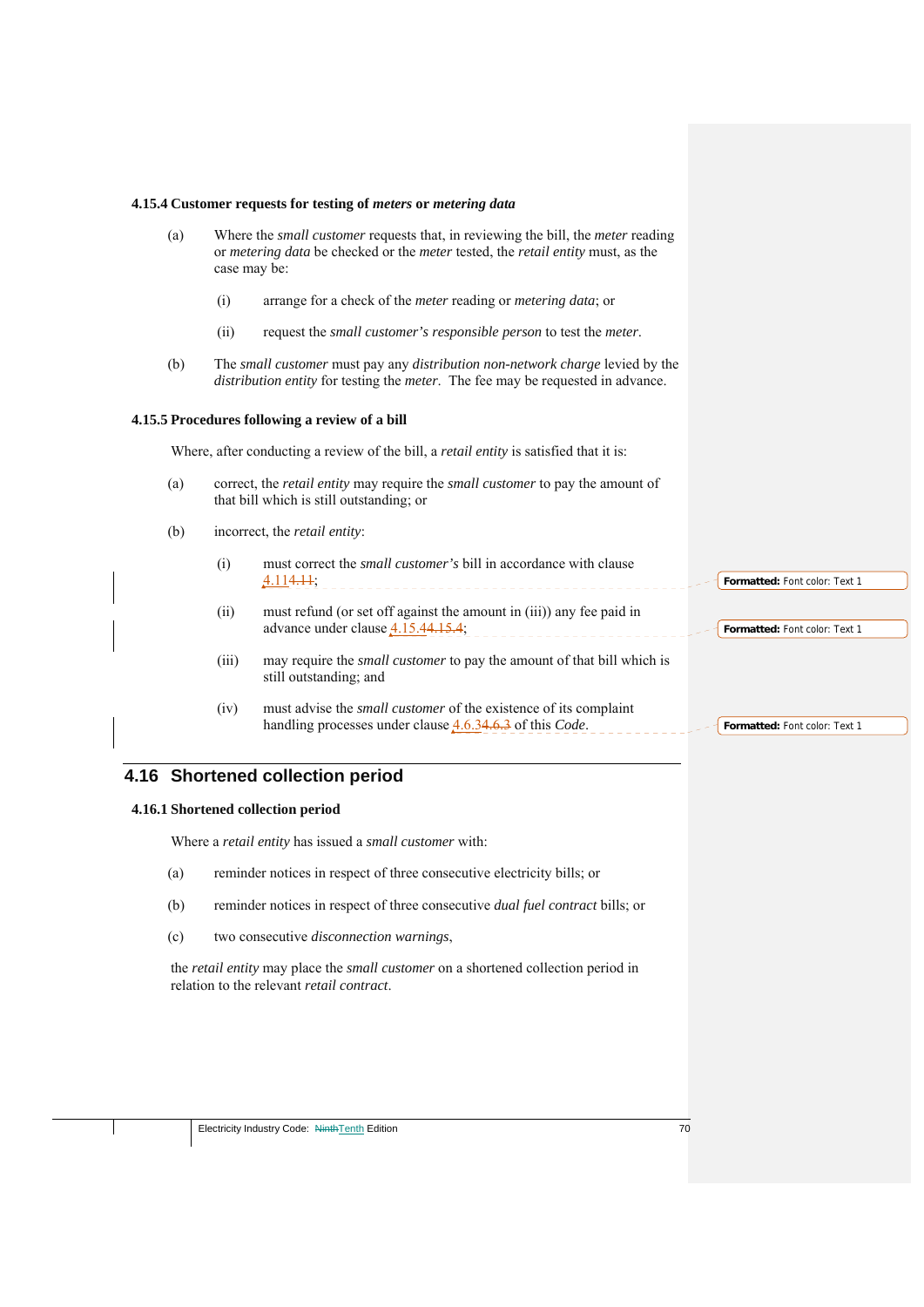### 4.15.4 Customer requests for testing of *meters* or *metering data*

(a) Where the *small customer* requests that, in reviewing the bill, the *meter* reading or *metering data* be checked or the *meter* tested, the *retail entity* must, as the case may be:

(i) arrange for a check of the *meter* reading or *metering data*; or

(ii) request the *small customer's responsible person* to test the *meter*.

(b) The *small customer* must pay any *distribution non-network charge* levied by the *distribution entity* for testing the *meter*. The fee may be requested in advance.

### 4.15.5 Procedures following a review of a bill

Where, after conducting a review of the bill, a *retail entity* is satisfied that it is:

(a) correct, the *retail entity* may require the *small customer* to pay the amount of that bill which is still outstanding; or

(b) incorrect, the *retail entity*:

(i) must correct the *small customer's* bill in accordance with clause 4.114.11;

(ii) must refund (or set off against the amount in (iii)) any fee paid in advance under clause 4.15.44.15.4;

(iii) may require the *small customer* to pay the amount of that bill which is still outstanding; and

(iv) must advise the *small customer* of the existence of its complaint handling processes under clause 4.6.34.6.3 of this *Code*.

## 4.16 Shortened collection period

### 4.16.1 Shortened collection period

Where a *retail entity* has issued a *small customer* with:

(a) reminder notices in respect of three consecutive electricity bills; or

(b) reminder notices in respect of three consecutive *dual fuel contract* bills; or

(c) two consecutive *disconnection warnings*,

the *retail entity* may place the *small customer* on a shortened collection period in relation to the relevant *retail contract*.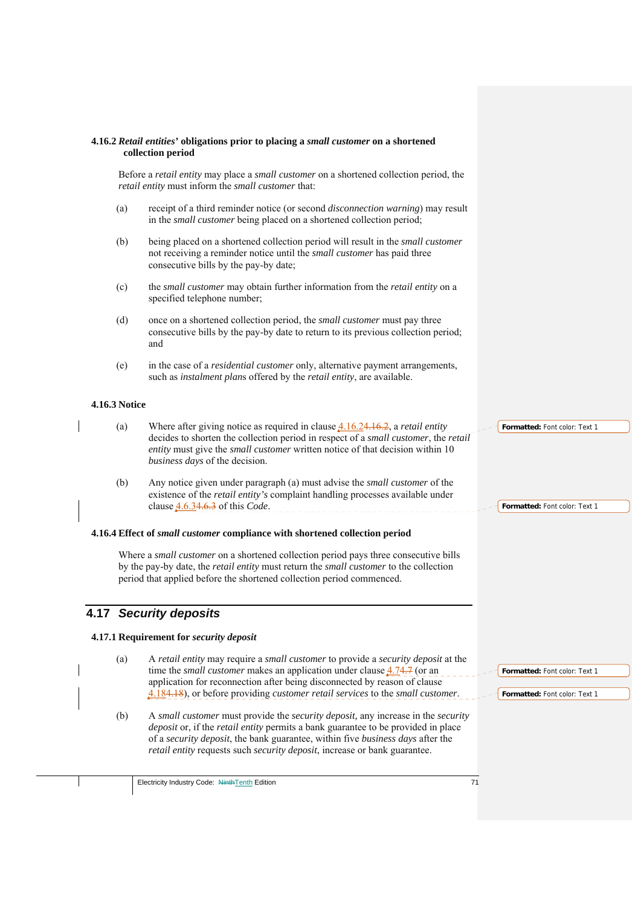### 4.16.2 *Retail entities'* obligations prior to placing a *small customer* on a shortened collection period

Before a *retail entity* may place a *small customer* on a shortened collection period, the *retail entity* must inform the *small customer* that:

(a) receipt of a third reminder notice (or second *disconnection warning*) may result in the *small customer* being placed on a shortened collection period;

(b) being placed on a shortened collection period will result in the *small customer* not receiving a reminder notice until the *small customer* has paid three consecutive bills by the pay-by date;

(c) the *small customer* may obtain further information from the *retail entity* on a specified telephone number;

(d) once on a shortened collection period, the *small customer* must pay three consecutive bills by the pay-by date to return to its previous collection period; and

(e) in the case of a *residential customer* only, alternative payment arrangements, such as *instalment plans* offered by the *retail entity*, are available.

### 4.16.3 Notice

(a) Where after giving notice as required in clause 4.16.2, a *retail entity* decides to shorten the collection period in respect of a *small customer*, the *retail entity* must give the *small customer* written notice of that decision within 10 *business days* of the decision.

(b) Any notice given under paragraph (a) must advise the *small customer* of the existence of the *retail entity's* complaint handling processes available under clause 4.6.3 of this *Code*.

### 4.16.4 Effect of *small customer* compliance with shortened collection period

Where a *small customer* on a shortened collection period pays three consecutive bills by the pay-by date, the *retail entity* must return the *small customer* to the collection period that applied before the shortened collection period commenced.

## 4.17 *Security deposits*

### 4.17.1 Requirement for *security deposit*

(a) A *retail entity* may require a *small customer* to provide a *security deposit* at the time the *small customer* makes an application under clause 4.7 (or an application for reconnection after being disconnected by reason of clause 4.18), or before providing *customer retail services* to the *small customer*.

(b) A *small customer* must provide the *security deposit,* any increase in the *security deposit* or, if the *retail entity* permits a bank guarantee to be provided in place of a *security deposit*, the bank guarantee, within five *business days* after the *retail entity* requests such *security deposit*, increase or bank guarantee.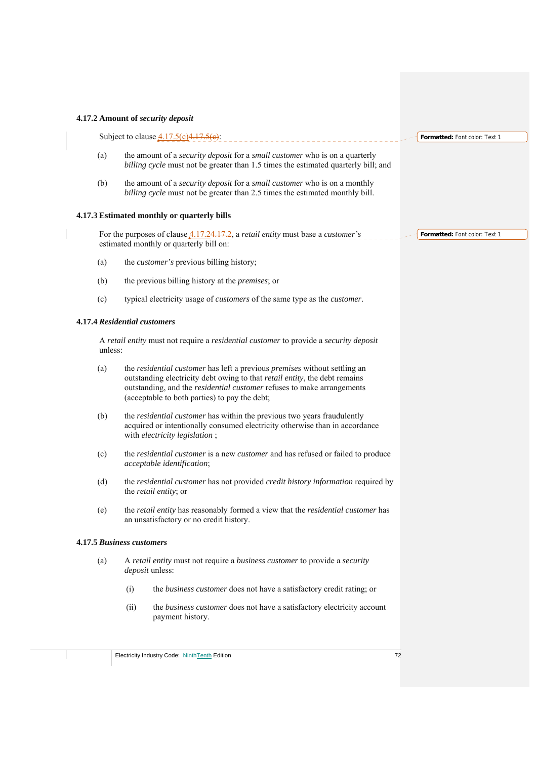### 4.17.2 Amount of *security deposit*

Subject to clause 4.17.5(c)~~4.17.5(c)~~:

(a) the amount of a *security deposit* for a *small customer* who is on a quarterly *billing cycle* must not be greater than 1.5 times the estimated quarterly bill; and

(b) the amount of a *security deposit* for a *small customer* who is on a monthly *billing cycle* must not be greater than 2.5 times the estimated monthly bill.

### 4.17.3 Estimated monthly or quarterly bills

For the purposes of clause 4.17.2~~4.17.2~~, a *retail entity* must base a *customer's* estimated monthly or quarterly bill on:

(a) the *customer's* previous billing history;

(b) the previous billing history at the *premises*; or

(c) typical electricity usage of *customers* of the same type as the *customer*.

### 4.17.4 *Residential customers*

A *retail entity* must not require a *residential customer* to provide a *security deposit* unless:

(a) the *residential customer* has left a previous *premises* without settling an outstanding electricity debt owing to that *retail entity*, the debt remains outstanding, and the *residential customer* refuses to make arrangements (acceptable to both parties) to pay the debt;

(b) the *residential customer* has within the previous two years fraudulently acquired or intentionally consumed electricity otherwise than in accordance with *electricity legislation* ;

(c) the *residential customer* is a new *customer* and has refused or failed to produce *acceptable identification*;

(d) the *residential customer* has not provided *credit history information* required by the *retail entity*; or

(e) the *retail entity* has reasonably formed a view that the *residential customer* has an unsatisfactory or no credit history.

### 4.17.5 *Business customers*

(a) A *retail entity* must not require a *business customer* to provide a *security deposit* unless:

(i) the *business customer* does not have a satisfactory credit rating; or

(ii) the *business customer* does not have a satisfactory electricity account payment history.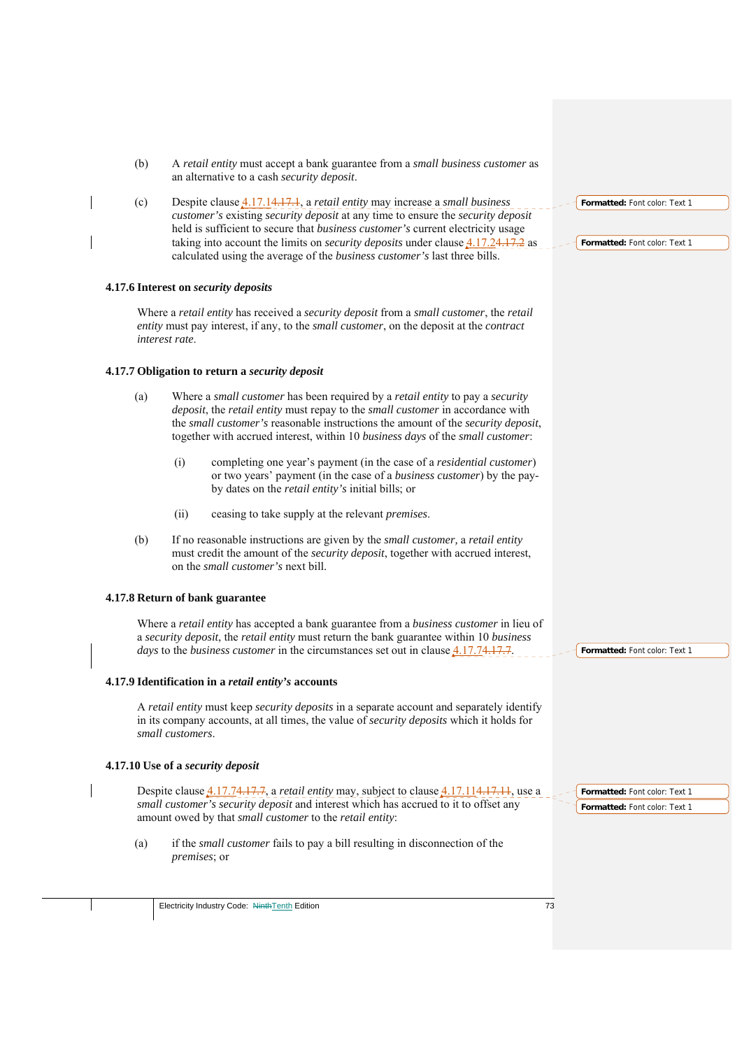(b) A *retail entity* must accept a bank guarantee from a *small business customer* as an alternative to a cash *security deposit*.

(c) Despite clause 4.17.1, a *retail entity* may increase a *small business customer's* existing *security deposit* at any time to ensure the *security deposit* held is sufficient to secure that *business customer's* current electricity usage taking into account the limits on *security deposits* under clause 4.17.2 as calculated using the average of the *business customer's* last three bills.

### 4.17.6 Interest on *security deposits*

Where a *retail entity* has received a *security deposit* from a *small customer*, the *retail entity* must pay interest, if any, to the *small customer*, on the deposit at the *contract interest rate*.

### 4.17.7 Obligation to return a *security deposit*

(a) Where a *small customer* has been required by a *retail entity* to pay a *security deposit*, the *retail entity* must repay to the *small customer* in accordance with the *small customer's* reasonable instructions the amount of the *security deposit*, together with accrued interest, within 10 *business days* of the *small customer*:

   (i) completing one year's payment (in the case of a *residential customer*) or two years' payment (in the case of a *business customer*) by the pay-by dates on the *retail entity's* initial bills; or

   (ii) ceasing to take supply at the relevant *premises*.

(b) If no reasonable instructions are given by the *small customer*, a *retail entity* must credit the amount of the *security deposit*, together with accrued interest, on the *small customer's* next bill.

### 4.17.8 Return of bank guarantee

Where a *retail entity* has accepted a bank guarantee from a *business customer* in lieu of a *security deposit*, the *retail entity* must return the bank guarantee within 10 *business days* to the *business customer* in the circumstances set out in clause 4.17.7.

### 4.17.9 Identification in a *retail entity's* accounts

A *retail entity* must keep *security deposits* in a separate account and separately identify in its company accounts, at all times, the value of *security deposits* which it holds for *small customers*.

### 4.17.10 Use of a *security deposit*

Despite clause 4.17.7, a *retail entity* may, subject to clause 4.17.11, use a *small customer's security deposit* and interest which has accrued to it to offset any amount owed by that *small customer* to the *retail entity*:

(a) if the *small customer* fails to pay a bill resulting in disconnection of the *premises*; or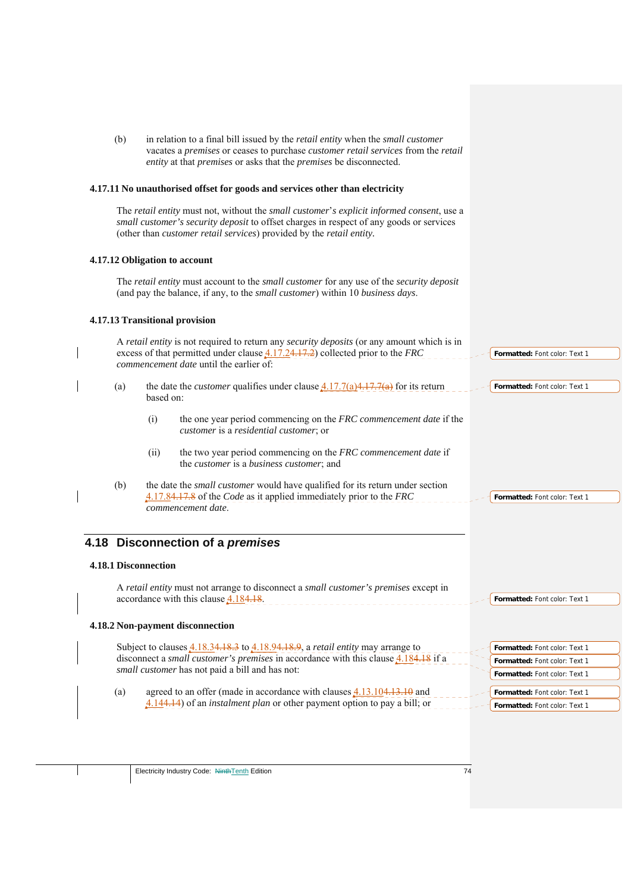(b) in relation to a final bill issued by the *retail entity* when the *small customer* vacates a *premises* or ceases to purchase *customer retail services* from the *retail entity* at that *premises* or asks that the *premises* be disconnected.

### 4.17.11 No unauthorised offset for goods and services other than electricity

The *retail entity* must not, without the *small customer*'s *explicit informed consent*, use a *small customer's security deposit* to offset charges in respect of any goods or services (other than *customer retail services*) provided by the *retail entity*.

### 4.17.12 Obligation to account

The *retail entity* must account to the *small customer* for any use of the *security deposit* (and pay the balance, if any, to the *small customer*) within 10 *business days*.

### 4.17.13 Transitional provision

A *retail entity* is not required to return any *security deposits* (or any amount which is in excess of that permitted under clause 4.17.2) collected prior to the *FRC commencement date* until the earlier of:

(a) the date the *customer* qualifies under clause 4.17.7(a) for its return based on:

(i) the one year period commencing on the *FRC commencement date* if the *customer* is a *residential customer*; or

(ii) the two year period commencing on the *FRC commencement date* if the *customer* is a *business customer*; and

(b) the date the *small customer* would have qualified for its return under section 4.17.8 of the *Code* as it applied immediately prior to the *FRC commencement date*.

## 4.18 Disconnection of a *premises*

### 4.18.1 Disconnection

A *retail entity* must not arrange to disconnect a *small customer's premises* except in accordance with this clause 4.18.

### 4.18.2 Non-payment disconnection

Subject to clauses 4.18.3 to 4.18.9, a *retail entity* may arrange to disconnect a *small customer's premises* in accordance with this clause 4.18 if a *small customer* has not paid a bill and has not:

(a) agreed to an offer (made in accordance with clauses 4.13.10 and 4.14) of an *instalment plan* or other payment option to pay a bill; or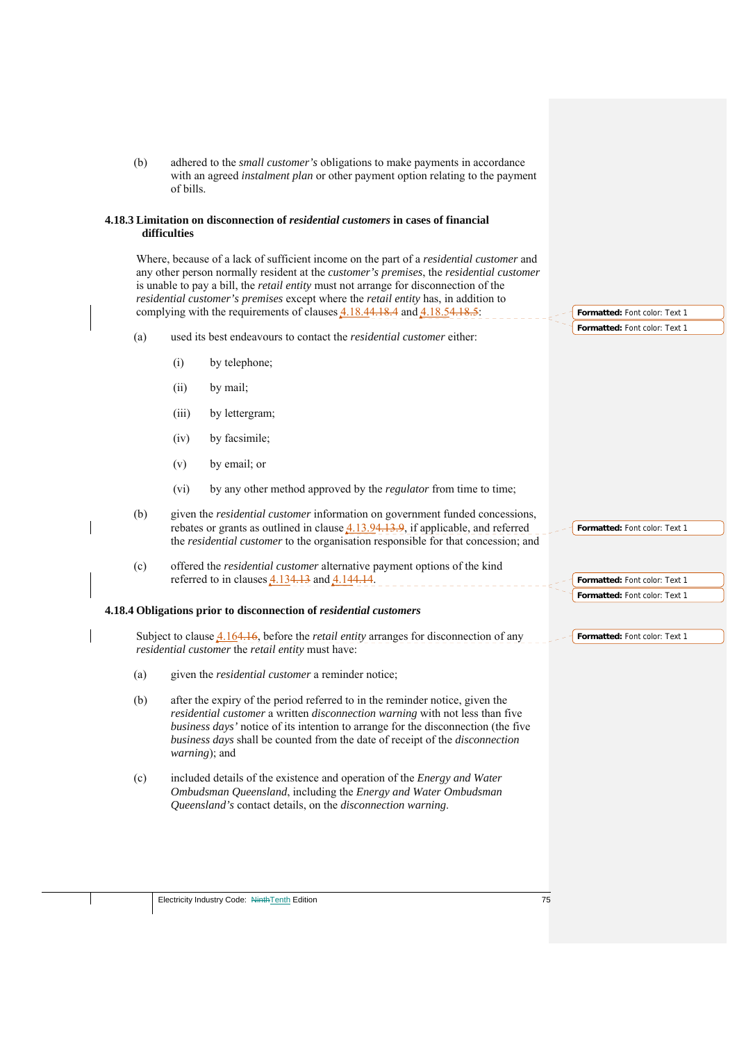(b) adhered to the *small customer's* obligations to make payments in accordance with an agreed *instalment plan* or other payment option relating to the payment of bills.

### 4.18.3 Limitation on disconnection of *residential customers* in cases of financial difficulties

Where, because of a lack of sufficient income on the part of a *residential customer* and any other person normally resident at the *customer's premises*, the *residential customer* is unable to pay a bill, the *retail entity* must not arrange for disconnection of the *residential customer's premises* except where the *retail entity* has, in addition to complying with the requirements of clauses 4.18.4 and 4.18.5:

(a) used its best endeavours to contact the *residential customer* either:

(i) by telephone;

(ii) by mail;

(iii) by lettergram;

(iv) by facsimile;

(v) by email; or

(vi) by any other method approved by the *regulator* from time to time;

(b) given the *residential customer* information on government funded concessions, rebates or grants as outlined in clause 4.13.9, if applicable, and referred the *residential customer* to the organisation responsible for that concession; and

(c) offered the *residential customer* alternative payment options of the kind referred to in clauses 4.13 and 4.14.

### 4.18.4 Obligations prior to disconnection of *residential customers*

Subject to clause 4.16, before the *retail entity* arranges for disconnection of any *residential customer* the *retail entity* must have:

(a) given the *residential customer* a reminder notice;

(b) after the expiry of the period referred to in the reminder notice, given the *residential customer* a written *disconnection warning* with not less than five *business days'* notice of its intention to arrange for the disconnection (the five *business days* shall be counted from the date of receipt of the *disconnection warning*); and

(c) included details of the existence and operation of the *Energy and Water Ombudsman Queensland*, including the *Energy and Water Ombudsman Queensland's* contact details, on the *disconnection warning*.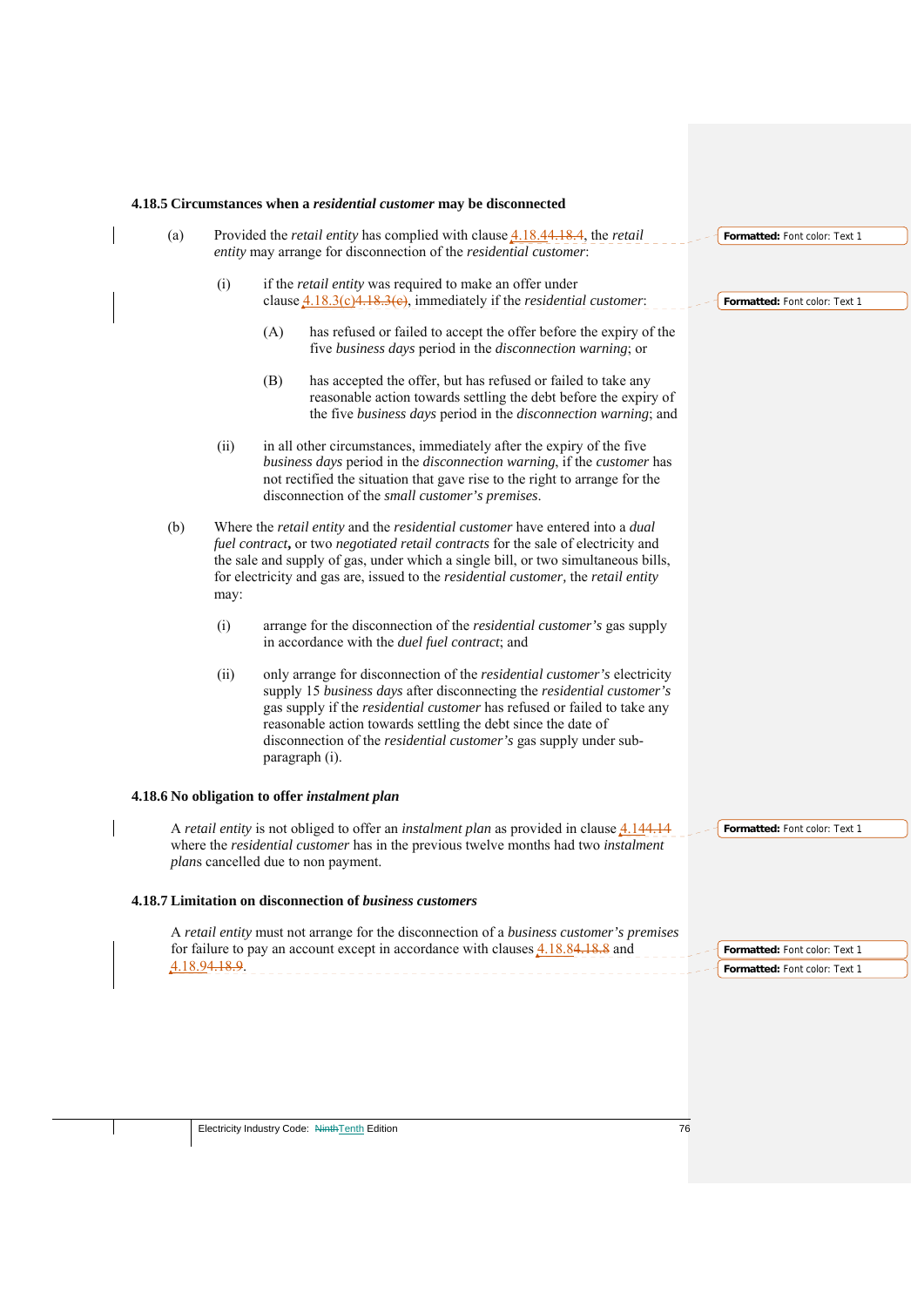#### 4.18.5 Circumstances when a *residential customer* may be disconnected

(a) Provided the *retail entity* has complied with clause 4.18.4, the *retail entity* may arrange for disconnection of the *residential customer*:

(i) if the *retail entity* was required to make an offer under clause 4.18.3(c), immediately if the *residential customer*:

(A) has refused or failed to accept the offer before the expiry of the five *business days* period in the *disconnection warning*; or

(B) has accepted the offer, but has refused or failed to take any reasonable action towards settling the debt before the expiry of the five *business days* period in the *disconnection warning*; and

(ii) in all other circumstances, immediately after the expiry of the five *business days* period in the *disconnection warning*, if the *customer* has not rectified the situation that gave rise to the right to arrange for the disconnection of the *small customer's premises*.

(b) Where the *retail entity* and the *residential customer* have entered into a *dual fuel contract*, or two *negotiated retail contracts* for the sale of electricity and the sale and supply of gas, under which a single bill, or two simultaneous bills, for electricity and gas are, issued to the *residential customer*, the *retail entity* may:

(i) arrange for the disconnection of the *residential customer's* gas supply in accordance with the *duel fuel contract*; and

(ii) only arrange for disconnection of the *residential customer's* electricity supply 15 *business days* after disconnecting the *residential customer's* gas supply if the *residential customer* has refused or failed to take any reasonable action towards settling the debt since the date of disconnection of the *residential customer's* gas supply under sub-paragraph (i).

#### 4.18.6 No obligation to offer *instalment plan*

A *retail entity* is not obliged to offer an *instalment plan* as provided in clause 4.14 where the *residential customer* has in the previous twelve months had two *instalment plans* cancelled due to non payment.

#### 4.18.7 Limitation on disconnection of *business customers*

A *retail entity* must not arrange for the disconnection of a *business customer's premises* for failure to pay an account except in accordance with clauses 4.18.8 and 4.18.9.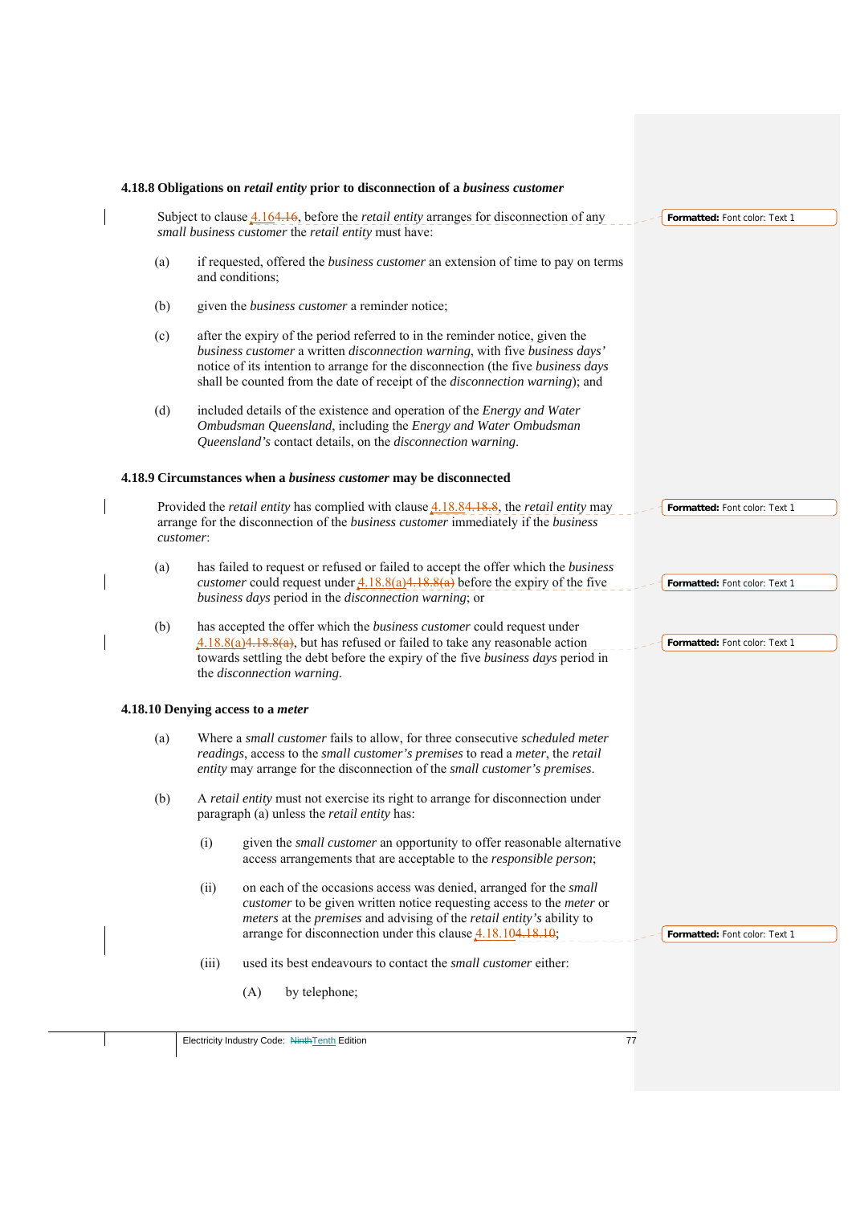### 4.18.8 Obligations on *retail entity* prior to disconnection of a *business customer*

Subject to clause 4.16, before the *retail entity* arranges for disconnection of any *small business customer* the *retail entity* must have:

(a) if requested, offered the *business customer* an extension of time to pay on terms and conditions;

(b) given the *business customer* a reminder notice;

(c) after the expiry of the period referred to in the reminder notice, given the *business customer* a written *disconnection warning*, with five *business days'* notice of its intention to arrange for the disconnection (the five *business days* shall be counted from the date of receipt of the *disconnection warning*); and

(d) included details of the existence and operation of the *Energy and Water Ombudsman Queensland*, including the *Energy and Water Ombudsman Queensland's* contact details, on the *disconnection warning*.

### 4.18.9 Circumstances when a *business customer* may be disconnected

Provided the *retail entity* has complied with clause 4.18.8, the *retail entity* may arrange for the disconnection of the *business customer* immediately if the *business customer*:

(a) has failed to request or refused or failed to accept the offer which the *business customer* could request under 4.18.8(a) before the expiry of the five *business days* period in the *disconnection warning*; or

(b) has accepted the offer which the *business customer* could request under 4.18.8(a), but has refused or failed to take any reasonable action towards settling the debt before the expiry of the five *business days* period in the *disconnection warning*.

### 4.18.10 Denying access to a *meter*

(a) Where a *small customer* fails to allow, for three consecutive *scheduled meter readings*, access to the *small customer's premises* to read a *meter*, the *retail entity* may arrange for the disconnection of the *small customer's premises*.

(b) A *retail entity* must not exercise its right to arrange for disconnection under paragraph (a) unless the *retail entity* has:

   (i) given the *small customer* an opportunity to offer reasonable alternative access arrangements that are acceptable to the *responsible person*;

   (ii) on each of the occasions access was denied, arranged for the *small customer* to be given written notice requesting access to the *meter* or *meters* at the *premises* and advising of the *retail entity's* ability to arrange for disconnection under this clause 4.18.10;

   (iii) used its best endeavours to contact the *small customer* either:

      (A) by telephone;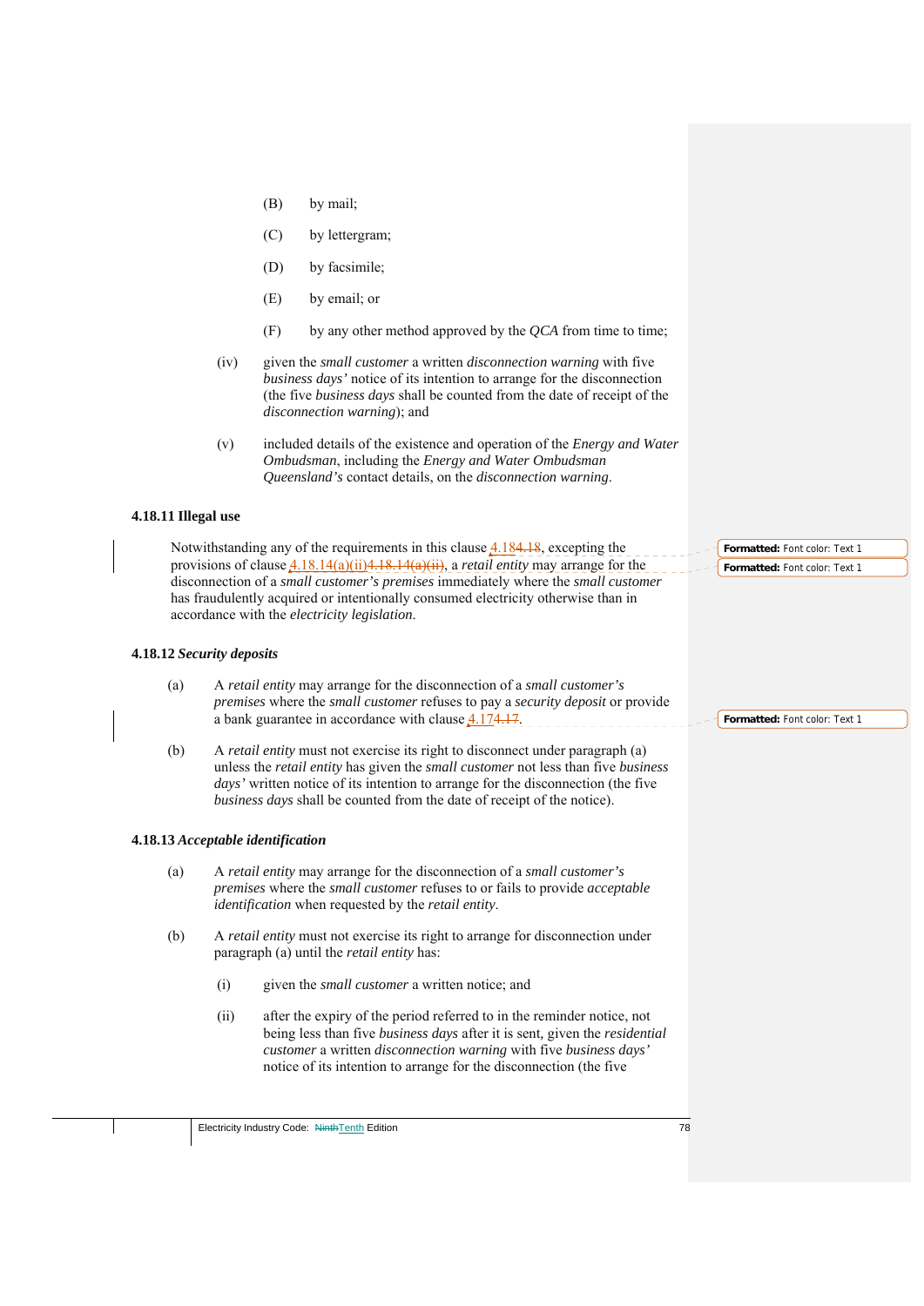(B) by mail;

(C) by lettergram;

(D) by facsimile;

(E) by email; or

(F) by any other method approved by the *QCA* from time to time;

(iv) given the *small customer* a written *disconnection warning* with five *business days'* notice of its intention to arrange for the disconnection (the five *business days* shall be counted from the date of receipt of the *disconnection warning*); and

(v) included details of the existence and operation of the *Energy and Water Ombudsman*, including the *Energy and Water Ombudsman Queensland's* contact details, on the *disconnection warning*.

### 4.18.11 Illegal use

Notwithstanding any of the requirements in this clause 4.18, excepting the provisions of clause 4.18.14(a)(ii), a *retail entity* may arrange for the disconnection of a *small customer's premises* immediately where the *small customer* has fraudulently acquired or intentionally consumed electricity otherwise than in accordance with the *electricity legislation*.

### 4.18.12 *Security deposits*

(a) A *retail entity* may arrange for the disconnection of a *small customer's premises* where the *small customer* refuses to pay a *security deposit* or provide a bank guarantee in accordance with clause 4.17.

(b) A *retail entity* must not exercise its right to disconnect under paragraph (a) unless the *retail entity* has given the *small customer* not less than five *business days'* written notice of its intention to arrange for the disconnection (the five *business days* shall be counted from the date of receipt of the notice).

### 4.18.13 *Acceptable identification*

(a) A *retail entity* may arrange for the disconnection of a *small customer's premises* where the *small customer* refuses to or fails to provide *acceptable identification* when requested by the *retail entity*.

(b) A *retail entity* must not exercise its right to arrange for disconnection under paragraph (a) until the *retail entity* has:

(i) given the *small customer* a written notice; and

(ii) after the expiry of the period referred to in the reminder notice, not being less than five *business days* after it is sent, given the *residential customer* a written *disconnection warning* with five *business days'* notice of its intention to arrange for the disconnection (the five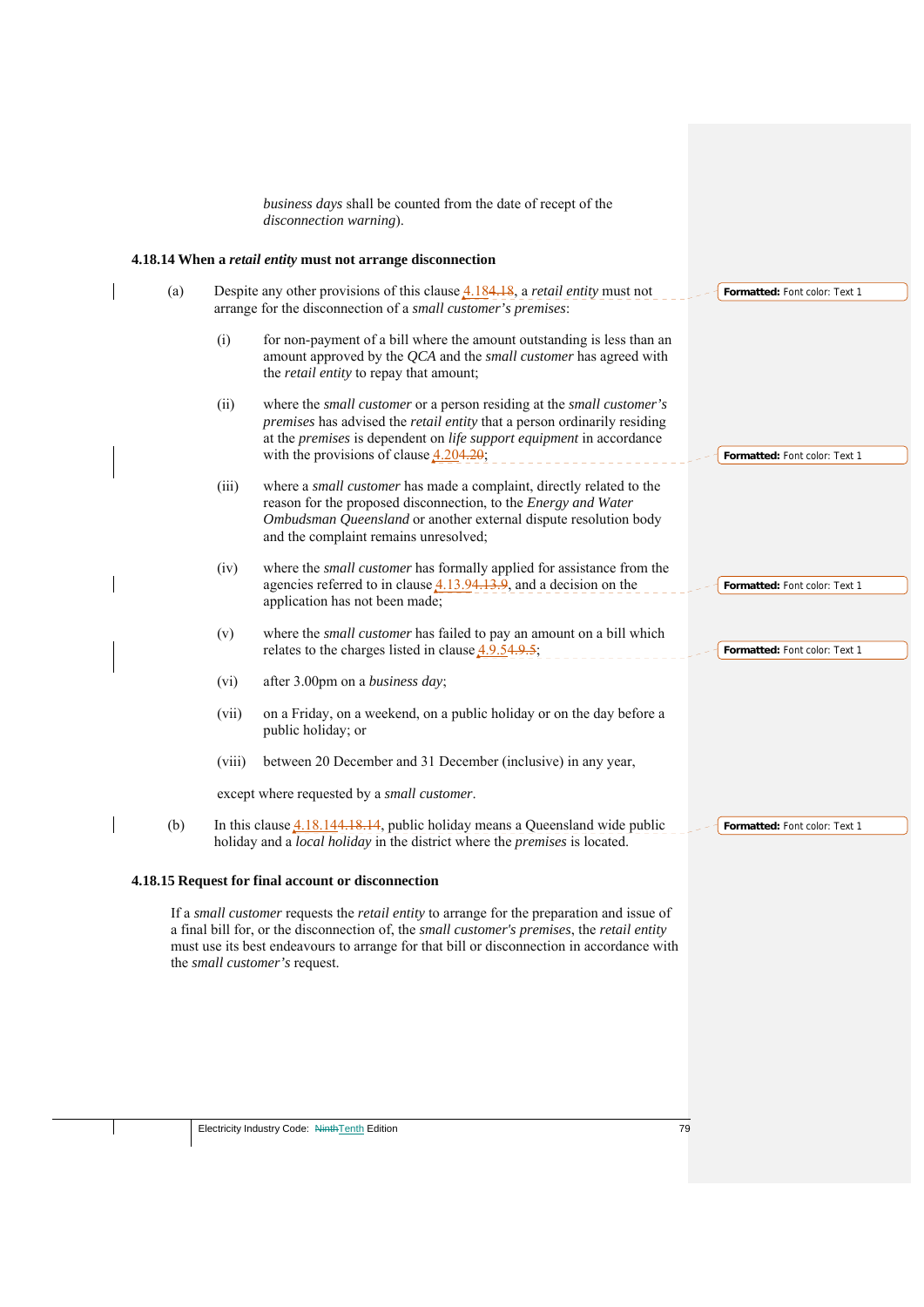*business days* shall be counted from the date of recept of the *disconnection warning*).

### 4.18.14 When a *retail entity* must not arrange disconnection

(a) Despite any other provisions of this clause 4.184.18, a *retail entity* must not arrange for the disconnection of a *small customer's premises*:

(i) for non-payment of a bill where the amount outstanding is less than an amount approved by the *QCA* and the *small customer* has agreed with the *retail entity* to repay that amount;

(ii) where the *small customer* or a person residing at the *small customer's premises* has advised the *retail entity* that a person ordinarily residing at the *premises* is dependent on *life support equipment* in accordance with the provisions of clause 4.204.20;

(iii) where a *small customer* has made a complaint, directly related to the reason for the proposed disconnection, to the *Energy and Water Ombudsman Queensland* or another external dispute resolution body and the complaint remains unresolved;

(iv) where the *small customer* has formally applied for assistance from the agencies referred to in clause 4.13.94.13.9, and a decision on the application has not been made;

(v) where the *small customer* has failed to pay an amount on a bill which relates to the charges listed in clause 4.9.54.9.5;

(vi) after 3.00pm on a *business day*;

(vii) on a Friday, on a weekend, on a public holiday or on the day before a public holiday; or

(viii) between 20 December and 31 December (inclusive) in any year,

except where requested by a *small customer*.

(b) In this clause 4.18.144.18.14, public holiday means a Queensland wide public holiday and a *local holiday* in the district where the *premises* is located.

### 4.18.15 Request for final account or disconnection

If a *small customer* requests the *retail entity* to arrange for the preparation and issue of a final bill for, or the disconnection of, the *small customer's premises*, the *retail entity* must use its best endeavours to arrange for that bill or disconnection in accordance with the *small customer's* request.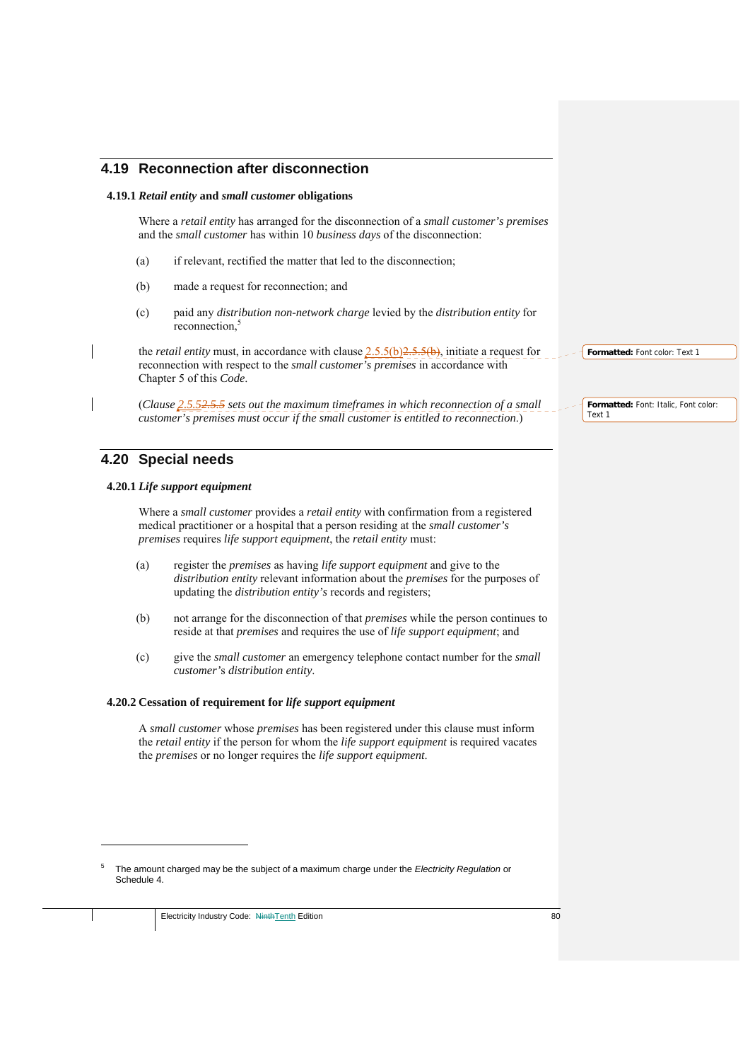## 4.19 Reconnection after disconnection

### 4.19.1 *Retail entity* and *small customer* obligations

Where a *retail entity* has arranged for the disconnection of a *small customer's premises* and the *small customer* has within 10 *business days* of the disconnection:

(a) if relevant, rectified the matter that led to the disconnection;

(b) made a request for reconnection; and

(c) paid any *distribution non-network charge* levied by the *distribution entity* for reconnection,[5]

the *retail entity* must, in accordance with clause 2.5.5(b), initiate a request for reconnection with respect to the *small customer's premises* in accordance with Chapter 5 of this *Code*.

(*Clause 2.5.5 sets out the maximum timeframes in which reconnection of a small customer's premises must occur if the small customer is entitled to reconnection*.)

## 4.20 Special needs

### 4.20.1 *Life support equipment*

Where a *small customer* provides a *retail entity* with confirmation from a registered medical practitioner or a hospital that a person residing at the *small customer's premises* requires *life support equipment*, the *retail entity* must:

(a) register the *premises* as having *life support equipment* and give to the *distribution entity* relevant information about the *premises* for the purposes of updating the *distribution entity's* records and registers;

(b) not arrange for the disconnection of that *premises* while the person continues to reside at that *premises* and requires the use of *life support equipment*; and

(c) give the *small customer* an emergency telephone contact number for the *small customer's distribution entity*.

### 4.20.2 Cessation of requirement for *life support equipment*

A *small customer* whose *premises* has been registered under this clause must inform the *retail entity* if the person for whom the *life support equipment* is required vacates the *premises* or no longer requires the *life support equipment*.

---

[5] The amount charged may be the subject of a maximum charge under the *Electricity Regulation* or Schedule 4.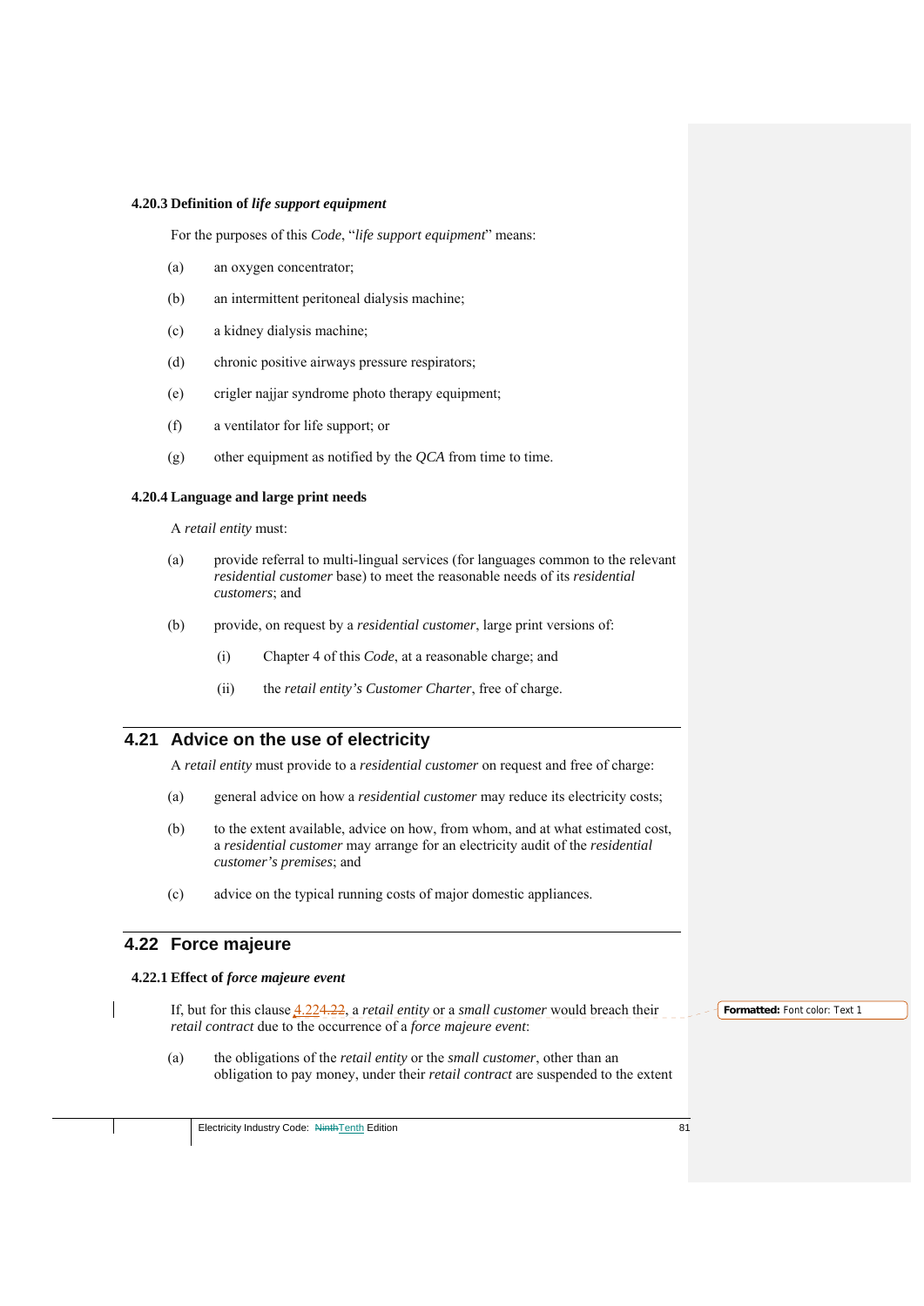#### 4.20.3 Definition of *life support equipment*

For the purposes of this *Code*, "*life support equipment*" means:

(a) an oxygen concentrator;

(b) an intermittent peritoneal dialysis machine;

(c) a kidney dialysis machine;

(d) chronic positive airways pressure respirators;

(e) crigler najjar syndrome photo therapy equipment;

(f) a ventilator for life support; or

(g) other equipment as notified by the *QCA* from time to time.

#### 4.20.4 Language and large print needs

A *retail entity* must:

(a) provide referral to multi-lingual services (for languages common to the relevant *residential customer* base) to meet the reasonable needs of its *residential customers*; and

(b) provide, on request by a *residential customer*, large print versions of:

(i) Chapter 4 of this *Code*, at a reasonable charge; and

(ii) the *retail entity's Customer Charter*, free of charge.

## 4.21 Advice on the use of electricity

A *retail entity* must provide to a *residential customer* on request and free of charge:

(a) general advice on how a *residential customer* may reduce its electricity costs;

(b) to the extent available, advice on how, from whom, and at what estimated cost, a *residential customer* may arrange for an electricity audit of the *residential customer's premises*; and

(c) advice on the typical running costs of major domestic appliances.

## 4.22 Force majeure

#### 4.22.1 Effect of *force majeure event*

If, but for this clause 4.22, a *retail entity* or a *small customer* would breach their *retail contract* due to the occurrence of a *force majeure event*:

(a) the obligations of the *retail entity* or the *small customer*, other than an obligation to pay money, under their *retail contract* are suspended to the extent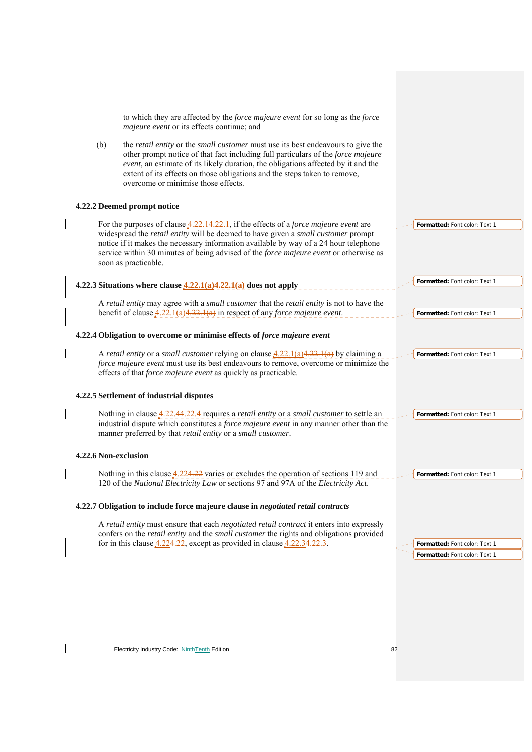to which they are affected by the *force majeure event* for so long as the *force majeure event* or its effects continue; and

(b) the *retail entity* or the *small customer* must use its best endeavours to give the other prompt notice of that fact including full particulars of the *force majeure event*, an estimate of its likely duration, the obligations affected by it and the extent of its effects on those obligations and the steps taken to remove, overcome or minimise those effects.

### 4.22.2 Deemed prompt notice

For the purposes of clause 4.22.1, if the effects of a *force majeure event* are widespread the *retail entity* will be deemed to have given a *small customer* prompt notice if it makes the necessary information available by way of a 24 hour telephone service within 30 minutes of being advised of the *force majeure event* or otherwise as soon as practicable.

### 4.22.3 Situations where clause 4.22.1(a) does not apply

A *retail entity* may agree with a *small customer* that the *retail entity* is not to have the benefit of clause 4.22.1(a) in respect of any *force majeure event*.

### 4.22.4 Obligation to overcome or minimise effects of *force majeure event*

A *retail entity* or a *small customer* relying on clause 4.22.1(a) by claiming a *force majeure event* must use its best endeavours to remove, overcome or minimize the effects of that *force majeure event* as quickly as practicable.

### 4.22.5 Settlement of industrial disputes

Nothing in clause 4.22.4 requires a *retail entity* or a *small customer* to settle an industrial dispute which constitutes a *force majeure event* in any manner other than the manner preferred by that *retail entity* or a *small customer*.

### 4.22.6 Non-exclusion

Nothing in this clause 4.22 varies or excludes the operation of sections 119 and 120 of the *National Electricity Law* or sections 97 and 97A of the *Electricity Act*.

### 4.22.7 Obligation to include force majeure clause in *negotiated retail contracts*

A *retail entity* must ensure that each *negotiated retail contract* it enters into expressly confers on the *retail entity* and the *small customer* the rights and obligations provided for in this clause 4.22, except as provided in clause 4.22.3.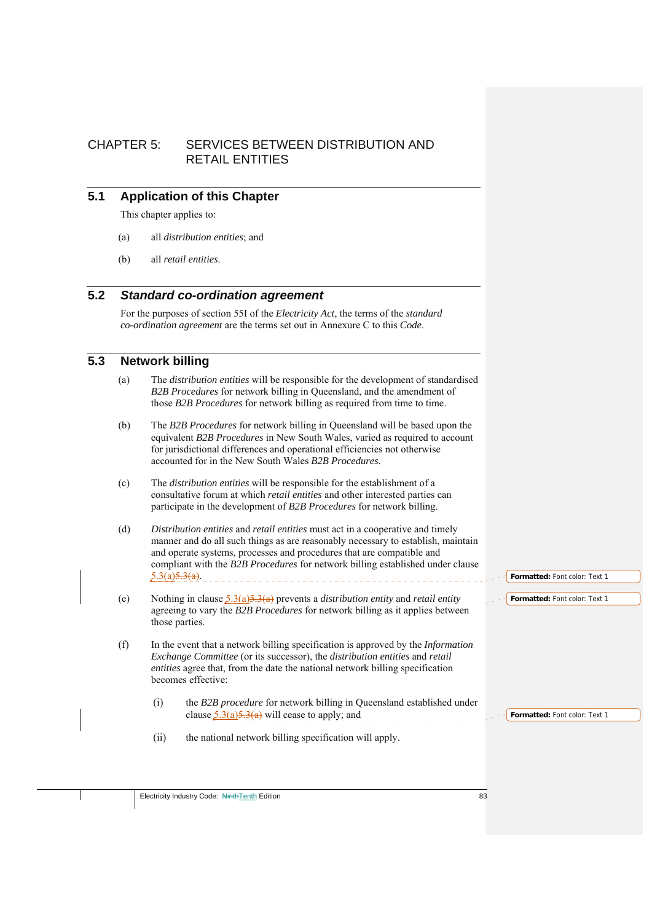# CHAPTER 5: SERVICES BETWEEN DISTRIBUTION AND RETAIL ENTITIES

## 5.1 Application of this Chapter

This chapter applies to:

(a) all *distribution entities*; and

(b) all *retail entities*.

## 5.2 *Standard co-ordination agreement*

For the purposes of section 55I of the *Electricity Act*, the terms of the *standard co-ordination agreement* are the terms set out in Annexure C to this *Code*.

## 5.3 Network billing

(a) The *distribution entities* will be responsible for the development of standardised *B2B Procedures* for network billing in Queensland, and the amendment of those *B2B Procedures* for network billing as required from time to time.

(b) The *B2B Procedures* for network billing in Queensland will be based upon the equivalent *B2B Procedures* in New South Wales, varied as required to account for jurisdictional differences and operational efficiencies not otherwise accounted for in the New South Wales *B2B Procedures.*

(c) The *distribution entities* will be responsible for the establishment of a consultative forum at which *retail entities* and other interested parties can participate in the development of *B2B Procedures* for network billing.

(d) *Distribution entities* and *retail entities* must act in a cooperative and timely manner and do all such things as are reasonably necessary to establish, maintain and operate systems, processes and procedures that are compatible and compliant with the *B2B Procedures* for network billing established under clause 5.3(a).

(e) Nothing in clause 5.3(a) prevents a *distribution entity* and *retail entity* agreeing to vary the *B2B Procedures* for network billing as it applies between those parties.

(f) In the event that a network billing specification is approved by the *Information Exchange Committee* (or its successor), the *distribution entities* and *retail entities* agree that, from the date the national network billing specification becomes effective:

   (i) the *B2B procedure* for network billing in Queensland established under clause 5.3(a) will cease to apply; and

   (ii) the national network billing specification will apply.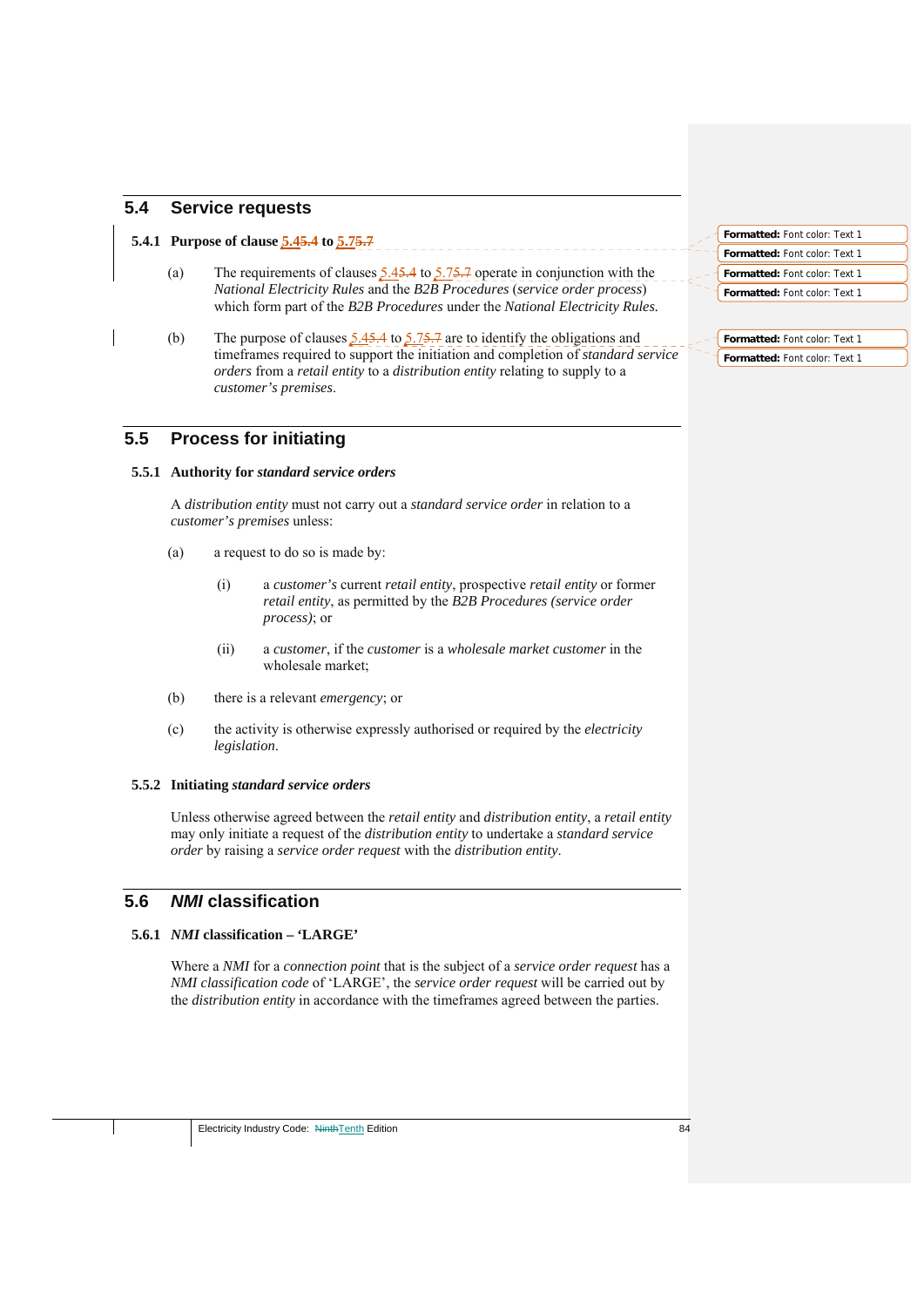## 5.4 Service requests

### 5.4.1 Purpose of clause 5.45.4 to 5.75.7

(a) The requirements of clauses 5.45.4 to 5.75.7 operate in conjunction with the *National Electricity Rules* and the *B2B Procedures* (*service order process*) which form part of the *B2B Procedures* under the *National Electricity Rules*.

(b) The purpose of clauses 5.45.4 to 5.75.7 are to identify the obligations and timeframes required to support the initiation and completion of *standard service orders* from a *retail entity* to a *distribution entity* relating to supply to a *customer's premises*.

## 5.5 Process for initiating

### 5.5.1 Authority for *standard service orders*

A *distribution entity* must not carry out a *standard service order* in relation to a *customer's premises* unless:

(a) a request to do so is made by:

  (i) a *customer's* current *retail entity*, prospective *retail entity* or former *retail entity*, as permitted by the *B2B Procedures (service order process)*; or

  (ii) a *customer*, if the *customer* is a *wholesale market customer* in the wholesale market;

(b) there is a relevant *emergency*; or

(c) the activity is otherwise expressly authorised or required by the *electricity legislation*.

### 5.5.2 Initiating *standard service orders*

Unless otherwise agreed between the *retail entity* and *distribution entity*, a *retail entity* may only initiate a request of the *distribution entity* to undertake a *standard service order* by raising a *service order request* with the *distribution entity*.

## 5.6 *NMI* classification

### 5.6.1 *NMI* classification – 'LARGE'

Where a *NMI* for a *connection point* that is the subject of a *service order request* has a *NMI classification code* of 'LARGE', the *service order request* will be carried out by the *distribution entity* in accordance with the timeframes agreed between the parties.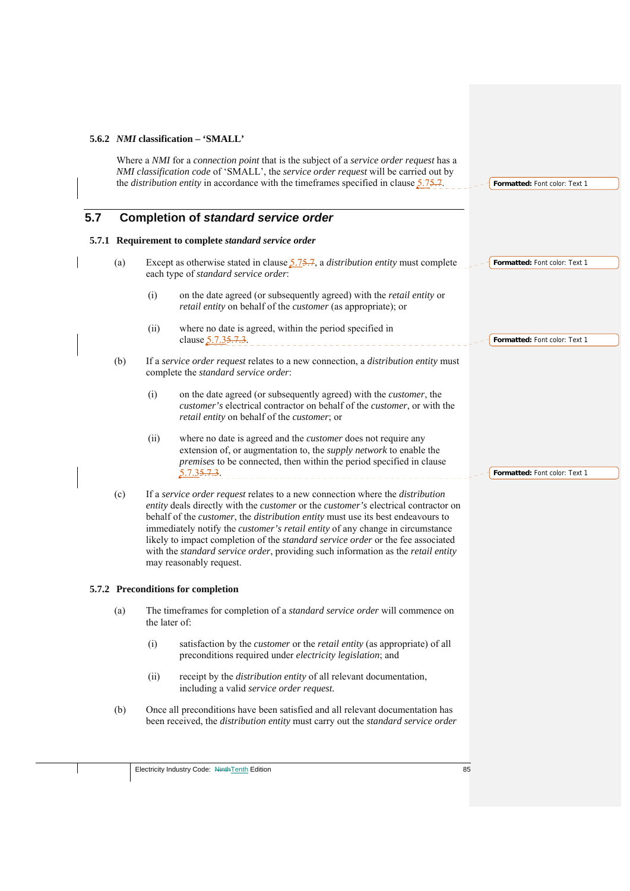#### 5.6.2 *NMI* classification – 'SMALL'

Where a *NMI* for a *connection point* that is the subject of a *service order request* has a *NMI classification code* of 'SMALL', the *service order request* will be carried out by the *distribution entity* in accordance with the timeframes specified in clause 5.7.

## 5.7 Completion of *standard service order*

#### 5.7.1 Requirement to complete *standard service order*

(a) Except as otherwise stated in clause 5.7, a *distribution entity* must complete each type of *standard service order*:

   (i) on the date agreed (or subsequently agreed) with the *retail entity* or *retail entity* on behalf of the *customer* (as appropriate); or

   (ii) where no date is agreed, within the period specified in clause 5.7.3.

(b) If a *service order request* relates to a new connection, a *distribution entity* must complete the *standard service order*:

   (i) on the date agreed (or subsequently agreed) with the *customer*, the *customer's* electrical contractor on behalf of the *customer*, or with the *retail entity* on behalf of the *customer*; or

   (ii) where no date is agreed and the *customer* does not require any extension of, or augmentation to, the *supply network* to enable the *premises* to be connected, then within the period specified in clause 5.7.3.

(c) If a *service order request* relates to a new connection where the *distribution entity* deals directly with the *customer* or the *customer's* electrical contractor on behalf of the *customer*, the *distribution entity* must use its best endeavours to immediately notify the *customer's retail entity* of any change in circumstance likely to impact completion of the *standard service order* or the fee associated with the *standard service order*, providing such information as the *retail entity* may reasonably request.

#### 5.7.2 Preconditions for completion

(a) The timeframes for completion of a *standard service order* will commence on the later of:

   (i) satisfaction by the *customer* or the *retail entity* (as appropriate) of all preconditions required under *electricity legislation*; and

   (ii) receipt by the *distribution entity* of all relevant documentation, including a valid *service order request.*

(b) Once all preconditions have been satisfied and all relevant documentation has been received, the *distribution entity* must carry out the *standard service order*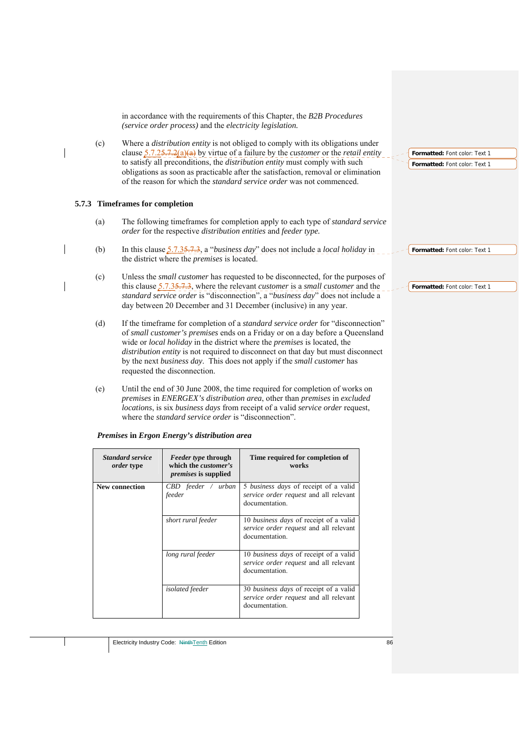in accordance with the requirements of this Chapter, the *B2B Procedures (service order process)* and the *electricity legislation.*

(c) Where a *distribution entity* is not obliged to comply with its obligations under clause 5.7.2(a) by virtue of a failure by the *customer* or the *retail entity* to satisfy all preconditions, the *distribution entity* must comply with such obligations as soon as practicable after the satisfaction, removal or elimination of the reason for which the *standard service order* was not commenced.

### 5.7.3 Timeframes for completion

(a) The following timeframes for completion apply to each type of *standard service order* for the respective *distribution entities* and *feeder type.*

(b) In this clause 5.7.3, a "*business day*" does not include a *local holiday* in the district where the *premises* is located.

(c) Unless the *small customer* has requested to be disconnected, for the purposes of this clause 5.7.3, where the relevant *customer* is a *small customer* and the *standard service order* is "disconnection", a "*business day*" does not include a day between 20 December and 31 December (inclusive) in any year.

(d) If the timeframe for completion of a *standard service order* for "disconnection" of *small customer's premises* ends on a Friday or on a day before a Queensland wide or *local holiday* in the district where the *premises* is located, the *distribution entity* is not required to disconnect on that day but must disconnect by the next *business day*. This does not apply if the *small customer* has requested the disconnection.

(e) Until the end of 30 June 2008, the time required for completion of works on *premises* in *ENERGEX's distribution area*, other than *premises* in *excluded locations*, is six *business days* from receipt of a valid *service order* request, where the *standard service order* is "disconnection".

***Premises* in *Ergon Energy's distribution area***

| *Standard service order* type | *Feeder type* through which the *customer's premises* is supplied | Time required for completion of works |
|---|---|---|
| **New connection** | *CBD feeder / urban feeder* | 5 *business days* of receipt of a valid *service order request* and all relevant documentation. |
| | *short rural feeder* | 10 *business days* of receipt of a valid *service order request* and all relevant documentation. |
| | *long rural feeder* | 10 *business days* of receipt of a valid *service order request* and all relevant documentation. |
| | *isolated feeder* | 30 *business days* of receipt of a valid *service order request* and all relevant documentation. |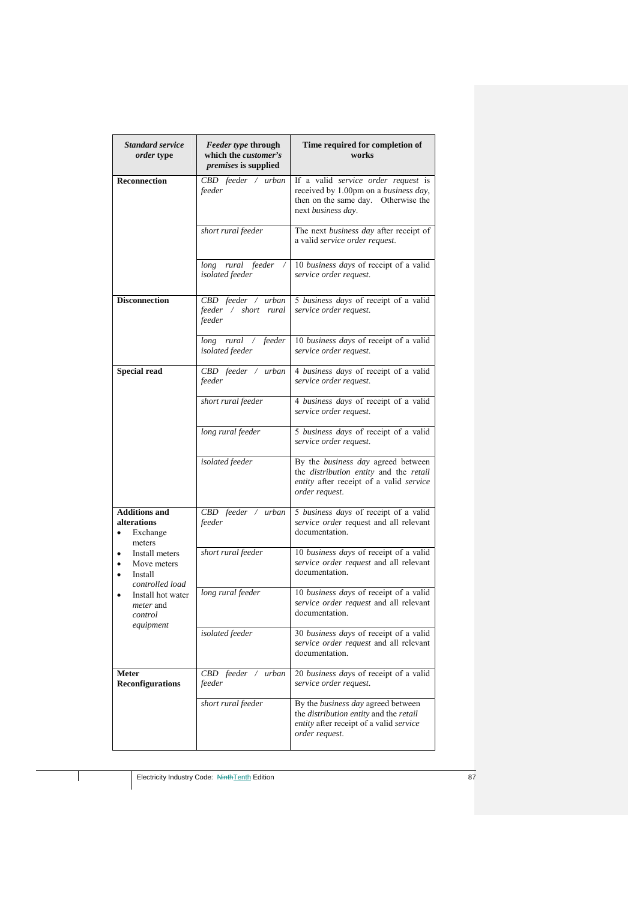| *Standard service order* type | *Feeder type* through which the *customer's premises* is supplied | Time required for completion of works |
|---|---|---|
| **Reconnection** | *CBD feeder / urban feeder* | If a valid *service order request* is received by 1.00pm on a *business day*, then on the same day. Otherwise the next *business day*. |
| | *short rural feeder* | The next *business day* after receipt of a valid *service order request*. |
| | *long rural feeder / isolated feeder* | 10 *business days* of receipt of a valid *service order request*. |
| **Disconnection** | *CBD feeder / urban feeder / short rural feeder* | 5 *business days* of receipt of a valid *service order request*. |
| | *long rural / feeder isolated feeder* | 10 *business days* of receipt of a valid *service order request*. |
| **Special read** | *CBD feeder / urban feeder* | 4 *business days* of receipt of a valid *service order request*. |
| | *short rural feeder* | 4 *business days* of receipt of a valid *service order request*. |
| | *long rural feeder* | 5 *business days* of receipt of a valid *service order request*. |
| | *isolated feeder* | By the *business day* agreed between the *distribution entity* and the *retail entity* after receipt of a valid *service order request*. |
| **Additions and alterations**<br>• Exchange meters<br>• Install meters<br>• Move meters<br>• Install *controlled load*<br>• Install hot water *meter* and *control equipment* | *CBD feeder / urban feeder* | 5 *business days* of receipt of a valid *service order* request and all relevant documentation. |
| | *short rural feeder* | 10 *business days* of receipt of a valid *service order request* and all relevant documentation. |
| | *long rural feeder* | 10 *business days* of receipt of a valid *service order request* and all relevant documentation. |
| | *isolated feeder* | 30 *business days* of receipt of a valid *service order request* and all relevant documentation. |
| **Meter Reconfigurations** | *CBD feeder / urban feeder* | 20 *business days* of receipt of a valid *service order request*. |
| | *short rural feeder* | By the *business day* agreed between the *distribution entity* and the *retail entity* after receipt of a valid *service order request*. |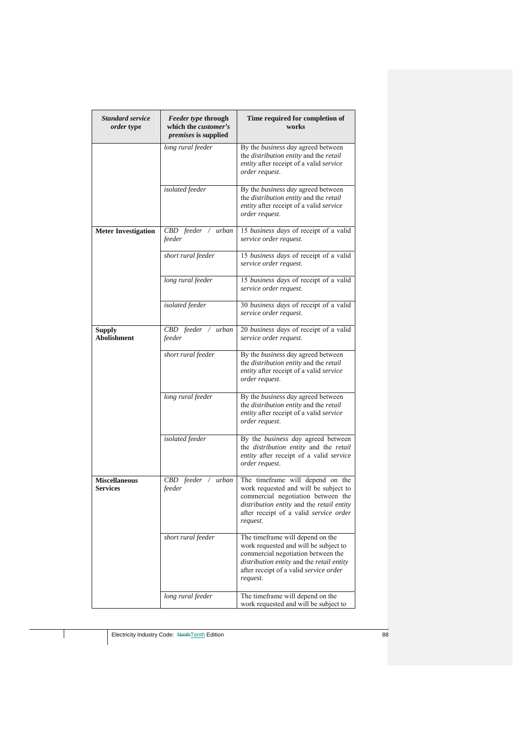| *Standard service order* type | *Feeder type* through which the *customer's premises* is supplied | Time required for completion of works |
|---|---|---|
| | *long rural feeder* | By the *business day* agreed between the *distribution entity* and the *retail entity* after receipt of a valid *service order request*. |
| | *isolated feeder* | By the *business day* agreed between the *distribution entity* and the *retail entity* after receipt of a valid *service order request*. |
| **Meter Investigation** | *CBD feeder / urban feeder* | 15 *business days* of receipt of a valid *service order request*. |
| | *short rural feeder* | 15 *business days* of receipt of a valid *service order request*. |
| | *long rural feeder* | 15 *business days* of receipt of a valid *service order request*. |
| | *isolated feeder* | 30 *business days* of receipt of a valid *service order request*. |
| **Supply Abolishment** | *CBD feeder / urban feeder* | 20 *business days* of receipt of a valid *service order request*. |
| | *short rural feeder* | By the *business day* agreed between the *distribution entity* and the *retail entity* after receipt of a valid *service order request*. |
| | *long rural feeder* | By the *business day* agreed between the *distribution entity* and the *retail entity* after receipt of a valid *service order request*. |
| | *isolated feeder* | By the *business day* agreed between the *distribution entity* and the *retail entity* after receipt of a valid *service order request*. |
| **Miscellaneous Services** | *CBD feeder / urban feeder* | The timeframe will depend on the work requested and will be subject to commercial negotiation between the *distribution entity* and the *retail entity* after receipt of a valid *service order request*. |
| | *short rural feeder* | The timeframe will depend on the work requested and will be subject to commercial negotiation between the *distribution entity* and the *retail entity* after receipt of a valid *service order request*. |
| | *long rural feeder* | The timeframe will depend on the work requested and will be subject to |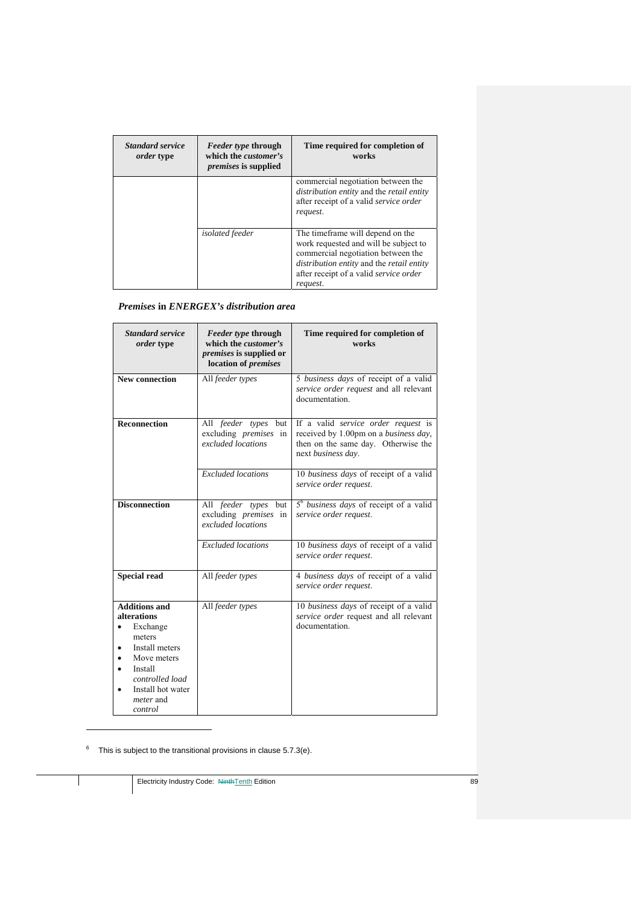| *Standard service order* type | *Feeder type* through which the *customer's premises* is supplied | Time required for completion of works |
|---|---|---|
| | | commercial negotiation between the *distribution entity* and the *retail entity* after receipt of a valid *service order request*. |
| | *isolated feeder* | The timeframe will depend on the work requested and will be subject to commercial negotiation between the *distribution entity* and the *retail entity* after receipt of a valid *service order request*. |

***Premises* in *ENERGEX's distribution area***

| *Standard service order* type | *Feeder type* through which the *customer's premises* is supplied or location of *premises* | Time required for completion of works |
|---|---|---|
| **New connection** | All *feeder types* | 5 *business days* of receipt of a valid *service order request* and all relevant documentation. |
| **Reconnection** | All *feeder types* but excluding *premises* in *excluded locations* | If a valid *service order request* is received by 1.00pm on a *business day*, then on the same day. Otherwise the next *business day*. |
| | *Excluded locations* | 10 *business days* of receipt of a valid *service order request*. |
| **Disconnection** | All *feeder types* but excluding *premises* in *excluded locations* | 5[6] *business days* of receipt of a valid *service order request*. |
| | *Excluded locations* | 10 *business days* of receipt of a valid *service order request*. |
| **Special read** | All *feeder types* | 4 *business days* of receipt of a valid *service order request*. |
| **Additions and alterations**<br>• Exchange meters<br>• Install meters<br>• Move meters<br>• Install *controlled load*<br>• Install hot water *meter* and *control* | All *feeder types* | 10 *business days* of receipt of a valid *service order* request and all relevant documentation. |

[6] This is subject to the transitional provisions in clause 5.7.3(e).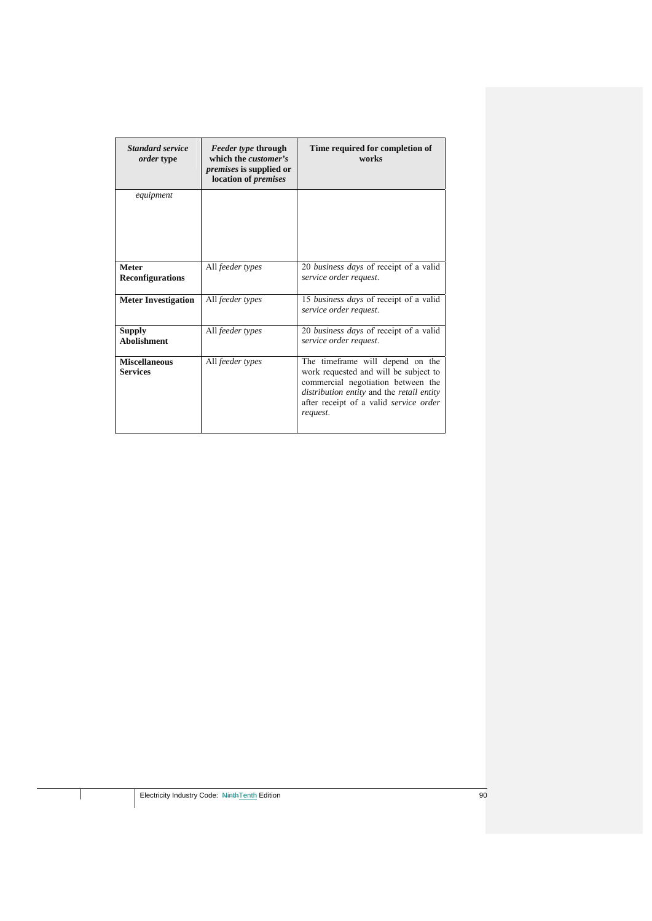| *Standard service order* type | *Feeder type* through which the *customer's premises* is supplied or location of *premises* | Time required for completion of works |
|---|---|---|
| *equipment* | | |
| **Meter Reconfigurations** | All *feeder types* | 20 *business days* of receipt of a valid *service order request*. |
| **Meter Investigation** | All *feeder types* | 15 *business days* of receipt of a valid *service order request*. |
| **Supply Abolishment** | All *feeder types* | 20 *business days* of receipt of a valid *service order request*. |
| **Miscellaneous Services** | All *feeder types* | The timeframe will depend on the work requested and will be subject to commercial negotiation between the *distribution entity* and the *retail entity* after receipt of a valid *service order request*. |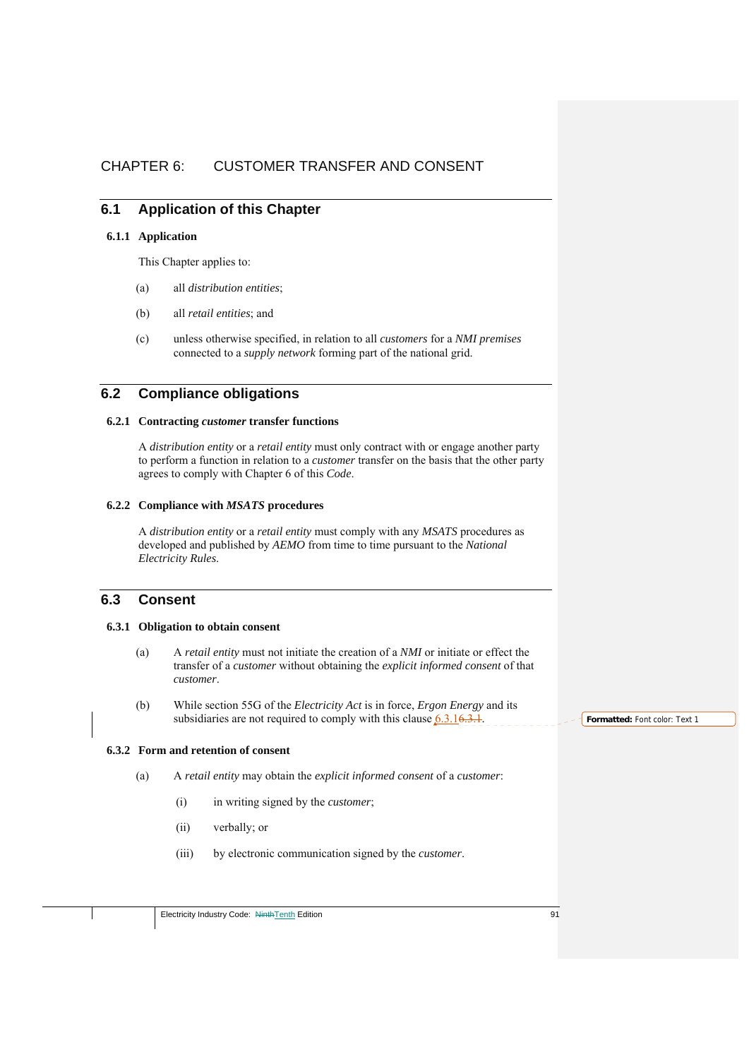# CHAPTER 6: CUSTOMER TRANSFER AND CONSENT

## 6.1 Application of this Chapter

### 6.1.1 Application

This Chapter applies to:

(a) all *distribution entities*;

(b) all *retail entities*; and

(c) unless otherwise specified, in relation to all *customers* for a *NMI premises* connected to a *supply network* forming part of the national grid.

## 6.2 Compliance obligations

### 6.2.1 Contracting *customer* transfer functions

A *distribution entity* or a *retail entity* must only contract with or engage another party to perform a function in relation to a *customer* transfer on the basis that the other party agrees to comply with Chapter 6 of this *Code*.

### 6.2.2 Compliance with *MSATS* procedures

A *distribution entity* or a *retail entity* must comply with any *MSATS* procedures as developed and published by *AEMO* from time to time pursuant to the *National Electricity Rules*.

## 6.3 Consent

### 6.3.1 Obligation to obtain consent

(a) A *retail entity* must not initiate the creation of a *NMI* or initiate or effect the transfer of a *customer* without obtaining the *explicit informed consent* of that *customer*.

(b) While section 55G of the *Electricity Act* is in force, *Ergon Energy* and its subsidiaries are not required to comply with this clause 6.3.16.3.1.

### 6.3.2 Form and retention of consent

(a) A *retail entity* may obtain the *explicit informed consent* of a *customer*:

(i) in writing signed by the *customer*;

(ii) verbally; or

(iii) by electronic communication signed by the *customer*.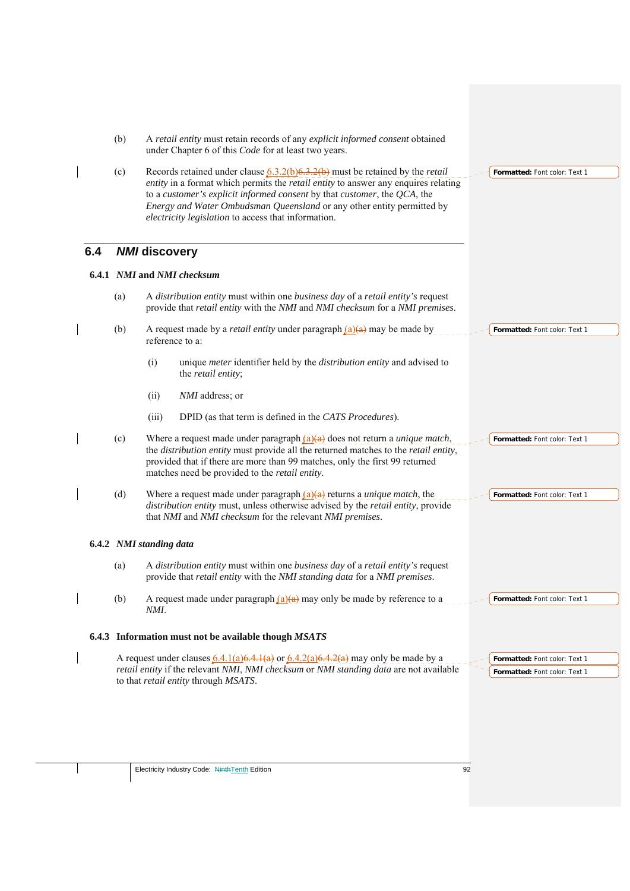(b) A *retail entity* must retain records of any *explicit informed consent* obtained under Chapter 6 of this *Code* for at least two years.

(c) Records retained under clause 6.3.2(b) must be retained by the *retail entity* in a format which permits the *retail entity* to answer any enquires relating to a *customer's explicit informed consent* by that *customer*, the *QCA*, the *Energy and Water Ombudsman Queensland* or any other entity permitted by *electricity legislation* to access that information.

## 6.4 *NMI* discovery

### 6.4.1 *NMI* and *NMI checksum*

(a) A *distribution entity* must within one *business day* of a *retail entity's* request provide that *retail entity* with the *NMI* and *NMI checksum* for a *NMI premises*.

(b) A request made by a *retail entity* under paragraph (a) may be made by reference to a:

(i) unique *meter* identifier held by the *distribution entity* and advised to the *retail entity*;

(ii) *NMI* address; or

(iii) DPID (as that term is defined in the *CATS Procedures*).

(c) Where a request made under paragraph (a) does not return a *unique match*, the *distribution entity* must provide all the returned matches to the *retail entity*, provided that if there are more than 99 matches, only the first 99 returned matches need be provided to the *retail entity*.

(d) Where a request made under paragraph (a) returns a *unique match*, the *distribution entity* must, unless otherwise advised by the *retail entity*, provide that *NMI* and *NMI checksum* for the relevant *NMI premises*.

### 6.4.2 *NMI standing data*

(a) A *distribution entity* must within one *business day* of a *retail entity's* request provide that *retail entity* with the *NMI standing data* for a *NMI premises*.

(b) A request made under paragraph (a) may only be made by reference to a *NMI*.

### 6.4.3 Information must not be available though *MSATS*

A request under clauses 6.4.1(a) or 6.4.2(a) may only be made by a *retail entity* if the relevant *NMI*, *NMI checksum* or *NMI standing data* are not available to that *retail entity* through *MSATS*.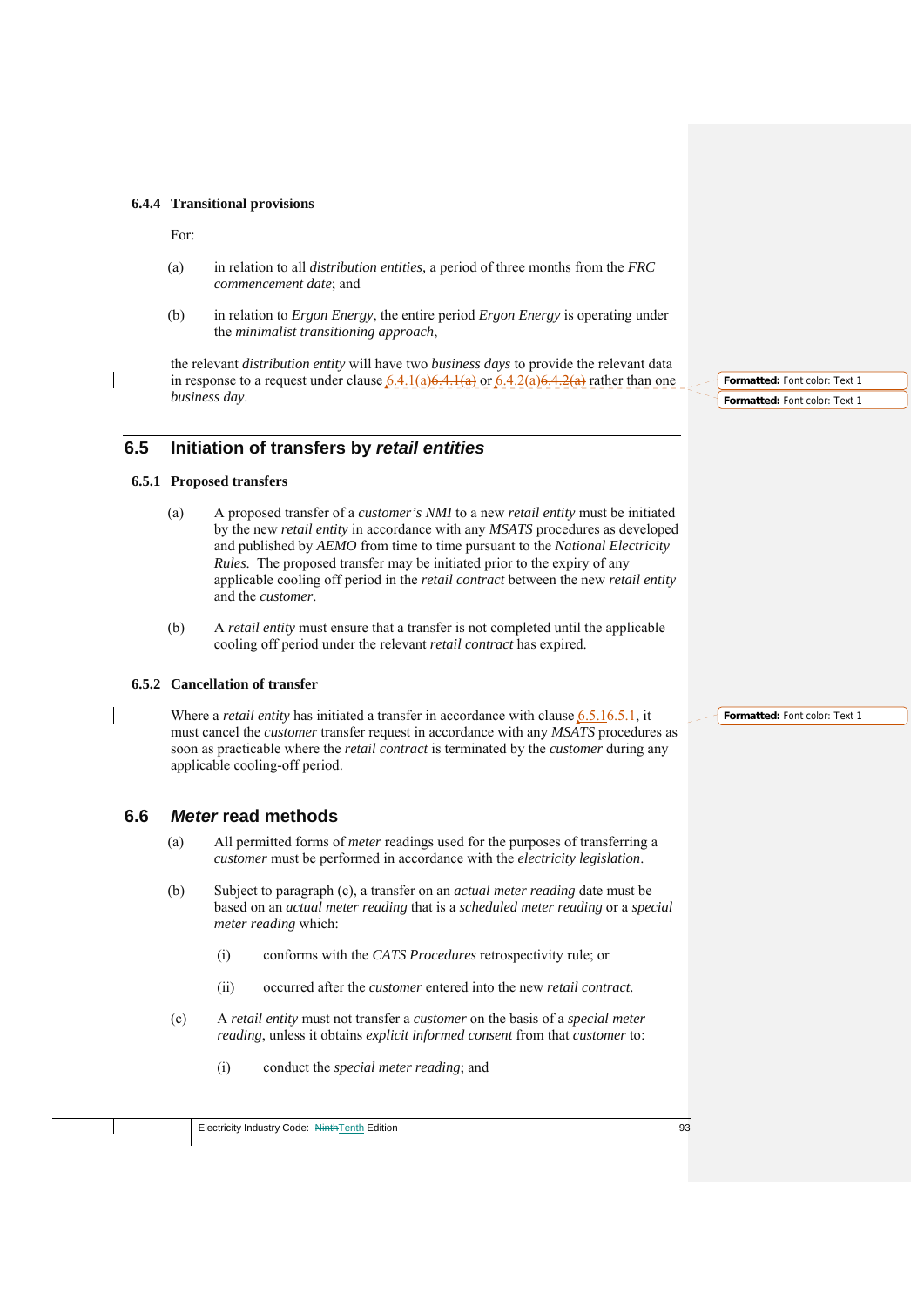### 6.4.4 Transitional provisions

For:

(a) in relation to all *distribution entities*, a period of three months from the *FRC commencement date*; and

(b) in relation to *Ergon Energy*, the entire period *Ergon Energy* is operating under the *minimalist transitioning approach*,

the relevant *distribution entity* will have two *business days* to provide the relevant data in response to a request under clause 6.4.1(a) or 6.4.2(a) rather than one *business day*.

## 6.5 Initiation of transfers by *retail entities*

### 6.5.1 Proposed transfers

(a) A proposed transfer of a *customer's NMI* to a new *retail entity* must be initiated by the new *retail entity* in accordance with any *MSATS* procedures as developed and published by *AEMO* from time to time pursuant to the *National Electricity Rules*. The proposed transfer may be initiated prior to the expiry of any applicable cooling off period in the *retail contract* between the new *retail entity* and the *customer*.

(b) A *retail entity* must ensure that a transfer is not completed until the applicable cooling off period under the relevant *retail contract* has expired.

### 6.5.2 Cancellation of transfer

Where a *retail entity* has initiated a transfer in accordance with clause 6.5.1, it must cancel the *customer* transfer request in accordance with any *MSATS* procedures as soon as practicable where the *retail contract* is terminated by the *customer* during any applicable cooling-off period.

## 6.6 *Meter* read methods

(a) All permitted forms of *meter* readings used for the purposes of transferring a *customer* must be performed in accordance with the *electricity legislation*.

(b) Subject to paragraph (c), a transfer on an *actual meter reading* date must be based on an *actual meter reading* that is a *scheduled meter reading* or a *special meter reading* which:

   (i) conforms with the *CATS Procedures* retrospectivity rule; or

   (ii) occurred after the *customer* entered into the new *retail contract.*

(c) A *retail entity* must not transfer a *customer* on the basis of a *special meter reading*, unless it obtains *explicit informed consent* from that *customer* to:

   (i) conduct the *special meter reading*; and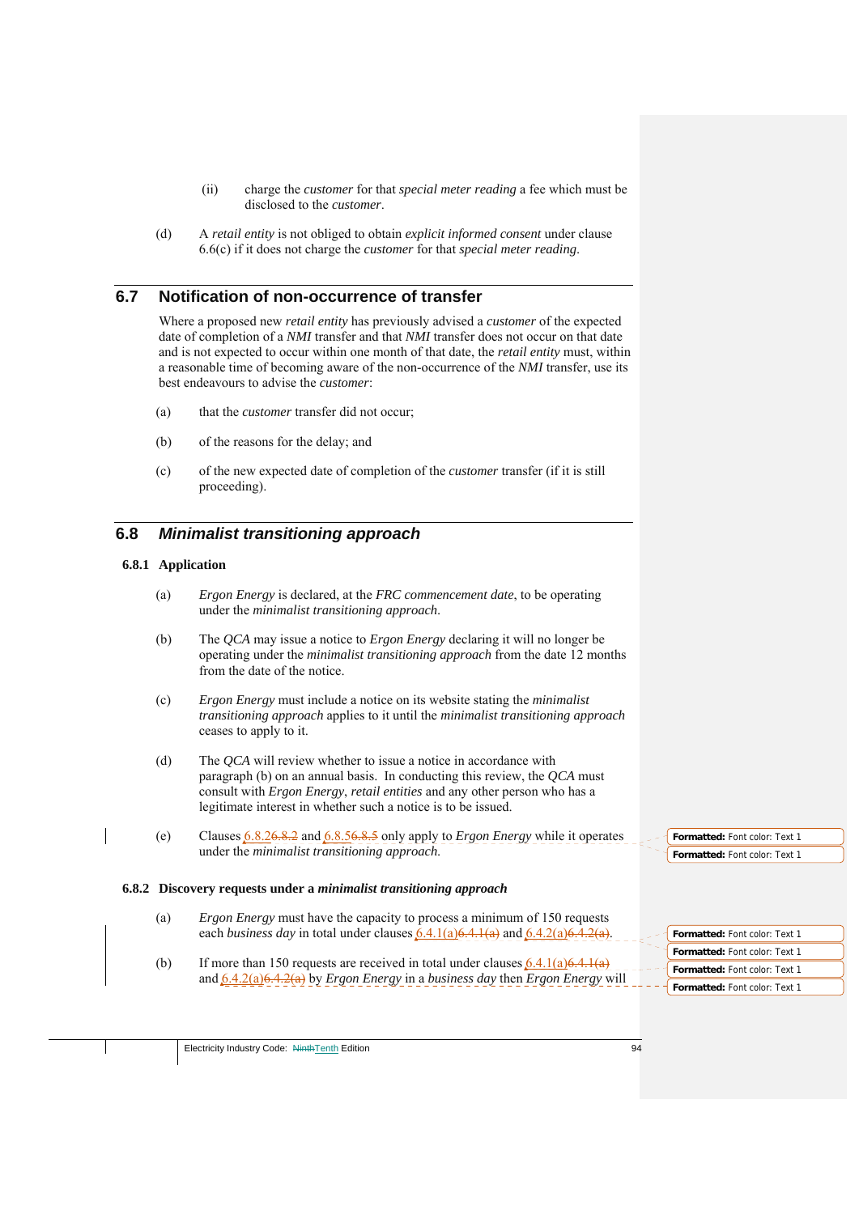(ii) charge the *customer* for that *special meter reading* a fee which must be disclosed to the *customer*.

(d) A *retail entity* is not obliged to obtain *explicit informed consent* under clause 6.6(c) if it does not charge the *customer* for that *special meter reading*.

## 6.7 Notification of non-occurrence of transfer

Where a proposed new *retail entity* has previously advised a *customer* of the expected date of completion of a *NMI* transfer and that *NMI* transfer does not occur on that date and is not expected to occur within one month of that date, the *retail entity* must, within a reasonable time of becoming aware of the non-occurrence of the *NMI* transfer, use its best endeavours to advise the *customer*:

(a) that the *customer* transfer did not occur;

(b) of the reasons for the delay; and

(c) of the new expected date of completion of the *customer* transfer (if it is still proceeding).

## 6.8 *Minimalist transitioning approach*

### 6.8.1 Application

(a) *Ergon Energy* is declared, at the *FRC commencement date*, to be operating under the *minimalist transitioning approach*.

(b) The *QCA* may issue a notice to *Ergon Energy* declaring it will no longer be operating under the *minimalist transitioning approach* from the date 12 months from the date of the notice.

(c) *Ergon Energy* must include a notice on its website stating the *minimalist transitioning approach* applies to it until the *minimalist transitioning approach* ceases to apply to it.

(d) The *QCA* will review whether to issue a notice in accordance with paragraph (b) on an annual basis. In conducting this review, the *QCA* must consult with *Ergon Energy*, *retail entities* and any other person who has a legitimate interest in whether such a notice is to be issued.

(e) Clauses 6.8.2~~6.8.2~~ and 6.8.5~~6.8.5~~ only apply to *Ergon Energy* while it operates under the *minimalist transitioning approach*.

### 6.8.2 Discovery requests under a *minimalist transitioning approach*

(a) *Ergon Energy* must have the capacity to process a minimum of 150 requests each *business day* in total under clauses 6.4.1(a)~~6.4.1(a)~~ and 6.4.2(a)~~6.4.2(a)~~.

(b) If more than 150 requests are received in total under clauses 6.4.1(a)~~6.4.1(a)~~ and 6.4.2(a)~~6.4.2(a)~~ by *Ergon Energy* in a *business day* then *Ergon Energy* will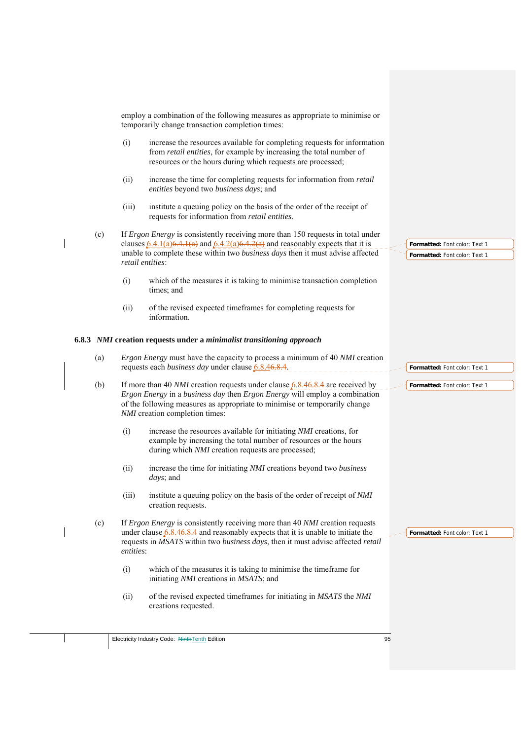employ a combination of the following measures as appropriate to minimise or temporarily change transaction completion times:

(i) increase the resources available for completing requests for information from *retail entities*, for example by increasing the total number of resources or the hours during which requests are processed;

(ii) increase the time for completing requests for information from *retail entities* beyond two *business days*; and

(iii) institute a queuing policy on the basis of the order of the receipt of requests for information from *retail entities*.

(c) If *Ergon Energy* is consistently receiving more than 150 requests in total under clauses 6.4.1(a) and 6.4.2(a) and reasonably expects that it is unable to complete these within two *business days* then it must advise affected *retail entities*:

(i) which of the measures it is taking to minimise transaction completion times; and

(ii) of the revised expected timeframes for completing requests for information.

### 6.8.3 *NMI* creation requests under a *minimalist transitioning approach*

(a) *Ergon Energy* must have the capacity to process a minimum of 40 *NMI* creation requests each *business day* under clause 6.8.4.

(b) If more than 40 *NMI* creation requests under clause 6.8.4 are received by *Ergon Energy* in a *business day* then *Ergon Energy* will employ a combination of the following measures as appropriate to minimise or temporarily change *NMI* creation completion times:

(i) increase the resources available for initiating *NMI* creations, for example by increasing the total number of resources or the hours during which *NMI* creation requests are processed;

(ii) increase the time for initiating *NMI* creations beyond two *business days*; and

(iii) institute a queuing policy on the basis of the order of receipt of *NMI* creation requests.

(c) If *Ergon Energy* is consistently receiving more than 40 *NMI* creation requests under clause 6.8.4 and reasonably expects that it is unable to initiate the requests in *MSATS* within two *business days*, then it must advise affected *retail entities*:

(i) which of the measures it is taking to minimise the timeframe for initiating *NMI* creations in *MSATS*; and

(ii) of the revised expected timeframes for initiating in *MSATS* the *NMI* creations requested.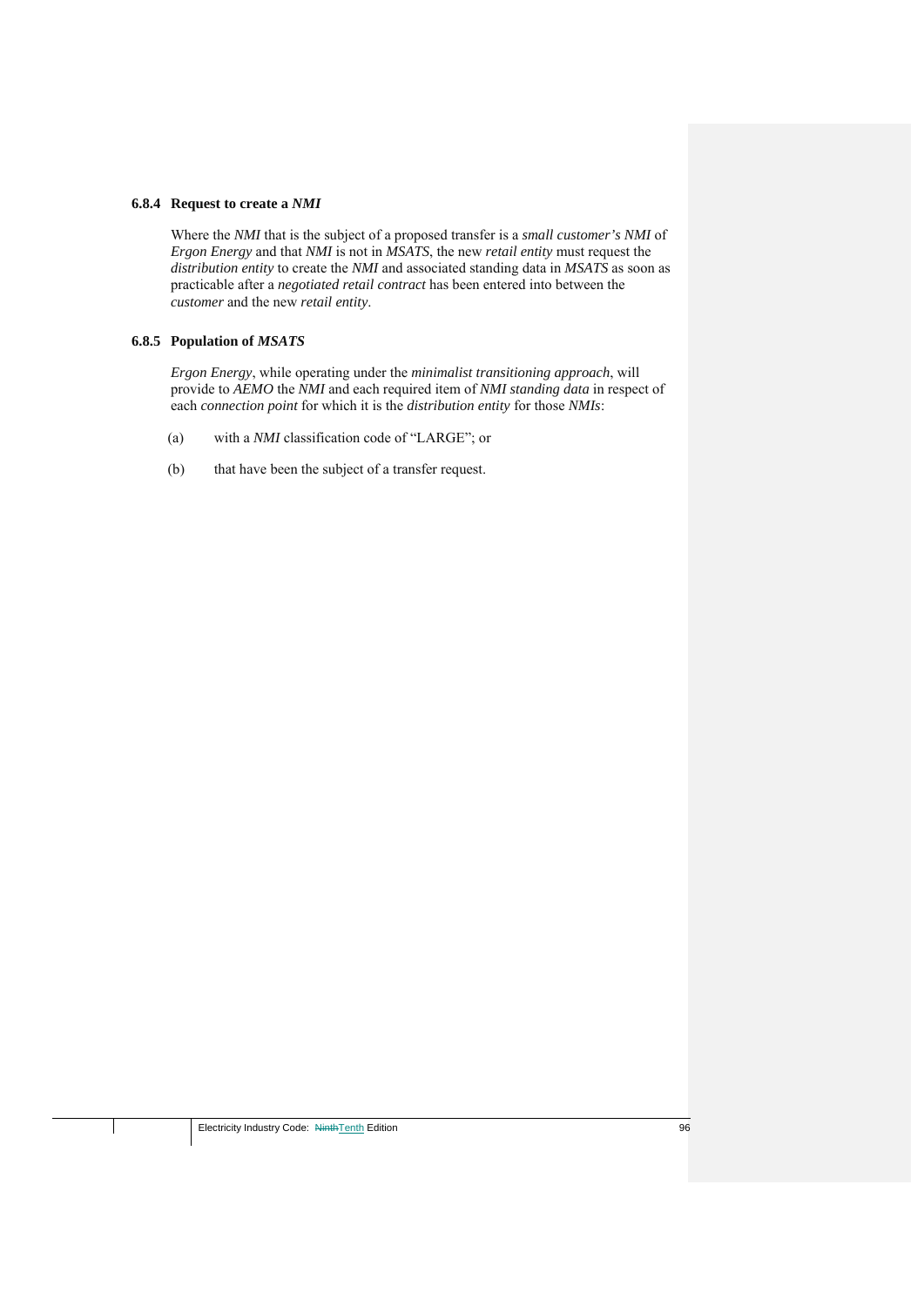### 6.8.4 Request to create a *NMI*

Where the *NMI* that is the subject of a proposed transfer is a *small customer's NMI* of *Ergon Energy* and that *NMI* is not in *MSATS*, the new *retail entity* must request the *distribution entity* to create the *NMI* and associated standing data in *MSATS* as soon as practicable after a *negotiated retail contract* has been entered into between the *customer* and the new *retail entity*.

### 6.8.5 Population of *MSATS*

*Ergon Energy*, while operating under the *minimalist transitioning approach*, will provide to *AEMO* the *NMI* and each required item of *NMI standing data* in respect of each *connection point* for which it is the *distribution entity* for those *NMIs*:

(a) with a *NMI* classification code of "LARGE"; or

(b) that have been the subject of a transfer request.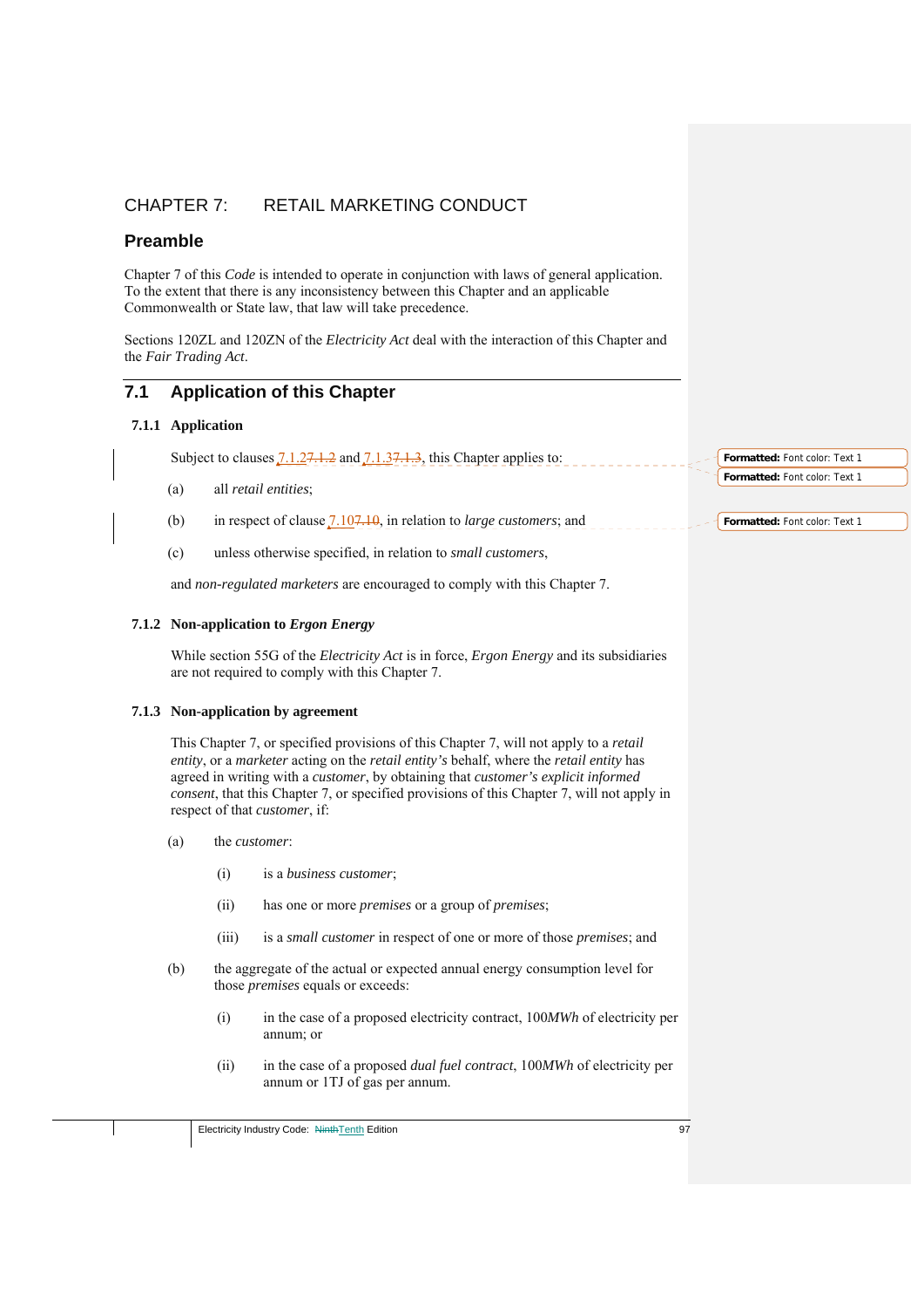# CHAPTER 7: RETAIL MARKETING CONDUCT

## Preamble

Chapter 7 of this *Code* is intended to operate in conjunction with laws of general application. To the extent that there is any inconsistency between this Chapter and an applicable Commonwealth or State law, that law will take precedence.

Sections 120ZL and 120ZN of the *Electricity Act* deal with the interaction of this Chapter and the *Fair Trading Act*.

## 7.1 Application of this Chapter

### 7.1.1 Application

Subject to clauses 7.1.2 and 7.1.3, this Chapter applies to:

(a) all *retail entities*;

(b) in respect of clause 7.10, in relation to *large customers*; and

(c) unless otherwise specified, in relation to *small customers*,

and *non-regulated marketers* are encouraged to comply with this Chapter 7.

### 7.1.2 Non-application to *Ergon Energy*

While section 55G of the *Electricity Act* is in force, *Ergon Energy* and its subsidiaries are not required to comply with this Chapter 7.

### 7.1.3 Non-application by agreement

This Chapter 7, or specified provisions of this Chapter 7, will not apply to a *retail entity*, or a *marketer* acting on the *retail entity's* behalf, where the *retail entity* has agreed in writing with a *customer*, by obtaining that *customer's explicit informed consent*, that this Chapter 7, or specified provisions of this Chapter 7, will not apply in respect of that *customer*, if:

(a) the *customer*:

(i) is a *business customer*;

(ii) has one or more *premises* or a group of *premises*;

(iii) is a *small customer* in respect of one or more of those *premises*; and

(b) the aggregate of the actual or expected annual energy consumption level for those *premises* equals or exceeds:

(i) in the case of a proposed electricity contract, 100*MWh* of electricity per annum; or

(ii) in the case of a proposed *dual fuel contract*, 100*MWh* of electricity per annum or 1TJ of gas per annum.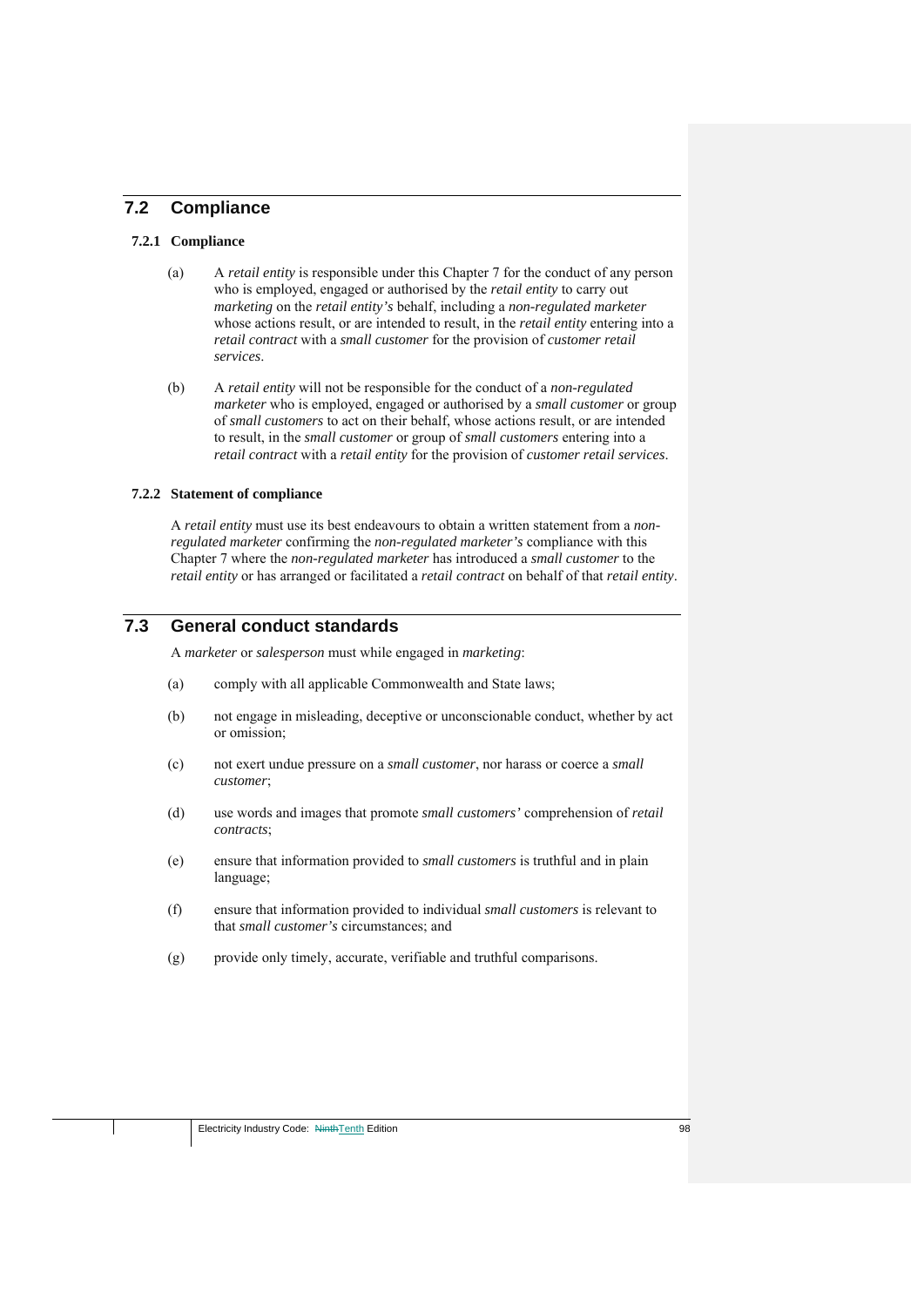## 7.2 Compliance

### 7.2.1 Compliance

(a) A *retail entity* is responsible under this Chapter 7 for the conduct of any person who is employed, engaged or authorised by the *retail entity* to carry out *marketing* on the *retail entity's* behalf, including a *non-regulated marketer* whose actions result, or are intended to result, in the *retail entity* entering into a *retail contract* with a *small customer* for the provision of *customer retail services*.

(b) A *retail entity* will not be responsible for the conduct of a *non-regulated marketer* who is employed, engaged or authorised by a *small customer* or group of *small customers* to act on their behalf, whose actions result, or are intended to result, in the *small customer* or group of *small customers* entering into a *retail contract* with a *retail entity* for the provision of *customer retail services*.

### 7.2.2 Statement of compliance

A *retail entity* must use its best endeavours to obtain a written statement from a *non-regulated marketer* confirming the *non-regulated marketer's* compliance with this Chapter 7 where the *non-regulated marketer* has introduced a *small customer* to the *retail entity* or has arranged or facilitated a *retail contract* on behalf of that *retail entity*.

## 7.3 General conduct standards

A *marketer* or *salesperson* must while engaged in *marketing*:

(a) comply with all applicable Commonwealth and State laws;

(b) not engage in misleading, deceptive or unconscionable conduct, whether by act or omission;

(c) not exert undue pressure on a *small customer*, nor harass or coerce a *small customer*;

(d) use words and images that promote *small customers'* comprehension of *retail contracts*;

(e) ensure that information provided to *small customers* is truthful and in plain language;

(f) ensure that information provided to individual *small customers* is relevant to that *small customer's* circumstances; and

(g) provide only timely, accurate, verifiable and truthful comparisons.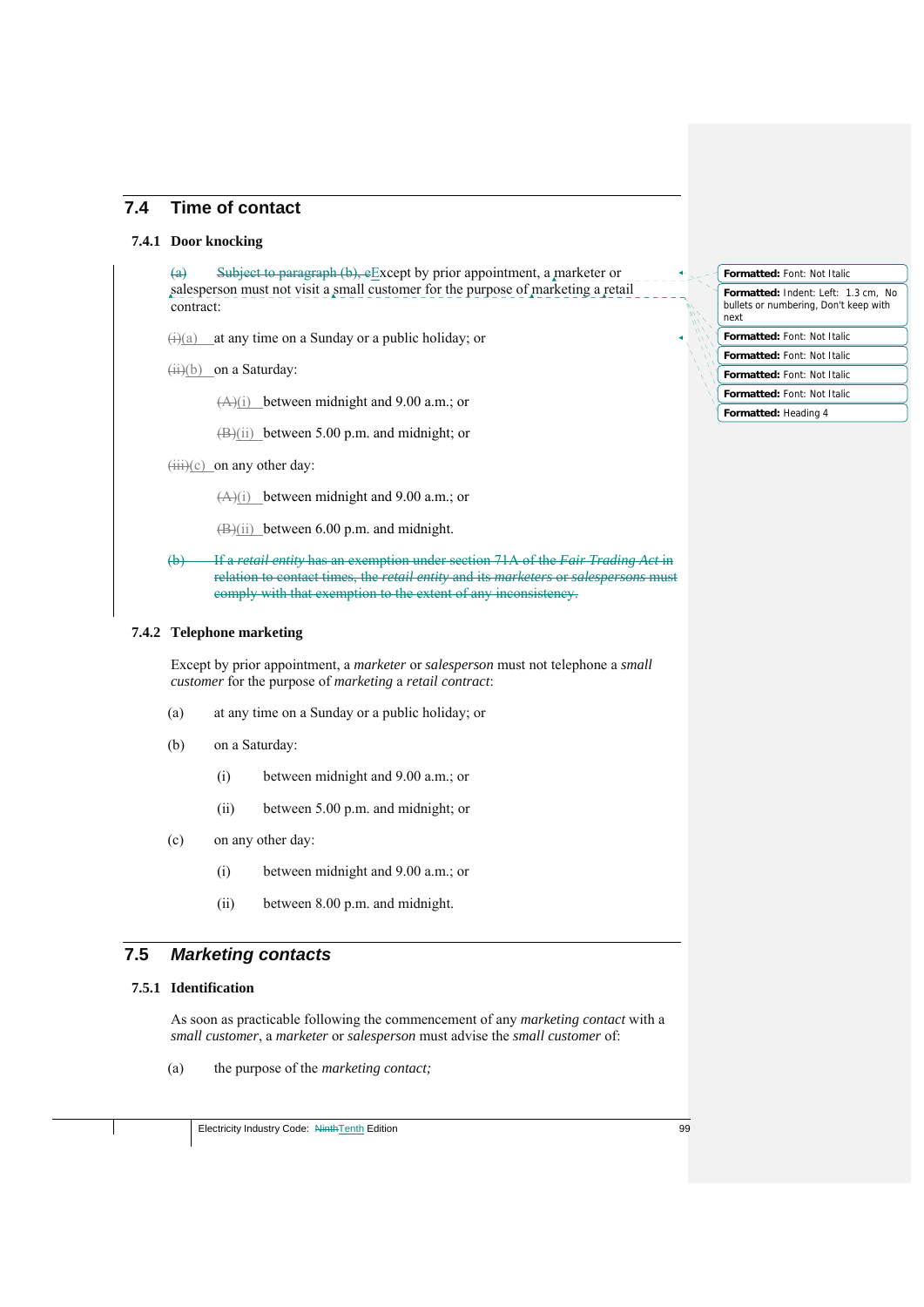## 7.4 Time of contact

### 7.4.1 Door knocking

~~(a) Subject to paragraph (b), e~~Except by prior appointment, a marketer or salesperson must not visit a small customer for the purpose of marketing a retail contract:

~~(i)~~(a) at any time on a Sunday or a public holiday; or

~~(ii)~~(b) on a Saturday:

~~(A)~~(i) between midnight and 9.00 a.m.; or

~~(B)~~(ii) between 5.00 p.m. and midnight; or

~~(iii)~~(c) on any other day:

~~(A)~~(i) between midnight and 9.00 a.m.; or

~~(B)~~(ii) between 6.00 p.m. and midnight.

~~(b) If a *retail entity* has an exemption under section 71A of the *Fair Trading Act* in relation to contact times, the *retail entity* and its *marketers* or *salespersons* must comply with that exemption to the extent of any inconsistency.~~

### 7.4.2 Telephone marketing

Except by prior appointment, a *marketer* or *salesperson* must not telephone a *small customer* for the purpose of *marketing* a *retail contract*:

(a) at any time on a Sunday or a public holiday; or

(b) on a Saturday:

(i) between midnight and 9.00 a.m.; or

(ii) between 5.00 p.m. and midnight; or

(c) on any other day:

(i) between midnight and 9.00 a.m.; or

(ii) between 8.00 p.m. and midnight.

## 7.5 *Marketing contacts*

### 7.5.1 Identification

As soon as practicable following the commencement of any *marketing contact* with a *small customer*, a *marketer* or *salesperson* must advise the *small customer* of:

(a) the purpose of the *marketing contact;*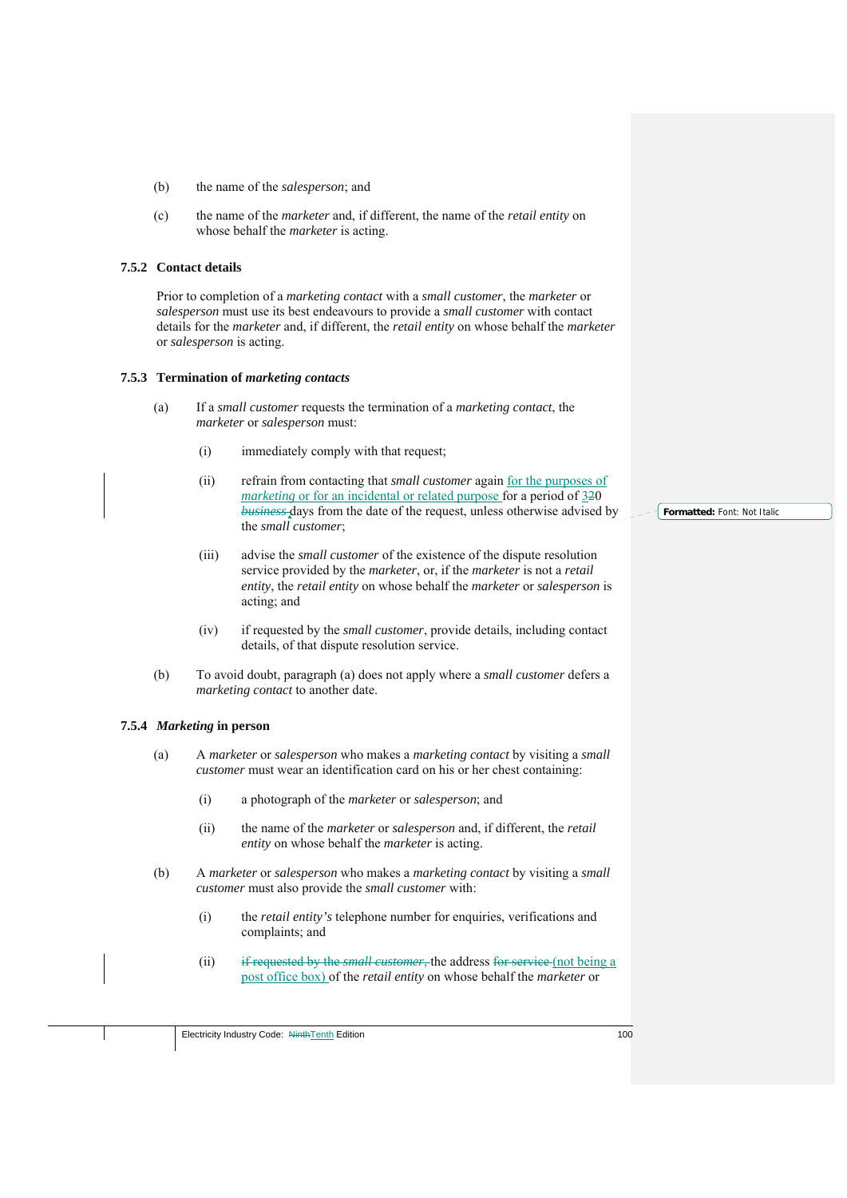(b) the name of the *salesperson*; and

(c) the name of the *marketer* and, if different, the name of the *retail entity* on whose behalf the *marketer* is acting.

### 7.5.2 Contact details

Prior to completion of a *marketing contact* with a *small customer*, the *marketer* or *salesperson* must use its best endeavours to provide a *small customer* with contact details for the *marketer* and, if different, the *retail entity* on whose behalf the *marketer* or *salesperson* is acting.

### 7.5.3 Termination of *marketing contacts*

(a) If a *small customer* requests the termination of a *marketing contact*, the *marketer* or *salesperson* must:

(i) immediately comply with that request;

(ii) refrain from contacting that *small customer* again for the purposes of *marketing* or for an incidental or related purpose for a period of 320 *business* days from the date of the request, unless otherwise advised by the *small customer*;

(iii) advise the *small customer* of the existence of the dispute resolution service provided by the *marketer*, or, if the *marketer* is not a *retail entity*, the *retail entity* on whose behalf the *marketer* or *salesperson* is acting; and

(iv) if requested by the *small customer*, provide details, including contact details, of that dispute resolution service.

(b) To avoid doubt, paragraph (a) does not apply where a *small customer* defers a *marketing contact* to another date.

### 7.5.4 *Marketing* in person

(a) A *marketer* or *salesperson* who makes a *marketing contact* by visiting a *small customer* must wear an identification card on his or her chest containing:

(i) a photograph of the *marketer* or *salesperson*; and

(ii) the name of the *marketer* or *salesperson* and, if different, the *retail entity* on whose behalf the *marketer* is acting.

(b) A *marketer* or *salesperson* who makes a *marketing contact* by visiting a *small customer* must also provide the *small customer* with:

(i) the *retail entity's* telephone number for enquiries, verifications and complaints; and

(ii) if requested by the *small customer*, the address for service (not being a post office box) of the *retail entity* on whose behalf the *marketer* or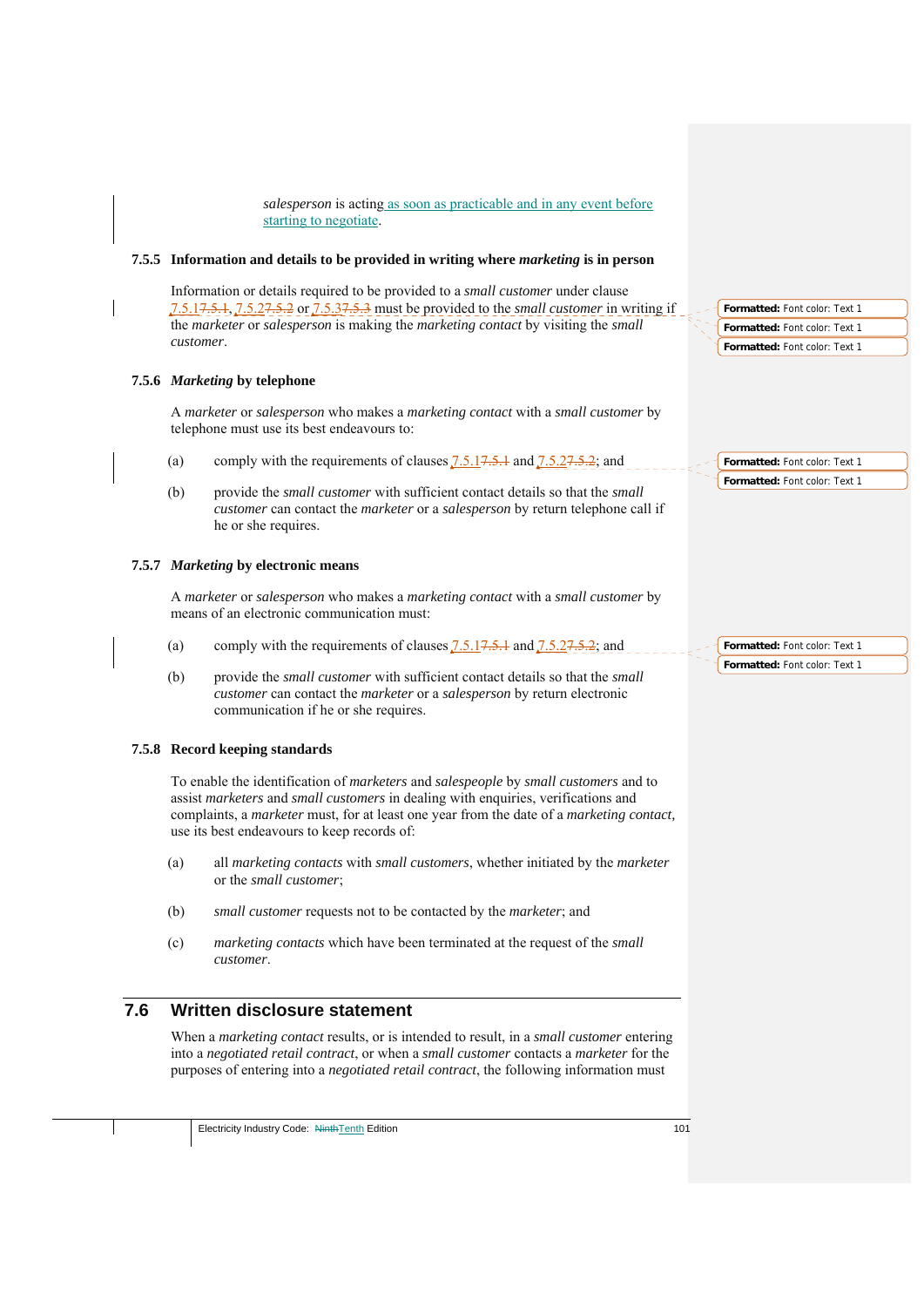*salesperson* is acting as soon as practicable and in any event before starting to negotiate.

### 7.5.5 Information and details to be provided in writing where *marketing* is in person

Information or details required to be provided to a *small customer* under clause 7.5.1, 7.5.2 or 7.5.3 must be provided to the *small customer* in writing if the *marketer* or *salesperson* is making the *marketing contact* by visiting the *small customer*.

### 7.5.6 *Marketing* by telephone

A *marketer* or *salesperson* who makes a *marketing contact* with a *small customer* by telephone must use its best endeavours to:

(a) comply with the requirements of clauses 7.5.1 and 7.5.2; and

(b) provide the *small customer* with sufficient contact details so that the *small customer* can contact the *marketer* or a *salesperson* by return telephone call if he or she requires.

### 7.5.7 *Marketing* by electronic means

A *marketer* or *salesperson* who makes a *marketing contact* with a *small customer* by means of an electronic communication must:

(a) comply with the requirements of clauses 7.5.1 and 7.5.2; and

(b) provide the *small customer* with sufficient contact details so that the *small customer* can contact the *marketer* or a *salesperson* by return electronic communication if he or she requires.

### 7.5.8 Record keeping standards

To enable the identification of *marketers* and *salespeople* by *small customers* and to assist *marketers* and *small customers* in dealing with enquiries, verifications and complaints, a *marketer* must, for at least one year from the date of a *marketing contact,* use its best endeavours to keep records of:

(a) all *marketing contacts* with *small customers*, whether initiated by the *marketer* or the *small customer*;

(b) *small customer* requests not to be contacted by the *marketer*; and

(c) *marketing contacts* which have been terminated at the request of the *small customer*.

## 7.6 Written disclosure statement

When a *marketing contact* results, or is intended to result, in a *small customer* entering into a *negotiated retail contract*, or when a *small customer* contacts a *marketer* for the purposes of entering into a *negotiated retail contract*, the following information must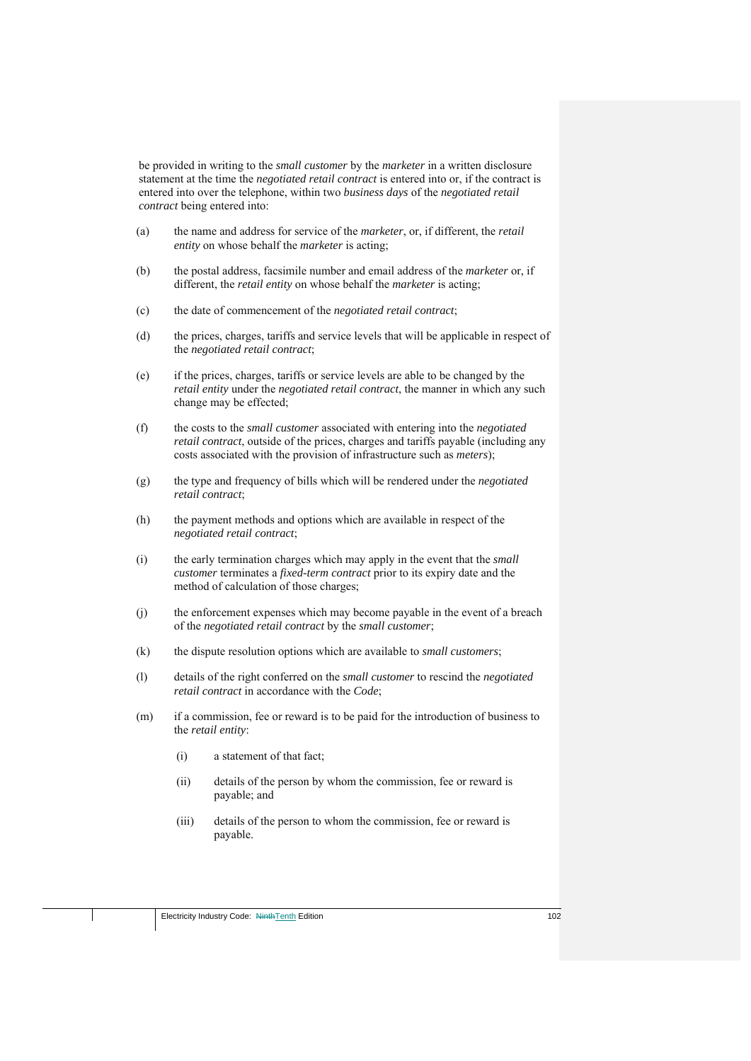be provided in writing to the *small customer* by the *marketer* in a written disclosure statement at the time the *negotiated retail contract* is entered into or, if the contract is entered into over the telephone, within two *business days* of the *negotiated retail contract* being entered into:

(a) the name and address for service of the *marketer*, or, if different, the *retail entity* on whose behalf the *marketer* is acting;

(b) the postal address, facsimile number and email address of the *marketer* or, if different, the *retail entity* on whose behalf the *marketer* is acting;

(c) the date of commencement of the *negotiated retail contract*;

(d) the prices, charges, tariffs and service levels that will be applicable in respect of the *negotiated retail contract*;

(e) if the prices, charges, tariffs or service levels are able to be changed by the *retail entity* under the *negotiated retail contract*, the manner in which any such change may be effected;

(f) the costs to the *small customer* associated with entering into the *negotiated retail contract*, outside of the prices, charges and tariffs payable (including any costs associated with the provision of infrastructure such as *meters*);

(g) the type and frequency of bills which will be rendered under the *negotiated retail contract*;

(h) the payment methods and options which are available in respect of the *negotiated retail contract*;

(i) the early termination charges which may apply in the event that the *small customer* terminates a *fixed-term contract* prior to its expiry date and the method of calculation of those charges;

(j) the enforcement expenses which may become payable in the event of a breach of the *negotiated retail contract* by the *small customer*;

(k) the dispute resolution options which are available to *small customers*;

(l) details of the right conferred on the *small customer* to rescind the *negotiated retail contract* in accordance with the *Code*;

(m) if a commission, fee or reward is to be paid for the introduction of business to the *retail entity*:

  (i) a statement of that fact;

  (ii) details of the person by whom the commission, fee or reward is payable; and

  (iii) details of the person to whom the commission, fee or reward is payable.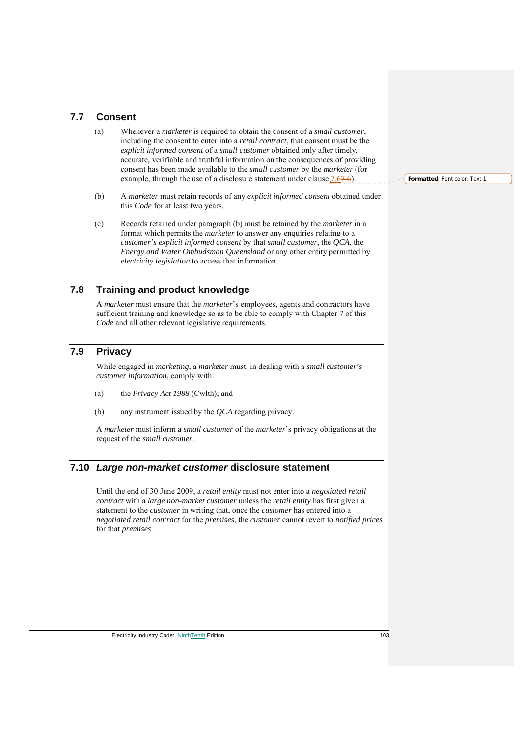## 7.7 Consent

(a) Whenever a *marketer* is required to obtain the consent of a *small customer*, including the consent to enter into a *retail contract*, that consent must be the *explicit informed consent* of a *small customer* obtained only after timely, accurate, verifiable and truthful information on the consequences of providing consent has been made available to the *small customer* by the *marketer* (for example, through the use of a disclosure statement under clause 7.6).

(b) A *marketer* must retain records of any *explicit informed consent* obtained under this *Code* for at least two years.

(c) Records retained under paragraph (b) must be retained by the *marketer* in a format which permits the *marketer* to answer any enquiries relating to a *customer's explicit informed consent* by that *small customer*, the *QCA*, the *Energy and Water Ombudsman Queensland* or any other entity permitted by *electricity legislation* to access that information.

## 7.8 Training and product knowledge

A *marketer* must ensure that the *marketer*'s employees, agents and contractors have sufficient training and knowledge so as to be able to comply with Chapter 7 of this *Code* and all other relevant legislative requirements.

## 7.9 Privacy

While engaged in *marketing*, a *marketer* must, in dealing with a *small customer's customer information*, comply with:

(a) the *Privacy Act 1988* (Cwlth); and

(b) any instrument issued by the *QCA* regarding privacy.

A *marketer* must inform a *small customer* of the *marketer*'s privacy obligations at the request of the *small customer*.

## 7.10 *Large non-market customer* disclosure statement

Until the end of 30 June 2009, a *retail entity* must not enter into a *negotiated retail contract* with a *large non-market customer* unless the *retail entity* has first given a statement to the *customer* in writing that, once the *customer* has entered into a *negotiated retail contract* for the *premises*, the *customer* cannot revert to *notified prices* for that *premises*.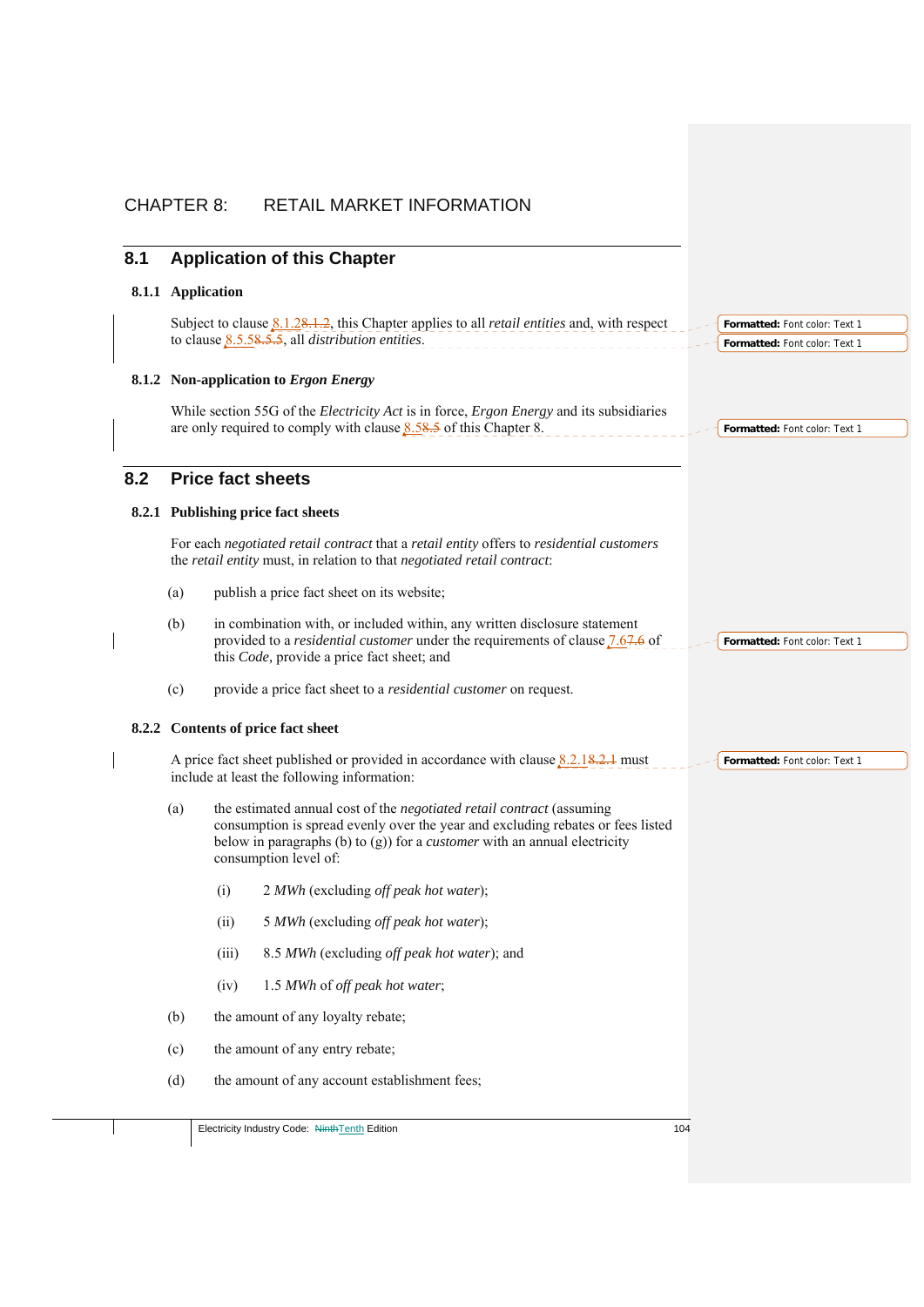# CHAPTER 8: RETAIL MARKET INFORMATION

## 8.1 Application of this Chapter

### 8.1.1 Application

Subject to clause 8.1.2, this Chapter applies to all *retail entities* and, with respect to clause 8.5.5, all *distribution entities*.

### 8.1.2 Non-application to *Ergon Energy*

While section 55G of the *Electricity Act* is in force, *Ergon Energy* and its subsidiaries are only required to comply with clause 8.5 of this Chapter 8.

## 8.2 Price fact sheets

### 8.2.1 Publishing price fact sheets

For each *negotiated retail contract* that a *retail entity* offers to *residential customers* the *retail entity* must, in relation to that *negotiated retail contract*:

(a) publish a price fact sheet on its website;

(b) in combination with, or included within, any written disclosure statement provided to a *residential customer* under the requirements of clause 7.6 of this *Code*, provide a price fact sheet; and

(c) provide a price fact sheet to a *residential customer* on request.

### 8.2.2 Contents of price fact sheet

A price fact sheet published or provided in accordance with clause 8.2.1 must include at least the following information:

(a) the estimated annual cost of the *negotiated retail contract* (assuming consumption is spread evenly over the year and excluding rebates or fees listed below in paragraphs (b) to (g)) for a *customer* with an annual electricity consumption level of:

  (i) 2 *MWh* (excluding *off peak hot water*);

  (ii) 5 *MWh* (excluding *off peak hot water*);

  (iii) 8.5 *MWh* (excluding *off peak hot water*); and

  (iv) 1.5 *MWh* of *off peak hot water*;

(b) the amount of any loyalty rebate;

(c) the amount of any entry rebate;

(d) the amount of any account establishment fees;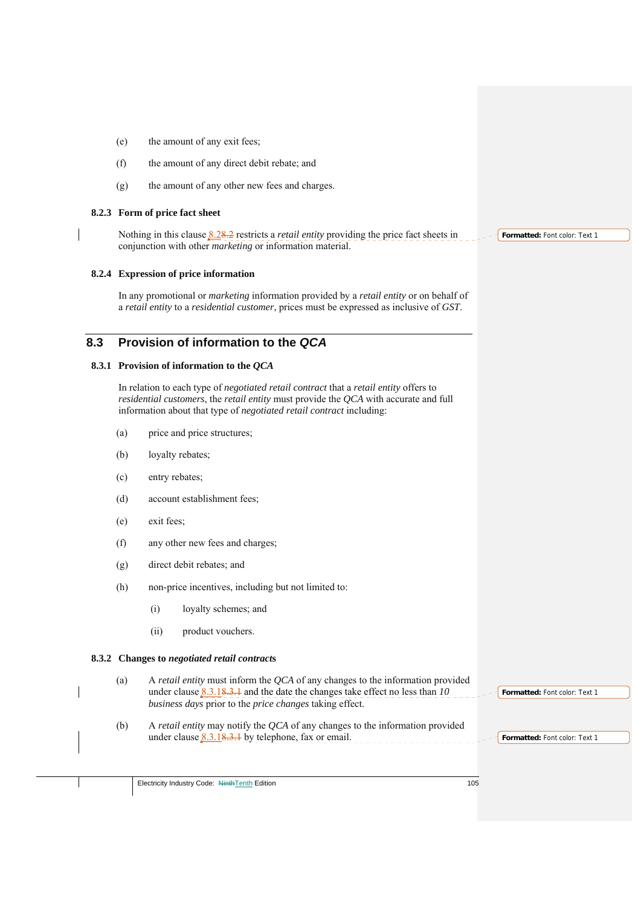(e) the amount of any exit fees;

(f) the amount of any direct debit rebate; and

(g) the amount of any other new fees and charges.

### 8.2.3 Form of price fact sheet

Nothing in this clause 8.2 restricts a *retail entity* providing the price fact sheets in conjunction with other *marketing* or information material.

### 8.2.4 Expression of price information

In any promotional or *marketing* information provided by a *retail entity* or on behalf of a *retail entity* to a *residential customer*, prices must be expressed as inclusive of *GST*.

## 8.3 Provision of information to the *QCA*

### 8.3.1 Provision of information to the *QCA*

In relation to each type of *negotiated retail contract* that a *retail entity* offers to *residential customers*, the *retail entity* must provide the *QCA* with accurate and full information about that type of *negotiated retail contract* including:

(a) price and price structures;

(b) loyalty rebates;

(c) entry rebates;

(d) account establishment fees;

(e) exit fees;

(f) any other new fees and charges;

(g) direct debit rebates; and

(h) non-price incentives, including but not limited to:

  (i) loyalty schemes; and

  (ii) product vouchers.

### 8.3.2 Changes to *negotiated retail contracts*

(a) A *retail entity* must inform the *QCA* of any changes to the information provided under clause 8.3.1 and the date the changes take effect no less than *10 business days* prior to the *price changes* taking effect.

(b) A *retail entity* may notify the *QCA* of any changes to the information provided under clause 8.3.1 by telephone, fax or email.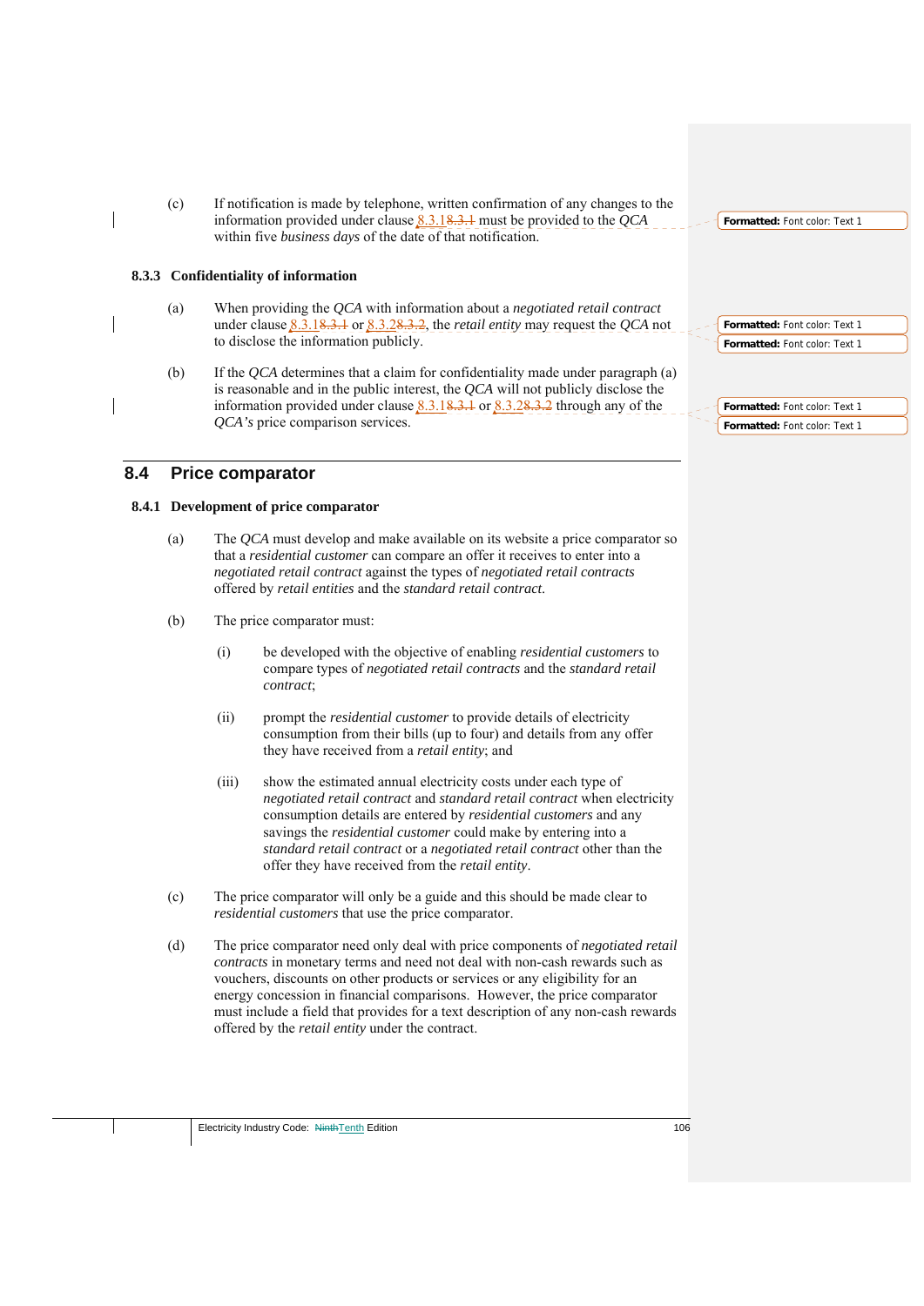(c) If notification is made by telephone, written confirmation of any changes to the information provided under clause 8.3.1 must be provided to the *QCA* within five *business days* of the date of that notification.

### 8.3.3 Confidentiality of information

(a) When providing the *QCA* with information about a *negotiated retail contract* under clause 8.3.1 or 8.3.2, the *retail entity* may request the *QCA* not to disclose the information publicly.

(b) If the *QCA* determines that a claim for confidentiality made under paragraph (a) is reasonable and in the public interest, the *QCA* will not publicly disclose the information provided under clause 8.3.1 or 8.3.2 through any of the *QCA's* price comparison services.

## 8.4 Price comparator

### 8.4.1 Development of price comparator

(a) The *QCA* must develop and make available on its website a price comparator so that a *residential customer* can compare an offer it receives to enter into a *negotiated retail contract* against the types of *negotiated retail contracts* offered by *retail entities* and the *standard retail contract*.

(b) The price comparator must:

(i) be developed with the objective of enabling *residential customers* to compare types of *negotiated retail contracts* and the *standard retail contract*;

(ii) prompt the *residential customer* to provide details of electricity consumption from their bills (up to four) and details from any offer they have received from a *retail entity*; and

(iii) show the estimated annual electricity costs under each type of *negotiated retail contract* and *standard retail contract* when electricity consumption details are entered by *residential customers* and any savings the *residential customer* could make by entering into a *standard retail contract* or a *negotiated retail contract* other than the offer they have received from the *retail entity*.

(c) The price comparator will only be a guide and this should be made clear to *residential customers* that use the price comparator.

(d) The price comparator need only deal with price components of *negotiated retail contracts* in monetary terms and need not deal with non-cash rewards such as vouchers, discounts on other products or services or any eligibility for an energy concession in financial comparisons. However, the price comparator must include a field that provides for a text description of any non-cash rewards offered by the *retail entity* under the contract.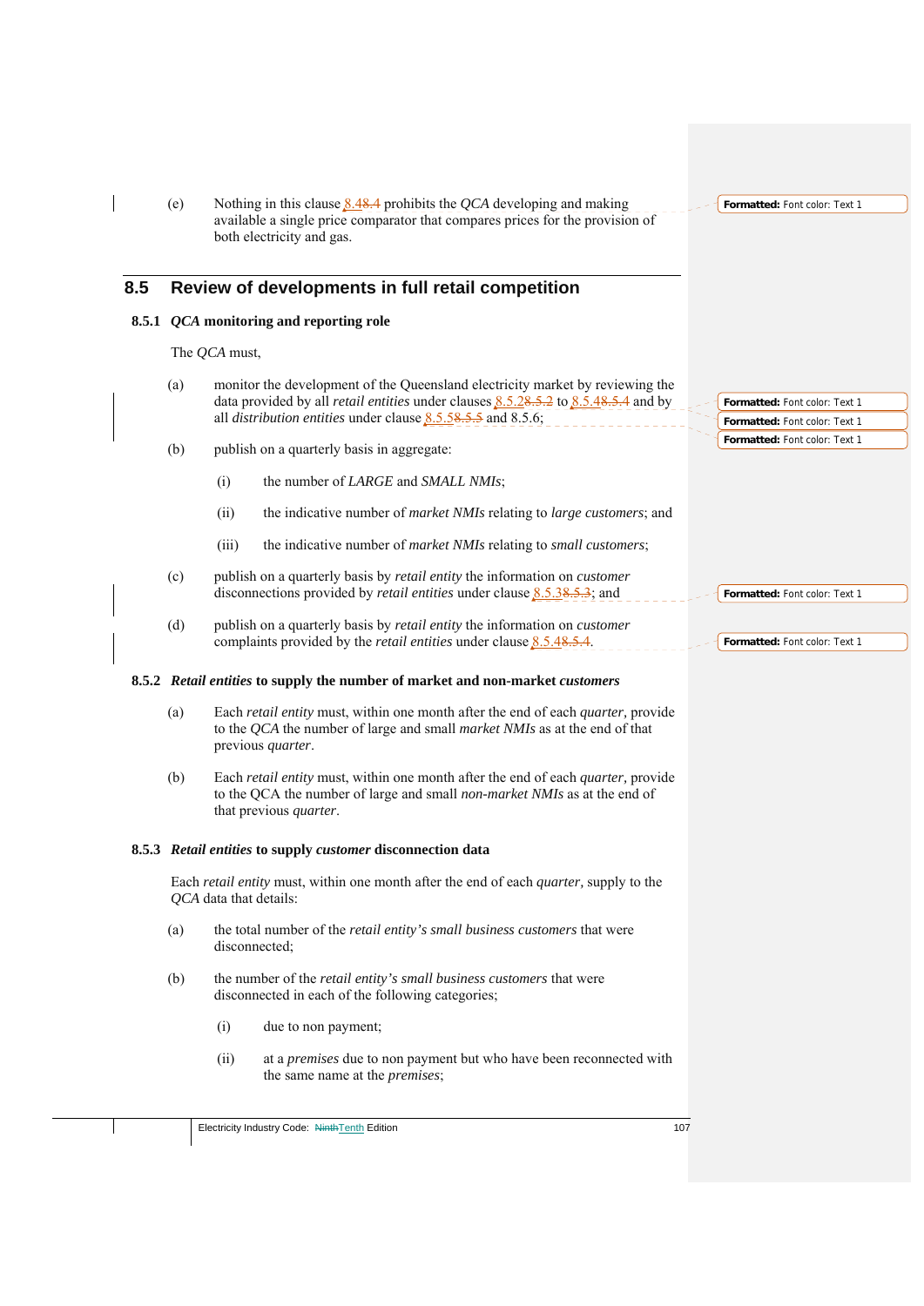(e) Nothing in this clause 8.48.4 prohibits the *QCA* developing and making available a single price comparator that compares prices for the provision of both electricity and gas.

## 8.5 Review of developments in full retail competition

### 8.5.1 *QCA* monitoring and reporting role

The *QCA* must,

(a) monitor the development of the Queensland electricity market by reviewing the data provided by all *retail entities* under clauses 8.5.28.5.2 to 8.5.48.5.4 and by all *distribution entities* under clause 8.5.58.5.5 and 8.5.6;

(b) publish on a quarterly basis in aggregate:

  (i) the number of *LARGE* and *SMALL NMIs*;

  (ii) the indicative number of *market NMIs* relating to *large customers*; and

  (iii) the indicative number of *market NMIs* relating to *small customers*;

(c) publish on a quarterly basis by *retail entity* the information on *customer* disconnections provided by *retail entities* under clause 8.5.38.5.3; and

(d) publish on a quarterly basis by *retail entity* the information on *customer* complaints provided by the *retail entities* under clause 8.5.48.5.4.

### 8.5.2 *Retail entities* to supply the number of market and non-market *customers*

(a) Each *retail entity* must, within one month after the end of each *quarter*, provide to the *QCA* the number of large and small *market NMIs* as at the end of that previous *quarter*.

(b) Each *retail entity* must, within one month after the end of each *quarter*, provide to the QCA the number of large and small *non-market NMIs* as at the end of that previous *quarter*.

### 8.5.3 *Retail entities* to supply *customer* disconnection data

Each *retail entity* must, within one month after the end of each *quarter*, supply to the *QCA* data that details:

(a) the total number of the *retail entity's small business customers* that were disconnected;

(b) the number of the *retail entity's small business customers* that were disconnected in each of the following categories;

  (i) due to non payment;

  (ii) at a *premises* due to non payment but who have been reconnected with the same name at the *premises*;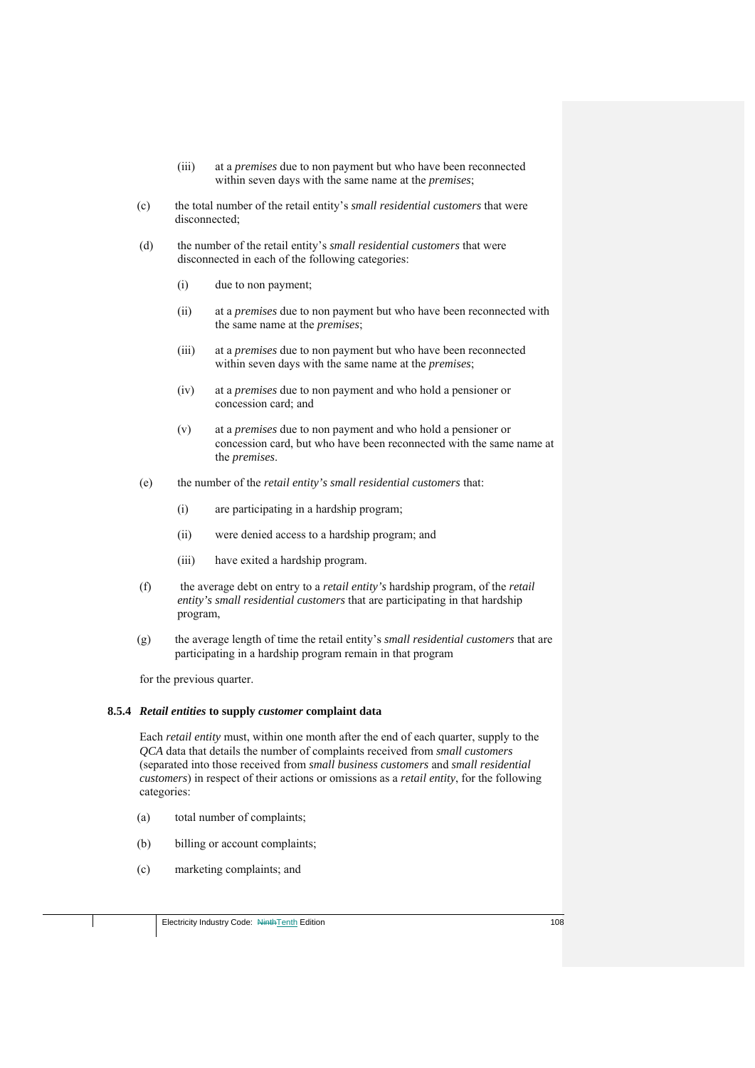(iii) at a *premises* due to non payment but who have been reconnected within seven days with the same name at the *premises*;

(c) the total number of the retail entity's *small residential customers* that were disconnected;

(d) the number of the retail entity's *small residential customers* that were disconnected in each of the following categories:

(i) due to non payment;

(ii) at a *premises* due to non payment but who have been reconnected with the same name at the *premises*;

(iii) at a *premises* due to non payment but who have been reconnected within seven days with the same name at the *premises*;

(iv) at a *premises* due to non payment and who hold a pensioner or concession card; and

(v) at a *premises* due to non payment and who hold a pensioner or concession card, but who have been reconnected with the same name at the *premises*.

(e) the number of the *retail entity's small residential customers* that:

(i) are participating in a hardship program;

(ii) were denied access to a hardship program; and

(iii) have exited a hardship program.

(f) the average debt on entry to a *retail entity's* hardship program, of the *retail entity's small residential customers* that are participating in that hardship program,

(g) the average length of time the retail entity's *small residential customers* that are participating in a hardship program remain in that program

for the previous quarter.

### 8.5.4 *Retail entities* to supply *customer* complaint data

Each *retail entity* must, within one month after the end of each quarter, supply to the *QCA* data that details the number of complaints received from *small customers* (separated into those received from *small business customers* and *small residential customers*) in respect of their actions or omissions as a *retail entity*, for the following categories:

(a) total number of complaints;

(b) billing or account complaints;

(c) marketing complaints; and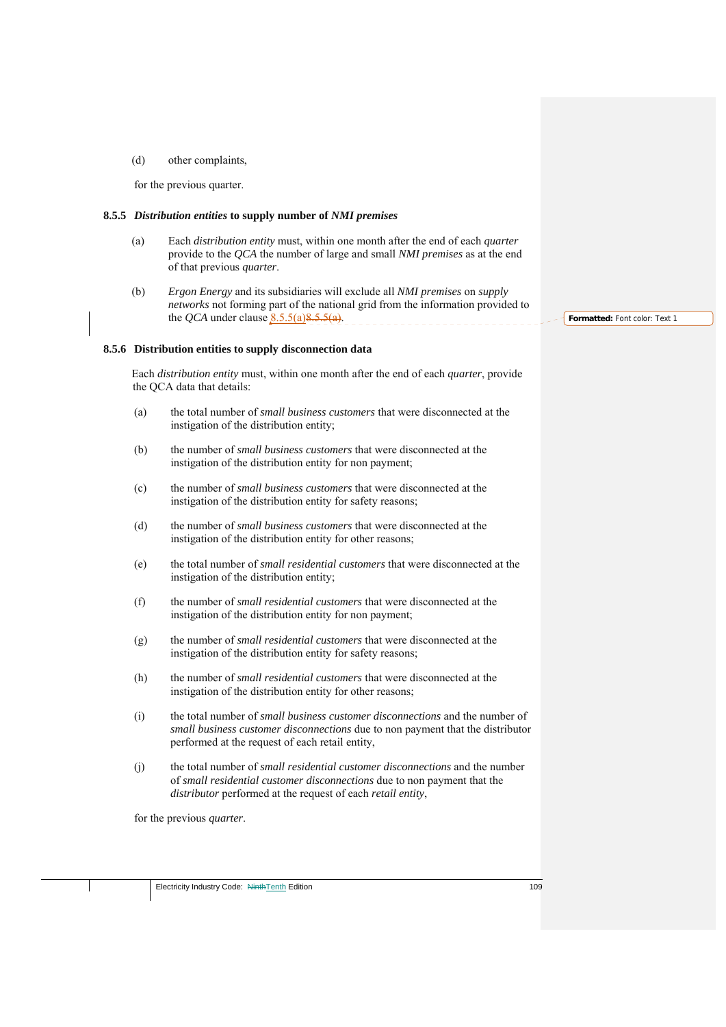(d) other complaints,

for the previous quarter.

### 8.5.5 *Distribution entities* to supply number of *NMI premises*

(a) Each *distribution entity* must, within one month after the end of each *quarter* provide to the *QCA* the number of large and small *NMI premises* as at the end of that previous *quarter*.

(b) *Ergon Energy* and its subsidiaries will exclude all *NMI premises* on *supply networks* not forming part of the national grid from the information provided to the *QCA* under clause 8.5.5(a).

### 8.5.6 Distribution entities to supply disconnection data

Each *distribution entity* must, within one month after the end of each *quarter*, provide the QCA data that details:

(a) the total number of *small business customers* that were disconnected at the instigation of the distribution entity;

(b) the number of *small business customers* that were disconnected at the instigation of the distribution entity for non payment;

(c) the number of *small business customers* that were disconnected at the instigation of the distribution entity for safety reasons;

(d) the number of *small business customers* that were disconnected at the instigation of the distribution entity for other reasons;

(e) the total number of *small residential customers* that were disconnected at the instigation of the distribution entity;

(f) the number of *small residential customers* that were disconnected at the instigation of the distribution entity for non payment;

(g) the number of *small residential customers* that were disconnected at the instigation of the distribution entity for safety reasons;

(h) the number of *small residential customers* that were disconnected at the instigation of the distribution entity for other reasons;

(i) the total number of *small business customer disconnections* and the number of *small business customer disconnections* due to non payment that the distributor performed at the request of each retail entity,

(j) the total number of *small residential customer disconnections* and the number of *small residential customer disconnections* due to non payment that the *distributor* performed at the request of each *retail entity*,

for the previous *quarter*.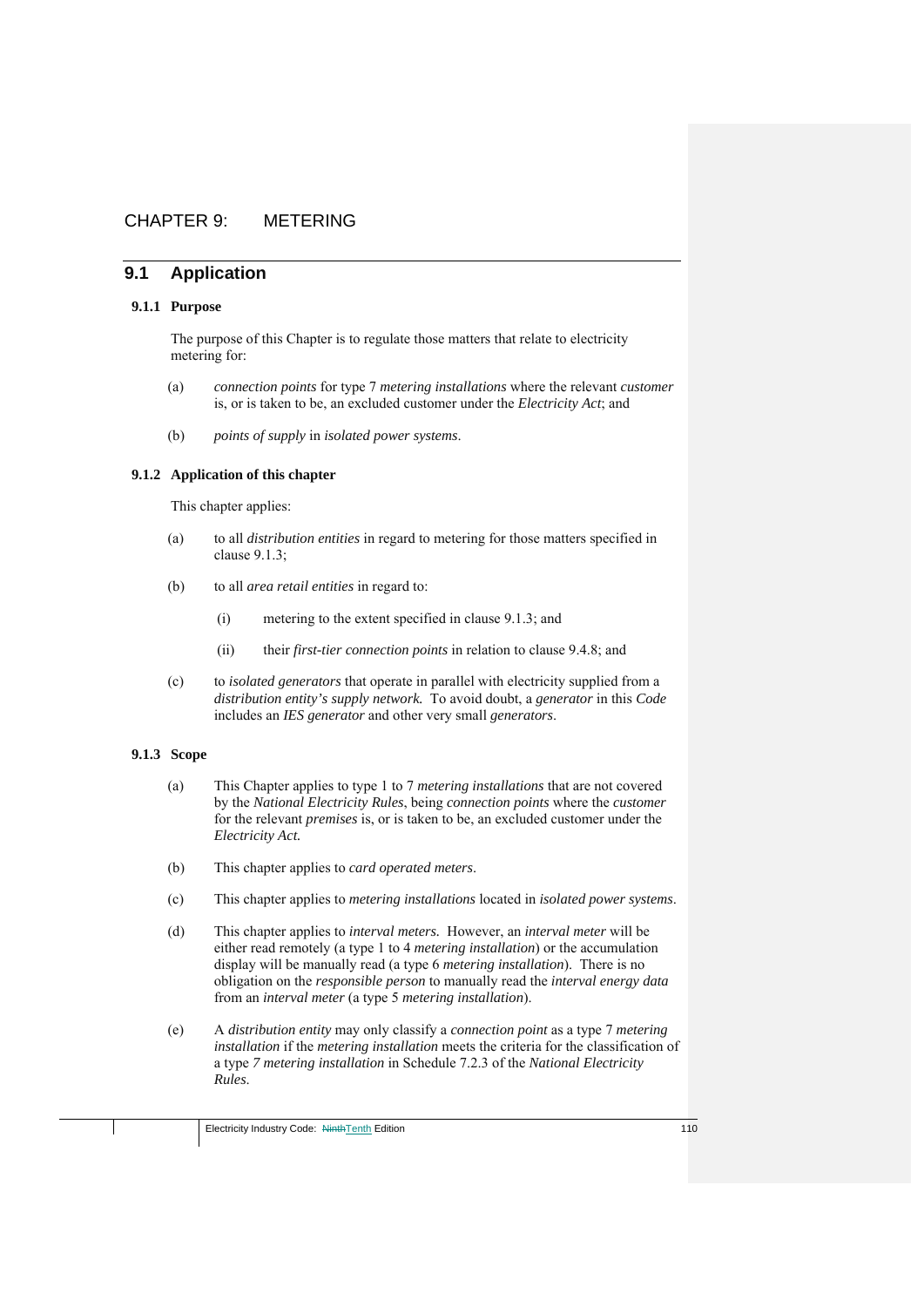# CHAPTER 9: METERING

## 9.1 Application

### 9.1.1 Purpose

The purpose of this Chapter is to regulate those matters that relate to electricity metering for:

(a) *connection points* for type 7 *metering installations* where the relevant *customer* is, or is taken to be, an excluded customer under the *Electricity Act*; and

(b) *points of supply* in *isolated power systems*.

### 9.1.2 Application of this chapter

This chapter applies:

(a) to all *distribution entities* in regard to metering for those matters specified in clause 9.1.3;

(b) to all *area retail entities* in regard to:

(i) metering to the extent specified in clause 9.1.3; and

(ii) their *first-tier connection points* in relation to clause 9.4.8; and

(c) to *isolated generators* that operate in parallel with electricity supplied from a *distribution entity's supply network.* To avoid doubt, a *generator* in this *Code* includes an *IES generator* and other very small *generators*.

### 9.1.3 Scope

(a) This Chapter applies to type 1 to 7 *metering installations* that are not covered by the *National Electricity Rules*, being *connection points* where the *customer* for the relevant *premises* is, or is taken to be, an excluded customer under the *Electricity Act.*

(b) This chapter applies to *card operated meters*.

(c) This chapter applies to *metering installations* located in *isolated power systems*.

(d) This chapter applies to *interval meters.* However, an *interval meter* will be either read remotely (a type 1 to 4 *metering installation*) or the accumulation display will be manually read (a type 6 *metering installation*). There is no obligation on the *responsible person* to manually read the *interval energy data* from an *interval meter* (a type 5 *metering installation*).

(e) A *distribution entity* may only classify a *connection point* as a type 7 *metering installation* if the *metering installation* meets the criteria for the classification of a type *7 metering installation* in Schedule 7.2.3 of the *National Electricity Rules.*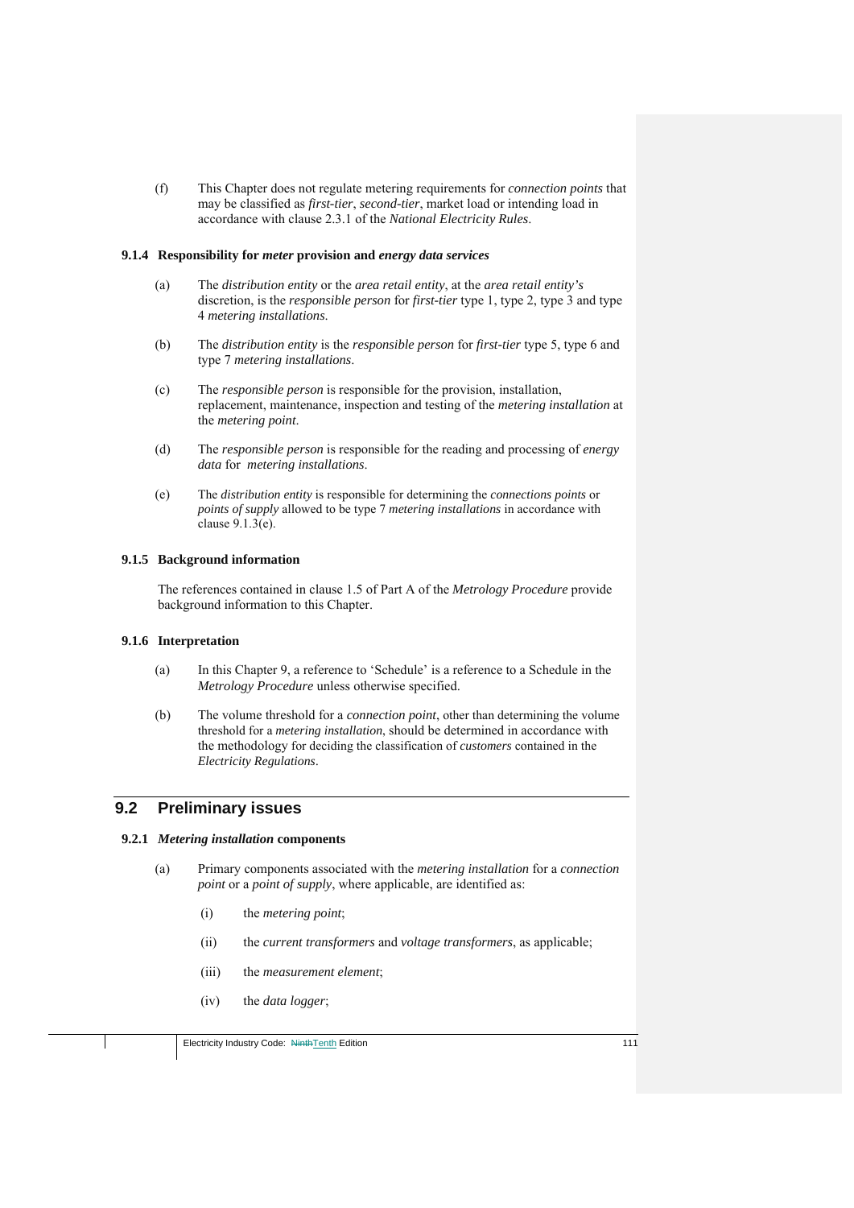(f) This Chapter does not regulate metering requirements for *connection points* that may be classified as *first-tier*, *second-tier*, market load or intending load in accordance with clause 2.3.1 of the *National Electricity Rules*.

### 9.1.4 Responsibility for *meter* provision and *energy data services*

(a) The *distribution entity* or the *area retail entity*, at the *area retail entity's* discretion, is the *responsible person* for *first-tier* type 1, type 2, type 3 and type 4 *metering installations*.

(b) The *distribution entity* is the *responsible person* for *first-tier* type 5, type 6 and type 7 *metering installations*.

(c) The *responsible person* is responsible for the provision, installation, replacement, maintenance, inspection and testing of the *metering installation* at the *metering point*.

(d) The *responsible person* is responsible for the reading and processing of *energy data* for *metering installations*.

(e) The *distribution entity* is responsible for determining the *connections points* or *points of supply* allowed to be type 7 *metering installations* in accordance with clause 9.1.3(e).

### 9.1.5 Background information

The references contained in clause 1.5 of Part A of the *Metrology Procedure* provide background information to this Chapter.

### 9.1.6 Interpretation

(a) In this Chapter 9, a reference to 'Schedule' is a reference to a Schedule in the *Metrology Procedure* unless otherwise specified.

(b) The volume threshold for a *connection point*, other than determining the volume threshold for a *metering installation*, should be determined in accordance with the methodology for deciding the classification of *customers* contained in the *Electricity Regulations*.

## 9.2 Preliminary issues

### 9.2.1 *Metering installation* components

(a) Primary components associated with the *metering installation* for a *connection point* or a *point of supply*, where applicable, are identified as:

(i) the *metering point*;

(ii) the *current transformers* and *voltage transformers*, as applicable;

(iii) the *measurement element*;

(iv) the *data logger*;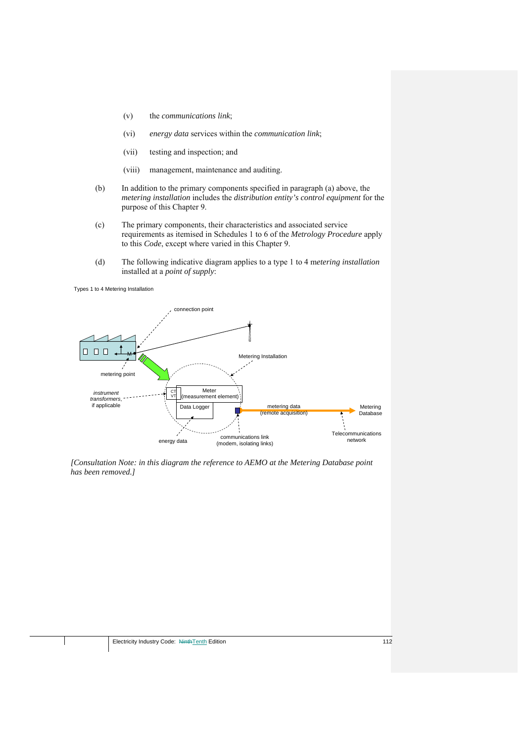(v) the *communications link*;

(vi) *energy data* services within the *communication link*;

(vii) testing and inspection; and

(viii) management, maintenance and auditing.

(b) In addition to the primary components specified in paragraph (a) above, the *metering installation* includes the *distribution entity's control equipment* for the purpose of this Chapter 9.

(c) The primary components, their characteristics and associated service requirements as itemised in Schedules 1 to 6 of the *Metrology Procedure* apply to this *Code*, except where varied in this Chapter 9.

(d) The following indicative diagram applies to a type 1 to 4 m*etering installation* installed at a *point of supply*:

Types 1 to 4 Metering Installation

connection point

Metering Installation

metering point

*instrument transformers*, if applicable

CT VT

Meter (measurement element)

Data Logger

metering data (remote acquisition)

Metering Database

energy data

communications link (modem, isolating links)

Telecommunications network

*[Consultation Note: in this diagram the reference to AEMO at the Metering Database point has been removed.]*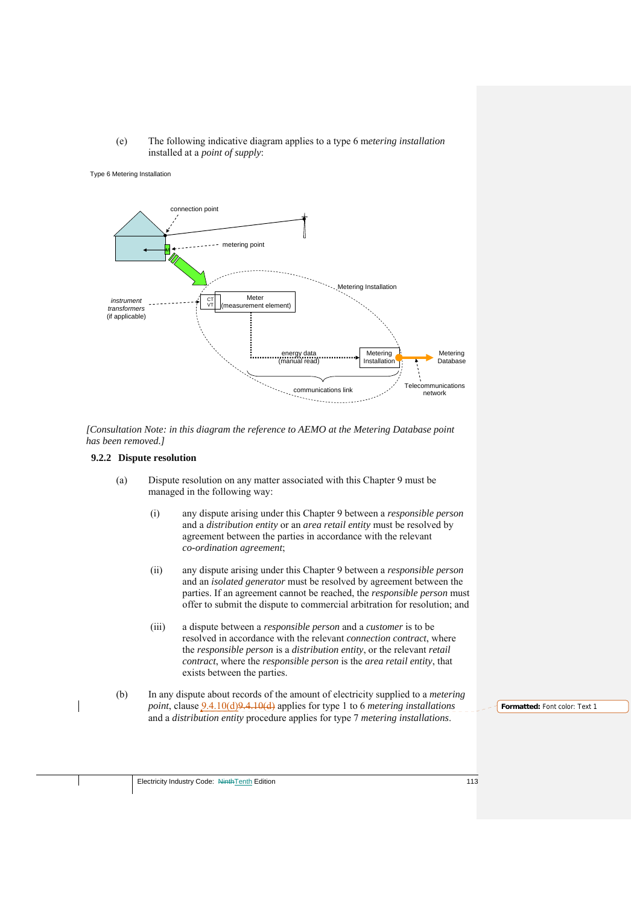(e) The following indicative diagram applies to a type 6 m*etering installation* installed at a *point of supply*:

Type 6 Metering Installation

connection point

metering point

Metering Installation

*instrument transformers* (if applicable)

CT VT

Meter (measurement element)

energy data (manual read)

Metering Installation

Metering Database

communications link

Telecommunications network

*[Consultation Note: in this diagram the reference to AEMO at the Metering Database point has been removed.]*

### 9.2.2 Dispute resolution

(a) Dispute resolution on any matter associated with this Chapter 9 must be managed in the following way:

(i) any dispute arising under this Chapter 9 between a *responsible person* and a *distribution entity* or an *area retail entity* must be resolved by agreement between the parties in accordance with the relevant *co-ordination agreement*;

(ii) any dispute arising under this Chapter 9 between a *responsible person* and an *isolated generator* must be resolved by agreement between the parties. If an agreement cannot be reached, the *responsible person* must offer to submit the dispute to commercial arbitration for resolution; and

(iii) a dispute between a *responsible person* and a *customer* is to be resolved in accordance with the relevant *connection contract*, where the *responsible person* is a *distribution entity*, or the relevant *retail contract*, where the *responsible person* is the *area retail entity*, that exists between the parties.

(b) In any dispute about records of the amount of electricity supplied to a *metering point*, clause 9.4.10(d)~~9.4.10(d)~~ applies for type 1 to 6 *metering installations* and a *distribution entity* procedure applies for type 7 *metering installations*.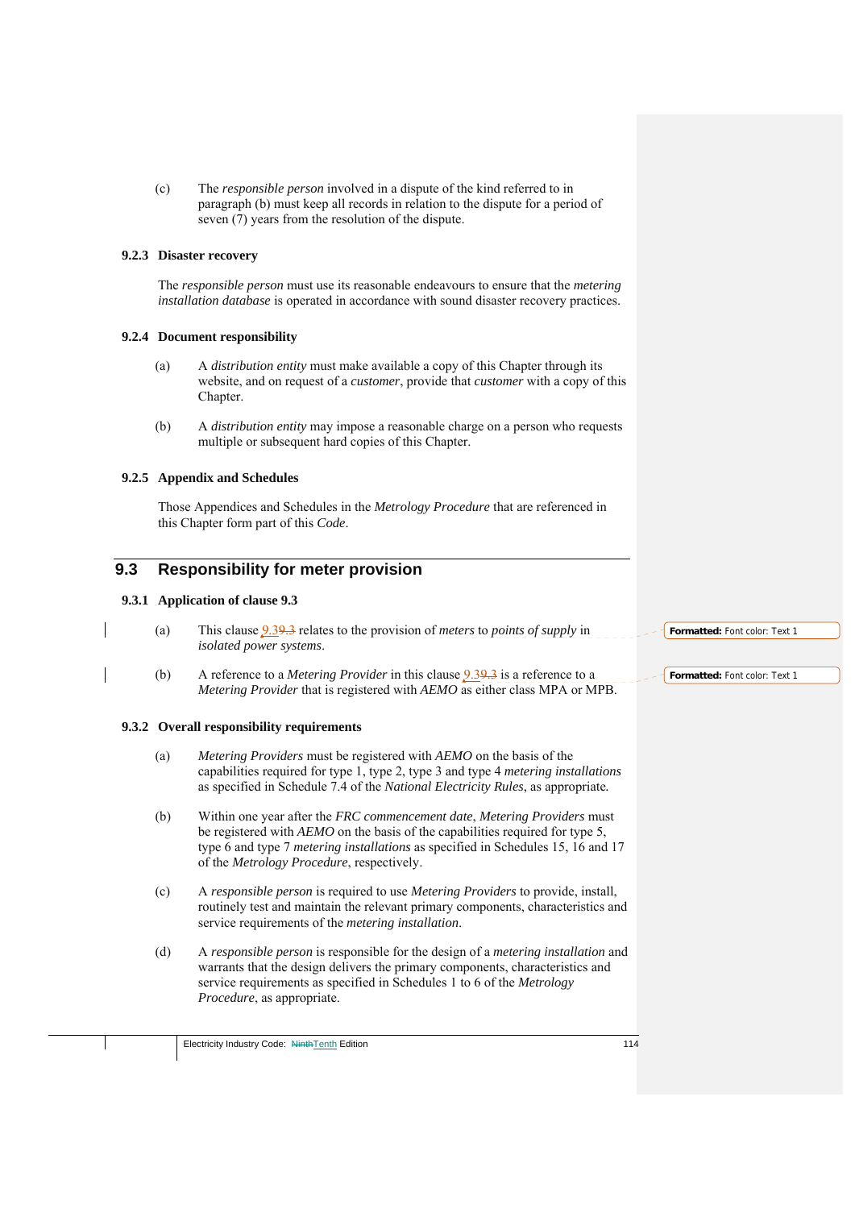(c) The *responsible person* involved in a dispute of the kind referred to in paragraph (b) must keep all records in relation to the dispute for a period of seven (7) years from the resolution of the dispute.

### 9.2.3 Disaster recovery

The *responsible person* must use its reasonable endeavours to ensure that the *metering installation database* is operated in accordance with sound disaster recovery practices.

### 9.2.4 Document responsibility

(a) A *distribution entity* must make available a copy of this Chapter through its website, and on request of a *customer*, provide that *customer* with a copy of this Chapter.

(b) A *distribution entity* may impose a reasonable charge on a person who requests multiple or subsequent hard copies of this Chapter.

### 9.2.5 Appendix and Schedules

Those Appendices and Schedules in the *Metrology Procedure* that are referenced in this Chapter form part of this *Code*.

## 9.3 Responsibility for meter provision

### 9.3.1 Application of clause 9.3

(a) This clause 9.3 relates to the provision of *meters* to *points of supply* in *isolated power systems*.

(b) A reference to a *Metering Provider* in this clause 9.3 is a reference to a *Metering Provider* that is registered with *AEMO* as either class MPA or MPB.

### 9.3.2 Overall responsibility requirements

(a) *Metering Providers* must be registered with *AEMO* on the basis of the capabilities required for type 1, type 2, type 3 and type 4 *metering installations* as specified in Schedule 7.4 of the *National Electricity Rules*, as appropriate.

(b) Within one year after the *FRC commencement date*, *Metering Providers* must be registered with *AEMO* on the basis of the capabilities required for type 5, type 6 and type 7 *metering installations* as specified in Schedules 15, 16 and 17 of the *Metrology Procedure*, respectively.

(c) A *responsible person* is required to use *Metering Providers* to provide, install, routinely test and maintain the relevant primary components, characteristics and service requirements of the *metering installation*.

(d) A *responsible person* is responsible for the design of a *metering installation* and warrants that the design delivers the primary components, characteristics and service requirements as specified in Schedules 1 to 6 of the *Metrology Procedure*, as appropriate.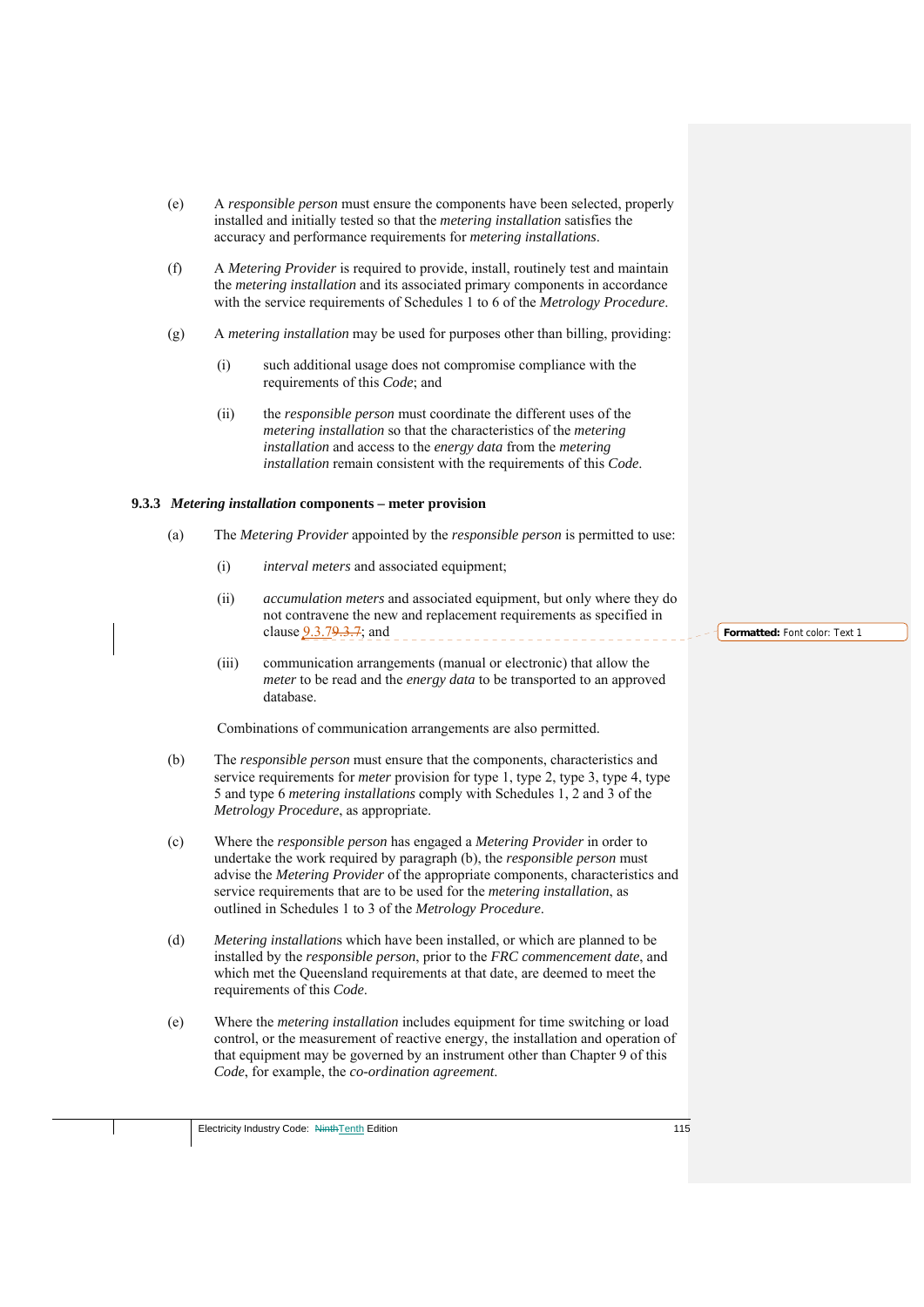(e) A *responsible person* must ensure the components have been selected, properly installed and initially tested so that the *metering installation* satisfies the accuracy and performance requirements for *metering installations*.

(f) A *Metering Provider* is required to provide, install, routinely test and maintain the *metering installation* and its associated primary components in accordance with the service requirements of Schedules 1 to 6 of the *Metrology Procedure*.

(g) A *metering installation* may be used for purposes other than billing, providing:

(i) such additional usage does not compromise compliance with the requirements of this *Code*; and

(ii) the *responsible person* must coordinate the different uses of the *metering installation* so that the characteristics of the *metering installation* and access to the *energy data* from the *metering installation* remain consistent with the requirements of this *Code*.

### 9.3.3 *Metering installation* components – meter provision

(a) The *Metering Provider* appointed by the *responsible person* is permitted to use:

(i) *interval meters* and associated equipment;

(ii) *accumulation meters* and associated equipment, but only where they do not contravene the new and replacement requirements as specified in clause 9.3.79.3.7; and

(iii) communication arrangements (manual or electronic) that allow the *meter* to be read and the *energy data* to be transported to an approved database.

Combinations of communication arrangements are also permitted.

(b) The *responsible person* must ensure that the components, characteristics and service requirements for *meter* provision for type 1, type 2, type 3, type 4, type 5 and type 6 *metering installations* comply with Schedules 1, 2 and 3 of the *Metrology Procedure*, as appropriate.

(c) Where the *responsible person* has engaged a *Metering Provider* in order to undertake the work required by paragraph (b), the *responsible person* must advise the *Metering Provider* of the appropriate components, characteristics and service requirements that are to be used for the *metering installation*, as outlined in Schedules 1 to 3 of the *Metrology Procedure*.

(d) *Metering installations* which have been installed, or which are planned to be installed by the *responsible person*, prior to the *FRC commencement date*, and which met the Queensland requirements at that date, are deemed to meet the requirements of this *Code*.

(e) Where the *metering installation* includes equipment for time switching or load control, or the measurement of reactive energy, the installation and operation of that equipment may be governed by an instrument other than Chapter 9 of this *Code*, for example, the *co-ordination agreement*.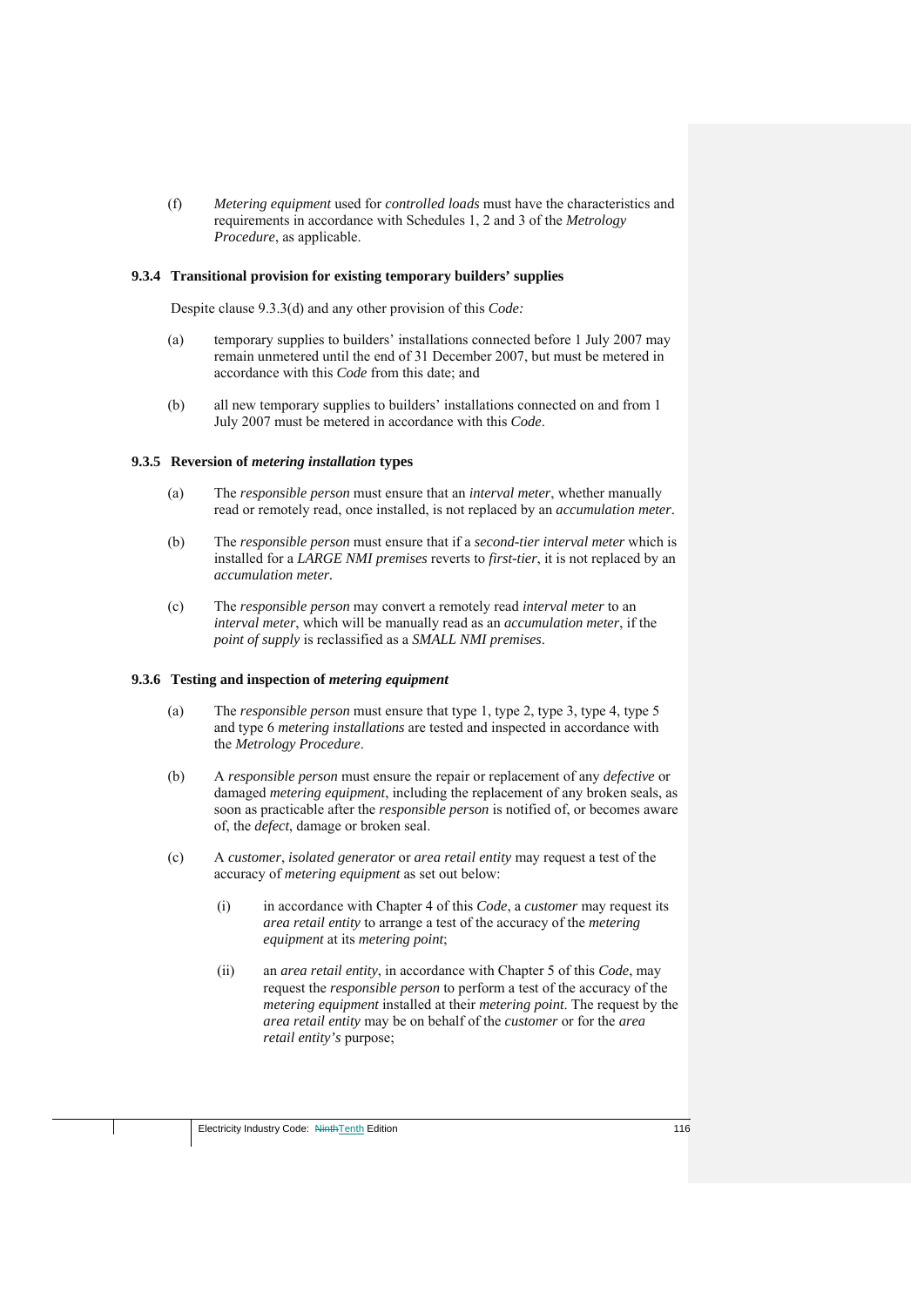(f) *Metering equipment* used for *controlled loads* must have the characteristics and requirements in accordance with Schedules 1, 2 and 3 of the *Metrology Procedure*, as applicable.

### 9.3.4 Transitional provision for existing temporary builders' supplies

Despite clause 9.3.3(d) and any other provision of this *Code:*

(a) temporary supplies to builders' installations connected before 1 July 2007 may remain unmetered until the end of 31 December 2007, but must be metered in accordance with this *Code* from this date; and

(b) all new temporary supplies to builders' installations connected on and from 1 July 2007 must be metered in accordance with this *Code*.

### 9.3.5 Reversion of *metering installation* types

(a) The *responsible person* must ensure that an *interval meter*, whether manually read or remotely read, once installed, is not replaced by an *accumulation meter*.

(b) The *responsible person* must ensure that if a *second-tier interval meter* which is installed for a *LARGE NMI premises* reverts to *first-tier*, it is not replaced by an *accumulation meter.*

(c) The *responsible person* may convert a remotely read *interval meter* to an *interval meter*, which will be manually read as an *accumulation meter*, if the *point of supply* is reclassified as a *SMALL NMI premises*.

### 9.3.6 Testing and inspection of *metering equipment*

(a) The *responsible person* must ensure that type 1, type 2, type 3, type 4, type 5 and type 6 *metering installations* are tested and inspected in accordance with the *Metrology Procedure*.

(b) A *responsible person* must ensure the repair or replacement of any *defective* or damaged *metering equipment*, including the replacement of any broken seals, as soon as practicable after the *responsible person* is notified of, or becomes aware of, the *defect*, damage or broken seal.

(c) A *customer*, *isolated generator* or *area retail entity* may request a test of the accuracy of *metering equipment* as set out below:

(i) in accordance with Chapter 4 of this *Code*, a *customer* may request its *area retail entity* to arrange a test of the accuracy of the *metering equipment* at its *metering point*;

(ii) an *area retail entity*, in accordance with Chapter 5 of this *Code*, may request the *responsible person* to perform a test of the accuracy of the *metering equipment* installed at their *metering point*. The request by the *area retail entity* may be on behalf of the *customer* or for the *area retail entity's* purpose;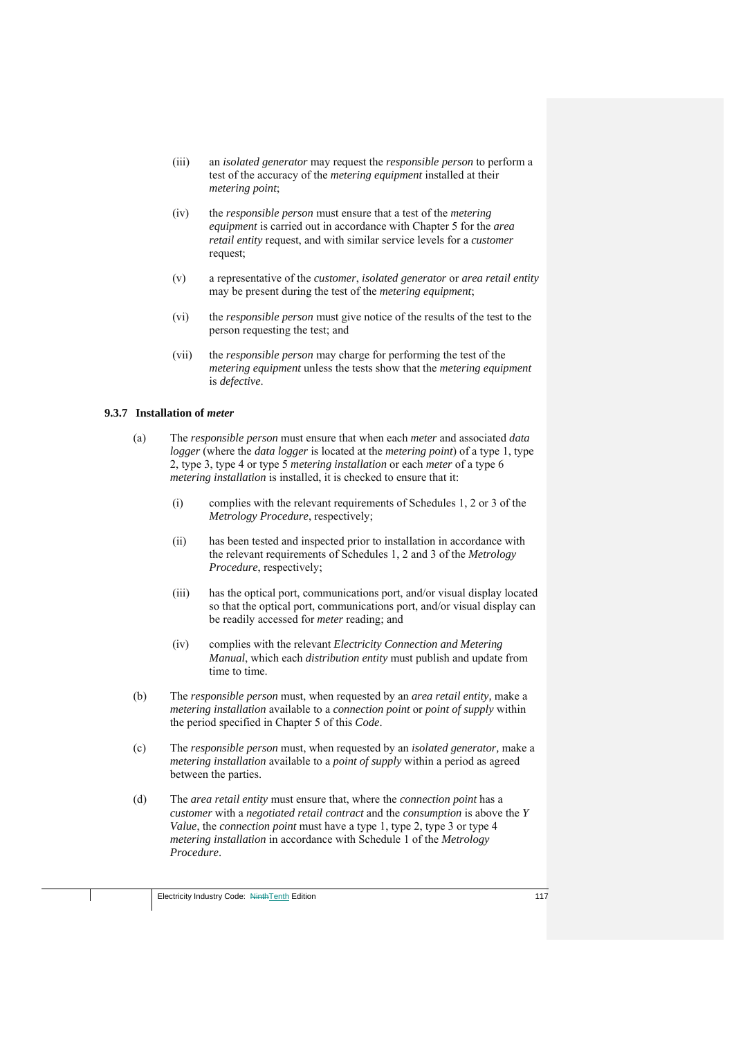(iii) an *isolated generator* may request the *responsible person* to perform a test of the accuracy of the *metering equipment* installed at their *metering point*;

(iv) the *responsible person* must ensure that a test of the *metering equipment* is carried out in accordance with Chapter 5 for the *area retail entity* request, and with similar service levels for a *customer* request;

(v) a representative of the *customer*, *isolated generator* or *area retail entity* may be present during the test of the *metering equipment*;

(vi) the *responsible person* must give notice of the results of the test to the person requesting the test; and

(vii) the *responsible person* may charge for performing the test of the *metering equipment* unless the tests show that the *metering equipment* is *defective*.

### 9.3.7 Installation of *meter*

(a) The *responsible person* must ensure that when each *meter* and associated *data logger* (where the *data logger* is located at the *metering point*) of a type 1, type 2, type 3, type 4 or type 5 *metering installation* or each *meter* of a type 6 *metering installation* is installed, it is checked to ensure that it:

   (i) complies with the relevant requirements of Schedules 1, 2 or 3 of the *Metrology Procedure*, respectively;

   (ii) has been tested and inspected prior to installation in accordance with the relevant requirements of Schedules 1, 2 and 3 of the *Metrology Procedure*, respectively;

   (iii) has the optical port, communications port, and/or visual display located so that the optical port, communications port, and/or visual display can be readily accessed for *meter* reading; and

   (iv) complies with the relevant *Electricity Connection and Metering Manual*, which each *distribution entity* must publish and update from time to time.

(b) The *responsible person* must, when requested by an *area retail entity,* make a *metering installation* available to a *connection point* or *point of supply* within the period specified in Chapter 5 of this *Code*.

(c) The *responsible person* must, when requested by an *isolated generator,* make a *metering installation* available to a *point of supply* within a period as agreed between the parties.

(d) The *area retail entity* must ensure that, where the *connection point* has a *customer* with a *negotiated retail contract* and the *consumption* is above the *Y Value*, the *connection point* must have a type 1, type 2, type 3 or type 4 *metering installation* in accordance with Schedule 1 of the *Metrology Procedure*.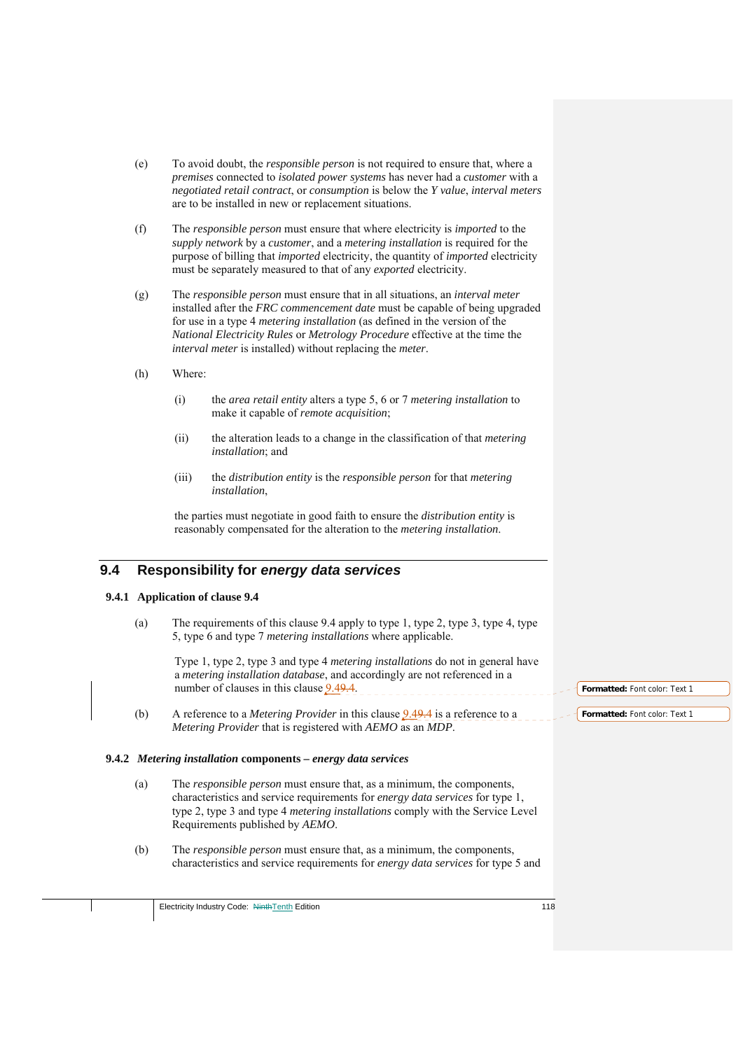(e) To avoid doubt, the *responsible person* is not required to ensure that, where a *premises* connected to *isolated power systems* has never had a *customer* with a *negotiated retail contract*, or *consumption* is below the *Y value*, *interval meters* are to be installed in new or replacement situations.

(f) The *responsible person* must ensure that where electricity is *imported* to the *supply network* by a *customer*, and a *metering installation* is required for the purpose of billing that *imported* electricity, the quantity of *imported* electricity must be separately measured to that of any *exported* electricity.

(g) The *responsible person* must ensure that in all situations, an *interval meter* installed after the *FRC commencement date* must be capable of being upgraded for use in a type 4 *metering installation* (as defined in the version of the *National Electricity Rules* or *Metrology Procedure* effective at the time the *interval meter* is installed) without replacing the *meter*.

(h) Where:

(i) the *area retail entity* alters a type 5, 6 or 7 *metering installation* to make it capable of *remote acquisition*;

(ii) the alteration leads to a change in the classification of that *metering installation*; and

(iii) the *distribution entity* is the *responsible person* for that *metering installation*,

the parties must negotiate in good faith to ensure the *distribution entity* is reasonably compensated for the alteration to the *metering installation*.

## 9.4 Responsibility for *energy data services*

### 9.4.1 Application of clause 9.4

(a) The requirements of this clause 9.4 apply to type 1, type 2, type 3, type 4, type 5, type 6 and type 7 *metering installations* where applicable.

Type 1, type 2, type 3 and type 4 *metering installations* do not in general have a *metering installation database*, and accordingly are not referenced in a number of clauses in this clause 9.4.

(b) A reference to a *Metering Provider* in this clause 9.4 is a reference to a *Metering Provider* that is registered with *AEMO* as an *MDP*.

### 9.4.2 *Metering installation* components – *energy data services*

(a) The *responsible person* must ensure that, as a minimum, the components, characteristics and service requirements for *energy data services* for type 1, type 2, type 3 and type 4 *metering installations* comply with the Service Level Requirements published by *AEMO*.

(b) The *responsible person* must ensure that, as a minimum, the components, characteristics and service requirements for *energy data services* for type 5 and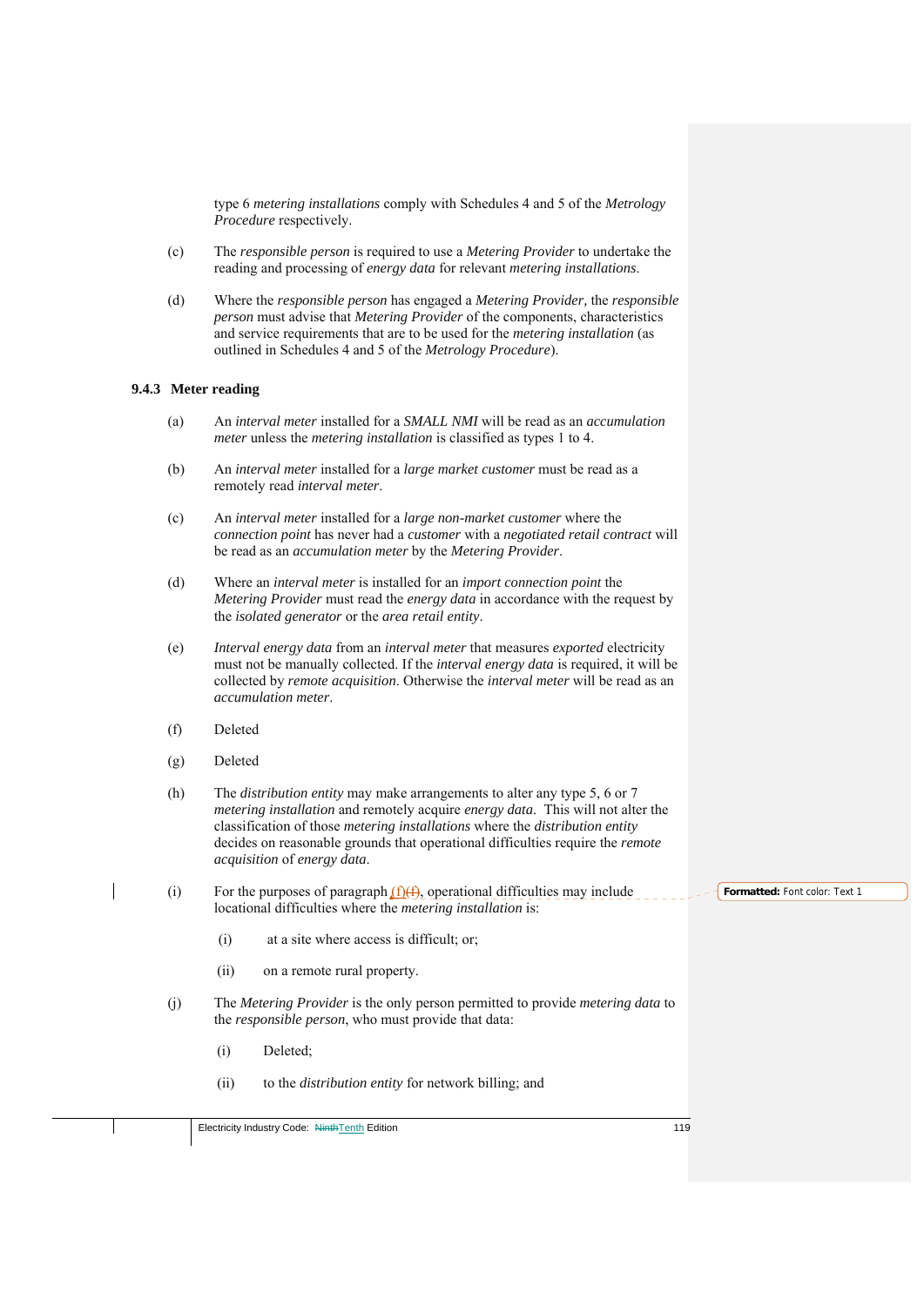type 6 *metering installations* comply with Schedules 4 and 5 of the *Metrology Procedure* respectively.

(c) The *responsible person* is required to use a *Metering Provider* to undertake the reading and processing of *energy data* for relevant *metering installations*.

(d) Where the *responsible person* has engaged a *Metering Provider*, the *responsible person* must advise that *Metering Provider* of the components, characteristics and service requirements that are to be used for the *metering installation* (as outlined in Schedules 4 and 5 of the *Metrology Procedure*).

### 9.4.3 Meter reading

(a) An *interval meter* installed for a *SMALL NMI* will be read as an *accumulation meter* unless the *metering installation* is classified as types 1 to 4.

(b) An *interval meter* installed for a *large market customer* must be read as a remotely read *interval meter*.

(c) An *interval meter* installed for a *large non-market customer* where the *connection point* has never had a *customer* with a *negotiated retail contract* will be read as an *accumulation meter* by the *Metering Provider*.

(d) Where an *interval meter* is installed for an *import connection point* the *Metering Provider* must read the *energy data* in accordance with the request by the *isolated generator* or the *area retail entity*.

(e) *Interval energy data* from an *interval meter* that measures *exported* electricity must not be manually collected. If the *interval energy data* is required, it will be collected by *remote acquisition*. Otherwise the *interval meter* will be read as an *accumulation meter*.

(f) Deleted

(g) Deleted

(h) The *distribution entity* may make arrangements to alter any type 5, 6 or 7 *metering installation* and remotely acquire *energy data*. This will not alter the classification of those *metering installations* where the *distribution entity* decides on reasonable grounds that operational difficulties require the *remote acquisition* of *energy data*.

(i) For the purposes of paragraph (f)(f), operational difficulties may include locational difficulties where the *metering installation* is:

   (i) at a site where access is difficult; or;

   (ii) on a remote rural property.

(j) The *Metering Provider* is the only person permitted to provide *metering data* to the *responsible person*, who must provide that data:

   (i) Deleted;

   (ii) to the *distribution entity* for network billing; and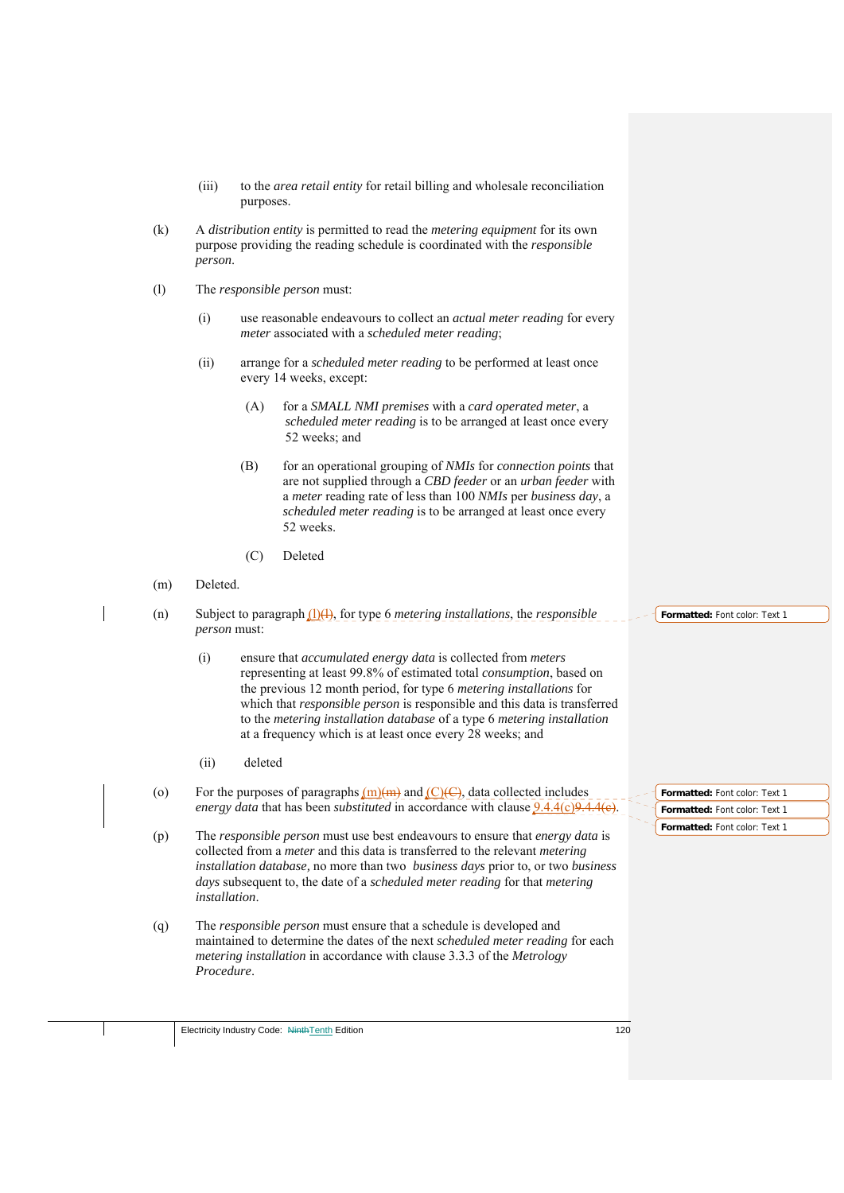(iii) to the *area retail entity* for retail billing and wholesale reconciliation purposes.

(k) A *distribution entity* is permitted to read the *metering equipment* for its own purpose providing the reading schedule is coordinated with the *responsible person*.

(l) The *responsible person* must:

(i) use reasonable endeavours to collect an *actual meter reading* for every *meter* associated with a *scheduled meter reading*;

(ii) arrange for a *scheduled meter reading* to be performed at least once every 14 weeks, except:

(A) for a *SMALL NMI premises* with a *card operated meter*, a *scheduled meter reading* is to be arranged at least once every 52 weeks; and

(B) for an operational grouping of *NMIs* for *connection points* that are not supplied through a *CBD feeder* or an *urban feeder* with a *meter* reading rate of less than 100 *NMIs* per *business day*, a *scheduled meter reading* is to be arranged at least once every 52 weeks.

(C) Deleted

(m) Deleted.

(n) Subject to paragraph (l)~~(l)~~, for type 6 *metering installations*, the *responsible person* must:

(i) ensure that *accumulated energy data* is collected from *meters* representing at least 99.8% of estimated total *consumption*, based on the previous 12 month period, for type 6 *metering installations* for which that *responsible person* is responsible and this data is transferred to the *metering installation database* of a type 6 *metering installation* at a frequency which is at least once every 28 weeks; and

(ii) deleted

(o) For the purposes of paragraphs (m)~~(m)~~ and (C)~~(C)~~, data collected includes *energy data* that has been *substituted* in accordance with clause 9.4.4(c)~~9.4.4(c)~~.

(p) The *responsible person* must use best endeavours to ensure that *energy data* is collected from a *meter* and this data is transferred to the relevant *metering installation database*, no more than two *business days* prior to, or two *business days* subsequent to, the date of a *scheduled meter reading* for that *metering installation*.

(q) The *responsible person* must ensure that a schedule is developed and maintained to determine the dates of the next *scheduled meter reading* for each *metering installation* in accordance with clause 3.3.3 of the *Metrology Procedure*.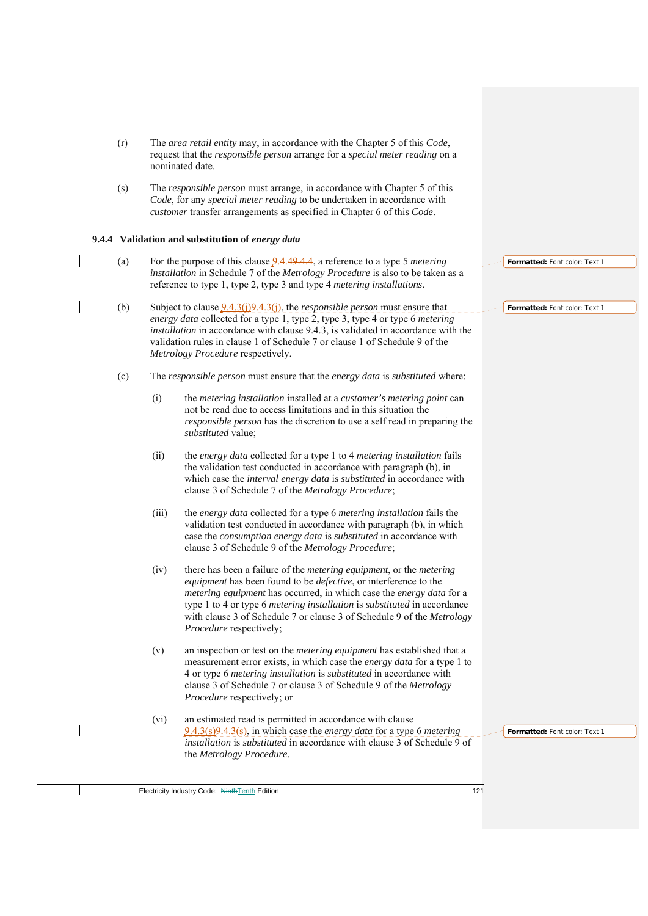(r) The *area retail entity* may, in accordance with the Chapter 5 of this *Code*, request that the *responsible person* arrange for a *special meter reading* on a nominated date.

(s) The *responsible person* must arrange, in accordance with Chapter 5 of this *Code*, for any *special meter reading* to be undertaken in accordance with *customer* transfer arrangements as specified in Chapter 6 of this *Code*.

### 9.4.4 Validation and substitution of *energy data*

(a) For the purpose of this clause 9.4.4~~9.4.4~~, a reference to a type 5 *metering installation* in Schedule 7 of the *Metrology Procedure* is also to be taken as a reference to type 1, type 2, type 3 and type 4 *metering installations*.

(b) Subject to clause 9.4.3(j)~~9.4.3(j)~~, the *responsible person* must ensure that *energy data* collected for a type 1, type 2, type 3, type 4 or type 6 *metering installation* in accordance with clause 9.4.3, is validated in accordance with the validation rules in clause 1 of Schedule 7 or clause 1 of Schedule 9 of the *Metrology Procedure* respectively.

(c) The *responsible person* must ensure that the *energy data* is *substituted* where:

(i) the *metering installation* installed at a *customer's metering point* can not be read due to access limitations and in this situation the *responsible person* has the discretion to use a self read in preparing the *substituted* value;

(ii) the *energy data* collected for a type 1 to 4 *metering installation* fails the validation test conducted in accordance with paragraph (b), in which case the *interval energy data* is *substituted* in accordance with clause 3 of Schedule 7 of the *Metrology Procedure*;

(iii) the *energy data* collected for a type 6 *metering installation* fails the validation test conducted in accordance with paragraph (b), in which case the *consumption energy data* is *substituted* in accordance with clause 3 of Schedule 9 of the *Metrology Procedure*;

(iv) there has been a failure of the *metering equipment*, or the *metering equipment* has been found to be *defective*, or interference to the *metering equipment* has occurred, in which case the *energy data* for a type 1 to 4 or type 6 *metering installation* is *substituted* in accordance with clause 3 of Schedule 7 or clause 3 of Schedule 9 of the *Metrology Procedure* respectively;

(v) an inspection or test on the *metering equipment* has established that a measurement error exists, in which case the *energy data* for a type 1 to 4 or type 6 *metering installation* is *substituted* in accordance with clause 3 of Schedule 7 or clause 3 of Schedule 9 of the *Metrology Procedure* respectively; or

(vi) an estimated read is permitted in accordance with clause 9.4.3(s)~~9.4.3(s)~~, in which case the *energy data* for a type 6 *metering installation* is *substituted* in accordance with clause 3 of Schedule 9 of the *Metrology Procedure*.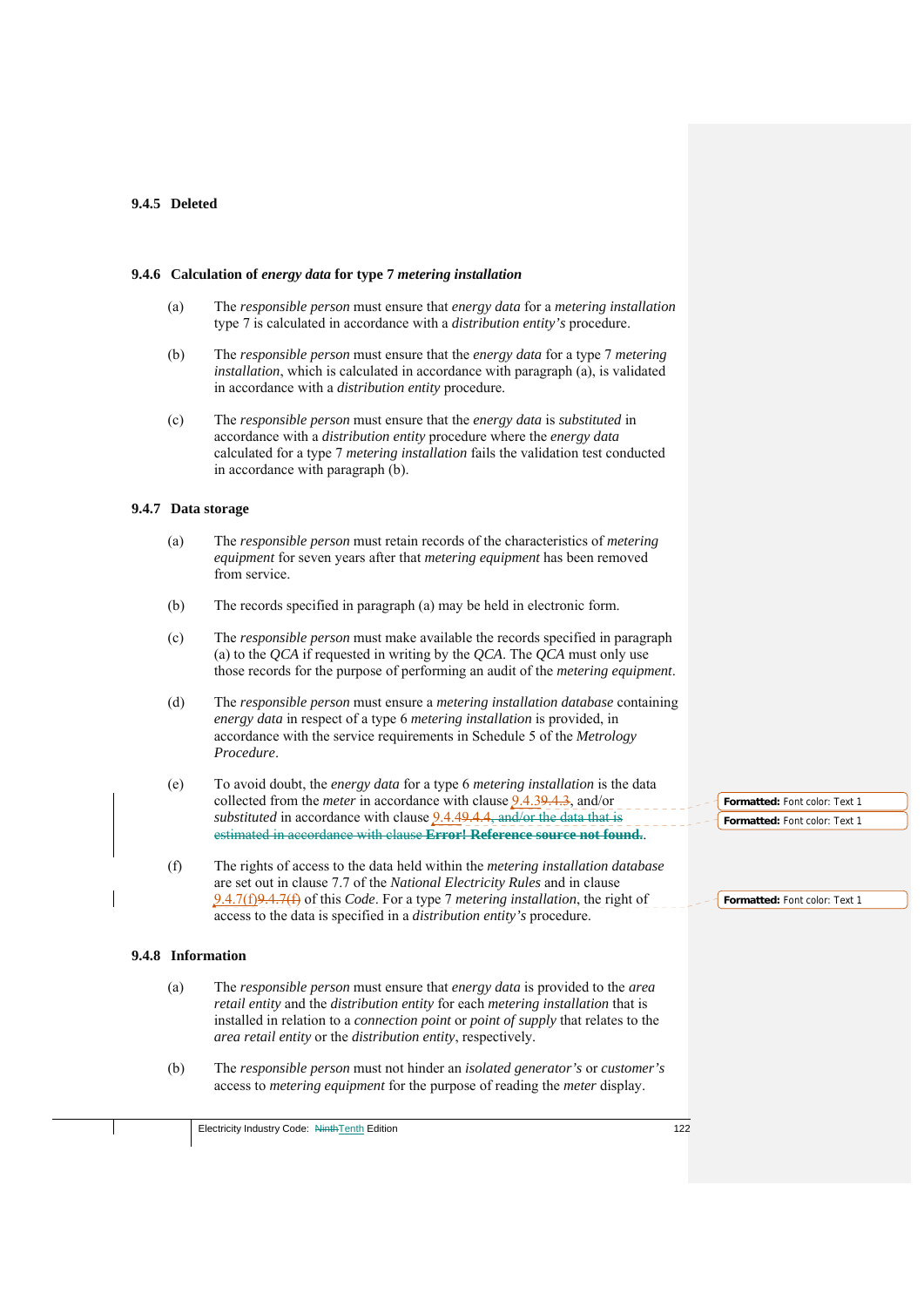### 9.4.5 Deleted

### 9.4.6 Calculation of *energy data* for type 7 *metering installation*

(a) The *responsible person* must ensure that *energy data* for a *metering installation* type 7 is calculated in accordance with a *distribution entity's* procedure.

(b) The *responsible person* must ensure that the *energy data* for a type 7 *metering installation*, which is calculated in accordance with paragraph (a), is validated in accordance with a *distribution entity* procedure.

(c) The *responsible person* must ensure that the *energy data* is *substituted* in accordance with a *distribution entity* procedure where the *energy data* calculated for a type 7 *metering installation* fails the validation test conducted in accordance with paragraph (b).

### 9.4.7 Data storage

(a) The *responsible person* must retain records of the characteristics of *metering equipment* for seven years after that *metering equipment* has been removed from service.

(b) The records specified in paragraph (a) may be held in electronic form.

(c) The *responsible person* must make available the records specified in paragraph (a) to the *QCA* if requested in writing by the *QCA*. The *QCA* must only use those records for the purpose of performing an audit of the *metering equipment*.

(d) The *responsible person* must ensure a *metering installation database* containing *energy data* in respect of a type 6 *metering installation* is provided, in accordance with the service requirements in Schedule 5 of the *Metrology Procedure*.

(e) To avoid doubt, the *energy data* for a type 6 *metering installation* is the data collected from the *meter* in accordance with clause 9.4.3~~9.4.3~~, and/or *substituted* in accordance with clause 9.4.4~~9.4.4, and/or the data that is estimated in accordance with clause **Error! Reference source not found.**~~.

(f) The rights of access to the data held within the *metering installation database* are set out in clause 7.7 of the *National Electricity Rules* and in clause 9.4.7(f)~~9.4.7(f)~~ of this *Code*. For a type 7 *metering installation*, the right of access to the data is specified in a *distribution entity's* procedure.

### 9.4.8 Information

(a) The *responsible person* must ensure that *energy data* is provided to the *area retail entity* and the *distribution entity* for each *metering installation* that is installed in relation to a *connection point* or *point of supply* that relates to the *area retail entity* or the *distribution entity*, respectively.

(b) The *responsible person* must not hinder an *isolated generator's* or *customer's* access to *metering equipment* for the purpose of reading the *meter* display.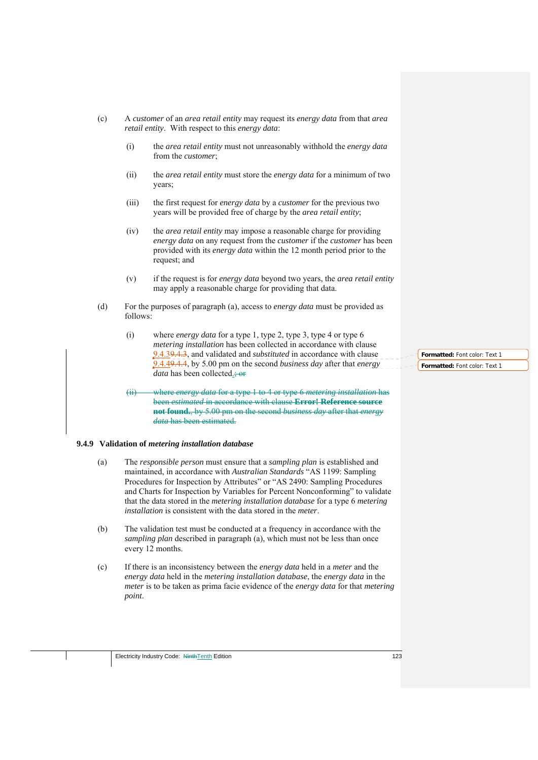(c) A *customer* of an *area retail entity* may request its *energy data* from that *area retail entity*. With respect to this *energy data*:

(i) the *area retail entity* must not unreasonably withhold the *energy data* from the *customer*;

(ii) the *area retail entity* must store the *energy data* for a minimum of two years;

(iii) the first request for *energy data* by a *customer* for the previous two years will be provided free of charge by the *area retail entity*;

(iv) the *area retail entity* may impose a reasonable charge for providing *energy data* on any request from the *customer* if the *customer* has been provided with its *energy data* within the 12 month period prior to the request; and

(v) if the request is for *energy data* beyond two years, the *area retail entity* may apply a reasonable charge for providing that data.

(d) For the purposes of paragraph (a), access to *energy data* must be provided as follows:

(i) where *energy data* for a type 1, type 2, type 3, type 4 or type 6 *metering installation* has been collected in accordance with clause 9.4.3~~9.4.3~~, and validated and *substituted* in accordance with clause 9.4.4~~9.4.4~~, by 5.00 pm on the second *business day* after that *energy data* has been collected.~~; or~~

~~(ii) where *energy data* for a type 1 to 4 or type 6 *metering installation* has been *estimated* in accordance with clause **Error! Reference source not found.**, by 5.00 pm on the second *business day* after that *energy data* has been estimated.~~

### 9.4.9 Validation of *metering installation database*

(a) The *responsible person* must ensure that a *sampling plan* is established and maintained, in accordance with *Australian Standards* "AS 1199: Sampling Procedures for Inspection by Attributes" or "AS 2490: Sampling Procedures and Charts for Inspection by Variables for Percent Nonconforming" to validate that the data stored in the *metering installation database* for a type 6 *metering installation* is consistent with the data stored in the *meter*.

(b) The validation test must be conducted at a frequency in accordance with the *sampling plan* described in paragraph (a), which must not be less than once every 12 months.

(c) If there is an inconsistency between the *energy data* held in a *meter* and the *energy data* held in the *metering installation database*, the *energy data* in the *meter* is to be taken as prima facie evidence of the *energy data* for that *metering point*.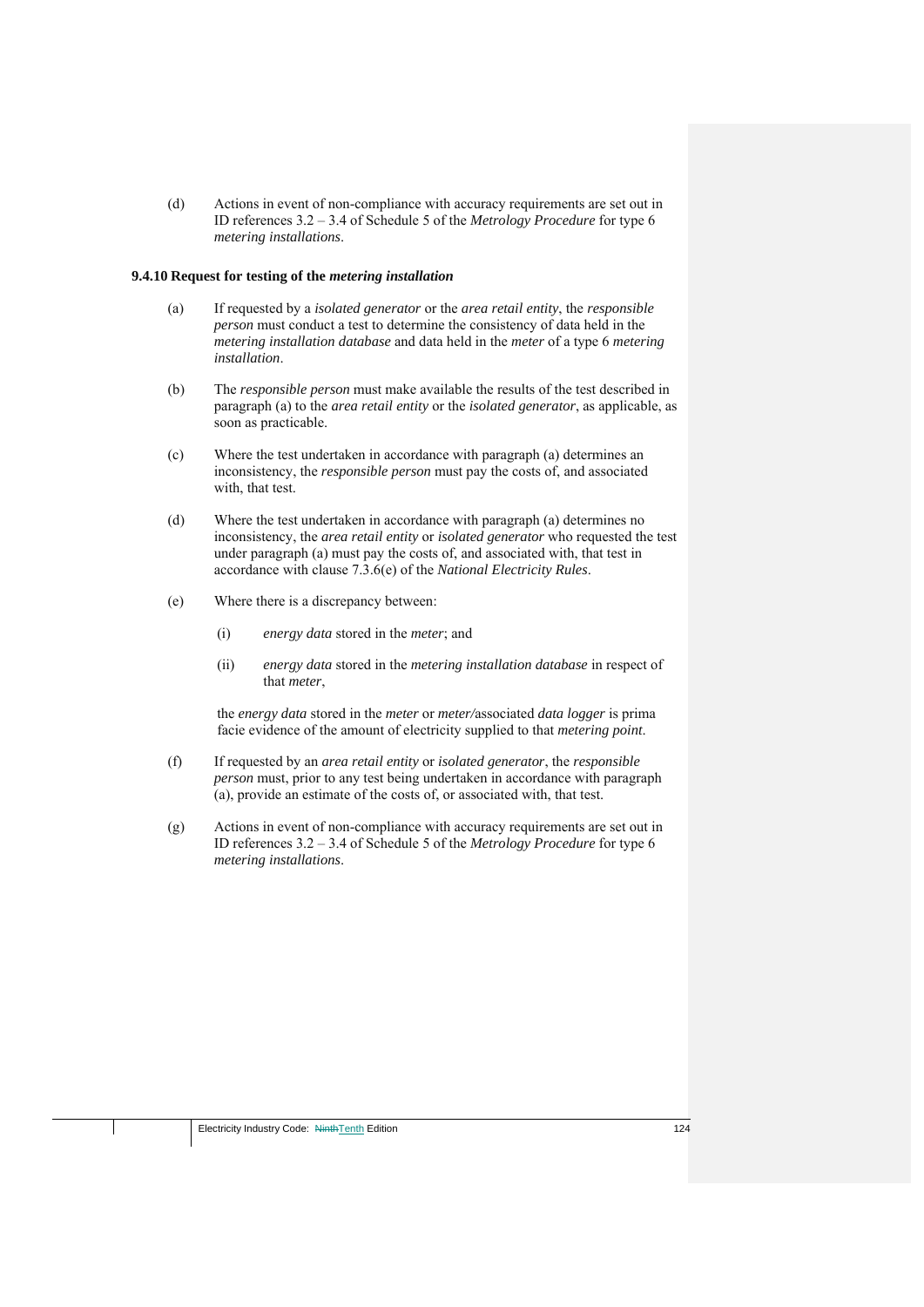(d) Actions in event of non-compliance with accuracy requirements are set out in ID references 3.2 – 3.4 of Schedule 5 of the *Metrology Procedure* for type 6 *metering installations*.

### 9.4.10 Request for testing of the *metering installation*

(a) If requested by a *isolated generator* or the *area retail entity*, the *responsible person* must conduct a test to determine the consistency of data held in the *metering installation database* and data held in the *meter* of a type 6 *metering installation*.

(b) The *responsible person* must make available the results of the test described in paragraph (a) to the *area retail entity* or the *isolated generator*, as applicable, as soon as practicable.

(c) Where the test undertaken in accordance with paragraph (a) determines an inconsistency, the *responsible person* must pay the costs of, and associated with, that test.

(d) Where the test undertaken in accordance with paragraph (a) determines no inconsistency, the *area retail entity* or *isolated generator* who requested the test under paragraph (a) must pay the costs of, and associated with, that test in accordance with clause 7.3.6(e) of the *National Electricity Rules*.

(e) Where there is a discrepancy between:

   (i) *energy data* stored in the *meter*; and

   (ii) *energy data* stored in the *metering installation database* in respect of that *meter*,

   the *energy data* stored in the *meter* or *meter/*associated *data logger* is prima facie evidence of the amount of electricity supplied to that *metering point*.

(f) If requested by an *area retail entity* or *isolated generator*, the *responsible person* must, prior to any test being undertaken in accordance with paragraph (a), provide an estimate of the costs of, or associated with, that test.

(g) Actions in event of non-compliance with accuracy requirements are set out in ID references 3.2 – 3.4 of Schedule 5 of the *Metrology Procedure* for type 6 *metering installations*.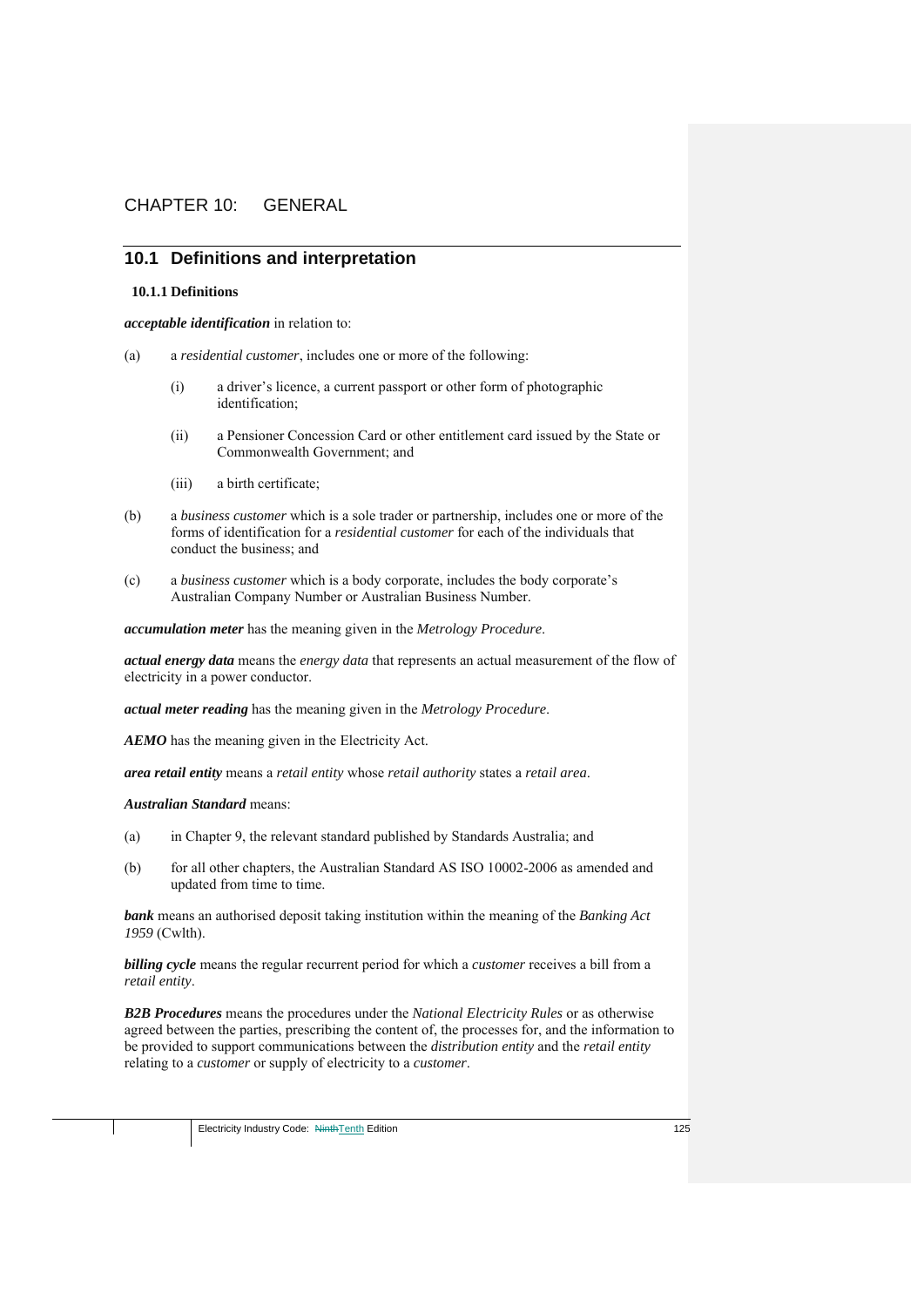# CHAPTER 10: GENERAL

## 10.1 Definitions and interpretation

### 10.1.1 Definitions

***acceptable identification*** in relation to:

(a) a *residential customer*, includes one or more of the following:

  (i) a driver's licence, a current passport or other form of photographic identification;

  (ii) a Pensioner Concession Card or other entitlement card issued by the State or Commonwealth Government; and

  (iii) a birth certificate;

(b) a *business customer* which is a sole trader or partnership, includes one or more of the forms of identification for a *residential customer* for each of the individuals that conduct the business; and

(c) a *business customer* which is a body corporate, includes the body corporate's Australian Company Number or Australian Business Number.

***accumulation meter*** has the meaning given in the *Metrology Procedure*.

***actual energy data*** means the *energy data* that represents an actual measurement of the flow of electricity in a power conductor.

***actual meter reading*** has the meaning given in the *Metrology Procedure*.

***AEMO*** has the meaning given in the Electricity Act.

***area retail entity*** means a *retail entity* whose *retail authority* states a *retail area*.

***Australian Standard*** means:

(a) in Chapter 9, the relevant standard published by Standards Australia; and

(b) for all other chapters, the Australian Standard AS ISO 10002-2006 as amended and updated from time to time.

***bank*** means an authorised deposit taking institution within the meaning of the *Banking Act 1959* (Cwlth).

***billing cycle*** means the regular recurrent period for which a *customer* receives a bill from a *retail entity*.

***B2B Procedures*** means the procedures under the *National Electricity Rules* or as otherwise agreed between the parties, prescribing the content of, the processes for, and the information to be provided to support communications between the *distribution entity* and the *retail entity* relating to a *customer* or supply of electricity to a *customer*.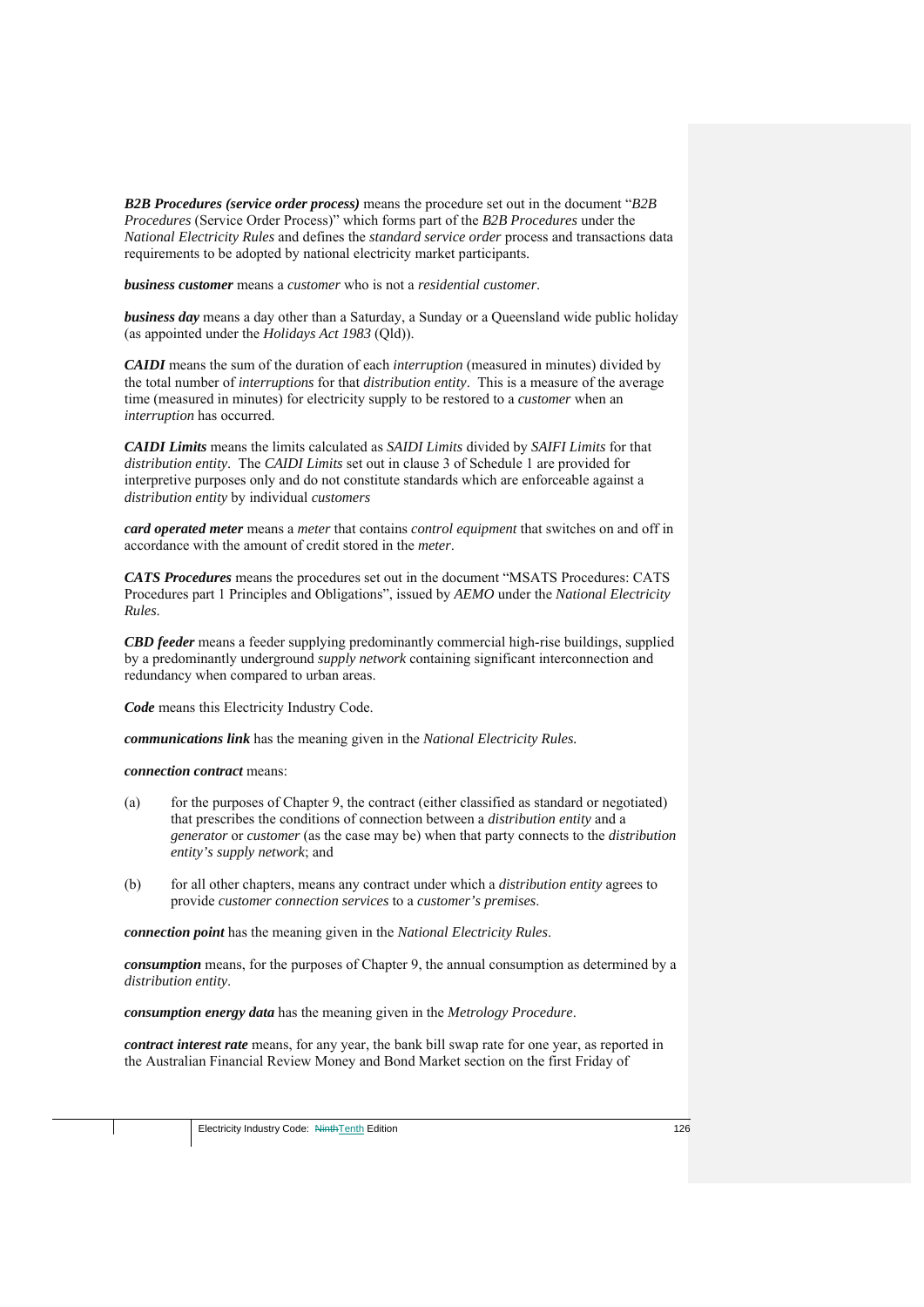***B2B Procedures (service order process)*** means the procedure set out in the document "*B2B Procedures* (Service Order Process)" which forms part of the *B2B Procedures* under the *National Electricity Rules* and defines the *standard service order* process and transactions data requirements to be adopted by national electricity market participants.

***business customer*** means a *customer* who is not a *residential customer*.

***business day*** means a day other than a Saturday, a Sunday or a Queensland wide public holiday (as appointed under the *Holidays Act 1983* (Qld)).

***CAIDI*** means the sum of the duration of each *interruption* (measured in minutes) divided by the total number of *interruptions* for that *distribution entity*. This is a measure of the average time (measured in minutes) for electricity supply to be restored to a *customer* when an *interruption* has occurred.

***CAIDI Limits*** means the limits calculated as *SAIDI Limits* divided by *SAIFI Limits* for that *distribution entity*. The *CAIDI Limits* set out in clause 3 of Schedule 1 are provided for interpretive purposes only and do not constitute standards which are enforceable against a *distribution entity* by individual *customers*

***card operated meter*** means a *meter* that contains *control equipment* that switches on and off in accordance with the amount of credit stored in the *meter*.

***CATS Procedures*** means the procedures set out in the document "MSATS Procedures: CATS Procedures part 1 Principles and Obligations", issued by *AEMO* under the *National Electricity Rules*.

***CBD feeder*** means a feeder supplying predominantly commercial high-rise buildings, supplied by a predominantly underground *supply network* containing significant interconnection and redundancy when compared to urban areas.

***Code*** means this Electricity Industry Code.

***communications link*** has the meaning given in the *National Electricity Rules.*

***connection contract*** means:

(a) for the purposes of Chapter 9, the contract (either classified as standard or negotiated) that prescribes the conditions of connection between a *distribution entity* and a *generator* or *customer* (as the case may be) when that party connects to the *distribution entity's supply network*; and

(b) for all other chapters, means any contract under which a *distribution entity* agrees to provide *customer connection services* to a *customer's premises*.

***connection point*** has the meaning given in the *National Electricity Rules*.

***consumption*** means, for the purposes of Chapter 9, the annual consumption as determined by a *distribution entity*.

***consumption energy data*** has the meaning given in the *Metrology Procedure*.

***contract interest rate*** means, for any year, the bank bill swap rate for one year, as reported in the Australian Financial Review Money and Bond Market section on the first Friday of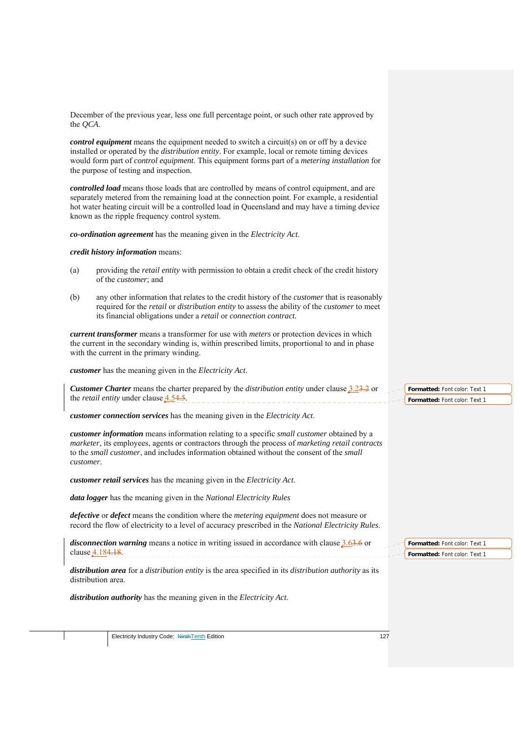December of the previous year, less one full percentage point, or such other rate approved by the *QCA*.

***control equipment*** means the equipment needed to switch a circuit(s) on or off by a device installed or operated by the *distribution entity*. For example, local or remote timing devices would form part of *control equipment*. This equipment forms part of a *metering installation* for the purpose of testing and inspection.

***controlled load*** means those loads that are controlled by means of control equipment, and are separately metered from the remaining load at the connection point. For example, a residential hot water heating circuit will be a controlled load in Queensland and may have a timing device known as the ripple frequency control system.

***co-ordination agreement*** has the meaning given in the *Electricity Act*.

***credit history information*** means:

(a) providing the *retail entity* with permission to obtain a credit check of the credit history of the *customer*; and

(b) any other information that relates to the credit history of the *customer* that is reasonably required for the *retail* or *distribution entity* to assess the ability of the *customer* to meet its financial obligations under a *retail* or *connection contract.*

***current transformer*** means a transformer for use with *meters* or protection devices in which the current in the secondary winding is, within prescribed limits, proportional to and in phase with the current in the primary winding.

***customer*** has the meaning given in the *Electricity Act*.

***Customer Charter*** means the charter prepared by the *distribution entity* under clause 3.2 or the *retail entity* under clause 4.5.

***customer connection services*** has the meaning given in the *Electricity Act*.

***customer information*** means information relating to a specific *small customer* obtained by a *marketer*, its employees, agents or contractors through the process of *marketing retail contracts* to the *small customer*, and includes information obtained without the consent of the *small customer*.

***customer retail services*** has the meaning given in the *Electricity Act*.

***data logger*** has the meaning given in the *National Electricity Rules*

***defective*** or ***defect*** means the condition where the *metering equipment* does not measure or record the flow of electricity to a level of accuracy prescribed in the *National Electricity Rules*.

***disconnection warning*** means a notice in writing issued in accordance with clause 3.6 or clause 4.18.

***distribution area*** for a *distribution entity* is the area specified in its *distribution authority* as its distribution area.

***distribution authority*** has the meaning given in the *Electricity Act*.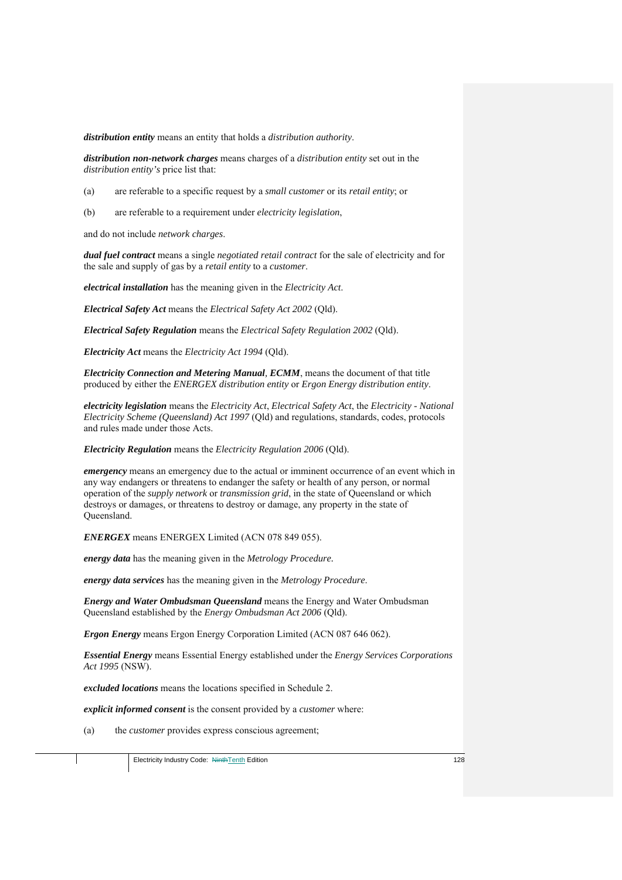***distribution entity*** means an entity that holds a *distribution authority*.

***distribution non-network charges*** means charges of a *distribution entity* set out in the *distribution entity's* price list that:

(a) are referable to a specific request by a *small customer* or its *retail entity*; or

(b) are referable to a requirement under *electricity legislation*,

and do not include *network charges*.

***dual fuel contract*** means a single *negotiated retail contract* for the sale of electricity and for the sale and supply of gas by a *retail entity* to a *customer*.

***electrical installation*** has the meaning given in the *Electricity Act*.

***Electrical Safety Act*** means the *Electrical Safety Act 2002* (Qld).

***Electrical Safety Regulation*** means the *Electrical Safety Regulation 2002* (Qld).

***Electricity Act*** means the *Electricity Act 1994* (Qld).

***Electricity Connection and Metering Manual***, ***ECMM***, means the document of that title produced by either the *ENERGEX distribution entity* or *Ergon Energy distribution entity*.

***electricity legislation*** means the *Electricity Act*, *Electrical Safety Act*, the *Electricity - National Electricity Scheme (Queensland) Act 1997* (Qld) and regulations, standards, codes, protocols and rules made under those Acts.

***Electricity Regulation*** means the *Electricity Regulation 2006* (Qld).

***emergency*** means an emergency due to the actual or imminent occurrence of an event which in any way endangers or threatens to endanger the safety or health of any person, or normal operation of the *supply network* or *transmission grid*, in the state of Queensland or which destroys or damages, or threatens to destroy or damage, any property in the state of Queensland.

***ENERGEX*** means ENERGEX Limited (ACN 078 849 055).

***energy data*** has the meaning given in the *Metrology Procedure*.

***energy data services*** has the meaning given in the *Metrology Procedure*.

***Energy and Water Ombudsman Queensland*** means the Energy and Water Ombudsman Queensland established by the *Energy Ombudsman Act 2006* (Qld).

***Ergon Energy*** means Ergon Energy Corporation Limited (ACN 087 646 062).

***Essential Energy*** means Essential Energy established under the *Energy Services Corporations Act 1995* (NSW).

***excluded locations*** means the locations specified in Schedule 2.

***explicit informed consent*** is the consent provided by a *customer* where:

(a) the *customer* provides express conscious agreement;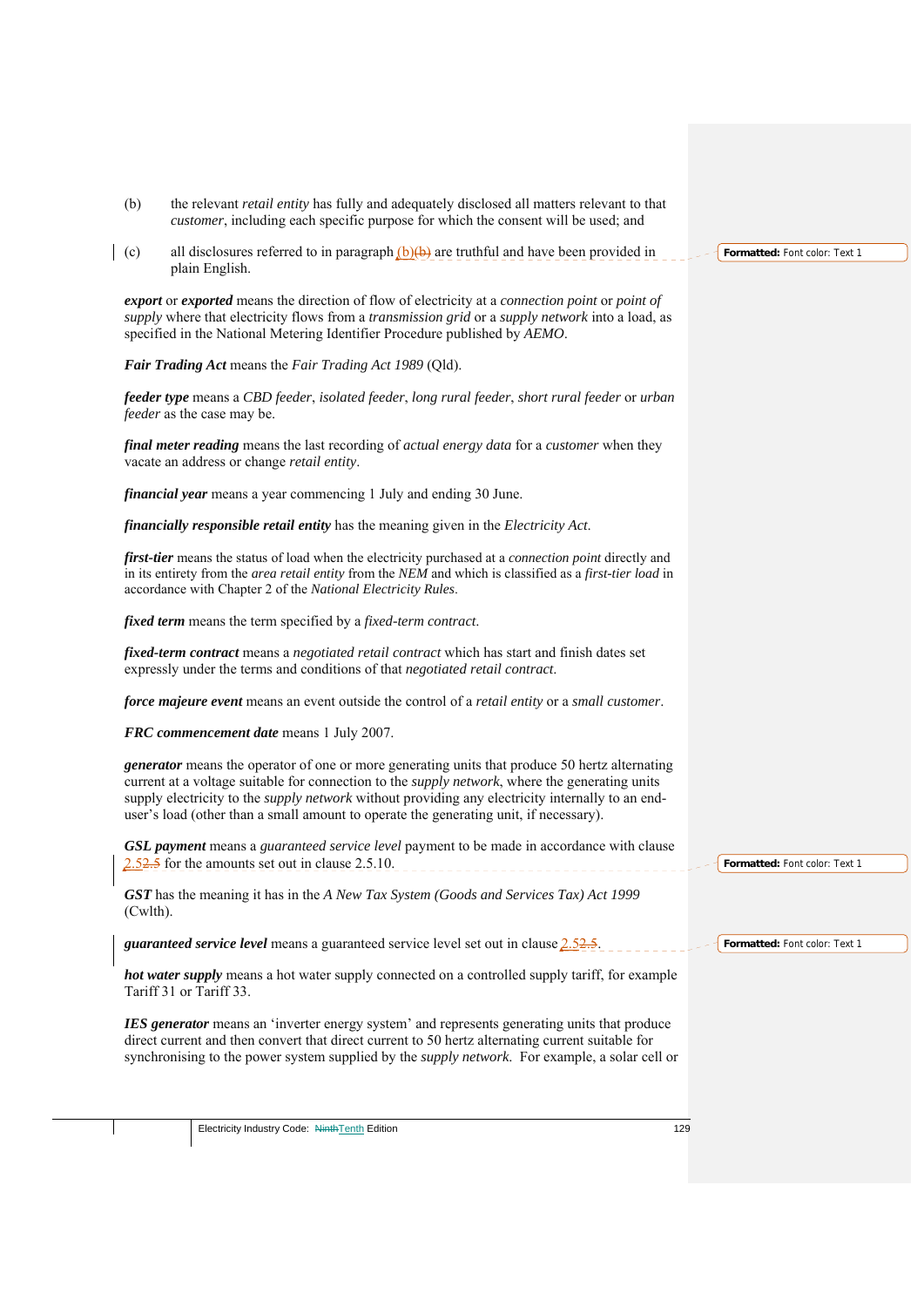(b) the relevant *retail entity* has fully and adequately disclosed all matters relevant to that *customer*, including each specific purpose for which the consent will be used; and

(c) all disclosures referred to in paragraph (b) are truthful and have been provided in plain English.

***export*** or ***exported*** means the direction of flow of electricity at a *connection point* or *point of supply* where that electricity flows from a *transmission grid* or a *supply network* into a load, as specified in the National Metering Identifier Procedure published by *AEMO*.

***Fair Trading Act*** means the *Fair Trading Act 1989* (Qld).

***feeder type*** means a *CBD feeder*, *isolated feeder*, *long rural feeder*, *short rural feeder* or *urban feeder* as the case may be.

***final meter reading*** means the last recording of *actual energy data* for a *customer* when they vacate an address or change *retail entity*.

***financial year*** means a year commencing 1 July and ending 30 June.

***financially responsible retail entity*** has the meaning given in the *Electricity Act*.

***first-tier*** means the status of load when the electricity purchased at a *connection point* directly and in its entirety from the *area retail entity* from the *NEM* and which is classified as a *first-tier load* in accordance with Chapter 2 of the *National Electricity Rules*.

***fixed term*** means the term specified by a *fixed-term contract*.

***fixed-term contract*** means a *negotiated retail contract* which has start and finish dates set expressly under the terms and conditions of that *negotiated retail contract*.

***force majeure event*** means an event outside the control of a *retail entity* or a *small customer*.

***FRC commencement date*** means 1 July 2007.

***generator*** means the operator of one or more generating units that produce 50 hertz alternating current at a voltage suitable for connection to the *supply network*, where the generating units supply electricity to the *supply network* without providing any electricity internally to an end-user's load (other than a small amount to operate the generating unit, if necessary).

***GSL payment*** means a *guaranteed service level* payment to be made in accordance with clause 2.5 for the amounts set out in clause 2.5.10.

***GST*** has the meaning it has in the *A New Tax System (Goods and Services Tax) Act 1999* (Cwlth).

***guaranteed service level*** means a guaranteed service level set out in clause 2.5.

***hot water supply*** means a hot water supply connected on a controlled supply tariff, for example Tariff 31 or Tariff 33.

***IES generator*** means an 'inverter energy system' and represents generating units that produce direct current and then convert that direct current to 50 hertz alternating current suitable for synchronising to the power system supplied by the *supply network*. For example, a solar cell or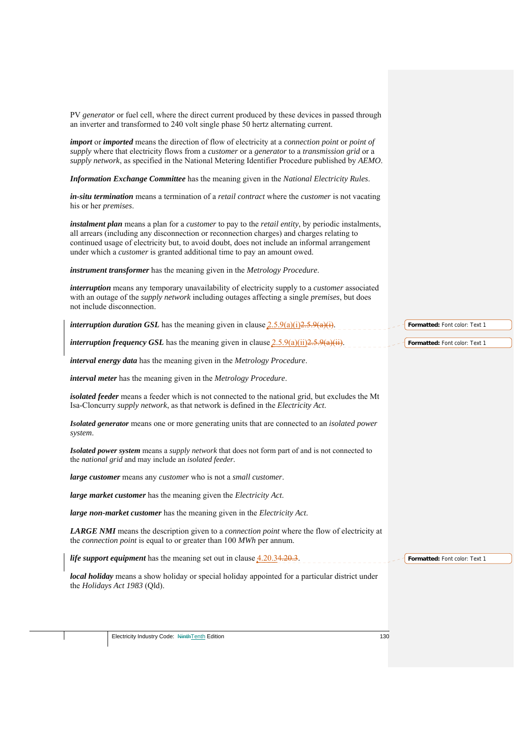PV *generator* or fuel cell, where the direct current produced by these devices in passed through an inverter and transformed to 240 volt single phase 50 hertz alternating current.

***import*** or ***imported*** means the direction of flow of electricity at a *connection point* or *point of supply* where that electricity flows from a *customer* or a *generator* to a *transmission grid* or a *supply network*, as specified in the National Metering Identifier Procedure published by *AEMO*.

***Information Exchange Committee*** has the meaning given in the *National Electricity Rules*.

***in-situ termination*** means a termination of a *retail contract* where the *customer* is not vacating his or her *premises*.

***instalment plan*** means a plan for a *customer* to pay to the *retail entity*, by periodic instalments, all arrears (including any disconnection or reconnection charges) and charges relating to continued usage of electricity but, to avoid doubt, does not include an informal arrangement under which a *customer* is granted additional time to pay an amount owed.

***instrument transformer*** has the meaning given in the *Metrology Procedure*.

***interruption*** means any temporary unavailability of electricity supply to a *customer* associated with an outage of the *supply network* including outages affecting a single *premises*, but does not include disconnection.

***interruption duration GSL*** has the meaning given in clause 2.5.9(a)(i)~~2.5.9(a)(i)~~.

***interruption frequency GSL*** has the meaning given in clause 2.5.9(a)(ii)~~2.5.9(a)(ii)~~.

***interval energy data*** has the meaning given in the *Metrology Procedure*.

***interval meter*** has the meaning given in the *Metrology Procedure*.

***isolated feeder*** means a feeder which is not connected to the national grid, but excludes the Mt Isa-Cloncurry *supply network*, as that network is defined in the *Electricity Act*.

***Isolated generator*** means one or more generating units that are connected to an *isolated power system*.

***Isolated power system*** means a *supply network* that does not form part of and is not connected to the *national grid* and may include an *isolated feeder*.

***large customer*** means any *customer* who is not a *small customer*.

***large market customer*** has the meaning given the *Electricity Act*.

***large non-market customer*** has the meaning given in the *Electricity Act*.

***LARGE NMI*** means the description given to a *connection point* where the flow of electricity at the *connection point* is equal to or greater than 100 *MWh* per annum.

***life support equipment*** has the meaning set out in clause 4.20.3~~4.20.3~~.

***local holiday*** means a show holiday or special holiday appointed for a particular district under the *Holidays Act 1983* (Qld).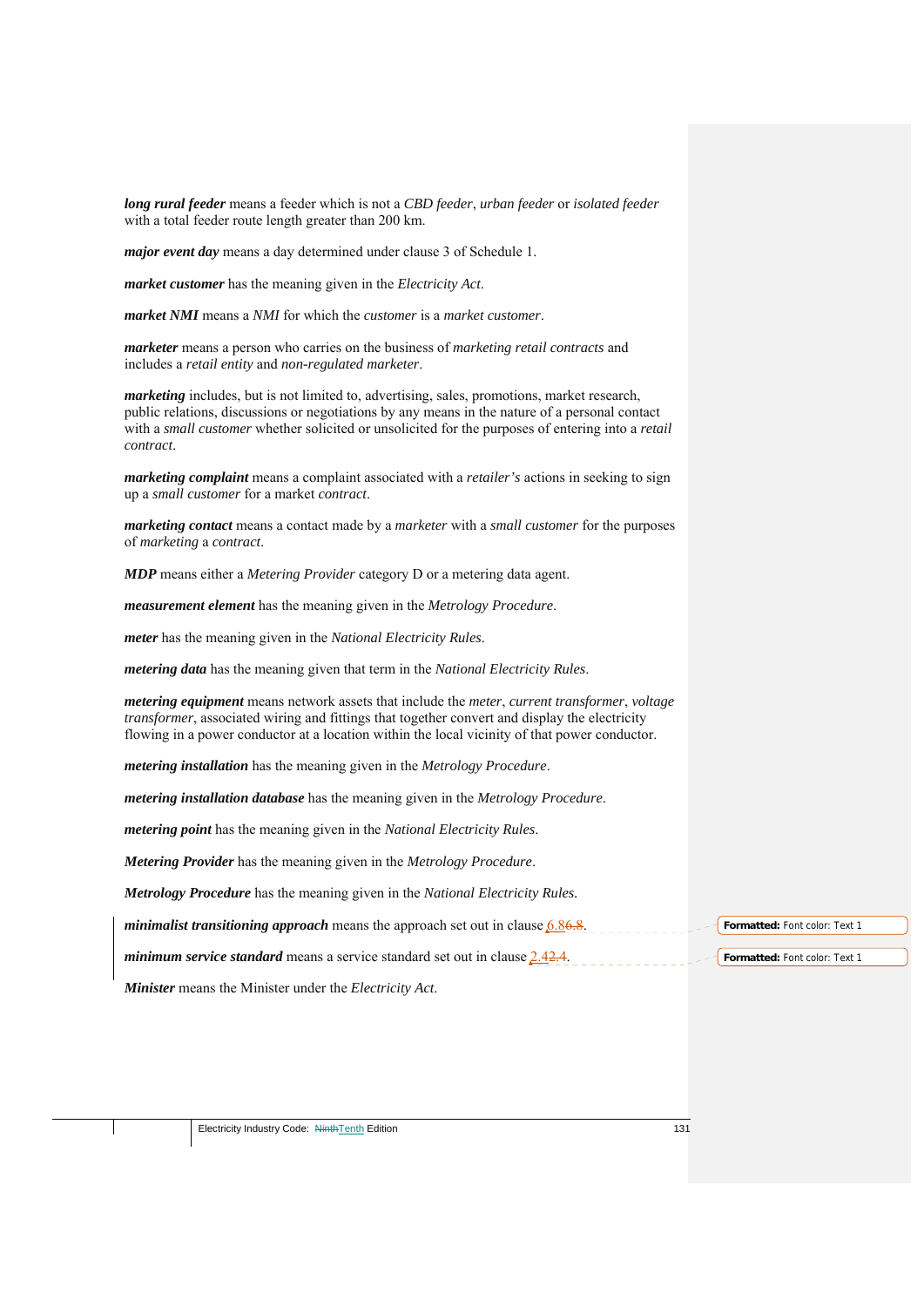***long rural feeder*** means a feeder which is not a *CBD feeder*, *urban feeder* or *isolated feeder* with a total feeder route length greater than 200 km.

***major event day*** means a day determined under clause 3 of Schedule 1.

***market customer*** has the meaning given in the *Electricity Act*.

***market NMI*** means a *NMI* for which the *customer* is a *market customer*.

***marketer*** means a person who carries on the business of *marketing retail contracts* and includes a *retail entity* and *non-regulated marketer*.

***marketing*** includes, but is not limited to, advertising, sales, promotions, market research, public relations, discussions or negotiations by any means in the nature of a personal contact with a *small customer* whether solicited or unsolicited for the purposes of entering into a *retail contract*.

***marketing complaint*** means a complaint associated with a *retailer's* actions in seeking to sign up a *small customer* for a market *contract*.

***marketing contact*** means a contact made by a *marketer* with a *small customer* for the purposes of *marketing* a *contract*.

***MDP*** means either a *Metering Provider* category D or a metering data agent.

***measurement element*** has the meaning given in the *Metrology Procedure*.

***meter*** has the meaning given in the *National Electricity Rules*.

***metering data*** has the meaning given that term in the *National Electricity Rules*.

***metering equipment*** means network assets that include the *meter*, *current transformer*, *voltage transformer*, associated wiring and fittings that together convert and display the electricity flowing in a power conductor at a location within the local vicinity of that power conductor.

***metering installation*** has the meaning given in the *Metrology Procedure*.

***metering installation database*** has the meaning given in the *Metrology Procedure*.

***metering point*** has the meaning given in the *National Electricity Rules*.

***Metering Provider*** has the meaning given in the *Metrology Procedure*.

***Metrology Procedure*** has the meaning given in the *National Electricity Rules*.

***minimalist transitioning approach*** means the approach set out in clause 6.8~~6.8~~.

***minimum service standard*** means a service standard set out in clause 2.4~~2.4~~.

***Minister*** means the Minister under the *Electricity Act*.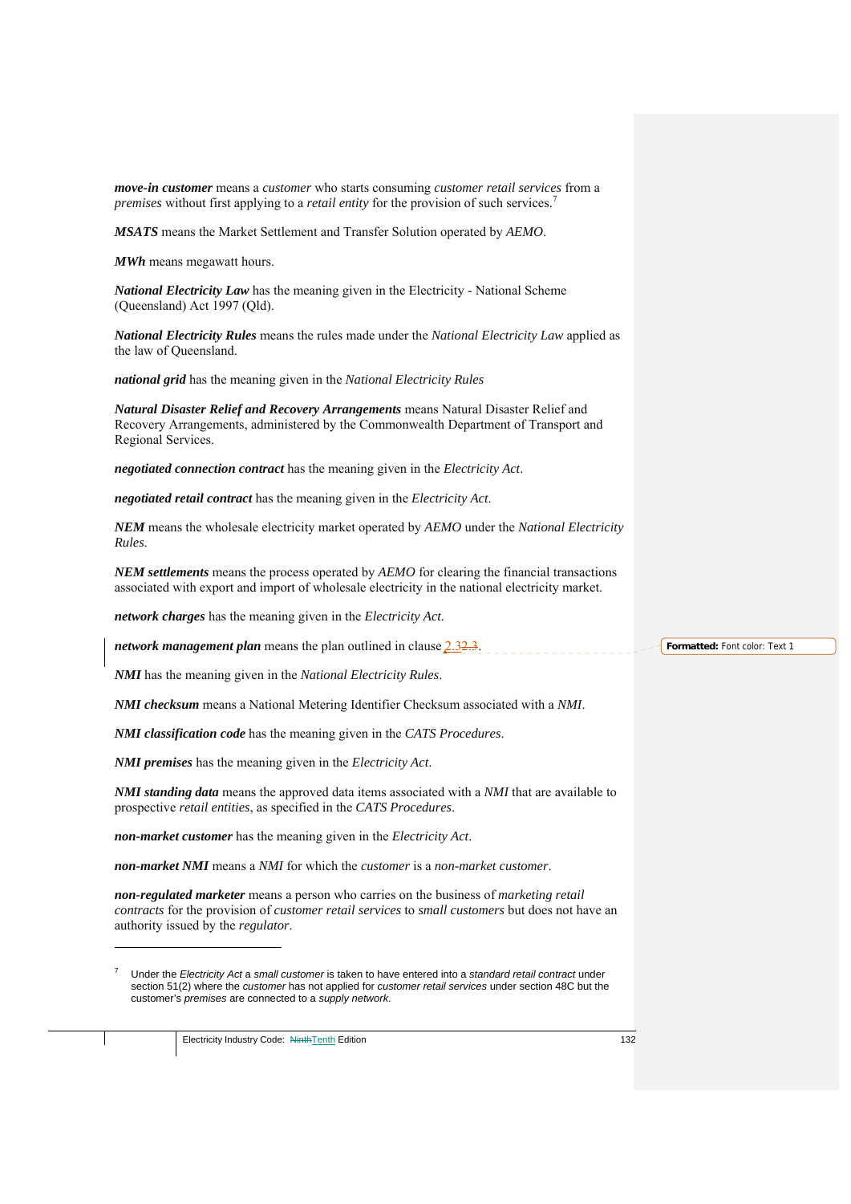***move-in customer*** means a *customer* who starts consuming *customer retail services* from a *premises* without first applying to a *retail entity* for the provision of such services.[7]

***MSATS*** means the Market Settlement and Transfer Solution operated by *AEMO*.

***MWh*** means megawatt hours.

***National Electricity Law*** has the meaning given in the Electricity - National Scheme (Queensland) Act 1997 (Qld).

***National Electricity Rules*** means the rules made under the *National Electricity Law* applied as the law of Queensland.

***national grid*** has the meaning given in the *National Electricity Rules*

***Natural Disaster Relief and Recovery Arrangements*** means Natural Disaster Relief and Recovery Arrangements, administered by the Commonwealth Department of Transport and Regional Services.

***negotiated connection contract*** has the meaning given in the *Electricity Act*.

***negotiated retail contract*** has the meaning given in the *Electricity Act*.

***NEM*** means the wholesale electricity market operated by *AEMO* under the *National Electricity Rules*.

***NEM settlements*** means the process operated by *AEMO* for clearing the financial transactions associated with export and import of wholesale electricity in the national electricity market.

***network charges*** has the meaning given in the *Electricity Act*.

***network management plan*** means the plan outlined in clause 2.32.3.

***NMI*** has the meaning given in the *National Electricity Rules*.

***NMI checksum*** means a National Metering Identifier Checksum associated with a *NMI*.

***NMI classification code*** has the meaning given in the *CATS Procedures*.

***NMI premises*** has the meaning given in the *Electricity Act*.

***NMI standing data*** means the approved data items associated with a *NMI* that are available to prospective *retail entities*, as specified in the *CATS Procedures*.

***non-market customer*** has the meaning given in the *Electricity Act*.

***non-market NMI*** means a *NMI* for which the *customer* is a *non-market customer*.

***non-regulated marketer*** means a person who carries on the business of *marketing retail contracts* for the provision of *customer retail services* to *small customers* but does not have an authority issued by the *regulator*.

---

[7] Under the *Electricity Act* a *small customer* is taken to have entered into a *standard retail contract* under section 51(2) where the *customer* has not applied for *customer retail services* under section 48C but the customer's *premises* are connected to a *supply network*.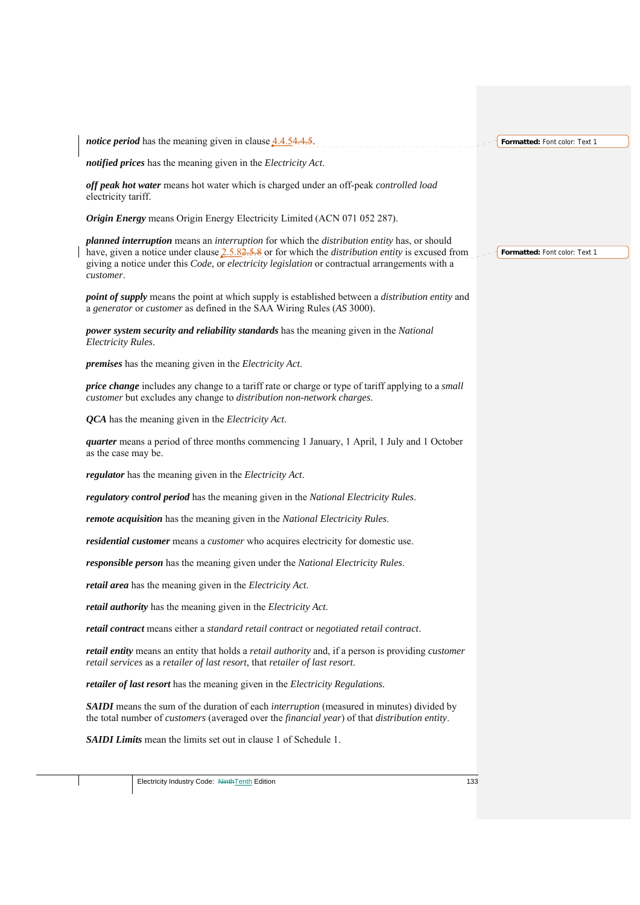***notice period*** has the meaning given in clause 4.4.54.4.5.

***notified prices*** has the meaning given in the *Electricity Act*.

***off peak hot water*** means hot water which is charged under an off-peak *controlled load* electricity tariff.

***Origin Energy*** means Origin Energy Electricity Limited (ACN 071 052 287).

***planned interruption*** means an *interruption* for which the *distribution entity* has, or should have, given a notice under clause 2.5.82.5.8 or for which the *distribution entity* is excused from giving a notice under this *Code*, or *electricity legislation* or contractual arrangements with a *customer*.

***point of supply*** means the point at which supply is established between a *distribution entity* and a *generator* or *customer* as defined in the SAA Wiring Rules (*AS* 3000).

***power system security and reliability standards*** has the meaning given in the *National Electricity Rules*.

***premises*** has the meaning given in the *Electricity Act*.

***price change*** includes any change to a tariff rate or charge or type of tariff applying to a *small customer* but excludes any change to *distribution non-network charges*.

***QCA*** has the meaning given in the *Electricity Act*.

***quarter*** means a period of three months commencing 1 January, 1 April, 1 July and 1 October as the case may be.

***regulator*** has the meaning given in the *Electricity Act*.

***regulatory control period*** has the meaning given in the *National Electricity Rules*.

***remote acquisition*** has the meaning given in the *National Electricity Rules*.

***residential customer*** means a *customer* who acquires electricity for domestic use.

***responsible person*** has the meaning given under the *National Electricity Rules*.

***retail area*** has the meaning given in the *Electricity Act*.

***retail authority*** has the meaning given in the *Electricity Act*.

***retail contract*** means either a *standard retail contract* or *negotiated retail contract*.

***retail entity*** means an entity that holds a *retail authority* and, if a person is providing *customer retail services* as a *retailer of last resort*, that *retailer of last resort*.

***retailer of last resort*** has the meaning given in the *Electricity Regulations*.

***SAIDI*** means the sum of the duration of each *interruption* (measured in minutes) divided by the total number of *customers* (averaged over the *financial year*) of that *distribution entity*.

***SAIDI Limits*** mean the limits set out in clause 1 of Schedule 1.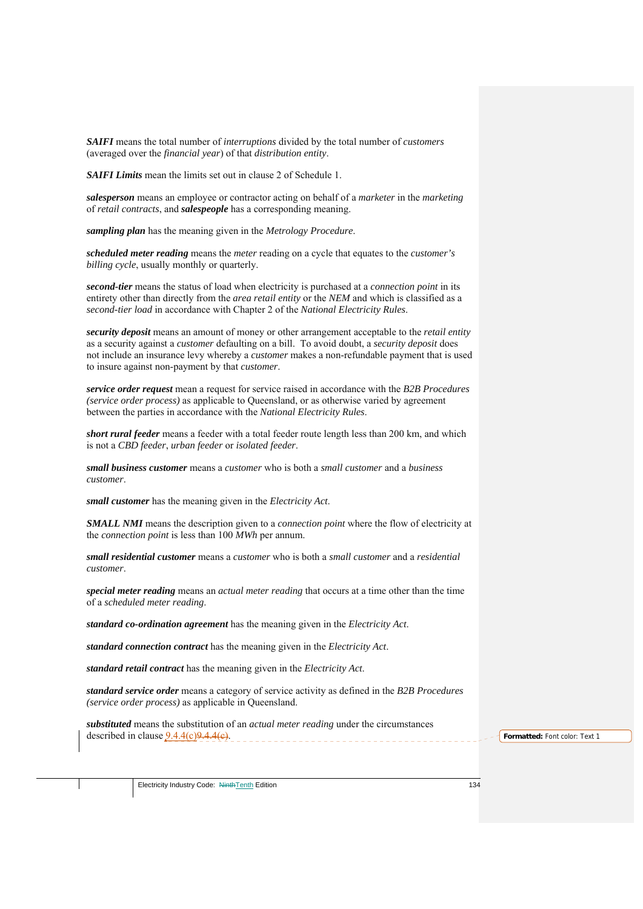***SAIFI*** means the total number of *interruptions* divided by the total number of *customers* (averaged over the *financial year*) of that *distribution entity*.

***SAIFI Limits*** mean the limits set out in clause 2 of Schedule 1.

***salesperson*** means an employee or contractor acting on behalf of a *marketer* in the *marketing* of *retail contracts*, and ***salespeople*** has a corresponding meaning.

***sampling plan*** has the meaning given in the *Metrology Procedure*.

***scheduled meter reading*** means the *meter* reading on a cycle that equates to the *customer's billing cycle*, usually monthly or quarterly.

***second-tier*** means the status of load when electricity is purchased at a *connection point* in its entirety other than directly from the *area retail entity* or the *NEM* and which is classified as a *second-tier load* in accordance with Chapter 2 of the *National Electricity Rules*.

***security deposit*** means an amount of money or other arrangement acceptable to the *retail entity* as a security against a *customer* defaulting on a bill. To avoid doubt, a *security deposit* does not include an insurance levy whereby a *customer* makes a non-refundable payment that is used to insure against non-payment by that *customer*.

***service order request*** mean a request for service raised in accordance with the *B2B Procedures (service order process)* as applicable to Queensland, or as otherwise varied by agreement between the parties in accordance with the *National Electricity Rules*.

***short rural feeder*** means a feeder with a total feeder route length less than 200 km, and which is not a *CBD feeder*, *urban feeder* or *isolated feeder*.

***small business customer*** means a *customer* who is both a *small customer* and a *business customer*.

***small customer*** has the meaning given in the *Electricity Act*.

***SMALL NMI*** means the description given to a *connection point* where the flow of electricity at the *connection point* is less than 100 *MWh* per annum.

***small residential customer*** means a *customer* who is both a *small customer* and a *residential customer*.

***special meter reading*** means an *actual meter reading* that occurs at a time other than the time of a *scheduled meter reading*.

***standard co-ordination agreement*** has the meaning given in the *Electricity Act*.

***standard connection contract*** has the meaning given in the *Electricity Act*.

***standard retail contract*** has the meaning given in the *Electricity Act*.

***standard service order*** means a category of service activity as defined in the *B2B Procedures (service order process)* as applicable in Queensland.

***substituted*** means the substitution of an *actual meter reading* under the circumstances described in clause 9.4.4(c)~~9.4.4(c)~~.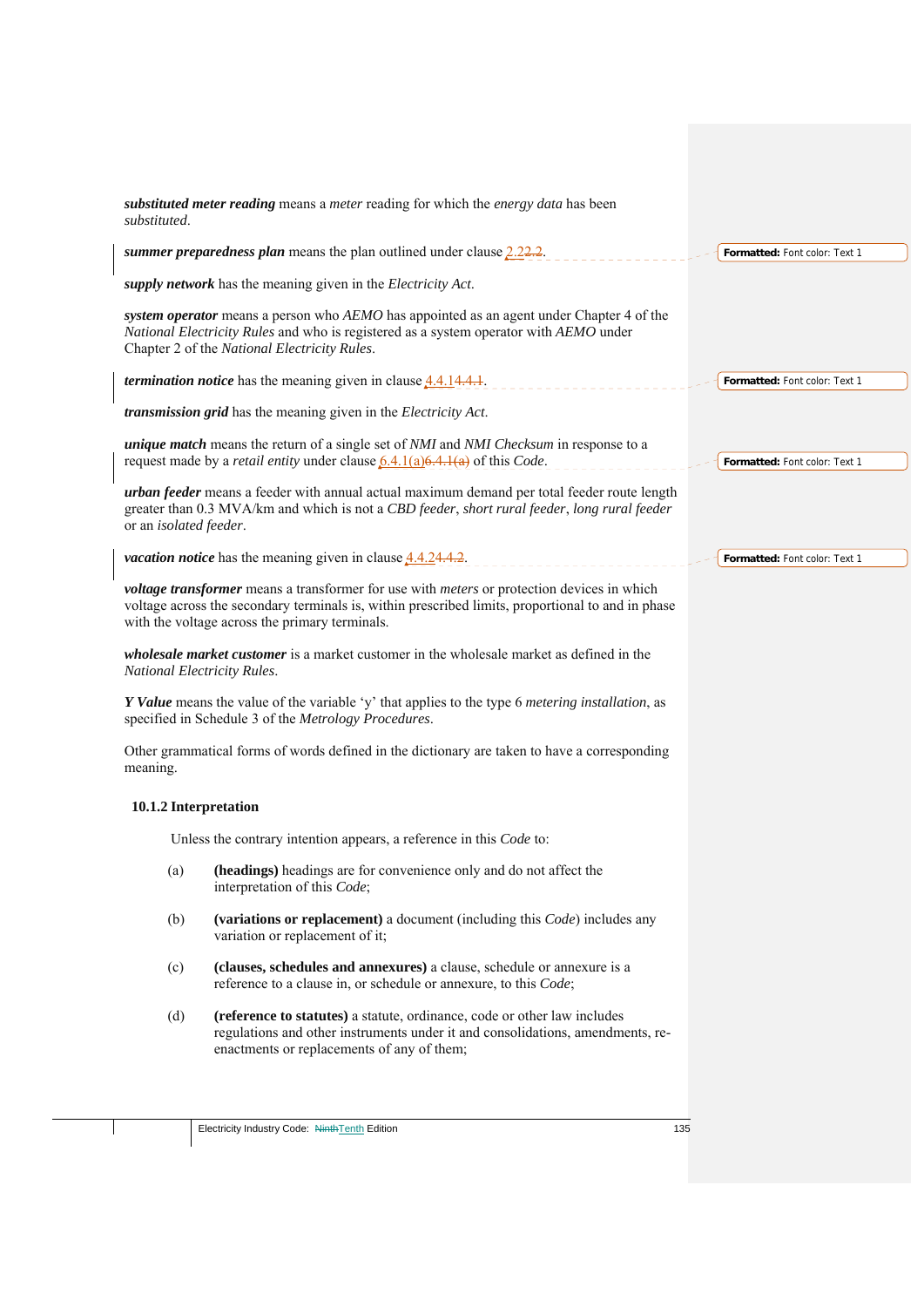***substituted meter reading*** means a *meter* reading for which the *energy data* has been *substituted*.

***summer preparedness plan*** means the plan outlined under clause 2.22.2.

***supply network*** has the meaning given in the *Electricity Act*.

***system operator*** means a person who *AEMO* has appointed as an agent under Chapter 4 of the *National Electricity Rules* and who is registered as a system operator with *AEMO* under Chapter 2 of the *National Electricity Rules*.

***termination notice*** has the meaning given in clause 4.4.14.4.1.

***transmission grid*** has the meaning given in the *Electricity Act*.

***unique match*** means the return of a single set of *NMI* and *NMI Checksum* in response to a request made by a *retail entity* under clause 6.4.1(a)6.4.1(a) of this *Code*.

***urban feeder*** means a feeder with annual actual maximum demand per total feeder route length greater than 0.3 MVA/km and which is not a *CBD feeder*, *short rural feeder*, *long rural feeder* or an *isolated feeder*.

***vacation notice*** has the meaning given in clause 4.4.24.4.2.

***voltage transformer*** means a transformer for use with *meters* or protection devices in which voltage across the secondary terminals is, within prescribed limits, proportional to and in phase with the voltage across the primary terminals.

***wholesale market customer*** is a market customer in the wholesale market as defined in the *National Electricity Rules*.

***Y Value*** means the value of the variable 'y' that applies to the type 6 *metering installation*, as specified in Schedule 3 of the *Metrology Procedures*.

Other grammatical forms of words defined in the dictionary are taken to have a corresponding meaning.

### 10.1.2 Interpretation

Unless the contrary intention appears, a reference in this *Code* to:

(a) **(headings)** headings are for convenience only and do not affect the interpretation of this *Code*;

(b) **(variations or replacement)** a document (including this *Code*) includes any variation or replacement of it;

(c) **(clauses, schedules and annexures)** a clause, schedule or annexure is a reference to a clause in, or schedule or annexure, to this *Code*;

(d) **(reference to statutes)** a statute, ordinance, code or other law includes regulations and other instruments under it and consolidations, amendments, re-enactments or replacements of any of them;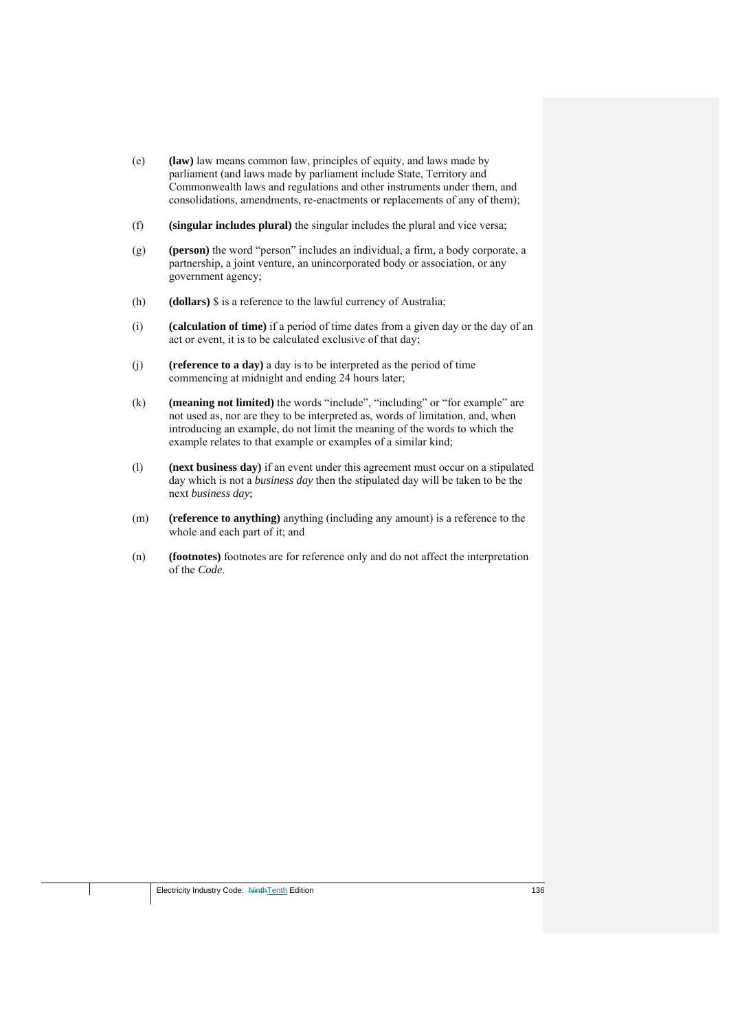(e) **(law)** law means common law, principles of equity, and laws made by parliament (and laws made by parliament include State, Territory and Commonwealth laws and regulations and other instruments under them, and consolidations, amendments, re-enactments or replacements of any of them);

(f) **(singular includes plural)** the singular includes the plural and vice versa;

(g) **(person)** the word "person" includes an individual, a firm, a body corporate, a partnership, a joint venture, an unincorporated body or association, or any government agency;

(h) **(dollars)** $ is a reference to the lawful currency of Australia;

(i) **(calculation of time)** if a period of time dates from a given day or the day of an act or event, it is to be calculated exclusive of that day;

(j) **(reference to a day)** a day is to be interpreted as the period of time commencing at midnight and ending 24 hours later;

(k) **(meaning not limited)** the words "include", "including" or "for example" are not used as, nor are they to be interpreted as, words of limitation, and, when introducing an example, do not limit the meaning of the words to which the example relates to that example or examples of a similar kind;

(l) **(next business day)** if an event under this agreement must occur on a stipulated day which is not a *business day* then the stipulated day will be taken to be the next *business day*;

(m) **(reference to anything)** anything (including any amount) is a reference to the whole and each part of it; and

(n) **(footnotes)** footnotes are for reference only and do not affect the interpretation of the *Code*.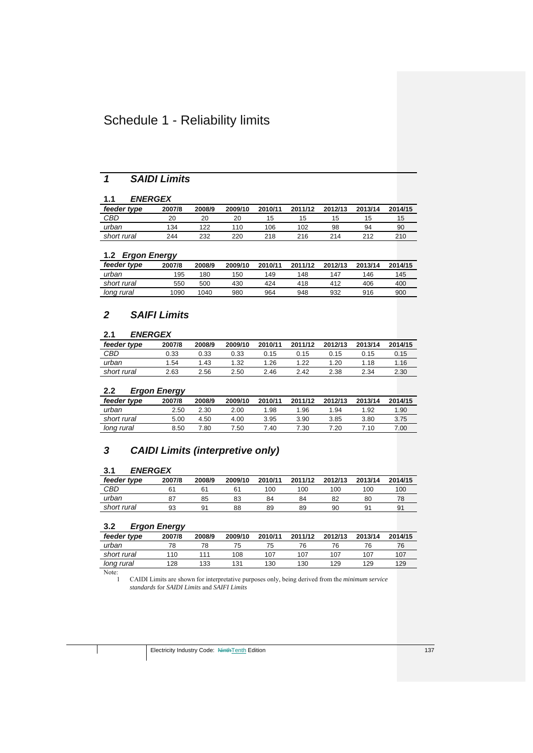# Schedule 1 - Reliability limits

## 1 *SAIDI Limits*

### 1.1 *ENERGEX*

| *feeder type* | 2007/8 | 2008/9 | 2009/10 | 2010/11 | 2011/12 | 2012/13 | 2013/14 | 2014/15 |
|---|---|---|---|---|---|---|---|---|
| *CBD* | 20 | 20 | 20 | 15 | 15 | 15 | 15 | 15 |
| *urban* | 134 | 122 | 110 | 106 | 102 | 98 | 94 | 90 |
| *short rural* | 244 | 232 | 220 | 218 | 216 | 214 | 212 | 210 |

### 1.2 *Ergon Energy*

| *feeder type* | 2007/8 | 2008/9 | 2009/10 | 2010/11 | 2011/12 | 2012/13 | 2013/14 | 2014/15 |
|---|---|---|---|---|---|---|---|---|
| *urban* | 195 | 180 | 150 | 149 | 148 | 147 | 146 | 145 |
| *short rural* | 550 | 500 | 430 | 424 | 418 | 412 | 406 | 400 |
| *long rural* | 1090 | 1040 | 980 | 964 | 948 | 932 | 916 | 900 |

## 2 *SAIFI Limits*

### 2.1 *ENERGEX*

| *feeder type* | 2007/8 | 2008/9 | 2009/10 | 2010/11 | 2011/12 | 2012/13 | 2013/14 | 2014/15 |
|---|---|---|---|---|---|---|---|---|
| *CBD* | 0.33 | 0.33 | 0.33 | 0.15 | 0.15 | 0.15 | 0.15 | 0.15 |
| *urban* | 1.54 | 1.43 | 1.32 | 1.26 | 1.22 | 1.20 | 1.18 | 1.16 |
| *short rural* | 2.63 | 2.56 | 2.50 | 2.46 | 2.42 | 2.38 | 2.34 | 2.30 |

### 2.2 *Ergon Energy*

| *feeder type* | 2007/8 | 2008/9 | 2009/10 | 2010/11 | 2011/12 | 2012/13 | 2013/14 | 2014/15 |
|---|---|---|---|---|---|---|---|---|
| *urban* | 2.50 | 2.30 | 2.00 | 1.98 | 1.96 | 1.94 | 1.92 | 1.90 |
| *short rural* | 5.00 | 4.50 | 4.00 | 3.95 | 3.90 | 3.85 | 3.80 | 3.75 |
| *long rural* | 8.50 | 7.80 | 7.50 | 7.40 | 7.30 | 7.20 | 7.10 | 7.00 |

## 3 *CAIDI Limits (interpretive only)*

### 3.1 *ENERGEX*

| *feeder type* | 2007/8 | 2008/9 | 2009/10 | 2010/11 | 2011/12 | 2012/13 | 2013/14 | 2014/15 |
|---|---|---|---|---|---|---|---|---|
| *CBD* | 61 | 61 | 61 | 100 | 100 | 100 | 100 | 100 |
| *urban* | 87 | 85 | 83 | 84 | 84 | 82 | 80 | 78 |
| *short rural* | 93 | 91 | 88 | 89 | 89 | 90 | 91 | 91 |

### 3.2 *Ergon Energy*

| *feeder type* | 2007/8 | 2008/9 | 2009/10 | 2010/11 | 2011/12 | 2012/13 | 2013/14 | 2014/15 |
|---|---|---|---|---|---|---|---|---|
| *urban* | 78 | 78 | 75 | 75 | 76 | 76 | 76 | 76 |
| *short rural* | 110 | 111 | 108 | 107 | 107 | 107 | 107 | 107 |
| *long rural* | 128 | 133 | 131 | 130 | 130 | 129 | 129 | 129 |

Note:

1 CAIDI Limits are shown for interpretative purposes only, being derived from the *minimum service standards* for *SAIDI Limits* and *SAIFI Limits*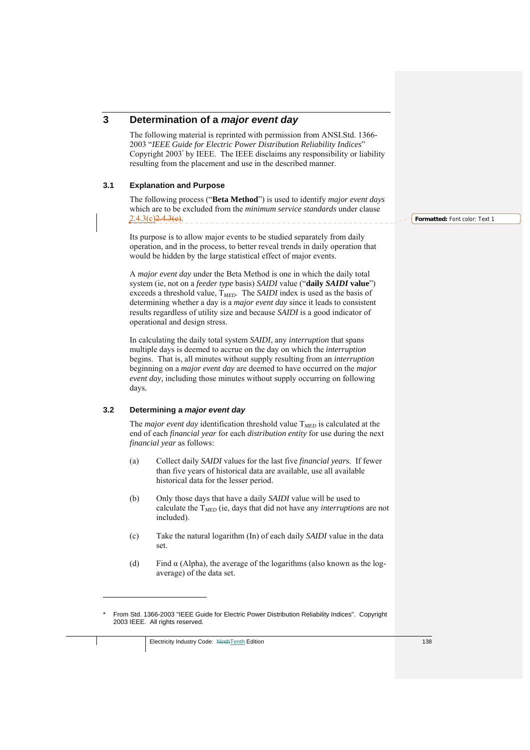# 3 Determination of a *major event day*

The following material is reprinted with permission from ANSI.Std. 1366-2003 "*IEEE Guide for Electric Power Distribution Reliability Indices*" Copyright 2003* by IEEE. The IEEE disclaims any responsibility or liability resulting from the placement and use in the described manner.

## 3.1 Explanation and Purpose

The following process ("**Beta Method**") is used to identify *major event days* which are to be excluded from the *minimum service standards* under clause 2.4.3(c)~~2.4.3(e)~~.

Its purpose is to allow major events to be studied separately from daily operation, and in the process, to better reveal trends in daily operation that would be hidden by the large statistical effect of major events.

A *major event day* under the Beta Method is one in which the daily total system (ie, not on a *feeder type* basis) *SAIDI* value ("**daily *SAIDI* value**") exceeds a threshold value, $T_{MED}$. The *SAIDI* index is used as the basis of determining whether a day is a *major event day* since it leads to consistent results regardless of utility size and because *SAIDI* is a good indicator of operational and design stress.

In calculating the daily total system *SAIDI*, any *interruption* that spans multiple days is deemed to accrue on the day on which the *interruption* begins. That is, all minutes without supply resulting from an *interruption* beginning on a *major event day* are deemed to have occurred on the *major event day,* including those minutes without supply occurring on following days.

## 3.2 Determining a *major event day*

The *major event day* identification threshold value $T_{MED}$ is calculated at the end of each *financial year* for each *distribution entity* for use during the next *financial year* as follows:

(a) Collect daily *SAIDI* values for the last five *financial years*. If fewer than five years of historical data are available, use all available historical data for the lesser period.

(b) Only those days that have a daily *SAIDI* value will be used to calculate the $T_{MED}$ (ie, days that did not have any *interruptions* are not included).

(c) Take the natural logarithm (In) of each daily *SAIDI* value in the data set.

(d) Find α (Alpha), the average of the logarithms (also known as the log-average) of the data set.

---

* From Std. 1366-2003 "IEEE Guide for Electric Power Distribution Reliability Indices". Copyright 2003 IEEE. All rights reserved.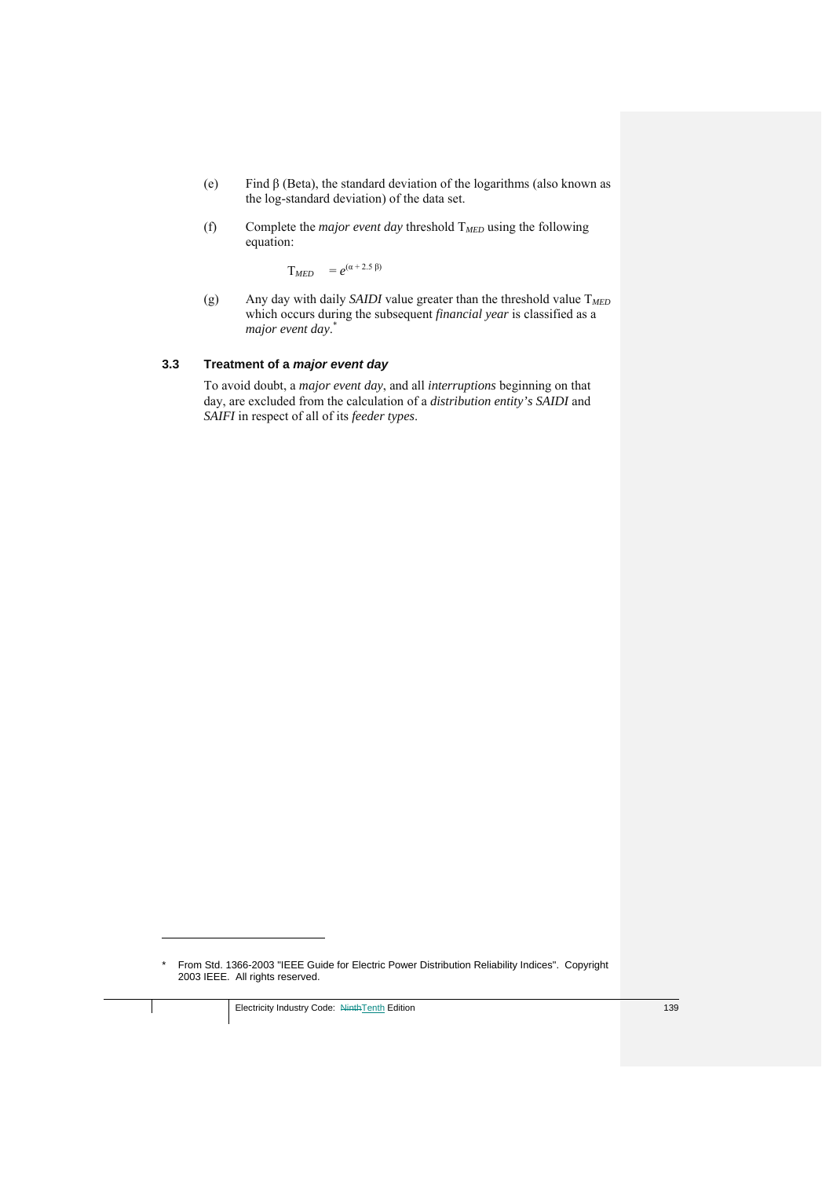(e) Find β (Beta), the standard deviation of the logarithms (also known as the log-standard deviation) of the data set.

(f) Complete the *major event day* threshold $T_{MED}$ using the following equation:

$$T_{MED} = e^{(\alpha + 2.5\,\beta)}$$

(g) Any day with daily *SAIDI* value greater than the threshold value $T_{MED}$ which occurs during the subsequent *financial year* is classified as a *major event day*.*

### 3.3 Treatment of a *major event day*

To avoid doubt, a *major event day*, and all *interruptions* beginning on that day, are excluded from the calculation of a *distribution entity's SAIDI* and *SAIFI* in respect of all of its *feeder types*.

---

\* From Std. 1366-2003 "IEEE Guide for Electric Power Distribution Reliability Indices". Copyright 2003 IEEE. All rights reserved.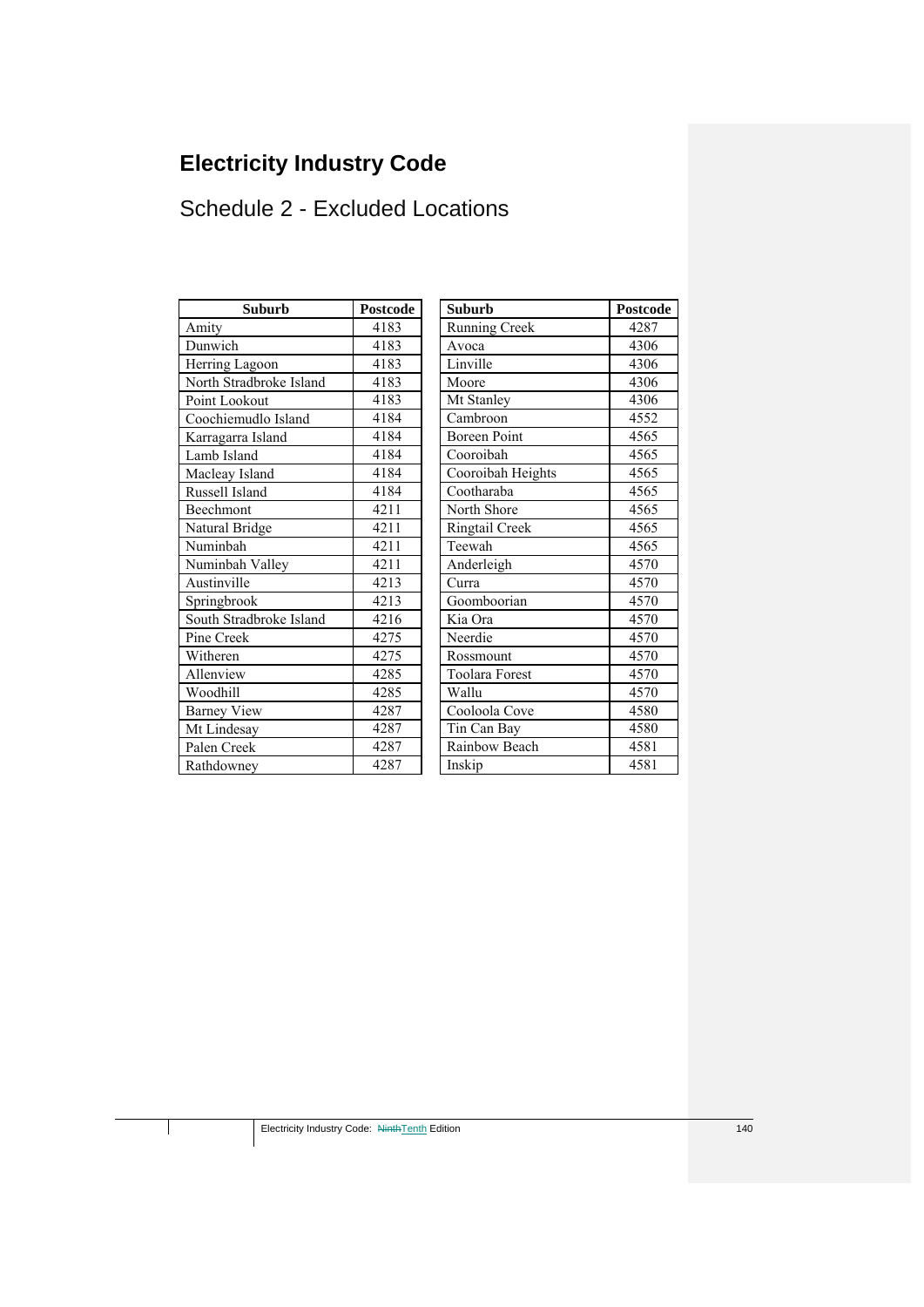# Electricity Industry Code

## Schedule 2 - Excluded Locations

| Suburb | Postcode |
|---|---|
| Amity | 4183 |
| Dunwich | 4183 |
| Herring Lagoon | 4183 |
| North Stradbroke Island | 4183 |
| Point Lookout | 4183 |
| Coochiemudlo Island | 4184 |
| Karragarra Island | 4184 |
| Lamb Island | 4184 |
| Macleay Island | 4184 |
| Russell Island | 4184 |
| Beechmont | 4211 |
| Natural Bridge | 4211 |
| Numinbah | 4211 |
| Numinbah Valley | 4211 |
| Austinville | 4213 |
| Springbrook | 4213 |
| South Stradbroke Island | 4216 |
| Pine Creek | 4275 |
| Witheren | 4275 |
| Allenview | 4285 |
| Woodhill | 4285 |
| Barney View | 4287 |
| Mt Lindesay | 4287 |
| Palen Creek | 4287 |
| Rathdowney | 4287 |
| Running Creek | 4287 |
| Avoca | 4306 |
| Linville | 4306 |
| Moore | 4306 |
| Mt Stanley | 4306 |
| Cambroon | 4552 |
| Boreen Point | 4565 |
| Cooroibah | 4565 |
| Cooroibah Heights | 4565 |
| Cootharaba | 4565 |
| North Shore | 4565 |
| Ringtail Creek | 4565 |
| Teewah | 4565 |
| Anderleigh | 4570 |
| Curra | 4570 |
| Goomboorian | 4570 |
| Kia Ora | 4570 |
| Neerdie | 4570 |
| Rossmount | 4570 |
| Toolara Forest | 4570 |
| Wallu | 4570 |
| Cooloola Cove | 4580 |
| Tin Can Bay | 4580 |
| Rainbow Beach | 4581 |
| Inskip | 4581 |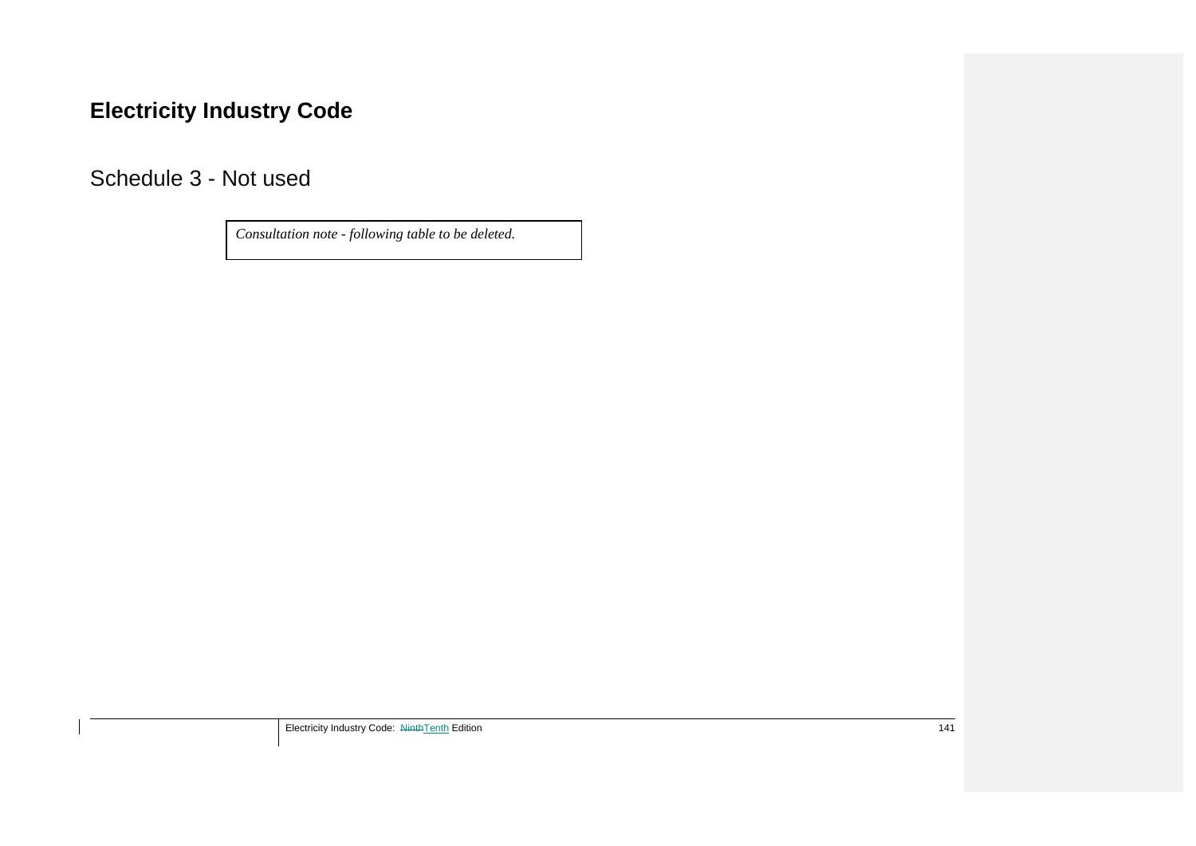# Electricity Industry Code

## Schedule 3 - Not used

| *Consultation note - following table to be deleted.* |
| --- |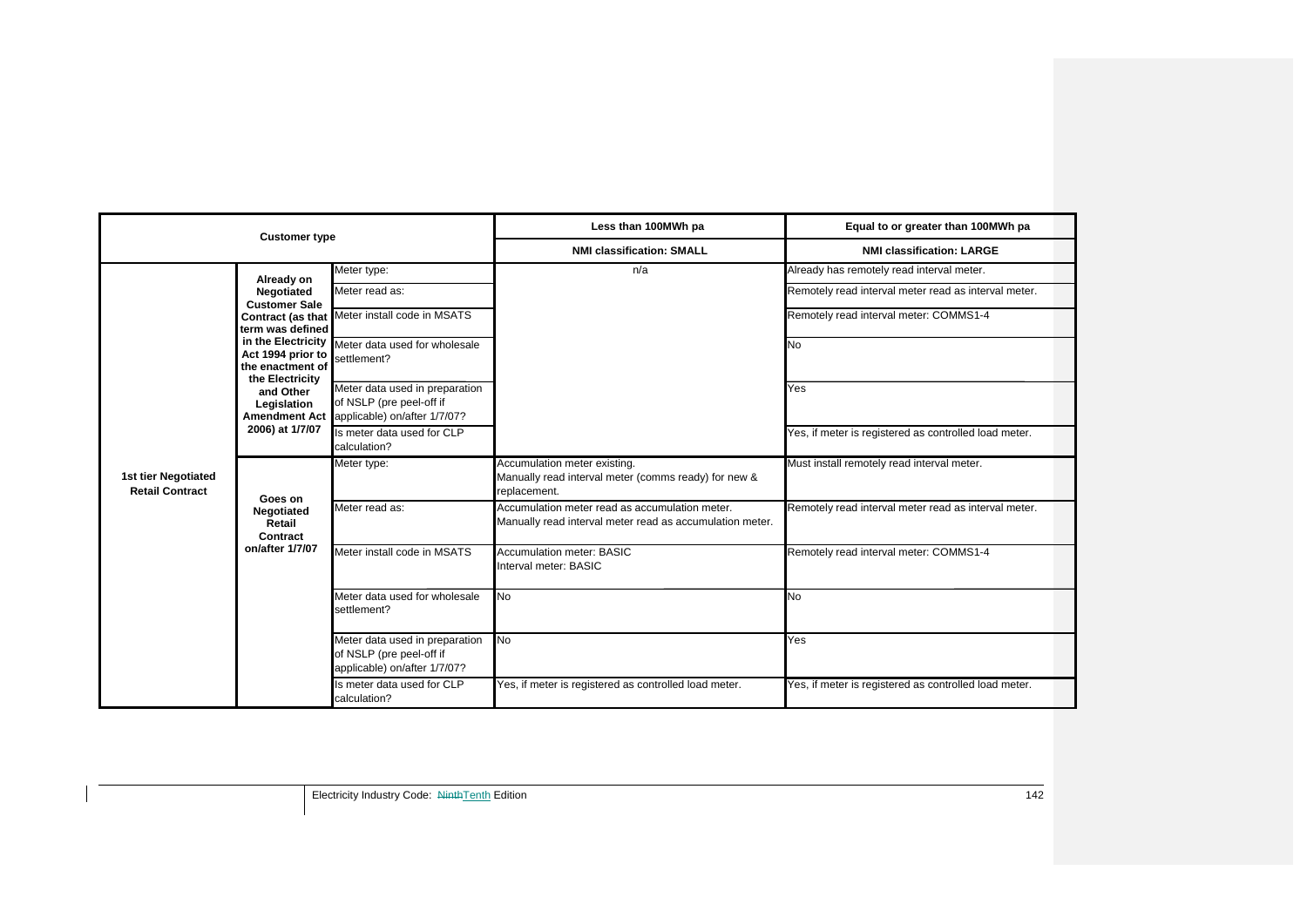| Customer type | | | Less than 100MWh pa | Equal to or greater than 100MWh pa |
|---|---|---|---|---|
| | | | **NMI classification: SMALL** | **NMI classification: LARGE** |
| **1st tier Negotiated Retail Contract** | **Already on Negotiated Customer Sale Contract (as that term was defined in the Electricity Act 1994 prior to the enactment of the Electricity and Other Legislation Amendment Act 2006) at 1/7/07** | Meter type: | n/a | Already has remotely read interval meter. |
| | | Meter read as: | | Remotely read interval meter read as interval meter. |
| | | Meter install code in MSATS | | Remotely read interval meter: COMMS1-4 |
| | | Meter data used for wholesale settlement? | | No |
| | | Meter data used in preparation of NSLP (pre peel-off if applicable) on/after 1/7/07? | | Yes |
| | | Is meter data used for CLP calculation? | | Yes, if meter is registered as controlled load meter. |
| | **Goes on Negotiated Retail Contract on/after 1/7/07** | Meter type: | Accumulation meter existing.<br>Manually read interval meter (comms ready) for new & replacement. | Must install remotely read interval meter. |
| | | Meter read as: | Accumulation meter read as accumulation meter.<br>Manually read interval meter read as accumulation meter. | Remotely read interval meter read as interval meter. |
| | | Meter install code in MSATS | Accumulation meter: BASIC<br>Interval meter: BASIC | Remotely read interval meter: COMMS1-4 |
| | | Meter data used for wholesale settlement? | No | No |
| | | Meter data used in preparation of NSLP (pre peel-off if applicable) on/after 1/7/07? | No | Yes |
| | | Is meter data used for CLP calculation? | Yes, if meter is registered as controlled load meter. | Yes, if meter is registered as controlled load meter. |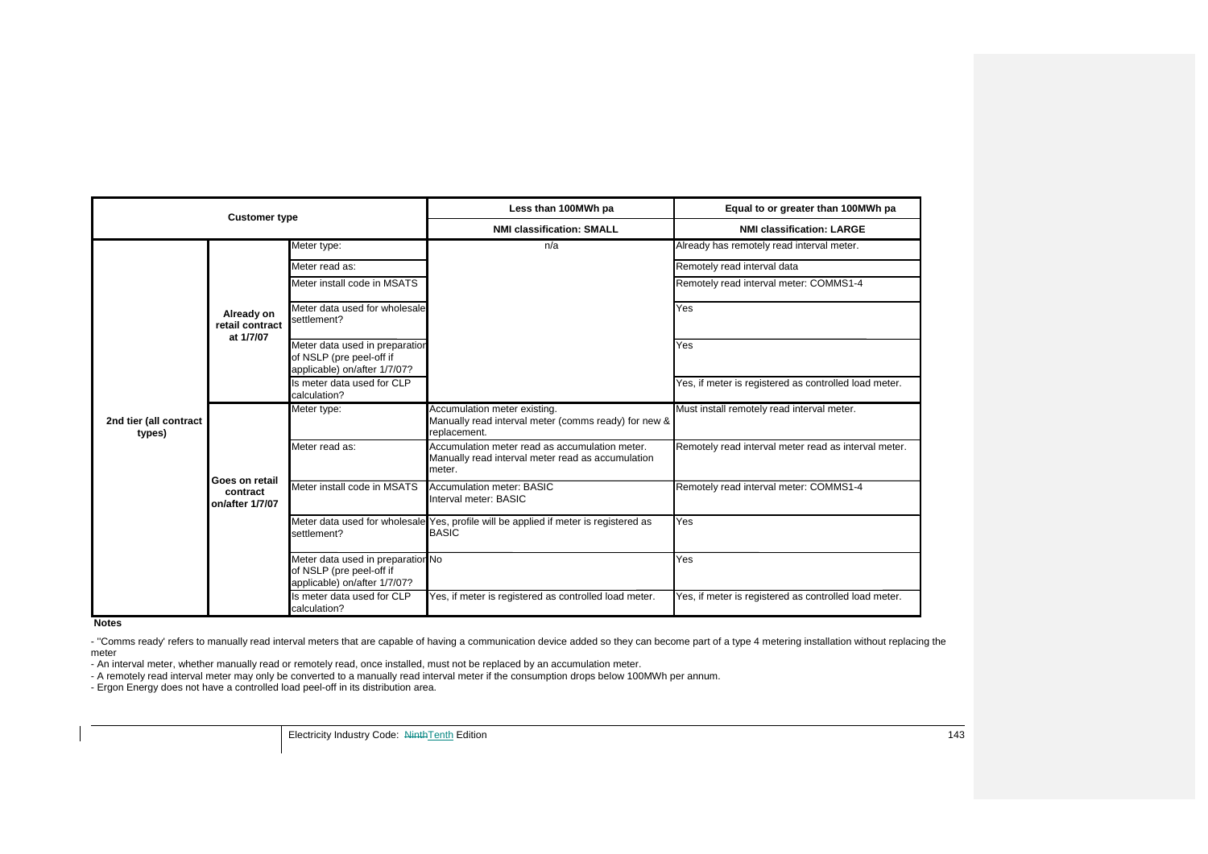| Customer type | | | Less than 100MWh pa | Equal to or greater than 100MWh pa |
|---|---|---|---|---|
| | | | **NMI classification: SMALL** | **NMI classification: LARGE** |
| **2nd tier (all contract types)** | **Already on retail contract at 1/7/07** | Meter type: | n/a | Already has remotely read interval meter. |
| | | Meter read as: | | Remotely read interval data |
| | | Meter install code in MSATS | | Remotely read interval meter: COMMS1-4 |
| | | Meter data used for wholesale settlement? | | Yes |
| | | Meter data used in preparation of NSLP (pre peel-off if applicable) on/after 1/7/07? | | Yes |
| | | Is meter data used for CLP calculation? | | Yes, if meter is registered as controlled load meter. |
| | **Goes on retail contract on/after 1/7/07** | Meter type: | Accumulation meter existing. Manually read interval meter (comms ready) for new & replacement. | Must install remotely read interval meter. |
| | | Meter read as: | Accumulation meter read as accumulation meter. Manually read interval meter read as accumulation meter. | Remotely read interval meter read as interval meter. |
| | | Meter install code in MSATS | Accumulation meter: BASIC Interval meter: BASIC | Remotely read interval meter: COMMS1-4 |
| | | Meter data used for wholesale settlement? | Yes, profile will be applied if meter is registered as BASIC | Yes |
| | | Meter data used in preparation of NSLP (pre peel-off if applicable) on/after 1/7/07? | No | Yes |
| | | Is meter data used for CLP calculation? | Yes, if meter is registered as controlled load meter. | Yes, if meter is registered as controlled load meter. |

**Notes**

- ''Comms ready' refers to manually read interval meters that are capable of having a communication device added so they can become part of a type 4 metering installation without replacing the meter
- An interval meter, whether manually read or remotely read, once installed, must not be replaced by an accumulation meter.
- A remotely read interval meter may only be converted to a manually read interval meter if the consumption drops below 100MWh per annum.
- Ergon Energy does not have a controlled load peel-off in its distribution area.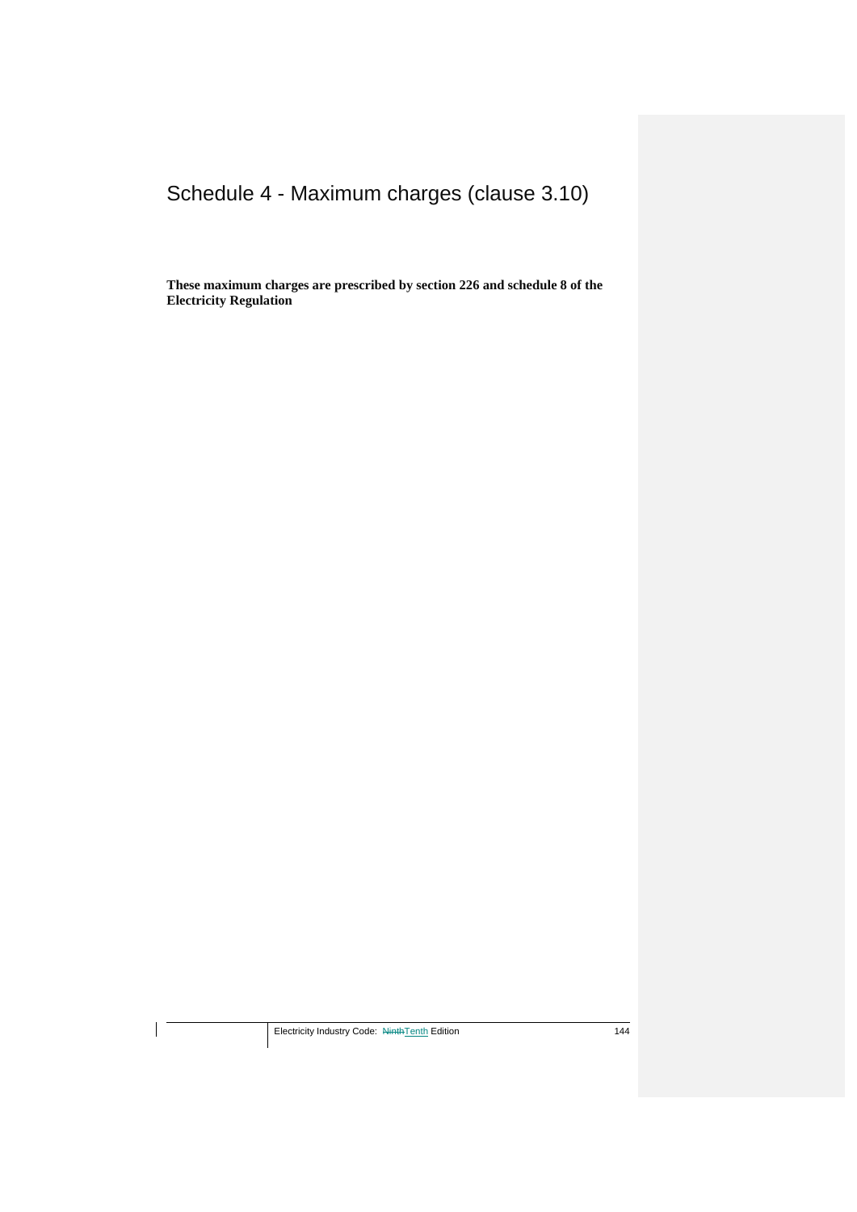# Schedule 4 - Maximum charges (clause 3.10)

**These maximum charges are prescribed by section 226 and schedule 8 of the Electricity Regulation**